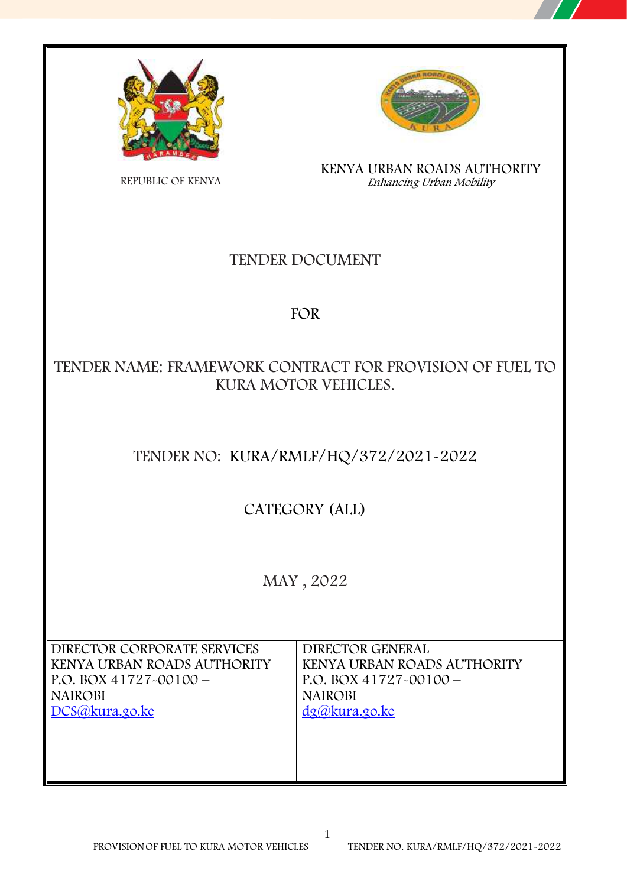REPUBLIC OF KENYA

KENYA URBAN ROADS AUTHORITY
*Enhancing Urban Mobility*

# TENDER DOCUMENT

# FOR

# TENDER NAME: FRAMEWORK CONTRACT FOR PROVISION OF FUEL TO KURA MOTOR VEHICLES.

## TENDER NO: KURA/RMLF/HQ/372/2021-2022

## CATEGORY (ALL)

MAY , 2022

| DIRECTOR CORPORATE SERVICES<br>KENYA URBAN ROADS AUTHORITY<br>P.O. BOX 41727-00100 –<br>NAIROBI<br>DCS@kura.go.ke | DIRECTOR GENERAL<br>KENYA URBAN ROADS AUTHORITY<br>P.O. BOX 41727-00100 –<br>NAIROBI<br>dg@kura.go.ke |
|---|---|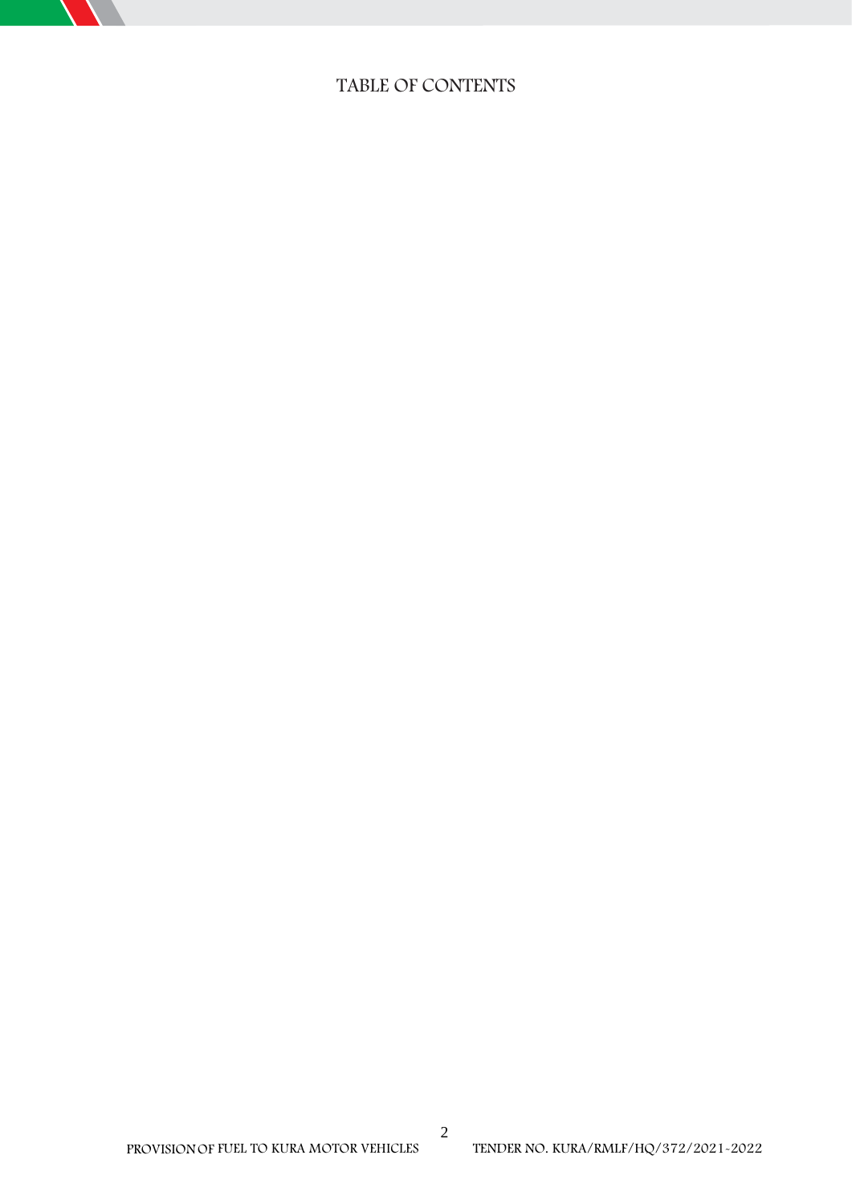# TABLE OF CONTENTS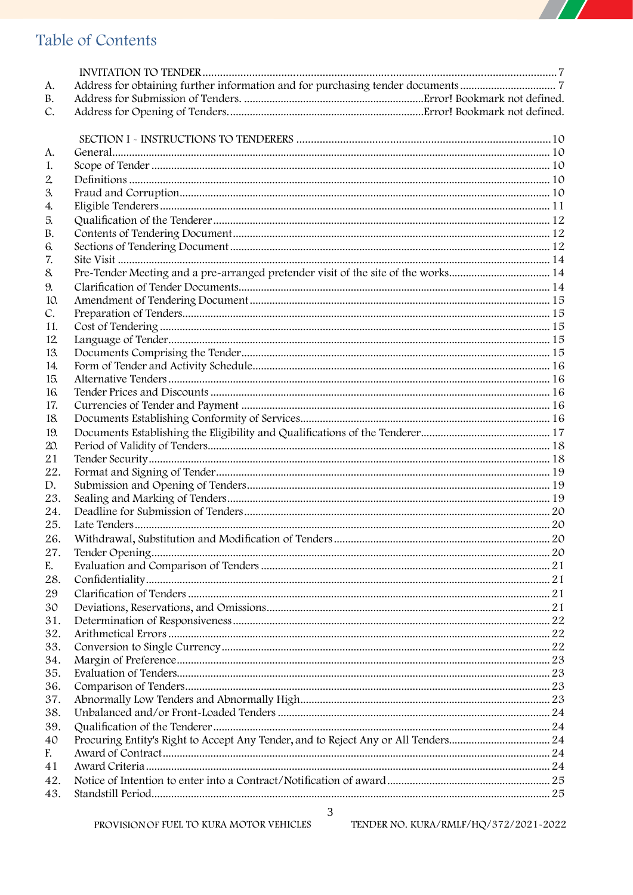## Table of Contents

| | | |
|---|---|---|
| | INVITATION TO TENDER | 7 |
| A. | Address for obtaining further information and for purchasing tender documents | 7 |
| B. | Address for Submission of Tenders. | Error! Bookmark not defined. |
| C. | Address for Opening of Tenders. | Error! Bookmark not defined. |
| | SECTION I - INSTRUCTIONS TO TENDERERS | 10 |
| A. | General | 10 |
| 1. | Scope of Tender | 10 |
| 2. | Definitions | 10 |
| 3. | Fraud and Corruption | 10 |
| 4. | Eligible Tenderers | 11 |
| 5. | Qualification of the Tenderer | 12 |
| B. | Contents of Tendering Document | 12 |
| 6. | Sections of Tendering Document | 12 |
| 7. | Site Visit | 14 |
| 8. | Pre-Tender Meeting and a pre-arranged pretender visit of the site of the works | 14 |
| 9. | Clarification of Tender Documents | 14 |
| 10. | Amendment of Tendering Document | 15 |
| C. | Preparation of Tenders | 15 |
| 11. | Cost of Tendering | 15 |
| 12. | Language of Tender | 15 |
| 13. | Documents Comprising the Tender | 15 |
| 14. | Form of Tender and Activity Schedule | 16 |
| 15. | Alternative Tenders | 16 |
| 16. | Tender Prices and Discounts | 16 |
| 17. | Currencies of Tender and Payment | 16 |
| 18. | Documents Establishing Conformity of Services | 16 |
| 19. | Documents Establishing the Eligibility and Qualifications of the Tenderer | 17 |
| 20. | Period of Validity of Tenders | 18 |
| 21 | Tender Security | 18 |
| 22. | Format and Signing of Tender | 19 |
| D. | Submission and Opening of Tenders | 19 |
| 23. | Sealing and Marking of Tenders | 19 |
| 24. | Deadline for Submission of Tenders | 20 |
| 25. | Late Tenders | 20 |
| 26. | Withdrawal, Substitution and Modification of Tenders | 20 |
| 27. | Tender Opening | 20 |
| E. | Evaluation and Comparison of Tenders | 21 |
| 28. | Confidentiality | 21 |
| 29 | Clarification of Tenders | 21 |
| 30 | Deviations, Reservations, and Omissions | 21 |
| 31. | Determination of Responsiveness | 22 |
| 32. | Arithmetical Errors | 22 |
| 33. | Conversion to Single Currency | 22 |
| 34. | Margin of Preference | 23 |
| 35. | Evaluation of Tenders | 23 |
| 36. | Comparison of Tenders | 23 |
| 37. | Abnormally Low Tenders and Abnormally High | 23 |
| 38. | Unbalanced and/or Front-Loaded Tenders | 24 |
| 39. | Qualification of the Tenderer | 24 |
| 40 | Procuring Entity's Right to Accept Any Tender, and to Reject Any or All Tenders | 24 |
| F. | Award of Contract | 24 |
| 41 | Award Criteria | 24 |
| 42. | Notice of Intention to enter into a Contract/Notification of award | 25 |
| 43. | Standstill Period | 25 |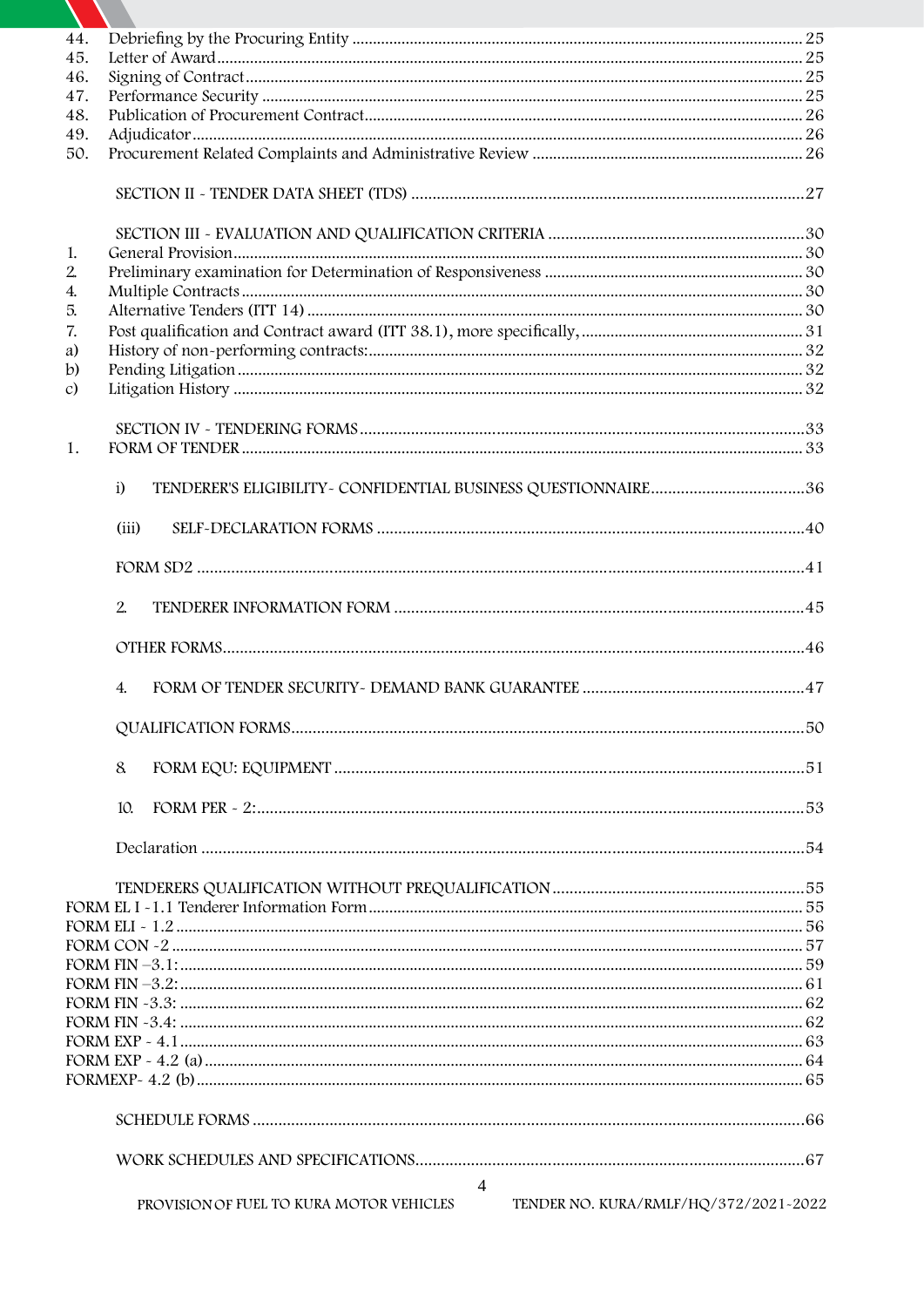44. Debriefing by the Procuring Entity ........................................ 25
45. Letter of Award ........................................ 25
46. Signing of Contract ........................................ 25
47. Performance Security ........................................ 25
48. Publication of Procurement Contract ........................................ 26
49. Adjudicator ........................................ 26
50. Procurement Related Complaints and Administrative Review ........................................ 26

SECTION II - TENDER DATA SHEET (TDS) ........................................ 27

SECTION III - EVALUATION AND QUALIFICATION CRITERIA ........................................ 30

1. General Provision ........................................ 30
2. Preliminary examination for Determination of Responsiveness ........................................ 30
4. Multiple Contracts ........................................ 30
5. Alternative Tenders (ITT 14) ........................................ 30
7. Post qualification and Contract award (ITT 38.1), more specifically, ........................................ 31
a) History of non-performing contracts: ........................................ 32
b) Pending Litigation ........................................ 32
c) Litigation History ........................................ 32

SECTION IV - TENDERING FORMS ........................................ 33

1. FORM OF TENDER ........................................ 33

i) TENDERER'S ELIGIBILITY- CONFIDENTIAL BUSINESS QUESTIONNAIRE ........................................ 36

(iii) SELF-DECLARATION FORMS ........................................ 40

FORM SD2 ........................................ 41

2. TENDERER INFORMATION FORM ........................................ 45

OTHER FORMS ........................................ 46

4. FORM OF TENDER SECURITY- DEMAND BANK GUARANTEE ........................................ 47

QUALIFICATION FORMS ........................................ 50

8. FORM EQU: EQUIPMENT ........................................ 51

10. FORM PER - 2: ........................................ 53

Declaration ........................................ 54

TENDERERS QUALIFICATION WITHOUT PREQUALIFICATION ........................................ 55

FORM EL I -1.1 Tenderer Information Form ........................................ 55
FORM ELI - 1.2 ........................................ 56
FORM CON -2 ........................................ 57
FORM FIN –3.1: ........................................ 59
FORM FIN –3.2: ........................................ 61
FORM FIN -3.3: ........................................ 62
FORM FIN -3.4: ........................................ 62
FORM EXP - 4.1 ........................................ 63
FORM EXP - 4.2 (a) ........................................ 64
FORMEXP- 4.2 (b) ........................................ 65

SCHEDULE FORMS ........................................ 66

WORK SCHEDULES AND SPECIFICATIONS ........................................ 67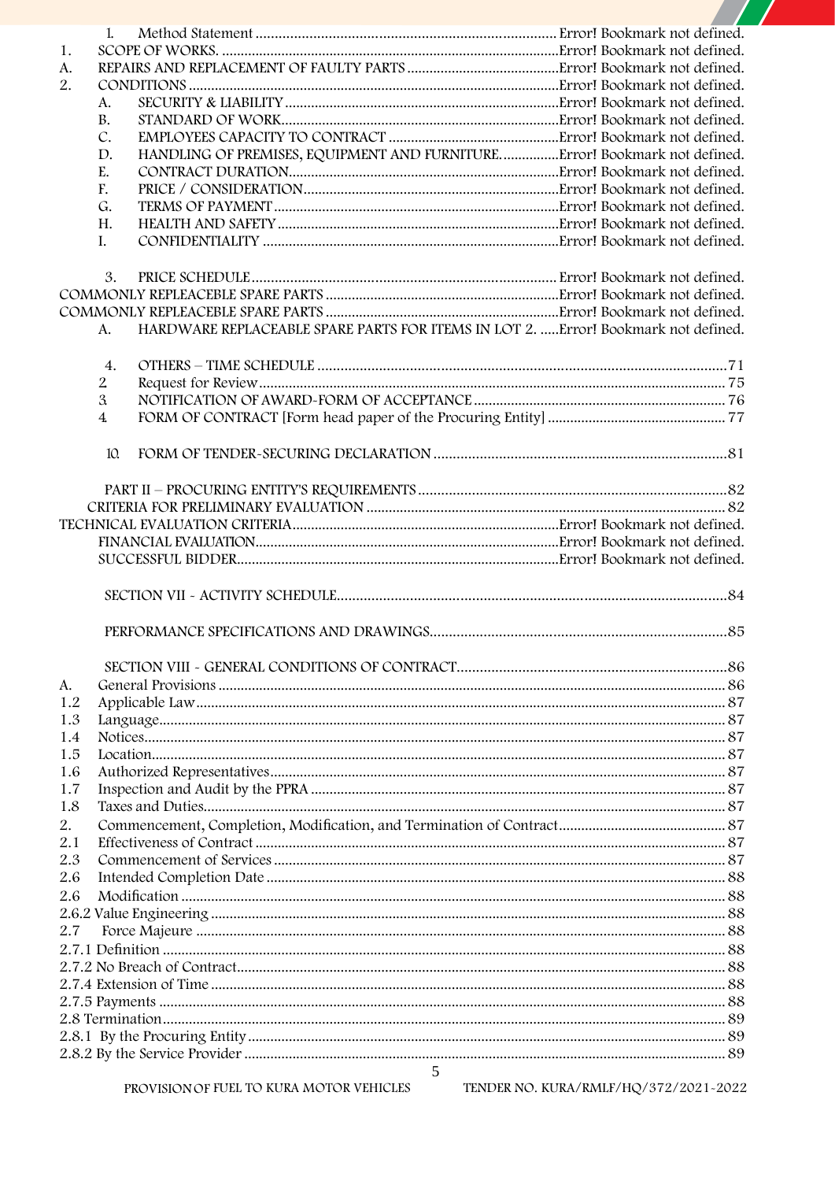1. Method Statement ............................................................................ Error! Bookmark not defined.

1. SCOPE OF WORKS. ........................................................................Error! Bookmark not defined.

A. REPAIRS AND REPLACEMENT OF FAULTY PARTS ........................................Error! Bookmark not defined.

2. CONDITIONS ................................................................................Error! Bookmark not defined.

- A. SECURITY & LIABILITY ........................................................Error! Bookmark not defined.
- B. STANDARD OF WORK.........................................................Error! Bookmark not defined.
- C. EMPLOYEES CAPACITY TO CONTRACT .............................................Error! Bookmark not defined.
- D. HANDLING OF PREMISES, EQUIPMENT AND FURNITURE................Error! Bookmark not defined.
- E. CONTRACT DURATION.......................................................Error! Bookmark not defined.
- F. PRICE / CONSIDERATION...................................................Error! Bookmark not defined.
- G. TERMS OF PAYMENT..........................................................Error! Bookmark not defined.
- H. HEALTH AND SAFETY..........................................................Error! Bookmark not defined.
- I. CONFIDENTIALITY .............................................................Error! Bookmark not defined.

3. PRICE SCHEDULE .............................................................................. Error! Bookmark not defined.

COMMONLY REPLEACEBLE SPARE PARTS ...............................................Error! Bookmark not defined.

COMMONLY REPLEACEBLE SPARE PARTS ...............................................Error! Bookmark not defined.

A. HARDWARE REPLACEABLE SPARE PARTS FOR ITEMS IN LOT 2. .....Error! Bookmark not defined.

4. OTHERS – TIME SCHEDULE ..........................................................................................71

2. Request for Review...........................................................................................................75

3. NOTIFICATION OF AWARD-FORM OF ACCEPTANCE ...................................................................76

4. FORM OF CONTRACT [Form head paper of the Procuring Entity] ..............................................77

10. FORM OF TENDER-SECURING DECLARATION ............................................................................81

PART II – PROCURING ENTITY'S REQUIREMENTS ...............................................................................82

CRITERIA FOR PRELIMINARY EVALUATION ..........................................................................................82

TECHNICAL EVALUATION CRITERIA.......................................................Error! Bookmark not defined.

FINANCIAL EVALUATION................................................................Error! Bookmark not defined.

SUCCESSFUL BIDDER.....................................................................Error! Bookmark not defined.

SECTION VII - ACTIVITY SCHEDULE.....................................................................................................84

PERFORMANCE SPECIFICATIONS AND DRAWINGS.............................................................................85

SECTION VIII - GENERAL CONDITIONS OF CONTRACT.......................................................................86

A. General Provisions ......................................................................................................86

1.2 Applicable Law............................................................................................................87

1.3 Language.....................................................................................................................87

1.4 Notices.........................................................................................................................87

1.5 Location........................................................................................................................87

1.6 Authorized Representatives.........................................................................................87

1.7 Inspection and Audit by the PPRA ..............................................................................87

1.8 Taxes and Duties..........................................................................................................87

2. Commencement, Completion, Modification, and Termination of Contract............................................87

2.1 Effectiveness of Contract .............................................................................................87

2.3 Commencement of Services ........................................................................................87

2.6 Intended Completion Date ...........................................................................................88

2.6 Modification ................................................................................................................88

2.6.2 Value Engineering ........................................................................................................88

2.7 Force Majeure .............................................................................................................88

2.7.1 Definition ....................................................................................................................88

2.7.2 No Breach of Contract..................................................................................................88

2.7.4 Extension of Time ........................................................................................................88

2.7.5 Payments .....................................................................................................................88

2.8 Termination...................................................................................................................89

2.8.1 By the Procuring Entity...............................................................................................89

2.8.2 By the Service Provider ...............................................................................................89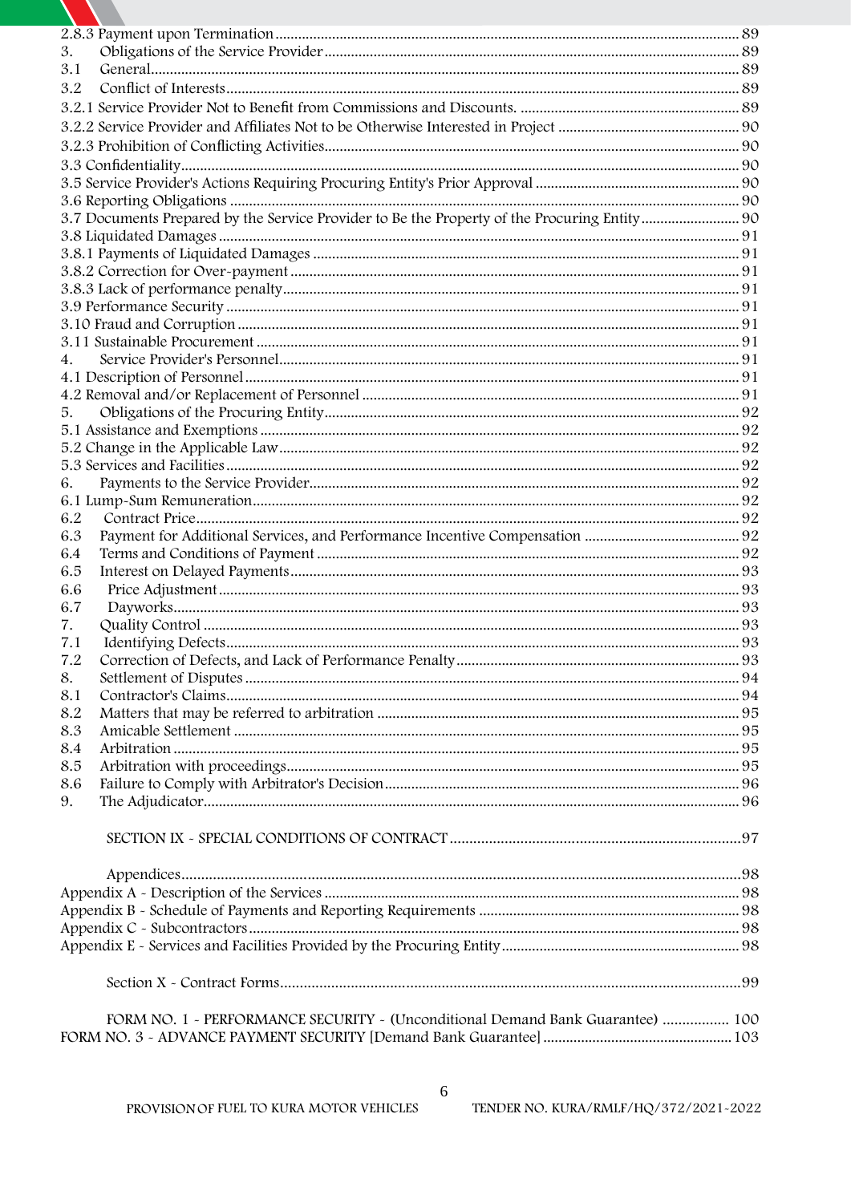2.8.3 Payment upon Termination ........................................................................................................ 89
3. Obligations of the Service Provider ............................................................................................ 89
3.1 General ........................................................................................................................................ 89
3.2 Conflict of Interests ..................................................................................................................... 89
3.2.1 Service Provider Not to Benefit from Commissions and Discounts. ........................................ 89
3.2.2 Service Provider and Affiliates Not to be Otherwise Interested in Project .............................. 90
3.2.3 Prohibition of Conflicting Activities ........................................................................................... 90
3.3 Confidentiality ................................................................................................................................ 90
3.5 Service Provider's Actions Requiring Procuring Entity's Prior Approval .................................... 90
3.6 Reporting Obligations .................................................................................................................... 90
3.7 Documents Prepared by the Service Provider to Be the Property of the Procuring Entity ........ 90
3.8 Liquidated Damages ...................................................................................................................... 91
3.8.1 Payments of Liquidated Damages .............................................................................................. 91
3.8.2 Correction for Over-payment ...................................................................................................... 91
3.8.3 Lack of performance penalty ...................................................................................................... 91
3.9 Performance Security .................................................................................................................... 91
3.10 Fraud and Corruption .................................................................................................................. 91
3.11 Sustainable Procurement ............................................................................................................ 91
4. Service Provider's Personnel ......................................................................................................... 91
4.1 Description of Personnel ................................................................................................................ 91
4.2 Removal and/or Replacement of Personnel .................................................................................. 91
5. Obligations of the Procuring Entity ............................................................................................... 92
5.1 Assistance and Exemptions ............................................................................................................ 92
5.2 Change in the Applicable Law ....................................................................................................... 92
5.3 Services and Facilities ..................................................................................................................... 92
6. Payments to the Service Provider .................................................................................................. 92
6.1 Lump-Sum Remuneration .............................................................................................................. 92
6.2 Contract Price .................................................................................................................................. 92
6.3 Payment for Additional Services, and Performance Incentive Compensation ........................... 92
6.4 Terms and Conditions of Payment ................................................................................................. 92
6.5 Interest on Delayed Payments ........................................................................................................ 93
6.6 Price Adjustment ............................................................................................................................. 93
6.7 Dayworks ......................................................................................................................................... 93
7. Quality Control ................................................................................................................................. 93
7.1 Identifying Defects ........................................................................................................................... 93
7.2 Correction of Defects, and Lack of Performance Penalty .............................................................. 93
8. Settlement of Disputes ....................................................................................................................... 94
8.1 Contractor's Claims ........................................................................................................................... 94
8.2 Matters that may be referred to arbitration .................................................................................... 95
8.3 Amicable Settlement ......................................................................................................................... 95
8.4 Arbitration ......................................................................................................................................... 95
8.5 Arbitration with proceedings ............................................................................................................ 95
8.6 Failure to Comply with Arbitrator's Decision ................................................................................... 96
9. The Adjudicator ..................................................................................................................................... 96

SECTION IX - SPECIAL CONDITIONS OF CONTRACT ............................................................................ 97

Appendices ................................................................................................................................................ 98
Appendix A - Description of the Services ............................................................................................... 98
Appendix B - Schedule of Payments and Reporting Requirements ...................................................... 98
Appendix C - Subcontractors ................................................................................................................... 98
Appendix E - Services and Facilities Provided by the Procuring Entity ................................................. 98

Section X - Contract Forms ........................................................................................................................ 99

FORM NO. 1 - PERFORMANCE SECURITY - (Unconditional Demand Bank Guarantee) ................. 100
FORM NO. 3 - ADVANCE PAYMENT SECURITY [Demand Bank Guarantee] ...................................... 103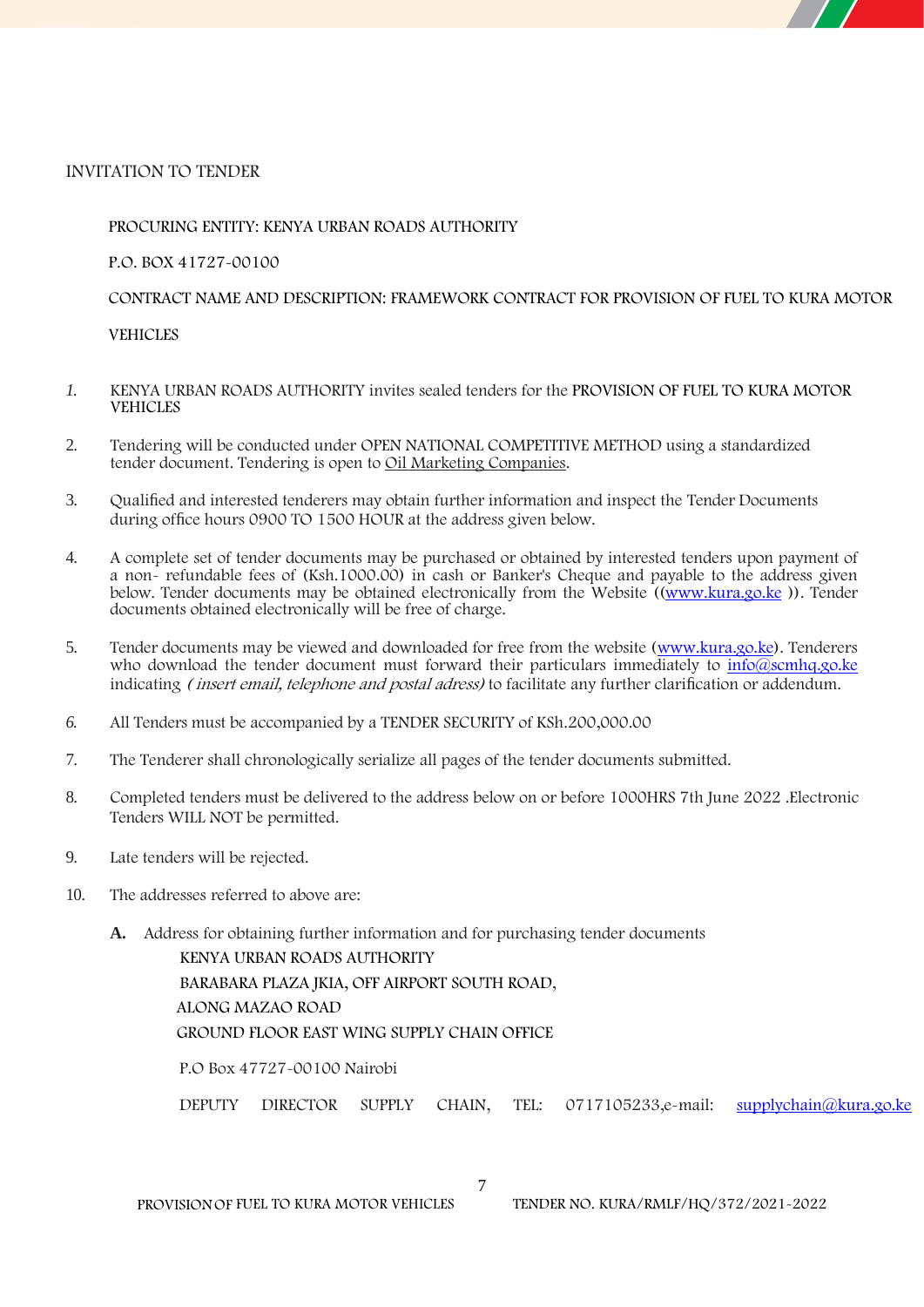INVITATION TO TENDER

PROCURING ENTITY: KENYA URBAN ROADS AUTHORITY

P.O. BOX 41727-00100

CONTRACT NAME AND DESCRIPTION: FRAMEWORK CONTRACT FOR PROVISION OF FUEL TO KURA MOTOR VEHICLES

1. KENYA URBAN ROADS AUTHORITY invites sealed tenders for the PROVISION OF FUEL TO KURA MOTOR VEHICLES
2. Tendering will be conducted under OPEN NATIONAL COMPETITIVE METHOD using a standardized tender document. Tendering is open to Oil Marketing Companies.
3. Qualified and interested tenderers may obtain further information and inspect the Tender Documents during office hours 0900 TO 1500 HOUR at the address given below.
4. A complete set of tender documents may be purchased or obtained by interested tenders upon payment of a non- refundable fees of (Ksh.1000.00) in cash or Banker's Cheque and payable to the address given below. Tender documents may be obtained electronically from the Website ((www.kura.go.ke )). Tender documents obtained electronically will be free of charge.
5. Tender documents may be viewed and downloaded for free from the website (www.kura.go.ke). Tenderers who download the tender document must forward their particulars immediately to info@scmhq.go.ke indicating *( insert email, telephone and postal adress)* to facilitate any further clarification or addendum.
6. All Tenders must be accompanied by a TENDER SECURITY of KSh.200,000.00
7. The Tenderer shall chronologically serialize all pages of the tender documents submitted.
8. Completed tenders must be delivered to the address below on or before 1000HRS 7th June 2022 .Electronic Tenders WILL NOT be permitted.
9. Late tenders will be rejected.
10. The addresses referred to above are:

   **A.** Address for obtaining further information and for purchasing tender documents

   KENYA URBAN ROADS AUTHORITY
   BARABARA PLAZA JKIA, OFF AIRPORT SOUTH ROAD,
   ALONG MAZAO ROAD
   GROUND FLOOR EAST WING SUPPLY CHAIN OFFICE

   P.O Box 47727-00100 Nairobi

   DEPUTY DIRECTOR SUPPLY CHAIN, TEL: 0717105233,e-mail: supplychain@kura.go.ke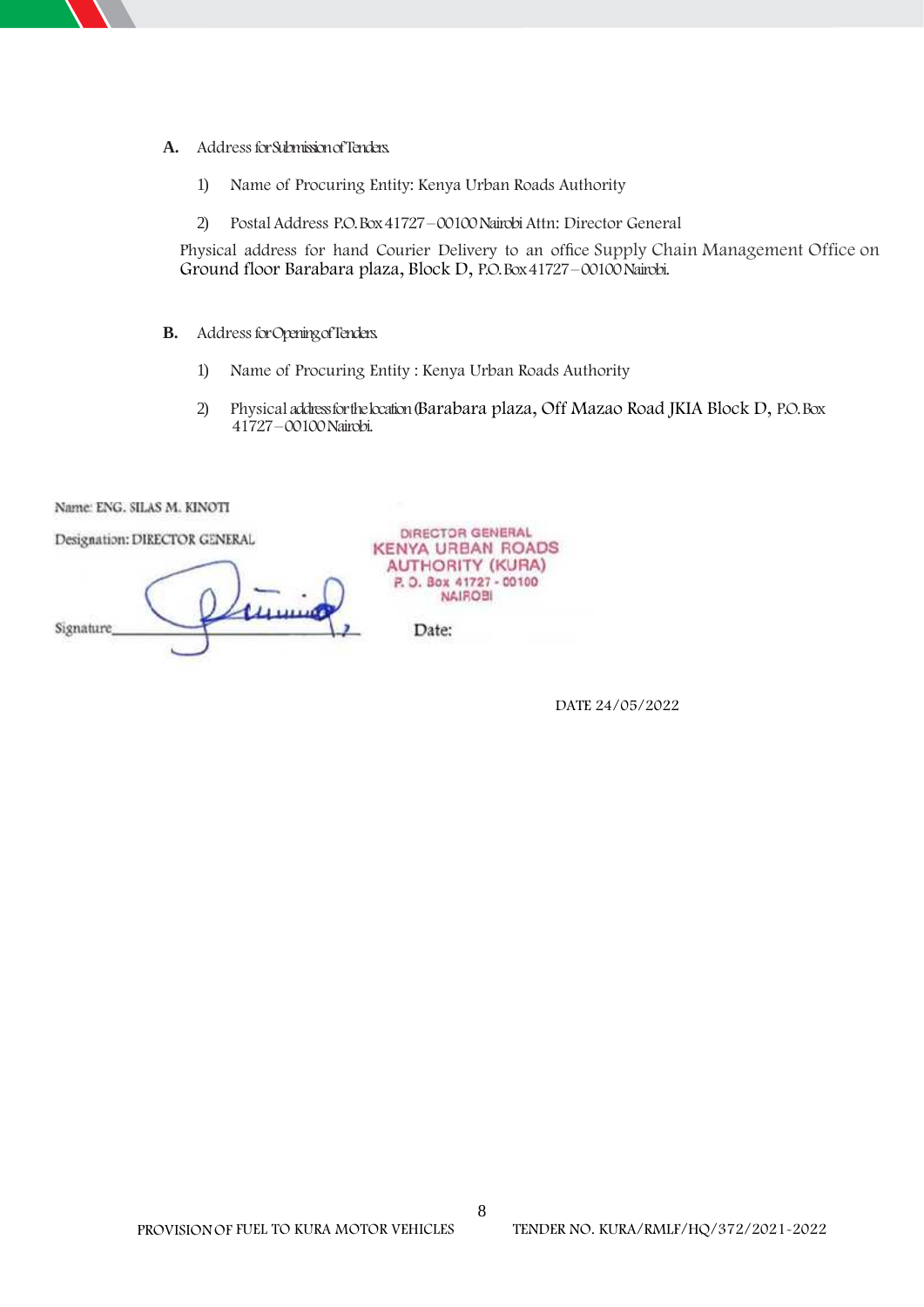**A.** Address for Submission of Tenders.

1) Name of Procuring Entity: Kenya Urban Roads Authority

2) Postal Address P.O. Box 41727 – 00100 Nairobi Attn: Director General

Physical address for hand Courier Delivery to an office Supply Chain Management Office on Ground floor Barabara plaza, Block D, P.O. Box 41727 – 00100 Nairobi.

**B.** Address for Opening of Tenders.

1) Name of Procuring Entity : Kenya Urban Roads Authority

2) Physical address for the location (Barabara plaza, Off Mazao Road JKIA Block D, P.O. Box 41727 – 00100 Nairobi.

Name: ENG. SILAS M. KINOTI

Designation: DIRECTOR GENERAL

Signature\_\_\_\_\_\_\_\_\_\_\_\_\_\_\_\_

DIRECTOR GENERAL
KENYA URBAN ROADS AUTHORITY (KURA)
P. O. Box 41727 - 00100
NAIROBI

Date:

DATE 24/05/2022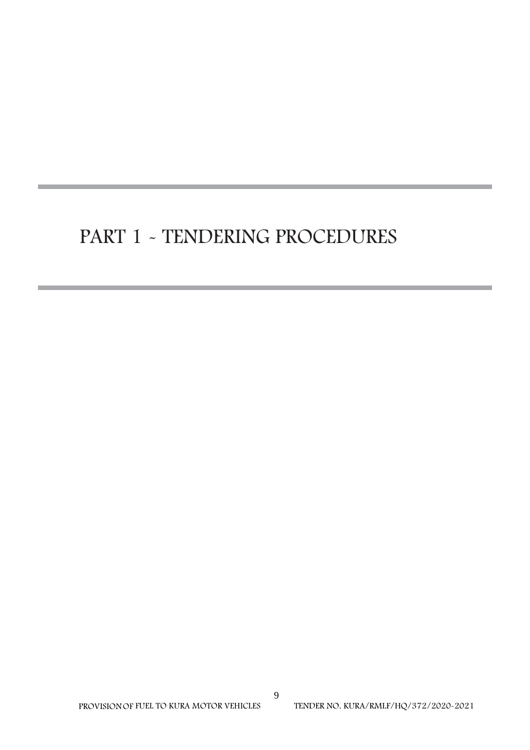# PART 1 - TENDERING PROCEDURES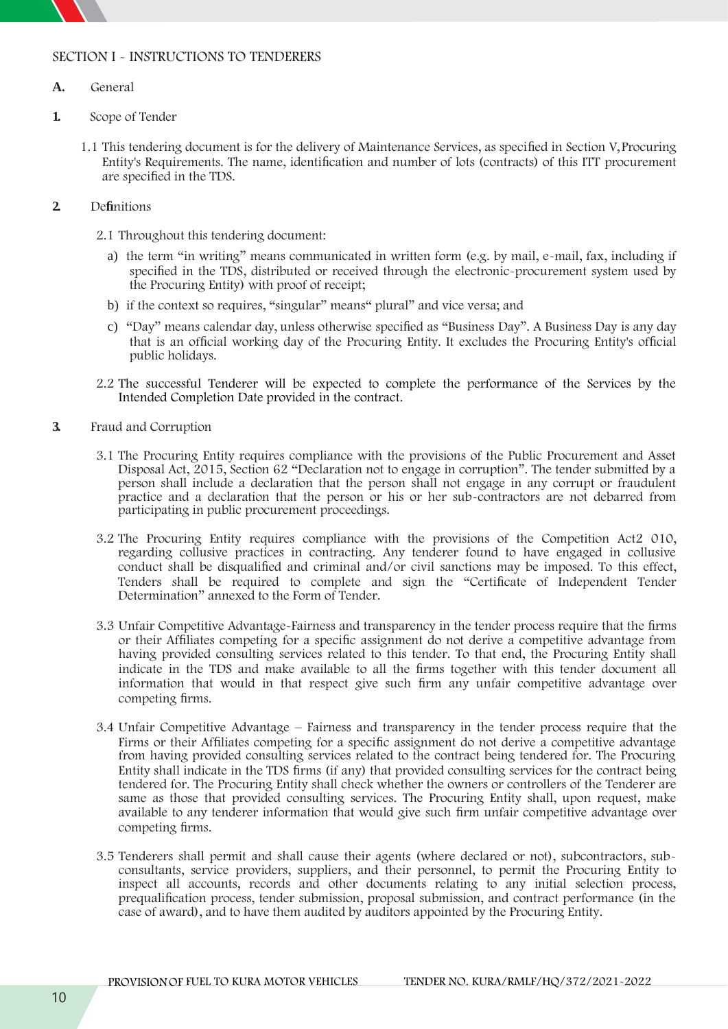## SECTION I - INSTRUCTIONS TO TENDERERS

### A. General

**1.** Scope of Tender

1.1 This tendering document is for the delivery of Maintenance Services, as specified in Section V, Procuring Entity's Requirements. The name, identification and number of lots (contracts) of this ITT procurement are specified in the TDS.

**2.** Definitions

2.1 Throughout this tendering document:

a) the term "in writing" means communicated in written form (e.g. by mail, e-mail, fax, including if specified in the TDS, distributed or received through the electronic-procurement system used by the Procuring Entity) with proof of receipt;

b) if the context so requires, "singular" means" plural" and vice versa; and

c) "Day" means calendar day, unless otherwise specified as "Business Day". A Business Day is any day that is an official working day of the Procuring Entity. It excludes the Procuring Entity's official public holidays.

2.2 The successful Tenderer will be expected to complete the performance of the Services by the Intended Completion Date provided in the contract.

**3.** Fraud and Corruption

3.1 The Procuring Entity requires compliance with the provisions of the Public Procurement and Asset Disposal Act, 2015, Section 62 "Declaration not to engage in corruption". The tender submitted by a person shall include a declaration that the person shall not engage in any corrupt or fraudulent practice and a declaration that the person or his or her sub-contractors are not debarred from participating in public procurement proceedings.

3.2 The Procuring Entity requires compliance with the provisions of the Competition Act2 010, regarding collusive practices in contracting. Any tenderer found to have engaged in collusive conduct shall be disqualified and criminal and/or civil sanctions may be imposed. To this effect, Tenders shall be required to complete and sign the "Certificate of Independent Tender Determination" annexed to the Form of Tender.

3.3 Unfair Competitive Advantage-Fairness and transparency in the tender process require that the firms or their Affiliates competing for a specific assignment do not derive a competitive advantage from having provided consulting services related to this tender. To that end, the Procuring Entity shall indicate in the TDS and make available to all the firms together with this tender document all information that would in that respect give such firm any unfair competitive advantage over competing firms.

3.4 Unfair Competitive Advantage – Fairness and transparency in the tender process require that the Firms or their Affiliates competing for a specific assignment do not derive a competitive advantage from having provided consulting services related to the contract being tendered for. The Procuring Entity shall indicate in the TDS firms (if any) that provided consulting services for the contract being tendered for. The Procuring Entity shall check whether the owners or controllers of the Tenderer are same as those that provided consulting services. The Procuring Entity shall, upon request, make available to any tenderer information that would give such firm unfair competitive advantage over competing firms.

3.5 Tenderers shall permit and shall cause their agents (where declared or not), subcontractors, sub-consultants, service providers, suppliers, and their personnel, to permit the Procuring Entity to inspect all accounts, records and other documents relating to any initial selection process, prequalification process, tender submission, proposal submission, and contract performance (in the case of award), and to have them audited by auditors appointed by the Procuring Entity.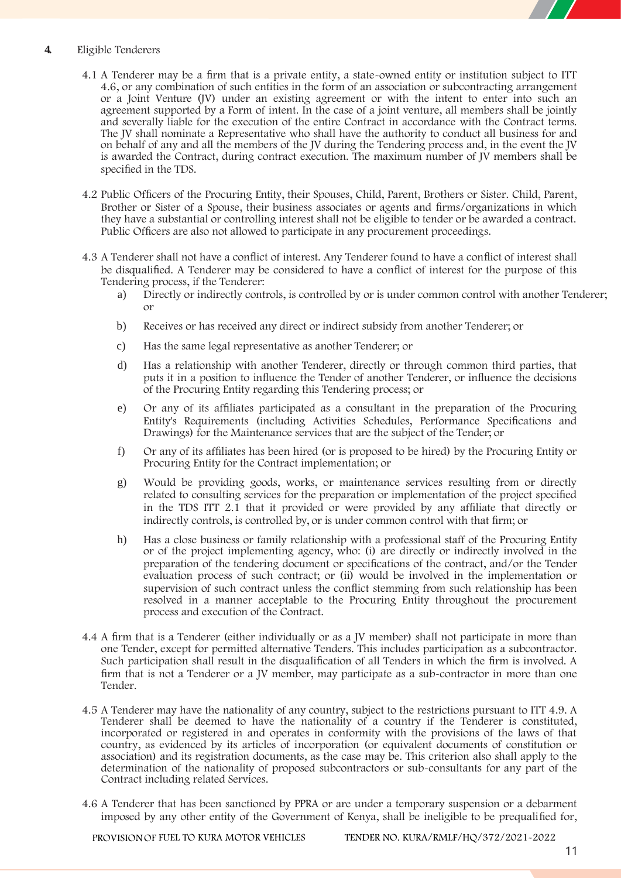## 4. Eligible Tenderers

4.1 A Tenderer may be a firm that is a private entity, a state-owned entity or institution subject to ITT 4.6, or any combination of such entities in the form of an association or subcontracting arrangement or a Joint Venture (JV) under an existing agreement or with the intent to enter into such an agreement supported by a Form of intent. In the case of a joint venture, all members shall be jointly and severally liable for the execution of the entire Contract in accordance with the Contract terms. The JV shall nominate a Representative who shall have the authority to conduct all business for and on behalf of any and all the members of the JV during the Tendering process and, in the event the JV is awarded the Contract, during contract execution. The maximum number of JV members shall be specified in the TDS.

4.2 Public Officers of the Procuring Entity, their Spouses, Child, Parent, Brothers or Sister. Child, Parent, Brother or Sister of a Spouse, their business associates or agents and firms/organizations in which they have a substantial or controlling interest shall not be eligible to tender or be awarded a contract. Public Officers are also not allowed to participate in any procurement proceedings.

4.3 A Tenderer shall not have a conflict of interest. Any Tenderer found to have a conflict of interest shall be disqualified. A Tenderer may be considered to have a conflict of interest for the purpose of this Tendering process, if the Tenderer:

a) Directly or indirectly controls, is controlled by or is under common control with another Tenderer; or

b) Receives or has received any direct or indirect subsidy from another Tenderer; or

c) Has the same legal representative as another Tenderer; or

d) Has a relationship with another Tenderer, directly or through common third parties, that puts it in a position to influence the Tender of another Tenderer, or influence the decisions of the Procuring Entity regarding this Tendering process; or

e) Or any of its affiliates participated as a consultant in the preparation of the Procuring Entity's Requirements (including Activities Schedules, Performance Specifications and Drawings) for the Maintenance services that are the subject of the Tender; or

f) Or any of its affiliates has been hired (or is proposed to be hired) by the Procuring Entity or Procuring Entity for the Contract implementation; or

g) Would be providing goods, works, or maintenance services resulting from or directly related to consulting services for the preparation or implementation of the project specified in the TDS ITT 2.1 that it provided or were provided by any affiliate that directly or indirectly controls, is controlled by, or is under common control with that firm; or

h) Has a close business or family relationship with a professional staff of the Procuring Entity or of the project implementing agency, who: (i) are directly or indirectly involved in the preparation of the tendering document or specifications of the contract, and/or the Tender evaluation process of such contract; or (ii) would be involved in the implementation or supervision of such contract unless the conflict stemming from such relationship has been resolved in a manner acceptable to the Procuring Entity throughout the procurement process and execution of the Contract.

4.4 A firm that is a Tenderer (either individually or as a JV member) shall not participate in more than one Tender, except for permitted alternative Tenders. This includes participation as a subcontractor. Such participation shall result in the disqualification of all Tenders in which the firm is involved. A firm that is not a Tenderer or a JV member, may participate as a sub-contractor in more than one Tender.

4.5 A Tenderer may have the nationality of any country, subject to the restrictions pursuant to ITT 4.9. A Tenderer shall be deemed to have the nationality of a country if the Tenderer is constituted, incorporated or registered in and operates in conformity with the provisions of the laws of that country, as evidenced by its articles of incorporation (or equivalent documents of constitution or association) and its registration documents, as the case may be. This criterion also shall apply to the determination of the nationality of proposed subcontractors or sub-consultants for any part of the Contract including related Services.

4.6 A Tenderer that has been sanctioned by PPRA or are under a temporary suspension or a debarment imposed by any other entity of the Government of Kenya, shall be ineligible to be prequalified for,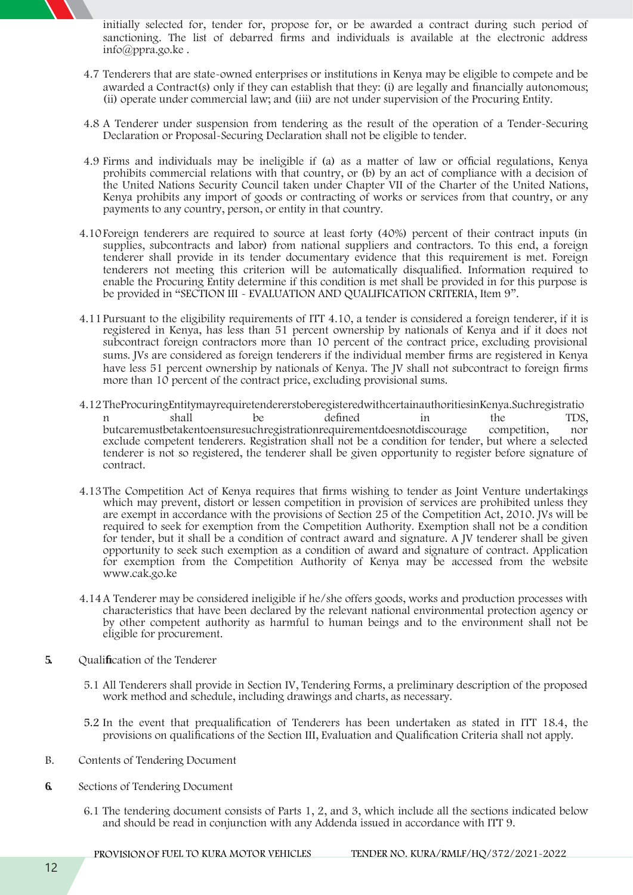initially selected for, tender for, propose for, or be awarded a contract during such period of sanctioning. The list of debarred firms and individuals is available at the electronic address info@ppra.go.ke .

4.7 Tenderers that are state-owned enterprises or institutions in Kenya may be eligible to compete and be awarded a Contract(s) only if they can establish that they: (i) are legally and financially autonomous; (ii) operate under commercial law; and (iii) are not under supervision of the Procuring Entity.

4.8 A Tenderer under suspension from tendering as the result of the operation of a Tender-Securing Declaration or Proposal-Securing Declaration shall not be eligible to tender.

4.9 Firms and individuals may be ineligible if (a) as a matter of law or official regulations, Kenya prohibits commercial relations with that country, or (b) by an act of compliance with a decision of the United Nations Security Council taken under Chapter VII of the Charter of the United Nations, Kenya prohibits any import of goods or contracting of works or services from that country, or any payments to any country, person, or entity in that country.

4.10 Foreign tenderers are required to source at least forty (40%) percent of their contract inputs (in supplies, subcontracts and labor) from national suppliers and contractors. To this end, a foreign tenderer shall provide in its tender documentary evidence that this requirement is met. Foreign tenderers not meeting this criterion will be automatically disqualified. Information required to enable the Procuring Entity determine if this condition is met shall be provided in for this purpose is be provided in "SECTION III - EVALUATION AND QUALIFICATION CRITERIA, Item 9".

4.11 Pursuant to the eligibility requirements of ITT 4.10, a tender is considered a foreign tenderer, if it is registered in Kenya, has less than 51 percent ownership by nationals of Kenya and if it does not subcontract foreign contractors more than 10 percent of the contract price, excluding provisional sums. JVs are considered as foreign tenderers if the individual member firms are registered in Kenya have less 51 percent ownership by nationals of Kenya. The JV shall not subcontract to foreign firms more than 10 percent of the contract price, excluding provisional sums.

4.12 TheProcuringEntitymayrequiretendererstoberegisteredwithcertainauthoritiesinKenya.Suchregistration shall be defined in the TDS, butcaremustbetakentoensuresuchregistrationrequirementdoesnotdiscourage competition, nor exclude competent tenderers. Registration shall not be a condition for tender, but where a selected tenderer is not so registered, the tenderer shall be given opportunity to register before signature of contract.

4.13 The Competition Act of Kenya requires that firms wishing to tender as Joint Venture undertakings which may prevent, distort or lessen competition in provision of services are prohibited unless they are exempt in accordance with the provisions of Section 25 of the Competition Act, 2010. JVs will be required to seek for exemption from the Competition Authority. Exemption shall not be a condition for tender, but it shall be a condition of contract award and signature. A JV tenderer shall be given opportunity to seek such exemption as a condition of award and signature of contract. Application for exemption from the Competition Authority of Kenya may be accessed from the website www.cak.go.ke

4.14 A Tenderer may be considered ineligible if he/she offers goods, works and production processes with characteristics that have been declared by the relevant national environmental protection agency or by other competent authority as harmful to human beings and to the environment shall not be eligible for procurement.

**5.** Qualification of the Tenderer

5.1 All Tenderers shall provide in Section IV, Tendering Forms, a preliminary description of the proposed work method and schedule, including drawings and charts, as necessary.

5.2 In the event that prequalification of Tenderers has been undertaken as stated in ITT 18.4, the provisions on qualifications of the Section III, Evaluation and Qualification Criteria shall not apply.

B. Contents of Tendering Document

**6.** Sections of Tendering Document

6.1 The tendering document consists of Parts 1, 2, and 3, which include all the sections indicated below and should be read in conjunction with any Addenda issued in accordance with ITT 9.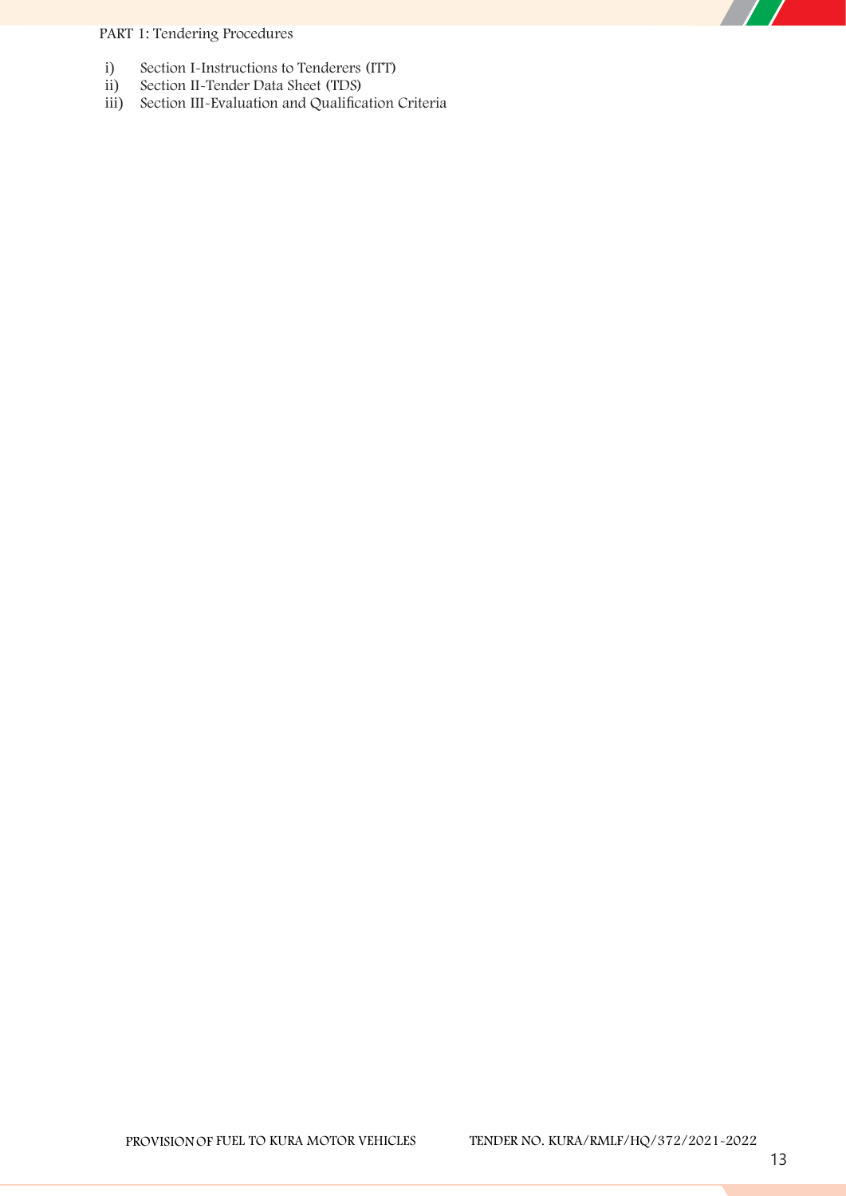PART 1: Tendering Procedures

i) Section I-Instructions to Tenderers (ITT)
ii) Section II-Tender Data Sheet (TDS)
iii) Section III-Evaluation and Qualification Criteria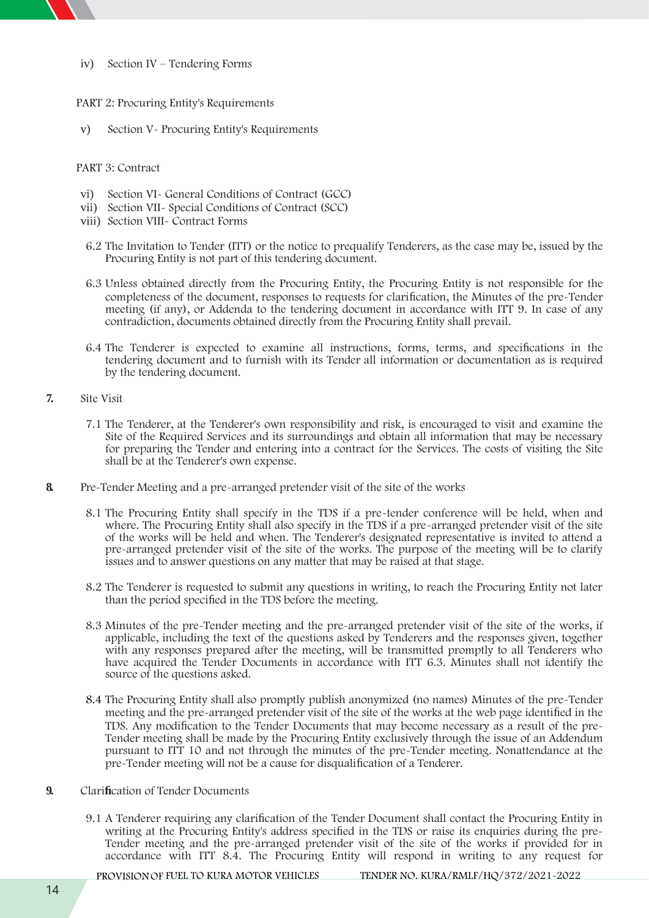iv) Section IV – Tendering Forms

PART 2: Procuring Entity's Requirements

v) Section V- Procuring Entity's Requirements

PART 3: Contract

vi) Section VI- General Conditions of Contract (GCC)
vii) Section VII- Special Conditions of Contract (SCC)
viii) Section VIII- Contract Forms

6.2 The Invitation to Tender (ITT) or the notice to prequalify Tenderers, as the case may be, issued by the Procuring Entity is not part of this tendering document.

6.3 Unless obtained directly from the Procuring Entity, the Procuring Entity is not responsible for the completeness of the document, responses to requests for clarification, the Minutes of the pre-Tender meeting (if any), or Addenda to the tendering document in accordance with ITT 9. In case of any contradiction, documents obtained directly from the Procuring Entity shall prevail.

6.4 The Tenderer is expected to examine all instructions, forms, terms, and specifications in the tendering document and to furnish with its Tender all information or documentation as is required by the tendering document.

**7.** Site Visit

7.1 The Tenderer, at the Tenderer's own responsibility and risk, is encouraged to visit and examine the Site of the Required Services and its surroundings and obtain all information that may be necessary for preparing the Tender and entering into a contract for the Services. The costs of visiting the Site shall be at the Tenderer's own expense.

**8.** Pre-Tender Meeting and a pre-arranged pretender visit of the site of the works

8.1 The Procuring Entity shall specify in the TDS if a pre-tender conference will be held, when and where. The Procuring Entity shall also specify in the TDS if a pre-arranged pretender visit of the site of the works will be held and when. The Tenderer's designated representative is invited to attend a pre-arranged pretender visit of the site of the works. The purpose of the meeting will be to clarify issues and to answer questions on any matter that may be raised at that stage.

8.2 The Tenderer is requested to submit any questions in writing, to reach the Procuring Entity not later than the period specified in the TDS before the meeting.

8.3 Minutes of the pre-Tender meeting and the pre-arranged pretender visit of the site of the works, if applicable, including the text of the questions asked by Tenderers and the responses given, together with any responses prepared after the meeting, will be transmitted promptly to all Tenderers who have acquired the Tender Documents in accordance with ITT 6.3. Minutes shall not identify the source of the questions asked.

8.4 The Procuring Entity shall also promptly publish anonymized (no names) Minutes of the pre-Tender meeting and the pre-arranged pretender visit of the site of the works at the web page identified in the TDS. Any modification to the Tender Documents that may become necessary as a result of the pre-Tender meeting shall be made by the Procuring Entity exclusively through the issue of an Addendum pursuant to ITT 10 and not through the minutes of the pre-Tender meeting. Nonattendance at the pre-Tender meeting will not be a cause for disqualification of a Tenderer.

**9.** Clarification of Tender Documents

9.1 A Tenderer requiring any clarification of the Tender Document shall contact the Procuring Entity in writing at the Procuring Entity's address specified in the TDS or raise its enquiries during the pre-Tender meeting and the pre-arranged pretender visit of the site of the works if provided for in accordance with ITT 8.4. The Procuring Entity will respond in writing to any request for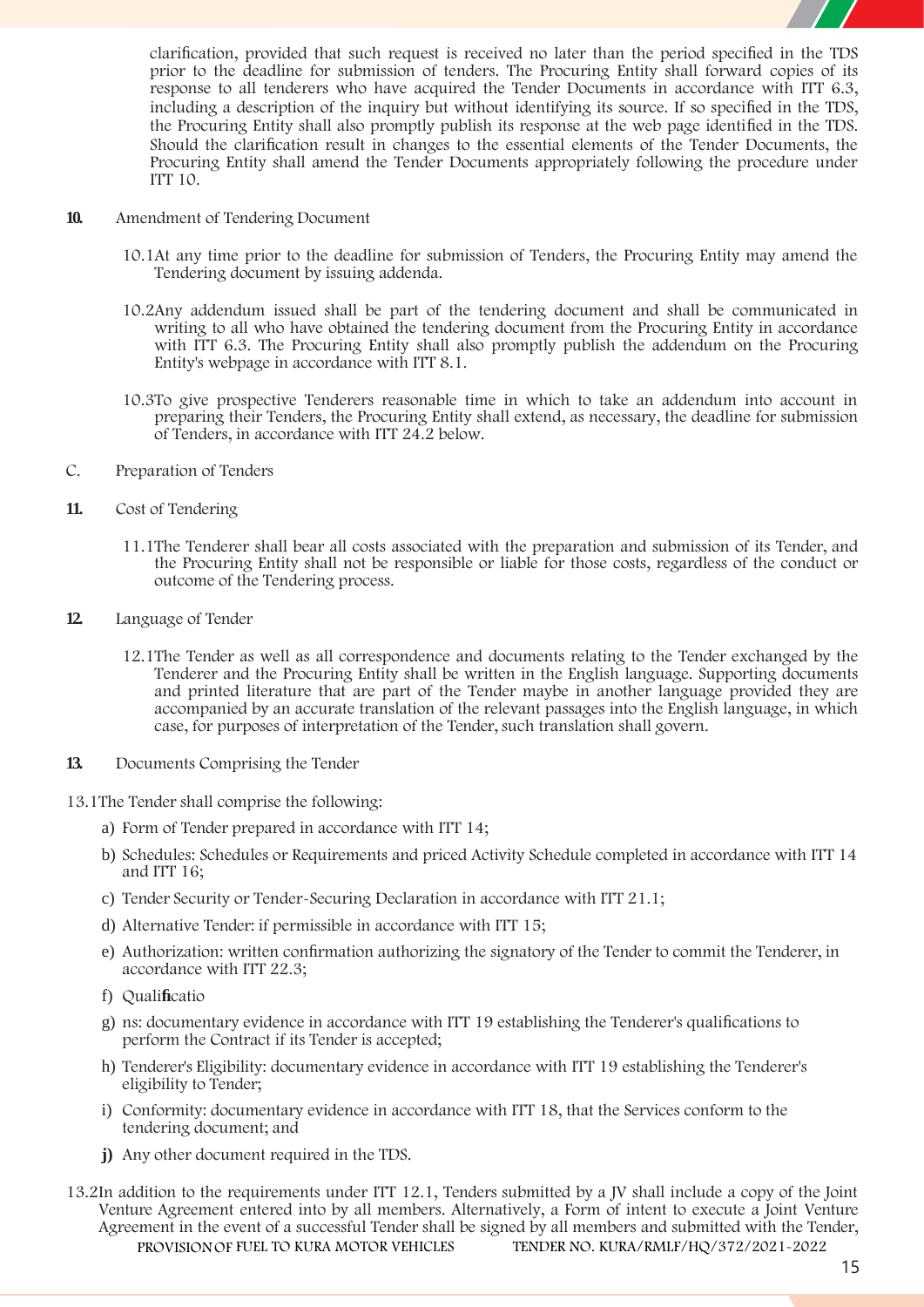clarification, provided that such request is received no later than the period specified in the TDS prior to the deadline for submission of tenders. The Procuring Entity shall forward copies of its response to all tenderers who have acquired the Tender Documents in accordance with ITT 6.3, including a description of the inquiry but without identifying its source. If so specified in the TDS, the Procuring Entity shall also promptly publish its response at the web page identified in the TDS. Should the clarification result in changes to the essential elements of the Tender Documents, the Procuring Entity shall amend the Tender Documents appropriately following the procedure under ITT 10.

**10.** Amendment of Tendering Document

10.1At any time prior to the deadline for submission of Tenders, the Procuring Entity may amend the Tendering document by issuing addenda.

10.2Any addendum issued shall be part of the tendering document and shall be communicated in writing to all who have obtained the tendering document from the Procuring Entity in accordance with ITT 6.3. The Procuring Entity shall also promptly publish the addendum on the Procuring Entity's webpage in accordance with ITT 8.1.

10.3To give prospective Tenderers reasonable time in which to take an addendum into account in preparing their Tenders, the Procuring Entity shall extend, as necessary, the deadline for submission of Tenders, in accordance with ITT 24.2 below.

C. Preparation of Tenders

**11.** Cost of Tendering

11.1The Tenderer shall bear all costs associated with the preparation and submission of its Tender, and the Procuring Entity shall not be responsible or liable for those costs, regardless of the conduct or outcome of the Tendering process.

**12.** Language of Tender

12.1The Tender as well as all correspondence and documents relating to the Tender exchanged by the Tenderer and the Procuring Entity shall be written in the English language. Supporting documents and printed literature that are part of the Tender maybe in another language provided they are accompanied by an accurate translation of the relevant passages into the English language, in which case, for purposes of interpretation of the Tender, such translation shall govern.

**13.** Documents Comprising the Tender

13.1The Tender shall comprise the following:

a) Form of Tender prepared in accordance with ITT 14;
b) Schedules: Schedules or Requirements and priced Activity Schedule completed in accordance with ITT 14 and ITT 16;
c) Tender Security or Tender-Securing Declaration in accordance with ITT 21.1;
d) Alternative Tender: if permissible in accordance with ITT 15;
e) Authorization: written confirmation authorizing the signatory of the Tender to commit the Tenderer, in accordance with ITT 22.3;
f) Qualificatio
g) ns: documentary evidence in accordance with ITT 19 establishing the Tenderer's qualifications to perform the Contract if its Tender is accepted;
h) Tenderer's Eligibility: documentary evidence in accordance with ITT 19 establishing the Tenderer's eligibility to Tender;
i) Conformity: documentary evidence in accordance with ITT 18, that the Services conform to the tendering document; and
**j)** Any other document required in the TDS.

13.2In addition to the requirements under ITT 12.1, Tenders submitted by a JV shall include a copy of the Joint Venture Agreement entered into by all members. Alternatively, a Form of intent to execute a Joint Venture Agreement in the event of a successful Tender shall be signed by all members and submitted with the Tender,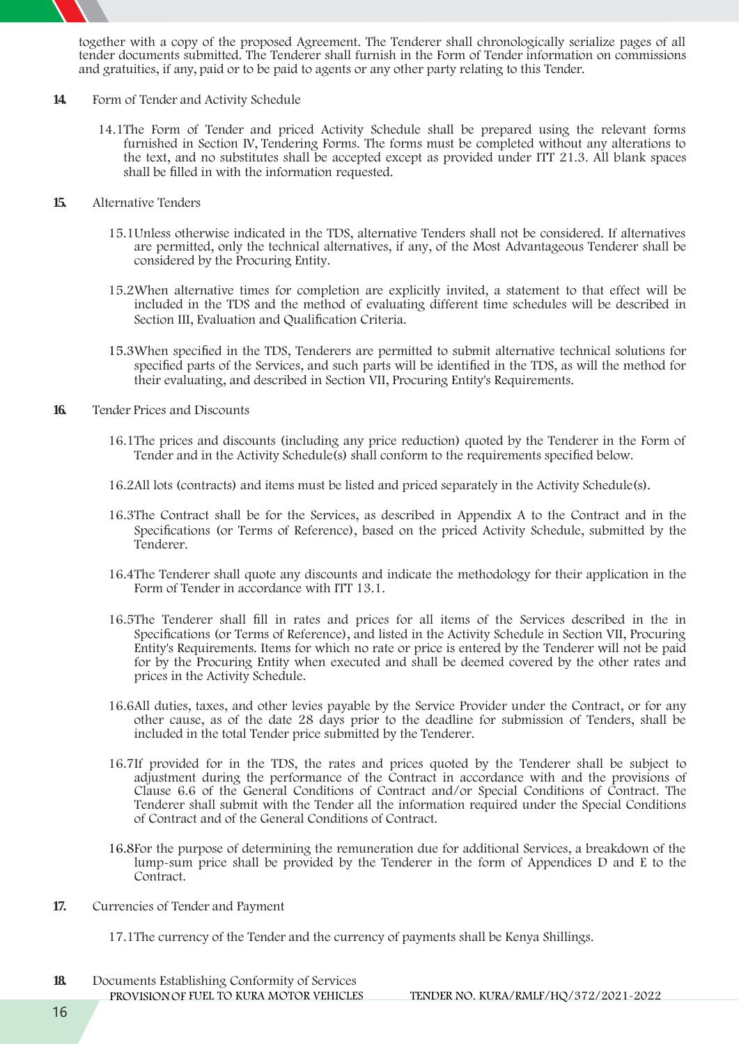together with a copy of the proposed Agreement. The Tenderer shall chronologically serialize pages of all tender documents submitted. The Tenderer shall furnish in the Form of Tender information on commissions and gratuities, if any, paid or to be paid to agents or any other party relating to this Tender.

**14.** Form of Tender and Activity Schedule

14.1The Form of Tender and priced Activity Schedule shall be prepared using the relevant forms furnished in Section IV, Tendering Forms. The forms must be completed without any alterations to the text, and no substitutes shall be accepted except as provided under ITT 21.3. All blank spaces shall be filled in with the information requested.

**15.** Alternative Tenders

15.1Unless otherwise indicated in the TDS, alternative Tenders shall not be considered. If alternatives are permitted, only the technical alternatives, if any, of the Most Advantageous Tenderer shall be considered by the Procuring Entity.

15.2When alternative times for completion are explicitly invited, a statement to that effect will be included in the TDS and the method of evaluating different time schedules will be described in Section III, Evaluation and Qualification Criteria.

15.3When specified in the TDS, Tenderers are permitted to submit alternative technical solutions for specified parts of the Services, and such parts will be identified in the TDS, as will the method for their evaluating, and described in Section VII, Procuring Entity's Requirements.

**16.** Tender Prices and Discounts

16.1The prices and discounts (including any price reduction) quoted by the Tenderer in the Form of Tender and in the Activity Schedule(s) shall conform to the requirements specified below.

16.2All lots (contracts) and items must be listed and priced separately in the Activity Schedule(s).

16.3The Contract shall be for the Services, as described in Appendix A to the Contract and in the Specifications (or Terms of Reference), based on the priced Activity Schedule, submitted by the Tenderer.

16.4The Tenderer shall quote any discounts and indicate the methodology for their application in the Form of Tender in accordance with ITT 13.1.

16.5The Tenderer shall fill in rates and prices for all items of the Services described in the in Specifications (or Terms of Reference), and listed in the Activity Schedule in Section VII, Procuring Entity's Requirements. Items for which no rate or price is entered by the Tenderer will not be paid for by the Procuring Entity when executed and shall be deemed covered by the other rates and prices in the Activity Schedule.

16.6All duties, taxes, and other levies payable by the Service Provider under the Contract, or for any other cause, as of the date 28 days prior to the deadline for submission of Tenders, shall be included in the total Tender price submitted by the Tenderer.

16.7If provided for in the TDS, the rates and prices quoted by the Tenderer shall be subject to adjustment during the performance of the Contract in accordance with and the provisions of Clause 6.6 of the General Conditions of Contract and/or Special Conditions of Contract. The Tenderer shall submit with the Tender all the information required under the Special Conditions of Contract and of the General Conditions of Contract.

16.8For the purpose of determining the remuneration due for additional Services, a breakdown of the lump-sum price shall be provided by the Tenderer in the form of Appendices D and E to the Contract.

**17.** Currencies of Tender and Payment

17.1The currency of the Tender and the currency of payments shall be Kenya Shillings.

**18.** Documents Establishing Conformity of Services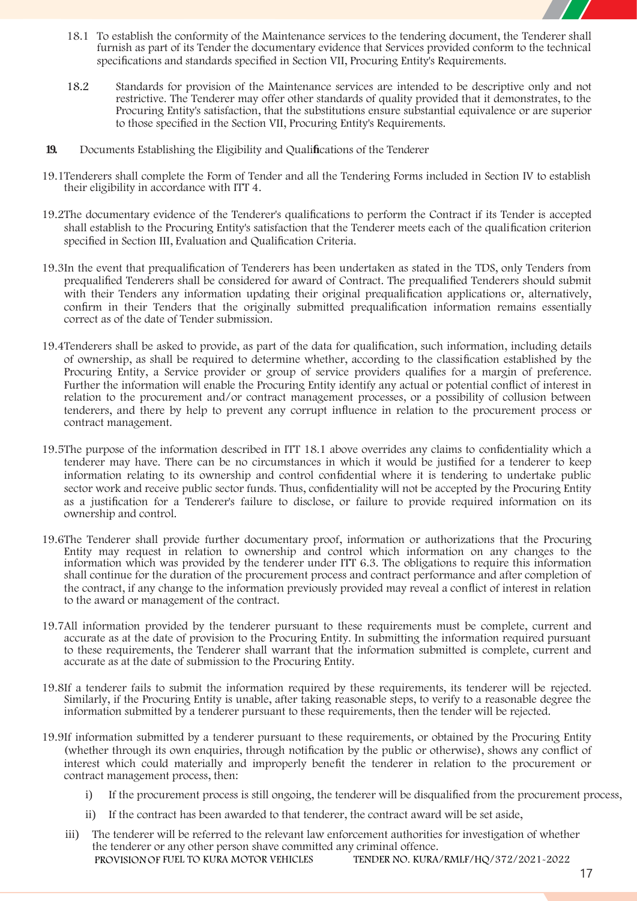18.1 To establish the conformity of the Maintenance services to the tendering document, the Tenderer shall furnish as part of its Tender the documentary evidence that Services provided conform to the technical specifications and standards specified in Section VII, Procuring Entity's Requirements.

18.2 Standards for provision of the Maintenance services are intended to be descriptive only and not restrictive. The Tenderer may offer other standards of quality provided that it demonstrates, to the Procuring Entity's satisfaction, that the substitutions ensure substantial equivalence or are superior to those specified in the Section VII, Procuring Entity's Requirements.

**19.** Documents Establishing the Eligibility and Qualifications of the Tenderer

19.1 Tenderers shall complete the Form of Tender and all the Tendering Forms included in Section IV to establish their eligibility in accordance with ITT 4.

19.2 The documentary evidence of the Tenderer's qualifications to perform the Contract if its Tender is accepted shall establish to the Procuring Entity's satisfaction that the Tenderer meets each of the qualification criterion specified in Section III, Evaluation and Qualification Criteria.

19.3 In the event that prequalification of Tenderers has been undertaken as stated in the TDS, only Tenders from prequalified Tenderers shall be considered for award of Contract. The prequalified Tenderers should submit with their Tenders any information updating their original prequalification applications or, alternatively, confirm in their Tenders that the originally submitted prequalification information remains essentially correct as of the date of Tender submission.

19.4 Tenderers shall be asked to provide, as part of the data for qualification, such information, including details of ownership, as shall be required to determine whether, according to the classification established by the Procuring Entity, a Service provider or group of service providers qualifies for a margin of preference. Further the information will enable the Procuring Entity identify any actual or potential conflict of interest in relation to the procurement and/or contract management processes, or a possibility of collusion between tenderers, and there by help to prevent any corrupt influence in relation to the procurement process or contract management.

19.5 The purpose of the information described in ITT 18.1 above overrides any claims to confidentiality which a tenderer may have. There can be no circumstances in which it would be justified for a tenderer to keep information relating to its ownership and control confidential where it is tendering to undertake public sector work and receive public sector funds. Thus, confidentiality will not be accepted by the Procuring Entity as a justification for a Tenderer's failure to disclose, or failure to provide required information on its ownership and control.

19.6 The Tenderer shall provide further documentary proof, information or authorizations that the Procuring Entity may request in relation to ownership and control which information on any changes to the information which was provided by the tenderer under ITT 6.3. The obligations to require this information shall continue for the duration of the procurement process and contract performance and after completion of the contract, if any change to the information previously provided may reveal a conflict of interest in relation to the award or management of the contract.

19.7 All information provided by the tenderer pursuant to these requirements must be complete, current and accurate as at the date of provision to the Procuring Entity. In submitting the information required pursuant to these requirements, the Tenderer shall warrant that the information submitted is complete, current and accurate as at the date of submission to the Procuring Entity.

19.8 If a tenderer fails to submit the information required by these requirements, its tenderer will be rejected. Similarly, if the Procuring Entity is unable, after taking reasonable steps, to verify to a reasonable degree the information submitted by a tenderer pursuant to these requirements, then the tender will be rejected.

19.9 If information submitted by a tenderer pursuant to these requirements, or obtained by the Procuring Entity (whether through its own enquiries, through notification by the public or otherwise), shows any conflict of interest which could materially and improperly benefit the tenderer in relation to the procurement or contract management process, then:

i) If the procurement process is still ongoing, the tenderer will be disqualified from the procurement process,

ii) If the contract has been awarded to that tenderer, the contract award will be set aside,

iii) The tenderer will be referred to the relevant law enforcement authorities for investigation of whether the tenderer or any other person shave committed any criminal offence.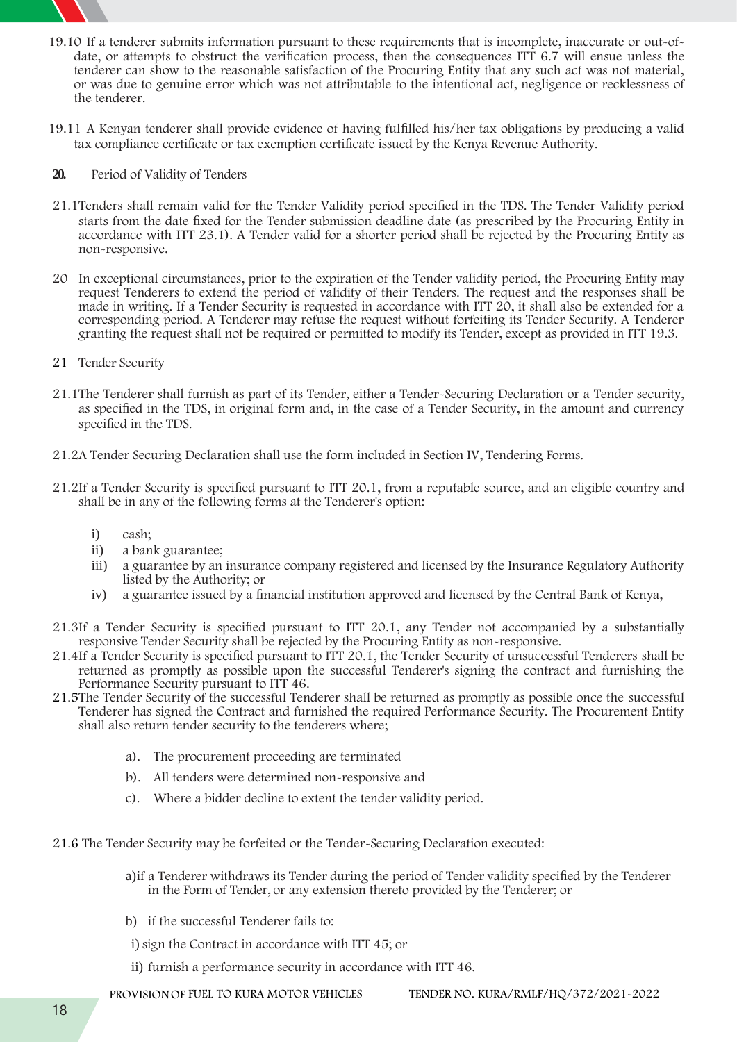19.10 If a tenderer submits information pursuant to these requirements that is incomplete, inaccurate or out-of-date, or attempts to obstruct the verification process, then the consequences ITT 6.7 will ensue unless the tenderer can show to the reasonable satisfaction of the Procuring Entity that any such act was not material, or was due to genuine error which was not attributable to the intentional act, negligence or recklessness of the tenderer.

19.11 A Kenyan tenderer shall provide evidence of having fulfilled his/her tax obligations by producing a valid tax compliance certificate or tax exemption certificate issued by the Kenya Revenue Authority.

**20.** Period of Validity of Tenders

21.1Tenders shall remain valid for the Tender Validity period specified in the TDS. The Tender Validity period starts from the date fixed for the Tender submission deadline date (as prescribed by the Procuring Entity in accordance with ITT 23.1). A Tender valid for a shorter period shall be rejected by the Procuring Entity as non-responsive.

20 In exceptional circumstances, prior to the expiration of the Tender validity period, the Procuring Entity may request Tenderers to extend the period of validity of their Tenders. The request and the responses shall be made in writing. If a Tender Security is requested in accordance with ITT 20, it shall also be extended for a corresponding period. A Tenderer may refuse the request without forfeiting its Tender Security. A Tenderer granting the request shall not be required or permitted to modify its Tender, except as provided in ITT 19.3.

21 Tender Security

21.1The Tenderer shall furnish as part of its Tender, either a Tender-Securing Declaration or a Tender security, as specified in the TDS, in original form and, in the case of a Tender Security, in the amount and currency specified in the TDS.

21.2A Tender Securing Declaration shall use the form included in Section IV, Tendering Forms.

21.2If a Tender Security is specified pursuant to ITT 20.1, from a reputable source, and an eligible country and shall be in any of the following forms at the Tenderer's option:

i) cash;
ii) a bank guarantee;
iii) a guarantee by an insurance company registered and licensed by the Insurance Regulatory Authority listed by the Authority; or
iv) a guarantee issued by a financial institution approved and licensed by the Central Bank of Kenya,

21.3If a Tender Security is specified pursuant to ITT 20.1, any Tender not accompanied by a substantially responsive Tender Security shall be rejected by the Procuring Entity as non-responsive.

21.4If a Tender Security is specified pursuant to ITT 20.1, the Tender Security of unsuccessful Tenderers shall be returned as promptly as possible upon the successful Tenderer's signing the contract and furnishing the Performance Security pursuant to ITT 46.

21.5The Tender Security of the successful Tenderer shall be returned as promptly as possible once the successful Tenderer has signed the Contract and furnished the required Performance Security. The Procurement Entity shall also return tender security to the tenderers where;

a). The procurement proceeding are terminated

b). All tenders were determined non-responsive and

c). Where a bidder decline to extent the tender validity period.

21.6 The Tender Security may be forfeited or the Tender-Securing Declaration executed:

a)if a Tenderer withdraws its Tender during the period of Tender validity specified by the Tenderer in the Form of Tender, or any extension thereto provided by the Tenderer; or

b) if the successful Tenderer fails to:

i) sign the Contract in accordance with ITT 45; or

ii) furnish a performance security in accordance with ITT 46.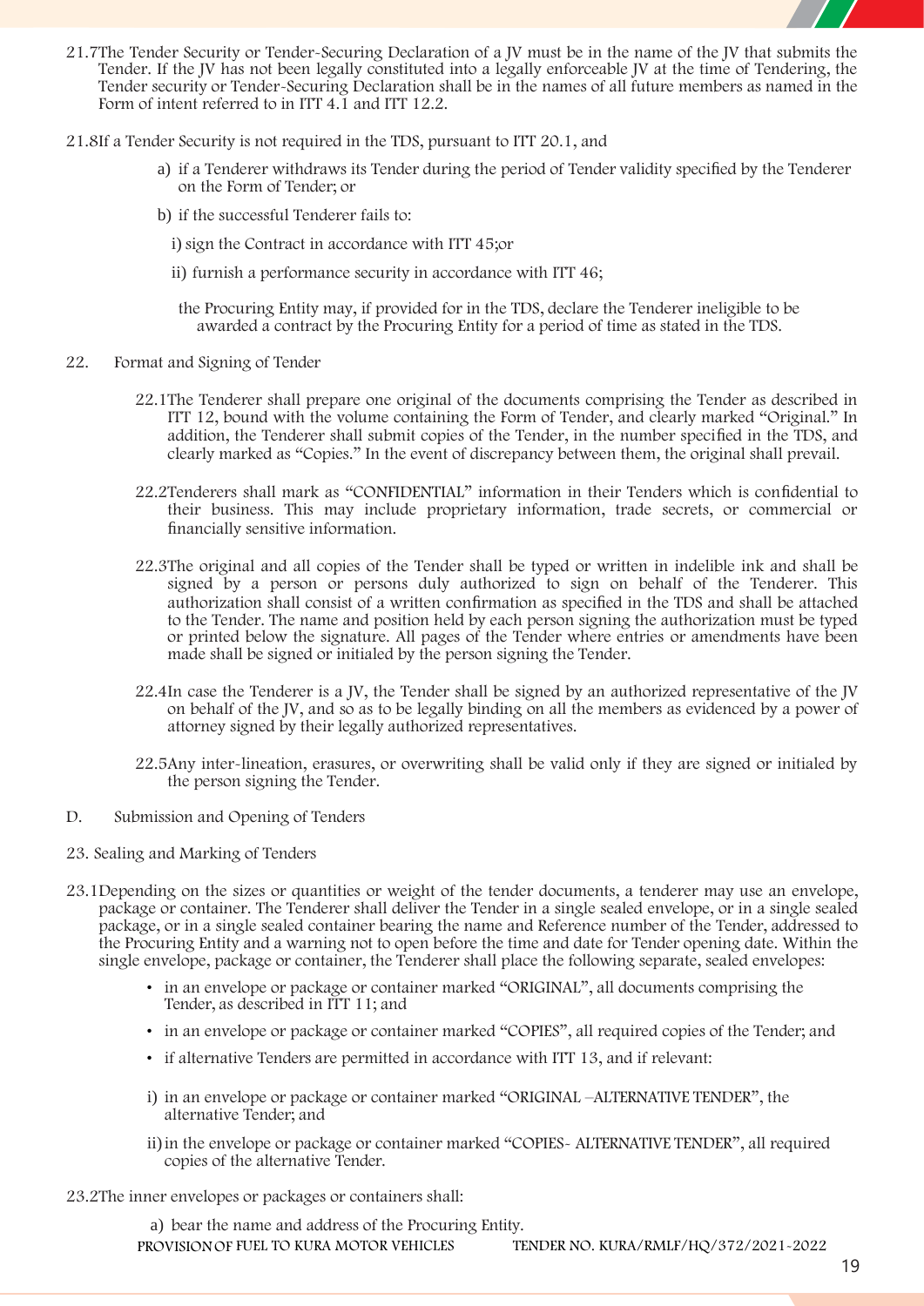21.7The Tender Security or Tender-Securing Declaration of a JV must be in the name of the JV that submits the Tender. If the JV has not been legally constituted into a legally enforceable JV at the time of Tendering, the Tender security or Tender-Securing Declaration shall be in the names of all future members as named in the Form of intent referred to in ITT 4.1 and ITT 12.2.

21.8If a Tender Security is not required in the TDS, pursuant to ITT 20.1, and

a) if a Tenderer withdraws its Tender during the period of Tender validity specified by the Tenderer on the Form of Tender; or

b) if the successful Tenderer fails to:

i) sign the Contract in accordance with ITT 45;or

ii) furnish a performance security in accordance with ITT 46;

the Procuring Entity may, if provided for in the TDS, declare the Tenderer ineligible to be awarded a contract by the Procuring Entity for a period of time as stated in the TDS.

22. Format and Signing of Tender

22.1The Tenderer shall prepare one original of the documents comprising the Tender as described in ITT 12, bound with the volume containing the Form of Tender, and clearly marked "Original." In addition, the Tenderer shall submit copies of the Tender, in the number specified in the TDS, and clearly marked as "Copies." In the event of discrepancy between them, the original shall prevail.

22.2Tenderers shall mark as "CONFIDENTIAL" information in their Tenders which is confidential to their business. This may include proprietary information, trade secrets, or commercial or financially sensitive information.

22.3The original and all copies of the Tender shall be typed or written in indelible ink and shall be signed by a person or persons duly authorized to sign on behalf of the Tenderer. This authorization shall consist of a written confirmation as specified in the TDS and shall be attached to the Tender. The name and position held by each person signing the authorization must be typed or printed below the signature. All pages of the Tender where entries or amendments have been made shall be signed or initialed by the person signing the Tender.

22.4In case the Tenderer is a JV, the Tender shall be signed by an authorized representative of the JV on behalf of the JV, and so as to be legally binding on all the members as evidenced by a power of attorney signed by their legally authorized representatives.

22.5Any inter-lineation, erasures, or overwriting shall be valid only if they are signed or initialed by the person signing the Tender.

D. Submission and Opening of Tenders

23. Sealing and Marking of Tenders

23.1Depending on the sizes or quantities or weight of the tender documents, a tenderer may use an envelope, package or container. The Tenderer shall deliver the Tender in a single sealed envelope, or in a single sealed package, or in a single sealed container bearing the name and Reference number of the Tender, addressed to the Procuring Entity and a warning not to open before the time and date for Tender opening date. Within the single envelope, package or container, the Tenderer shall place the following separate, sealed envelopes:

- in an envelope or package or container marked "ORIGINAL", all documents comprising the Tender, as described in ITT 11; and
- in an envelope or package or container marked "COPIES", all required copies of the Tender; and
- if alternative Tenders are permitted in accordance with ITT 13, and if relevant:

i) in an envelope or package or container marked "ORIGINAL –ALTERNATIVE TENDER", the alternative Tender; and

ii) in the envelope or package or container marked "COPIES- ALTERNATIVE TENDER", all required copies of the alternative Tender.

23.2The inner envelopes or packages or containers shall:

a) bear the name and address of the Procuring Entity.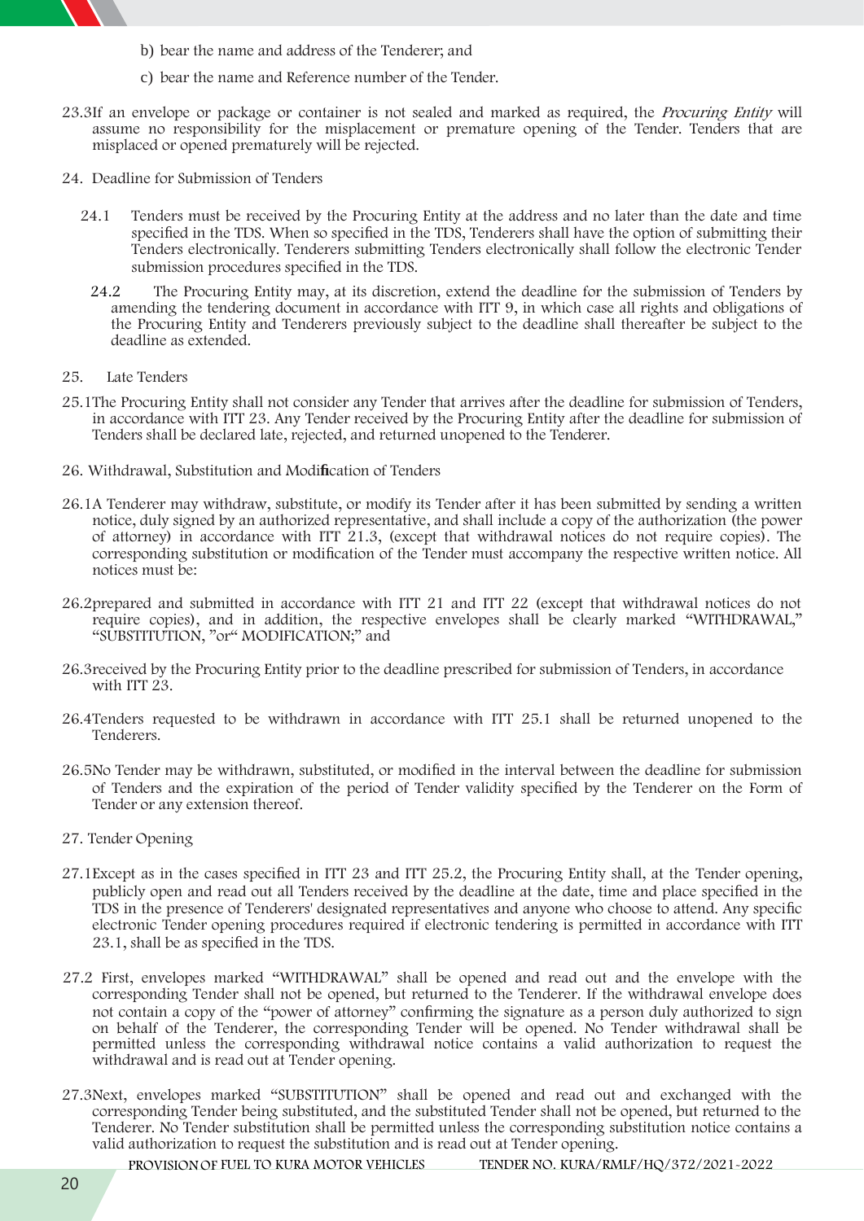b) bear the name and address of the Tenderer; and

c) bear the name and Reference number of the Tender.

23.3 If an envelope or package or container is not sealed and marked as required, the *Procuring Entity* will assume no responsibility for the misplacement or premature opening of the Tender. Tenders that are misplaced or opened prematurely will be rejected.

24. Deadline for Submission of Tenders

24.1 Tenders must be received by the Procuring Entity at the address and no later than the date and time specified in the TDS. When so specified in the TDS, Tenderers shall have the option of submitting their Tenders electronically. Tenderers submitting Tenders electronically shall follow the electronic Tender submission procedures specified in the TDS.

24.2 The Procuring Entity may, at its discretion, extend the deadline for the submission of Tenders by amending the tendering document in accordance with ITT 9, in which case all rights and obligations of the Procuring Entity and Tenderers previously subject to the deadline shall thereafter be subject to the deadline as extended.

25. Late Tenders

25.1 The Procuring Entity shall not consider any Tender that arrives after the deadline for submission of Tenders, in accordance with ITT 23. Any Tender received by the Procuring Entity after the deadline for submission of Tenders shall be declared late, rejected, and returned unopened to the Tenderer.

26. Withdrawal, Substitution and Modification of Tenders

26.1 A Tenderer may withdraw, substitute, or modify its Tender after it has been submitted by sending a written notice, duly signed by an authorized representative, and shall include a copy of the authorization (the power of attorney) in accordance with ITT 21.3, (except that withdrawal notices do not require copies). The corresponding substitution or modification of the Tender must accompany the respective written notice. All notices must be:

26.2 prepared and submitted in accordance with ITT 21 and ITT 22 (except that withdrawal notices do not require copies), and in addition, the respective envelopes shall be clearly marked "WITHDRAWAL," "SUBSTITUTION, "or" MODIFICATION;" and

26.3 received by the Procuring Entity prior to the deadline prescribed for submission of Tenders, in accordance with ITT 23.

26.4 Tenders requested to be withdrawn in accordance with ITT 25.1 shall be returned unopened to the Tenderers.

26.5 No Tender may be withdrawn, substituted, or modified in the interval between the deadline for submission of Tenders and the expiration of the period of Tender validity specified by the Tenderer on the Form of Tender or any extension thereof.

27. Tender Opening

27.1 Except as in the cases specified in ITT 23 and ITT 25.2, the Procuring Entity shall, at the Tender opening, publicly open and read out all Tenders received by the deadline at the date, time and place specified in the TDS in the presence of Tenderers' designated representatives and anyone who choose to attend. Any specific electronic Tender opening procedures required if electronic tendering is permitted in accordance with ITT 23.1, shall be as specified in the TDS.

27.2 First, envelopes marked "WITHDRAWAL" shall be opened and read out and the envelope with the corresponding Tender shall not be opened, but returned to the Tenderer. If the withdrawal envelope does not contain a copy of the "power of attorney" confirming the signature as a person duly authorized to sign on behalf of the Tenderer, the corresponding Tender will be opened. No Tender withdrawal shall be permitted unless the corresponding withdrawal notice contains a valid authorization to request the withdrawal and is read out at Tender opening.

27.3 Next, envelopes marked "SUBSTITUTION" shall be opened and read out and exchanged with the corresponding Tender being substituted, and the substituted Tender shall not be opened, but returned to the Tenderer. No Tender substitution shall be permitted unless the corresponding substitution notice contains a valid authorization to request the substitution and is read out at Tender opening.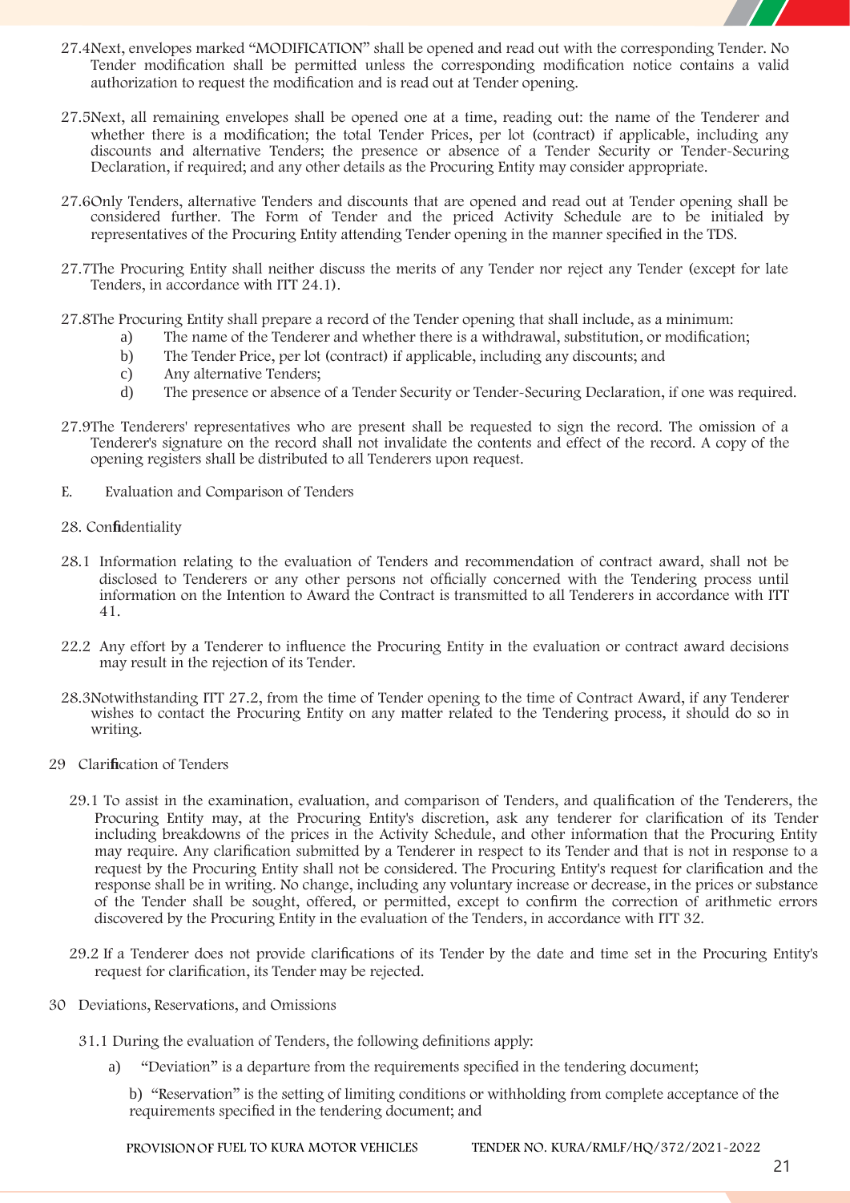27.4Next, envelopes marked "MODIFICATION" shall be opened and read out with the corresponding Tender. No Tender modification shall be permitted unless the corresponding modification notice contains a valid authorization to request the modification and is read out at Tender opening.

27.5Next, all remaining envelopes shall be opened one at a time, reading out: the name of the Tenderer and whether there is a modification; the total Tender Prices, per lot (contract) if applicable, including any discounts and alternative Tenders; the presence or absence of a Tender Security or Tender-Securing Declaration, if required; and any other details as the Procuring Entity may consider appropriate.

27.6Only Tenders, alternative Tenders and discounts that are opened and read out at Tender opening shall be considered further. The Form of Tender and the priced Activity Schedule are to be initialed by representatives of the Procuring Entity attending Tender opening in the manner specified in the TDS.

27.7The Procuring Entity shall neither discuss the merits of any Tender nor reject any Tender (except for late Tenders, in accordance with ITT 24.1).

27.8The Procuring Entity shall prepare a record of the Tender opening that shall include, as a minimum:

a) The name of the Tenderer and whether there is a withdrawal, substitution, or modification;
b) The Tender Price, per lot (contract) if applicable, including any discounts; and
c) Any alternative Tenders;
d) The presence or absence of a Tender Security or Tender-Securing Declaration, if one was required.

27.9The Tenderers' representatives who are present shall be requested to sign the record. The omission of a Tenderer's signature on the record shall not invalidate the contents and effect of the record. A copy of the opening registers shall be distributed to all Tenderers upon request.

## E. Evaluation and Comparison of Tenders

### 28. Confidentiality

28.1 Information relating to the evaluation of Tenders and recommendation of contract award, shall not be disclosed to Tenderers or any other persons not officially concerned with the Tendering process until information on the Intention to Award the Contract is transmitted to all Tenderers in accordance with ITT 41.

22.2 Any effort by a Tenderer to influence the Procuring Entity in the evaluation or contract award decisions may result in the rejection of its Tender.

28.3Notwithstanding ITT 27.2, from the time of Tender opening to the time of Contract Award, if any Tenderer wishes to contact the Procuring Entity on any matter related to the Tendering process, it should do so in writing.

### 29 Clarification of Tenders

29.1 To assist in the examination, evaluation, and comparison of Tenders, and qualification of the Tenderers, the Procuring Entity may, at the Procuring Entity's discretion, ask any tenderer for clarification of its Tender including breakdowns of the prices in the Activity Schedule, and other information that the Procuring Entity may require. Any clarification submitted by a Tenderer in respect to its Tender and that is not in response to a request by the Procuring Entity shall not be considered. The Procuring Entity's request for clarification and the response shall be in writing. No change, including any voluntary increase or decrease, in the prices or substance of the Tender shall be sought, offered, or permitted, except to confirm the correction of arithmetic errors discovered by the Procuring Entity in the evaluation of the Tenders, in accordance with ITT 32.

29.2 If a Tenderer does not provide clarifications of its Tender by the date and time set in the Procuring Entity's request for clarification, its Tender may be rejected.

### 30 Deviations, Reservations, and Omissions

31.1 During the evaluation of Tenders, the following definitions apply:

a) "Deviation" is a departure from the requirements specified in the tendering document;

b) "Reservation" is the setting of limiting conditions or withholding from complete acceptance of the requirements specified in the tendering document; and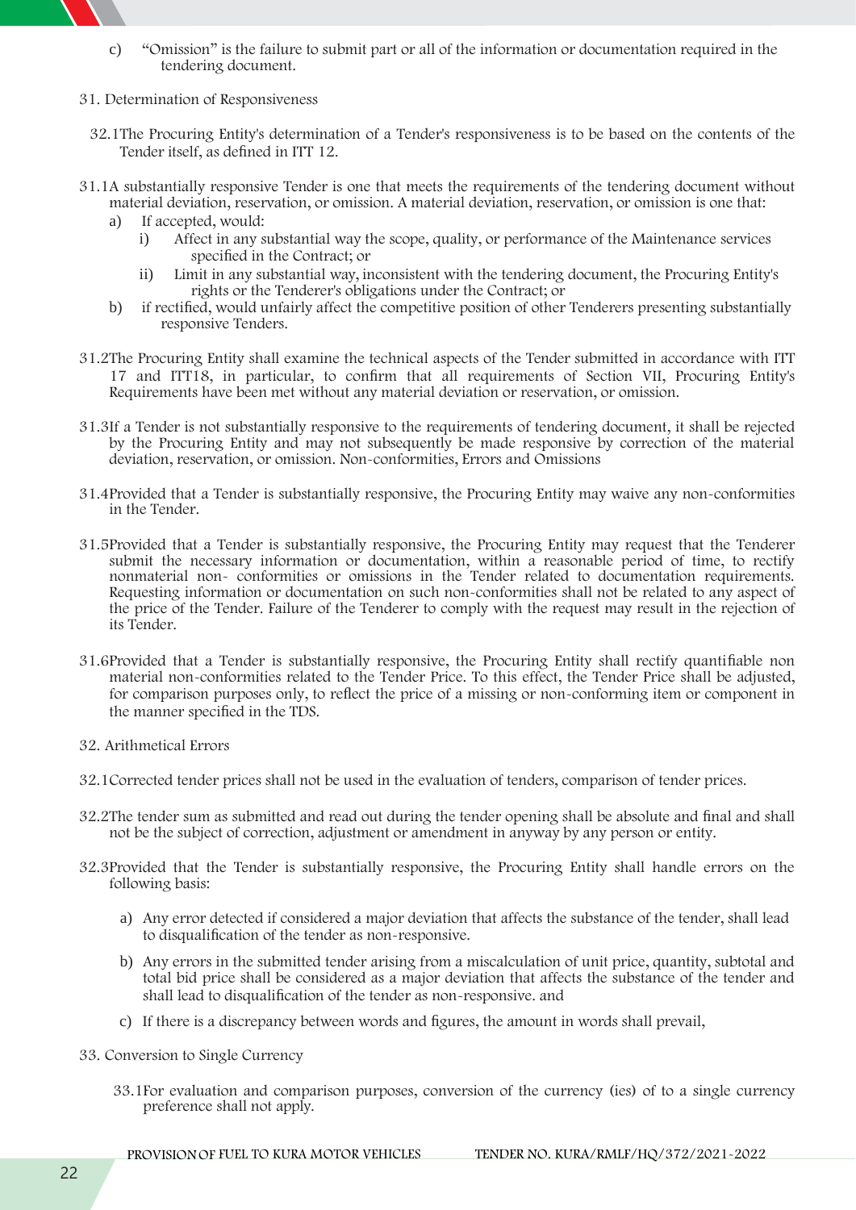c) "Omission" is the failure to submit part or all of the information or documentation required in the tendering document.

31. Determination of Responsiveness

32.1The Procuring Entity's determination of a Tender's responsiveness is to be based on the contents of the Tender itself, as defined in ITT 12.

31.1A substantially responsive Tender is one that meets the requirements of the tendering document without material deviation, reservation, or omission. A material deviation, reservation, or omission is one that:

a) If accepted, would:
   i) Affect in any substantial way the scope, quality, or performance of the Maintenance services specified in the Contract; or
   ii) Limit in any substantial way, inconsistent with the tendering document, the Procuring Entity's rights or the Tenderer's obligations under the Contract; or
b) if rectified, would unfairly affect the competitive position of other Tenderers presenting substantially responsive Tenders.

31.2The Procuring Entity shall examine the technical aspects of the Tender submitted in accordance with ITT 17 and ITT18, in particular, to confirm that all requirements of Section VII, Procuring Entity's Requirements have been met without any material deviation or reservation, or omission.

31.3If a Tender is not substantially responsive to the requirements of tendering document, it shall be rejected by the Procuring Entity and may not subsequently be made responsive by correction of the material deviation, reservation, or omission. Non-conformities, Errors and Omissions

31.4Provided that a Tender is substantially responsive, the Procuring Entity may waive any non-conformities in the Tender.

31.5Provided that a Tender is substantially responsive, the Procuring Entity may request that the Tenderer submit the necessary information or documentation, within a reasonable period of time, to rectify nonmaterial non- conformities or omissions in the Tender related to documentation requirements. Requesting information or documentation on such non-conformities shall not be related to any aspect of the price of the Tender. Failure of the Tenderer to comply with the request may result in the rejection of its Tender.

31.6Provided that a Tender is substantially responsive, the Procuring Entity shall rectify quantifiable non material non-conformities related to the Tender Price. To this effect, the Tender Price shall be adjusted, for comparison purposes only, to reflect the price of a missing or non-conforming item or component in the manner specified in the TDS.

32. Arithmetical Errors

32.1Corrected tender prices shall not be used in the evaluation of tenders, comparison of tender prices.

32.2The tender sum as submitted and read out during the tender opening shall be absolute and final and shall not be the subject of correction, adjustment or amendment in anyway by any person or entity.

32.3Provided that the Tender is substantially responsive, the Procuring Entity shall handle errors on the following basis:

a) Any error detected if considered a major deviation that affects the substance of the tender, shall lead to disqualification of the tender as non-responsive.

b) Any errors in the submitted tender arising from a miscalculation of unit price, quantity, subtotal and total bid price shall be considered as a major deviation that affects the substance of the tender and shall lead to disqualification of the tender as non-responsive. and

c) If there is a discrepancy between words and figures, the amount in words shall prevail,

33. Conversion to Single Currency

33.1For evaluation and comparison purposes, conversion of the currency (ies) of to a single currency preference shall not apply.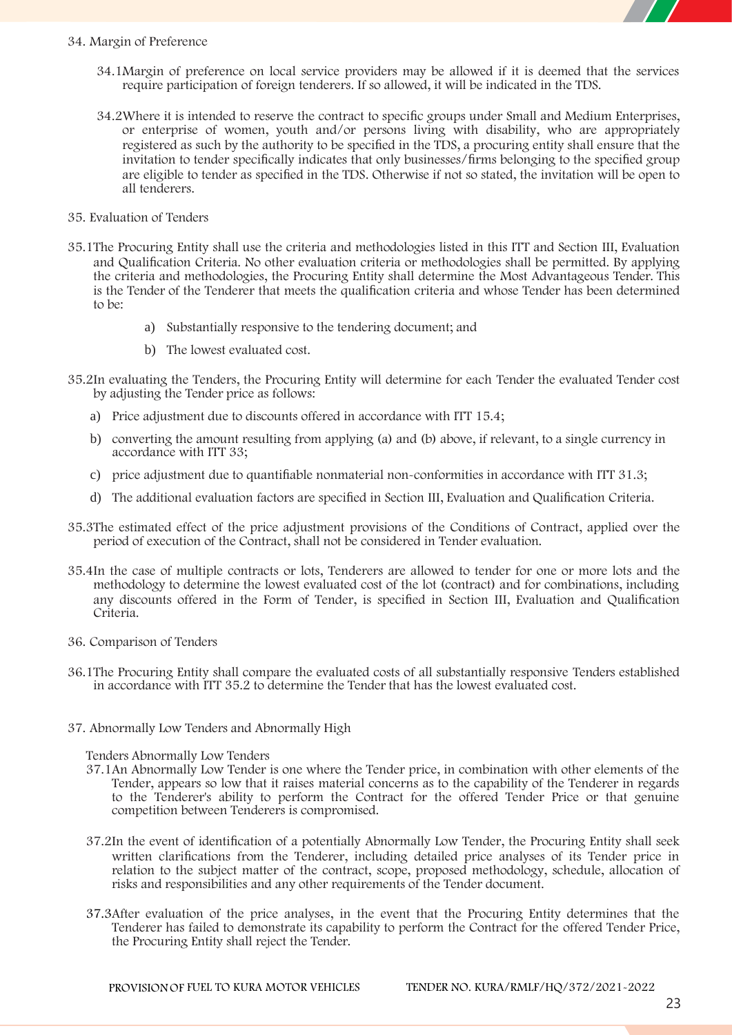34. Margin of Preference

34.1 Margin of preference on local service providers may be allowed if it is deemed that the services require participation of foreign tenderers. If so allowed, it will be indicated in the TDS.

34.2 Where it is intended to reserve the contract to specific groups under Small and Medium Enterprises, or enterprise of women, youth and/or persons living with disability, who are appropriately registered as such by the authority to be specified in the TDS, a procuring entity shall ensure that the invitation to tender specifically indicates that only businesses/firms belonging to the specified group are eligible to tender as specified in the TDS. Otherwise if not so stated, the invitation will be open to all tenderers.

35. Evaluation of Tenders

35.1 The Procuring Entity shall use the criteria and methodologies listed in this ITT and Section III, Evaluation and Qualification Criteria. No other evaluation criteria or methodologies shall be permitted. By applying the criteria and methodologies, the Procuring Entity shall determine the Most Advantageous Tender. This is the Tender of the Tenderer that meets the qualification criteria and whose Tender has been determined to be:

a) Substantially responsive to the tendering document; and

b) The lowest evaluated cost.

35.2 In evaluating the Tenders, the Procuring Entity will determine for each Tender the evaluated Tender cost by adjusting the Tender price as follows:

a) Price adjustment due to discounts offered in accordance with ITT 15.4;

b) converting the amount resulting from applying (a) and (b) above, if relevant, to a single currency in accordance with ITT 33;

c) price adjustment due to quantifiable nonmaterial non-conformities in accordance with ITT 31.3;

d) The additional evaluation factors are specified in Section III, Evaluation and Qualification Criteria.

35.3 The estimated effect of the price adjustment provisions of the Conditions of Contract, applied over the period of execution of the Contract, shall not be considered in Tender evaluation.

35.4 In the case of multiple contracts or lots, Tenderers are allowed to tender for one or more lots and the methodology to determine the lowest evaluated cost of the lot (contract) and for combinations, including any discounts offered in the Form of Tender, is specified in Section III, Evaluation and Qualification Criteria.

36. Comparison of Tenders

36.1 The Procuring Entity shall compare the evaluated costs of all substantially responsive Tenders established in accordance with ITT 35.2 to determine the Tender that has the lowest evaluated cost.

37. Abnormally Low Tenders and Abnormally High

Tenders Abnormally Low Tenders

37.1 An Abnormally Low Tender is one where the Tender price, in combination with other elements of the Tender, appears so low that it raises material concerns as to the capability of the Tenderer in regards to the Tenderer's ability to perform the Contract for the offered Tender Price or that genuine competition between Tenderers is compromised.

37.2 In the event of identification of a potentially Abnormally Low Tender, the Procuring Entity shall seek written clarifications from the Tenderer, including detailed price analyses of its Tender price in relation to the subject matter of the contract, scope, proposed methodology, schedule, allocation of risks and responsibilities and any other requirements of the Tender document.

37.3 After evaluation of the price analyses, in the event that the Procuring Entity determines that the Tenderer has failed to demonstrate its capability to perform the Contract for the offered Tender Price, the Procuring Entity shall reject the Tender.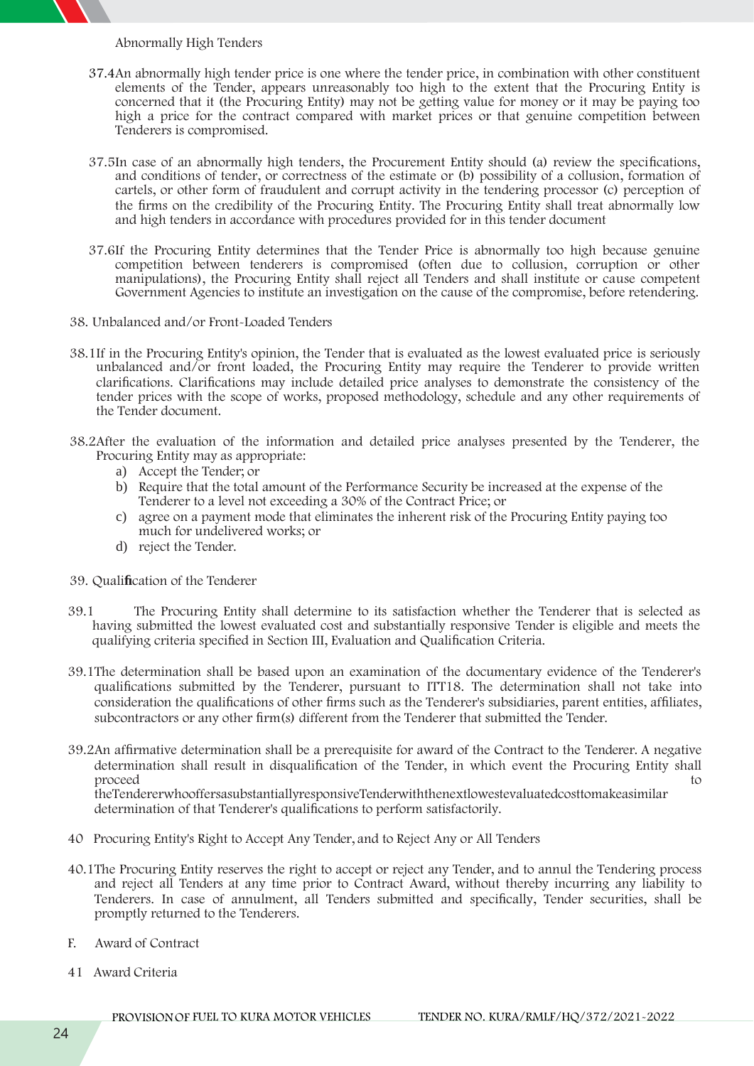Abnormally High Tenders

37.4 An abnormally high tender price is one where the tender price, in combination with other constituent elements of the Tender, appears unreasonably too high to the extent that the Procuring Entity is concerned that it (the Procuring Entity) may not be getting value for money or it may be paying too high a price for the contract compared with market prices or that genuine competition between Tenderers is compromised.

37.5 In case of an abnormally high tenders, the Procurement Entity should (a) review the specifications, and conditions of tender, or correctness of the estimate or (b) possibility of a collusion, formation of cartels, or other form of fraudulent and corrupt activity in the tendering processor (c) perception of the firms on the credibility of the Procuring Entity. The Procuring Entity shall treat abnormally low and high tenders in accordance with procedures provided for in this tender document

37.6 If the Procuring Entity determines that the Tender Price is abnormally too high because genuine competition between tenderers is compromised (often due to collusion, corruption or other manipulations), the Procuring Entity shall reject all Tenders and shall institute or cause competent Government Agencies to institute an investigation on the cause of the compromise, before retendering.

38. Unbalanced and/or Front-Loaded Tenders

38.1 If in the Procuring Entity's opinion, the Tender that is evaluated as the lowest evaluated price is seriously unbalanced and/or front loaded, the Procuring Entity may require the Tenderer to provide written clarifications. Clarifications may include detailed price analyses to demonstrate the consistency of the tender prices with the scope of works, proposed methodology, schedule and any other requirements of the Tender document.

38.2 After the evaluation of the information and detailed price analyses presented by the Tenderer, the Procuring Entity may as appropriate:

a) Accept the Tender; or
b) Require that the total amount of the Performance Security be increased at the expense of the Tenderer to a level not exceeding a 30% of the Contract Price; or
c) agree on a payment mode that eliminates the inherent risk of the Procuring Entity paying too much for undelivered works; or
d) reject the Tender.

39. Qualification of the Tenderer

39.1 The Procuring Entity shall determine to its satisfaction whether the Tenderer that is selected as having submitted the lowest evaluated cost and substantially responsive Tender is eligible and meets the qualifying criteria specified in Section III, Evaluation and Qualification Criteria.

39.1 The determination shall be based upon an examination of the documentary evidence of the Tenderer's qualifications submitted by the Tenderer, pursuant to ITT18. The determination shall not take into consideration the qualifications of other firms such as the Tenderer's subsidiaries, parent entities, affiliates, subcontractors or any other firm(s) different from the Tenderer that submitted the Tender.

39.2 An affirmative determination shall be a prerequisite for award of the Contract to the Tenderer. A negative determination shall result in disqualification of the Tender, in which event the Procuring Entity shall proceed to theTendererwhooffersasubstantiallyresponsiveTenderwiththenextlowestevaluatedcosttomakeasimilar determination of that Tenderer's qualifications to perform satisfactorily.

40 Procuring Entity's Right to Accept Any Tender, and to Reject Any or All Tenders

40.1 The Procuring Entity reserves the right to accept or reject any Tender, and to annul the Tendering process and reject all Tenders at any time prior to Contract Award, without thereby incurring any liability to Tenderers. In case of annulment, all Tenders submitted and specifically, Tender securities, shall be promptly returned to the Tenderers.

F. Award of Contract

41 Award Criteria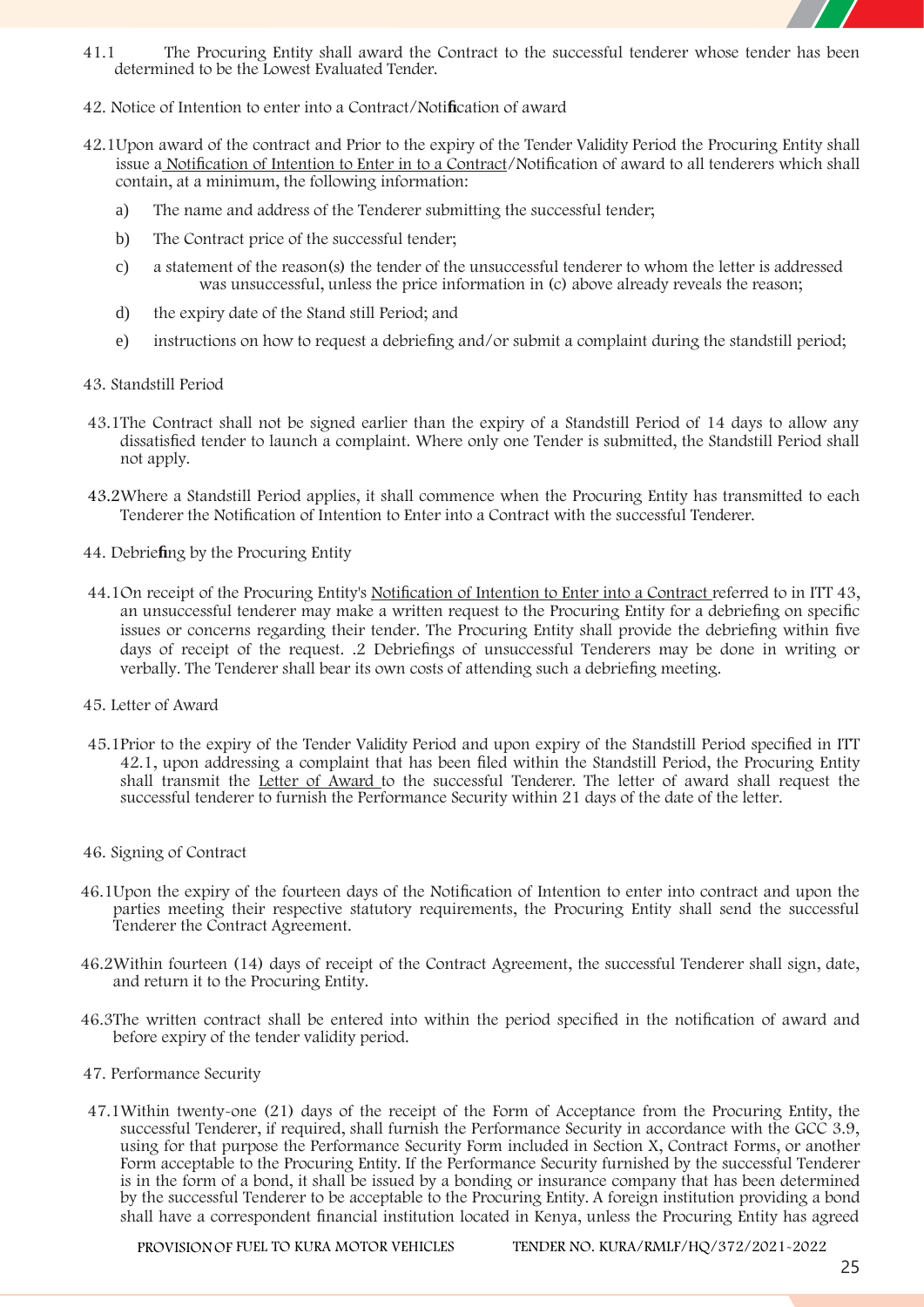41.1 The Procuring Entity shall award the Contract to the successful tenderer whose tender has been determined to be the Lowest Evaluated Tender.

42. Notice of Intention to enter into a Contract/Notification of award

42.1Upon award of the contract and Prior to the expiry of the Tender Validity Period the Procuring Entity shall issue a Notification of Intention to Enter in to a Contract/Notification of award to all tenderers which shall contain, at a minimum, the following information:

a) The name and address of the Tenderer submitting the successful tender;

b) The Contract price of the successful tender;

c) a statement of the reason(s) the tender of the unsuccessful tenderer to whom the letter is addressed was unsuccessful, unless the price information in (c) above already reveals the reason;

d) the expiry date of the Stand still Period; and

e) instructions on how to request a debriefing and/or submit a complaint during the standstill period;

43. Standstill Period

43.1The Contract shall not be signed earlier than the expiry of a Standstill Period of 14 days to allow any dissatisfied tender to launch a complaint. Where only one Tender is submitted, the Standstill Period shall not apply.

43.2Where a Standstill Period applies, it shall commence when the Procuring Entity has transmitted to each Tenderer the Notification of Intention to Enter into a Contract with the successful Tenderer.

44. Debriefing by the Procuring Entity

44.1On receipt of the Procuring Entity's Notification of Intention to Enter into a Contract referred to in ITT 43, an unsuccessful tenderer may make a written request to the Procuring Entity for a debriefing on specific issues or concerns regarding their tender. The Procuring Entity shall provide the debriefing within five days of receipt of the request. .2 Debriefings of unsuccessful Tenderers may be done in writing or verbally. The Tenderer shall bear its own costs of attending such a debriefing meeting.

45. Letter of Award

45.1Prior to the expiry of the Tender Validity Period and upon expiry of the Standstill Period specified in ITT 42.1, upon addressing a complaint that has been filed within the Standstill Period, the Procuring Entity shall transmit the Letter of Award to the successful Tenderer. The letter of award shall request the successful tenderer to furnish the Performance Security within 21 days of the date of the letter.

46. Signing of Contract

46.1Upon the expiry of the fourteen days of the Notification of Intention to enter into contract and upon the parties meeting their respective statutory requirements, the Procuring Entity shall send the successful Tenderer the Contract Agreement.

46.2Within fourteen (14) days of receipt of the Contract Agreement, the successful Tenderer shall sign, date, and return it to the Procuring Entity.

46.3The written contract shall be entered into within the period specified in the notification of award and before expiry of the tender validity period.

47. Performance Security

47.1Within twenty-one (21) days of the receipt of the Form of Acceptance from the Procuring Entity, the successful Tenderer, if required, shall furnish the Performance Security in accordance with the GCC 3.9, using for that purpose the Performance Security Form included in Section X, Contract Forms, or another Form acceptable to the Procuring Entity. If the Performance Security furnished by the successful Tenderer is in the form of a bond, it shall be issued by a bonding or insurance company that has been determined by the successful Tenderer to be acceptable to the Procuring Entity. A foreign institution providing a bond shall have a correspondent financial institution located in Kenya, unless the Procuring Entity has agreed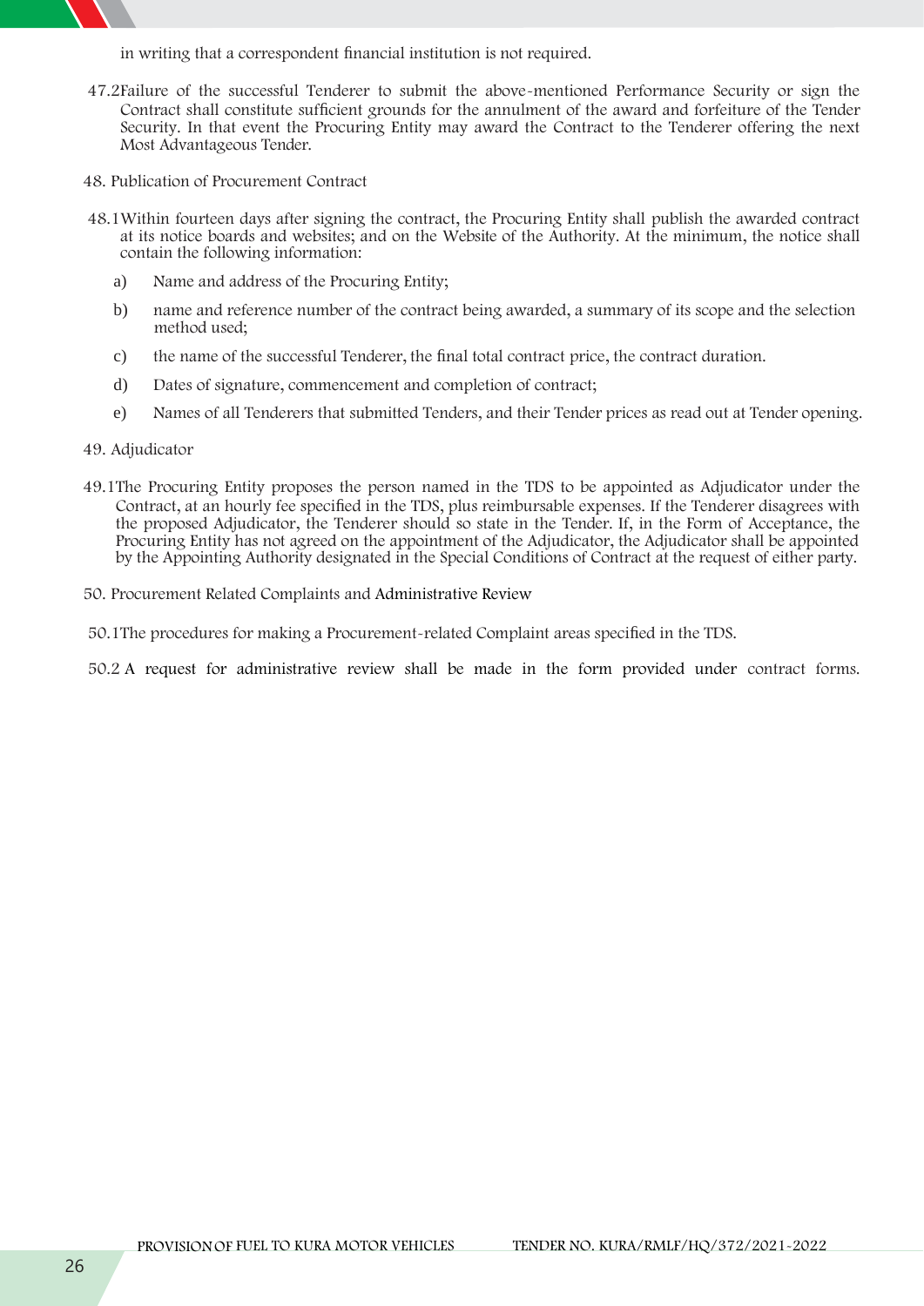in writing that a correspondent financial institution is not required.

47.2 Failure of the successful Tenderer to submit the above-mentioned Performance Security or sign the Contract shall constitute sufficient grounds for the annulment of the award and forfeiture of the Tender Security. In that event the Procuring Entity may award the Contract to the Tenderer offering the next Most Advantageous Tender.

48. Publication of Procurement Contract

48.1 Within fourteen days after signing the contract, the Procuring Entity shall publish the awarded contract at its notice boards and websites; and on the Website of the Authority. At the minimum, the notice shall contain the following information:

a) Name and address of the Procuring Entity;

b) name and reference number of the contract being awarded, a summary of its scope and the selection method used;

c) the name of the successful Tenderer, the final total contract price, the contract duration.

d) Dates of signature, commencement and completion of contract;

e) Names of all Tenderers that submitted Tenders, and their Tender prices as read out at Tender opening.

49. Adjudicator

49.1 The Procuring Entity proposes the person named in the TDS to be appointed as Adjudicator under the Contract, at an hourly fee specified in the TDS, plus reimbursable expenses. If the Tenderer disagrees with the proposed Adjudicator, the Tenderer should so state in the Tender. If, in the Form of Acceptance, the Procuring Entity has not agreed on the appointment of the Adjudicator, the Adjudicator shall be appointed by the Appointing Authority designated in the Special Conditions of Contract at the request of either party.

50. Procurement Related Complaints and Administrative Review

50.1 The procedures for making a Procurement-related Complaint areas specified in the TDS.

50.2 A request for administrative review shall be made in the form provided under contract forms.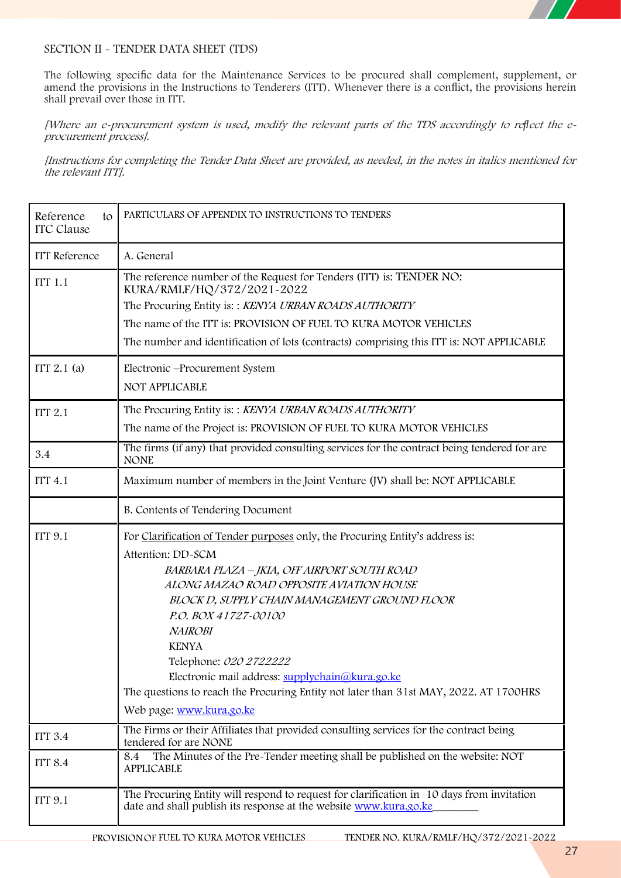SECTION II - TENDER DATA SHEET (TDS)

The following specific data for the Maintenance Services to be procured shall complement, supplement, or amend the provisions in the Instructions to Tenderers (ITT). Whenever there is a conflict, the provisions herein shall prevail over those in ITT.

*[Where an e-procurement system is used, modify the relevant parts of the TDS accordingly to reflect the e-procurement process].*

*[Instructions for completing the Tender Data Sheet are provided, as needed, in the notes in italics mentioned for the relevant ITT].*

| Reference to ITC Clause | PARTICULARS OF APPENDIX TO INSTRUCTIONS TO TENDERS |
|---|---|
| ITT Reference | A. General |
| ITT 1.1 | The reference number of the Request for Tenders (ITT) is: TENDER NO: KURA/RMLF/HQ/372/2021-2022<br>The Procuring Entity is: : *KENYA URBAN ROADS AUTHORITY*<br>The name of the ITT is: PROVISION OF FUEL TO KURA MOTOR VEHICLES<br>The number and identification of lots (contracts) comprising this ITT is: NOT APPLICABLE |
| ITT 2.1 (a) | Electronic –Procurement System<br>NOT APPLICABLE |
| ITT 2.1 | The Procuring Entity is: : *KENYA URBAN ROADS AUTHORITY*<br>The name of the Project is: PROVISION OF FUEL TO KURA MOTOR VEHICLES |
| 3.4 | The firms (if any) that provided consulting services for the contract being tendered for are NONE |
| ITT 4.1 | Maximum number of members in the Joint Venture (JV) shall be: NOT APPLICABLE |
| | B. Contents of Tendering Document |
| ITT 9.1 | For Clarification of Tender purposes only, the Procuring Entity's address is:<br>Attention: DD-SCM<br>*BARBARA PLAZA – JKIA, OFF AIRPORT SOUTH ROAD*<br>*ALONG MAZAO ROAD OPPOSITE AVIATION HOUSE*<br>*BLOCK D, SUPPLY CHAIN MANAGEMENT GROUND FLOOR*<br>*P.O. BOX 41727-00100*<br>*NAIROBI*<br>KENYA<br>Telephone: *020 2722222*<br>Electronic mail address: supplychain@kura.go.ke<br>The questions to reach the Procuring Entity not later than 31st MAY, 2022. AT 1700HRS<br>Web page: www.kura.go.ke |
| ITT 3.4 | The Firms or their Affiliates that provided consulting services for the contract being tendered for are NONE |
| ITT 8.4 | 8.4 The Minutes of the Pre-Tender meeting shall be published on the website: NOT APPLICABLE |
| ITT 9.1 | The Procuring Entity will respond to request for clarification in 10 days from invitation date and shall publish its response at the website www.kura.go.ke________ |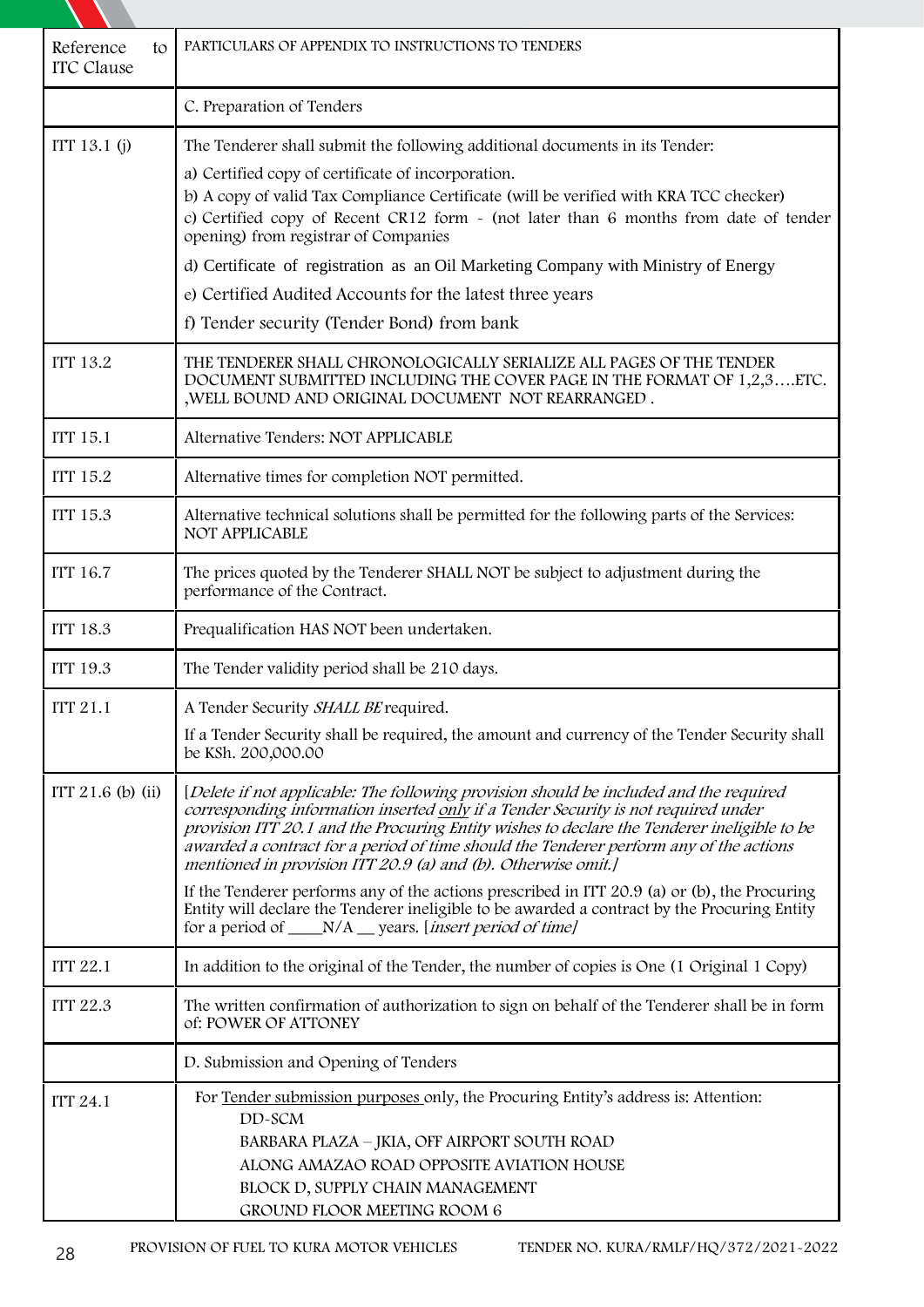| Reference to ITC Clause | PARTICULARS OF APPENDIX TO INSTRUCTIONS TO TENDERS |
|---|---|
| | C. Preparation of Tenders |
| ITT 13.1 (j) | The Tenderer shall submit the following additional documents in its Tender:<br>a) Certified copy of certificate of incorporation.<br>b) A copy of valid Tax Compliance Certificate (will be verified with KRA TCC checker)<br>c) Certified copy of Recent CR12 form - (not later than 6 months from date of tender opening) from registrar of Companies<br>d) Certificate of registration as an Oil Marketing Company with Ministry of Energy<br>e) Certified Audited Accounts for the latest three years<br>f) Tender security (Tender Bond) from bank |
| ITT 13.2 | THE TENDERER SHALL CHRONOLOGICALLY SERIALIZE ALL PAGES OF THE TENDER DOCUMENT SUBMITTED INCLUDING THE COVER PAGE IN THE FORMAT OF 1,2,3….ETC. ,WELL BOUND AND ORIGINAL DOCUMENT NOT REARRANGED . |
| ITT 15.1 | Alternative Tenders: NOT APPLICABLE |
| ITT 15.2 | Alternative times for completion NOT permitted. |
| ITT 15.3 | Alternative technical solutions shall be permitted for the following parts of the Services: NOT APPLICABLE |
| ITT 16.7 | The prices quoted by the Tenderer SHALL NOT be subject to adjustment during the performance of the Contract. |
| ITT 18.3 | Prequalification HAS NOT been undertaken. |
| ITT 19.3 | The Tender validity period shall be 210 days. |
| ITT 21.1 | A Tender Security *SHALL BE* required.<br>If a Tender Security shall be required, the amount and currency of the Tender Security shall be KSh. 200,000.00 |
| ITT 21.6 (b) (ii) | [*Delete if not applicable: The following provision should be included and the required corresponding information inserted only if a Tender Security is not required under provision ITT 20.1 and the Procuring Entity wishes to declare the Tenderer ineligible to be awarded a contract for a period of time should the Tenderer perform any of the actions mentioned in provision ITT 20.9 (a) and (b). Otherwise omit.*]<br>If the Tenderer performs any of the actions prescribed in ITT 20.9 (a) or (b), the Procuring Entity will declare the Tenderer ineligible to be awarded a contract by the Procuring Entity for a period of ____N/A __ years. [*insert period of time*] |
| ITT 22.1 | In addition to the original of the Tender, the number of copies is One (1 Original 1 Copy) |
| ITT 22.3 | The written confirmation of authorization to sign on behalf of the Tenderer shall be in form of: POWER OF ATTONEY |
| | D. Submission and Opening of Tenders |
| ITT 24.1 | For Tender submission purposes only, the Procuring Entity's address is: Attention:<br>DD-SCM<br>BARBARA PLAZA – JKIA, OFF AIRPORT SOUTH ROAD<br>ALONG AMAZAO ROAD OPPOSITE AVIATION HOUSE<br>BLOCK D, SUPPLY CHAIN MANAGEMENT<br>GROUND FLOOR MEETING ROOM 6 |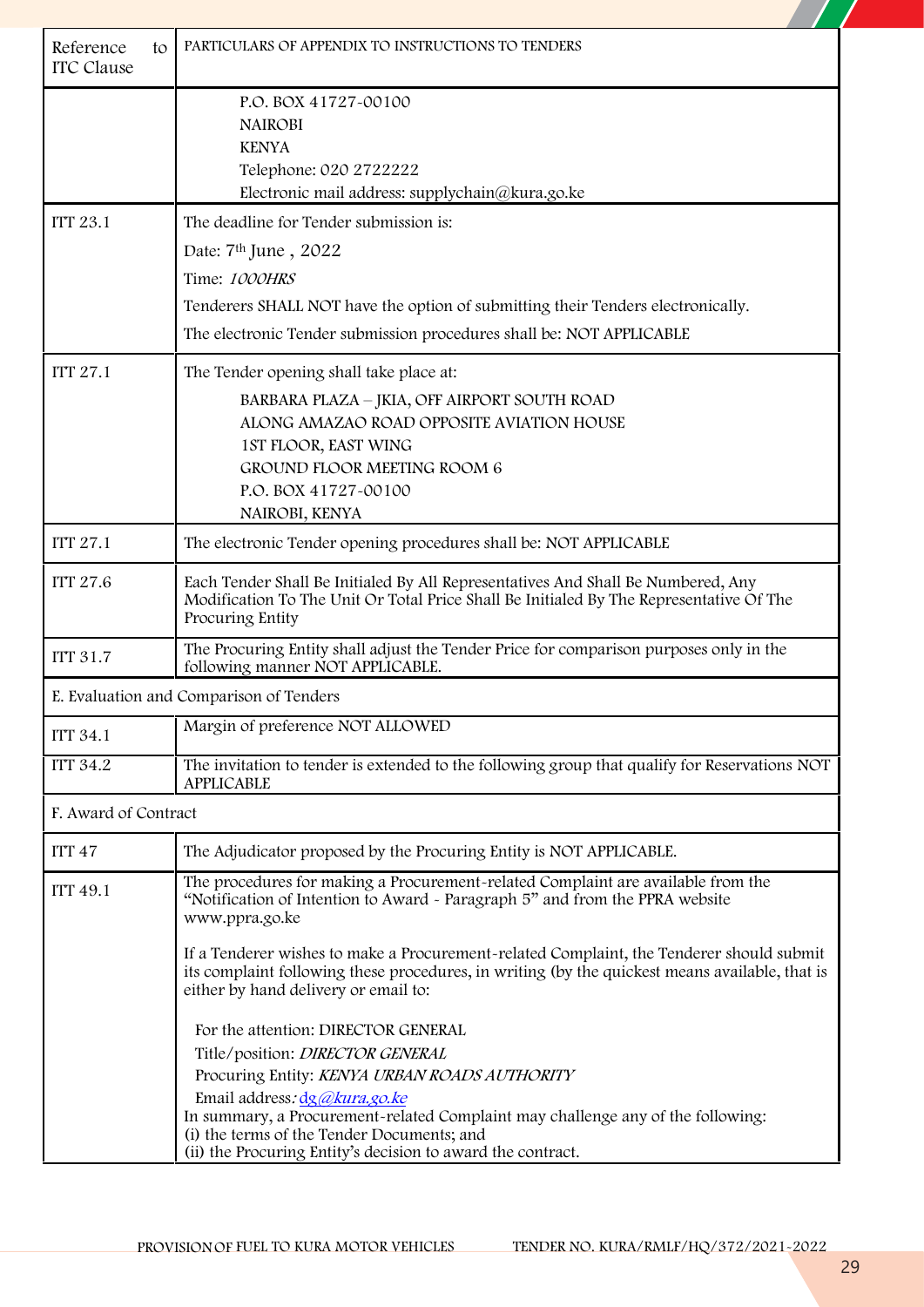| Reference to ITC Clause | PARTICULARS OF APPENDIX TO INSTRUCTIONS TO TENDERS |
|---|---|
| | P.O. BOX 41727-00100<br>NAIROBI<br>KENYA<br>Telephone: 020 2722222<br>Electronic mail address: supplychain@kura.go.ke |
| ITT 23.1 | The deadline for Tender submission is:<br>Date: 7th June , 2022<br>Time: *1000HRS*<br>Tenderers SHALL NOT have the option of submitting their Tenders electronically.<br>The electronic Tender submission procedures shall be: NOT APPLICABLE |
| ITT 27.1 | The Tender opening shall take place at:<br>BARBARA PLAZA – JKIA, OFF AIRPORT SOUTH ROAD<br>ALONG AMAZAO ROAD OPPOSITE AVIATION HOUSE<br>1ST FLOOR, EAST WING<br>GROUND FLOOR MEETING ROOM 6<br>P.O. BOX 41727-00100<br>NAIROBI, KENYA |
| ITT 27.1 | The electronic Tender opening procedures shall be: NOT APPLICABLE |
| ITT 27.6 | Each Tender Shall Be Initialed By All Representatives And Shall Be Numbered, Any Modification To The Unit Or Total Price Shall Be Initialed By The Representative Of The Procuring Entity |
| ITT 31.7 | The Procuring Entity shall adjust the Tender Price for comparison purposes only in the following manner NOT APPLICABLE. |
| E. Evaluation and Comparison of Tenders | |
| ITT 34.1 | Margin of preference NOT ALLOWED |
| ITT 34.2 | The invitation to tender is extended to the following group that qualify for Reservations NOT APPLICABLE |
| F. Award of Contract | |
| ITT 47 | The Adjudicator proposed by the Procuring Entity is NOT APPLICABLE. |
| ITT 49.1 | The procedures for making a Procurement-related Complaint are available from the "Notification of Intention to Award - Paragraph 5" and from the PPRA website www.ppra.go.ke<br><br>If a Tenderer wishes to make a Procurement-related Complaint, the Tenderer should submit its complaint following these procedures, in writing (by the quickest means available, that is either by hand delivery or email to:<br><br>For the attention: DIRECTOR GENERAL<br>Title/position: *DIRECTOR GENERAL*<br>Procuring Entity: *KENYA URBAN ROADS AUTHORITY*<br>Email address*:* *dg@kura.go.ke*<br>In summary, a Procurement-related Complaint may challenge any of the following:<br>(i) the terms of the Tender Documents; and<br>(ii) the Procuring Entity's decision to award the contract. |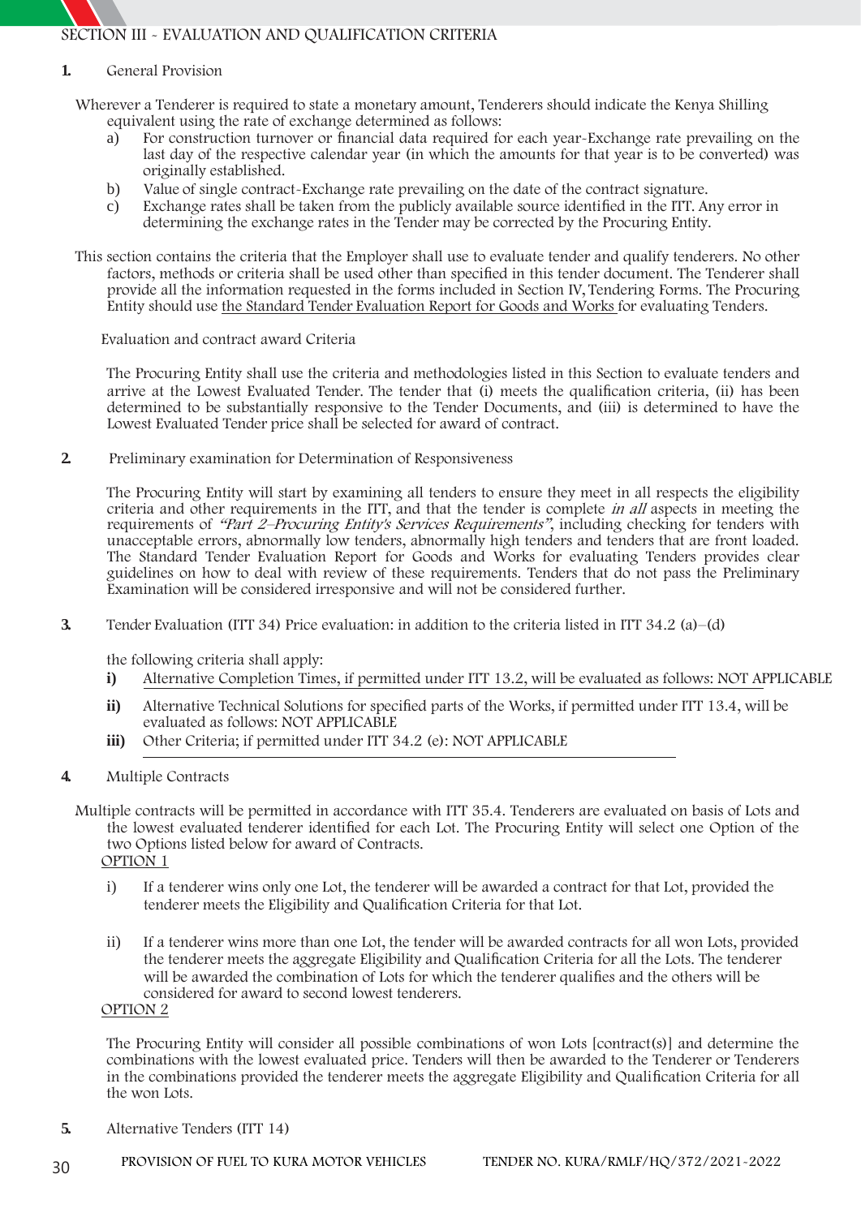## SECTION III - EVALUATION AND QUALIFICATION CRITERIA

**1.** General Provision

Wherever a Tenderer is required to state a monetary amount, Tenderers should indicate the Kenya Shilling equivalent using the rate of exchange determined as follows:

a) For construction turnover or financial data required for each year-Exchange rate prevailing on the last day of the respective calendar year (in which the amounts for that year is to be converted) was originally established.

b) Value of single contract-Exchange rate prevailing on the date of the contract signature.

c) Exchange rates shall be taken from the publicly available source identified in the ITT. Any error in determining the exchange rates in the Tender may be corrected by the Procuring Entity.

This section contains the criteria that the Employer shall use to evaluate tender and qualify tenderers. No other factors, methods or criteria shall be used other than specified in this tender document. The Tenderer shall provide all the information requested in the forms included in Section IV, Tendering Forms. The Procuring Entity should use the Standard Tender Evaluation Report for Goods and Works for evaluating Tenders.

Evaluation and contract award Criteria

The Procuring Entity shall use the criteria and methodologies listed in this Section to evaluate tenders and arrive at the Lowest Evaluated Tender. The tender that (i) meets the qualification criteria, (ii) has been determined to be substantially responsive to the Tender Documents, and (iii) is determined to have the Lowest Evaluated Tender price shall be selected for award of contract.

**2.** Preliminary examination for Determination of Responsiveness

The Procuring Entity will start by examining all tenders to ensure they meet in all respects the eligibility criteria and other requirements in the ITT, and that the tender is complete *in all* aspects in meeting the requirements of *"Part 2–Procuring Entity's Services Requirements"*, including checking for tenders with unacceptable errors, abnormally low tenders, abnormally high tenders and tenders that are front loaded. The Standard Tender Evaluation Report for Goods and Works for evaluating Tenders provides clear guidelines on how to deal with review of these requirements. Tenders that do not pass the Preliminary Examination will be considered irresponsive and will not be considered further.

**3.** Tender Evaluation (ITT 34) Price evaluation: in addition to the criteria listed in ITT 34.2 (a)–(d)

the following criteria shall apply:

**i)** Alternative Completion Times, if permitted under ITT 13.2, will be evaluated as follows: NOT APPLICABLE

**ii)** Alternative Technical Solutions for specified parts of the Works, if permitted under ITT 13.4, will be evaluated as follows: NOT APPLICABLE

**iii)** Other Criteria; if permitted under ITT 34.2 (e): NOT APPLICABLE

**4.** Multiple Contracts

Multiple contracts will be permitted in accordance with ITT 35.4. Tenderers are evaluated on basis of Lots and the lowest evaluated tenderer identified for each Lot. The Procuring Entity will select one Option of the two Options listed below for award of Contracts.

OPTION 1

i) If a tenderer wins only one Lot, the tenderer will be awarded a contract for that Lot, provided the tenderer meets the Eligibility and Qualification Criteria for that Lot.

ii) If a tenderer wins more than one Lot, the tender will be awarded contracts for all won Lots, provided the tenderer meets the aggregate Eligibility and Qualification Criteria for all the Lots. The tenderer will be awarded the combination of Lots for which the tenderer qualifies and the others will be considered for award to second lowest tenderers.

OPTION 2

The Procuring Entity will consider all possible combinations of won Lots [contract(s)] and determine the combinations with the lowest evaluated price. Tenders will then be awarded to the Tenderer or Tenderers in the combinations provided the tenderer meets the aggregate Eligibility and Qualification Criteria for all the won Lots.

**5.** Alternative Tenders (ITT 14)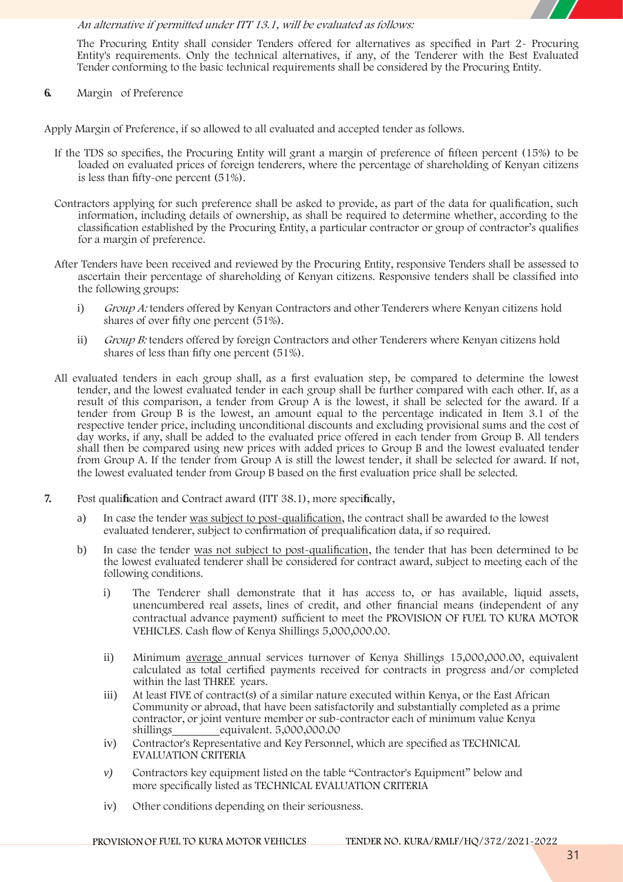*An alternative if permitted under ITT 13.1, will be evaluated as follows:*

The Procuring Entity shall consider Tenders offered for alternatives as specified in Part 2- Procuring Entity's requirements. Only the technical alternatives, if any, of the Tenderer with the Best Evaluated Tender conforming to the basic technical requirements shall be considered by the Procuring Entity.

**6.** Margin of Preference

Apply Margin of Preference, if so allowed to all evaluated and accepted tender as follows.

If the TDS so specifies, the Procuring Entity will grant a margin of preference of fifteen percent (15%) to be loaded on evaluated prices of foreign tenderers, where the percentage of shareholding of Kenyan citizens is less than fifty-one percent (51%).

Contractors applying for such preference shall be asked to provide, as part of the data for qualification, such information, including details of ownership, as shall be required to determine whether, according to the classification established by the Procuring Entity, a particular contractor or group of contractor's qualifies for a margin of preference.

After Tenders have been received and reviewed by the Procuring Entity, responsive Tenders shall be assessed to ascertain their percentage of shareholding of Kenyan citizens. Responsive tenders shall be classified into the following groups:

i) *Group A:* tenders offered by Kenyan Contractors and other Tenderers where Kenyan citizens hold shares of over fifty one percent (51%).

ii) *Group B:* tenders offered by foreign Contractors and other Tenderers where Kenyan citizens hold shares of less than fifty one percent (51%).

All evaluated tenders in each group shall, as a first evaluation step, be compared to determine the lowest tender, and the lowest evaluated tender in each group shall be further compared with each other. If, as a result of this comparison, a tender from Group A is the lowest, it shall be selected for the award. If a tender from Group B is the lowest, an amount equal to the percentage indicated in Item 3.1 of the respective tender price, including unconditional discounts and excluding provisional sums and the cost of day works, if any, shall be added to the evaluated price offered in each tender from Group B. All tenders shall then be compared using new prices with added prices to Group B and the lowest evaluated tender from Group A. If the tender from Group A is still the lowest tender, it shall be selected for award. If not, the lowest evaluated tender from Group B based on the first evaluation price shall be selected.

**7.** Post qualification and Contract award (ITT 38.1), more specifically,

a) In case the tender was subject to post-qualification, the contract shall be awarded to the lowest evaluated tenderer, subject to confirmation of prequalification data, if so required.

b) In case the tender was not subject to post-qualification, the tender that has been determined to be the lowest evaluated tenderer shall be considered for contract award, subject to meeting each of the following conditions.

   i) The Tenderer shall demonstrate that it has access to, or has available, liquid assets, unencumbered real assets, lines of credit, and other financial means (independent of any contractual advance payment) sufficient to meet the PROVISION OF FUEL TO KURA MOTOR VEHICLES. Cash flow of Kenya Shillings 5,000,000.00.

   ii) Minimum average annual services turnover of Kenya Shillings 15,000,000.00, equivalent calculated as total certified payments received for contracts in progress and/or completed within the last THREE years.

   iii) At least FIVE of contract(s) of a similar nature executed within Kenya, or the East African Community or abroad, that have been satisfactorily and substantially completed as a prime contractor, or joint venture member or sub-contractor each of minimum value Kenya shillings________equivalent. 5,000,000.00

   iv) Contractor's Representative and Key Personnel, which are specified as TECHNICAL EVALUATION CRITERIA

   *v)* Contractors key equipment listed on the table "Contractor's Equipment" below and more specifically listed as TECHNICAL EVALUATION CRITERIA

   iv) Other conditions depending on their seriousness.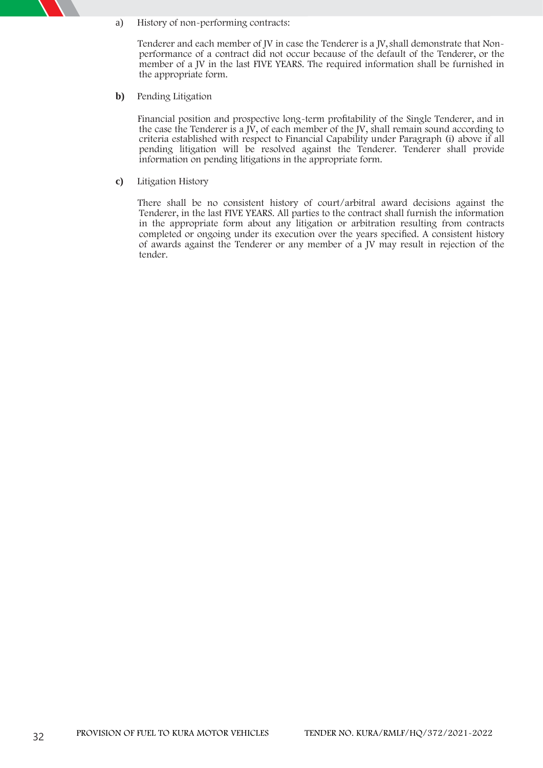a) History of non-performing contracts:

Tenderer and each member of JV in case the Tenderer is a JV, shall demonstrate that Non-performance of a contract did not occur because of the default of the Tenderer, or the member of a JV in the last FIVE YEARS. The required information shall be furnished in the appropriate form.

**b)** Pending Litigation

Financial position and prospective long-term profitability of the Single Tenderer, and in the case the Tenderer is a JV, of each member of the JV, shall remain sound according to criteria established with respect to Financial Capability under Paragraph (i) above if all pending litigation will be resolved against the Tenderer. Tenderer shall provide information on pending litigations in the appropriate form.

**c)** Litigation History

There shall be no consistent history of court/arbitral award decisions against the Tenderer, in the last FIVE YEARS. All parties to the contract shall furnish the information in the appropriate form about any litigation or arbitration resulting from contracts completed or ongoing under its execution over the years specified. A consistent history of awards against the Tenderer or any member of a JV may result in rejection of the tender.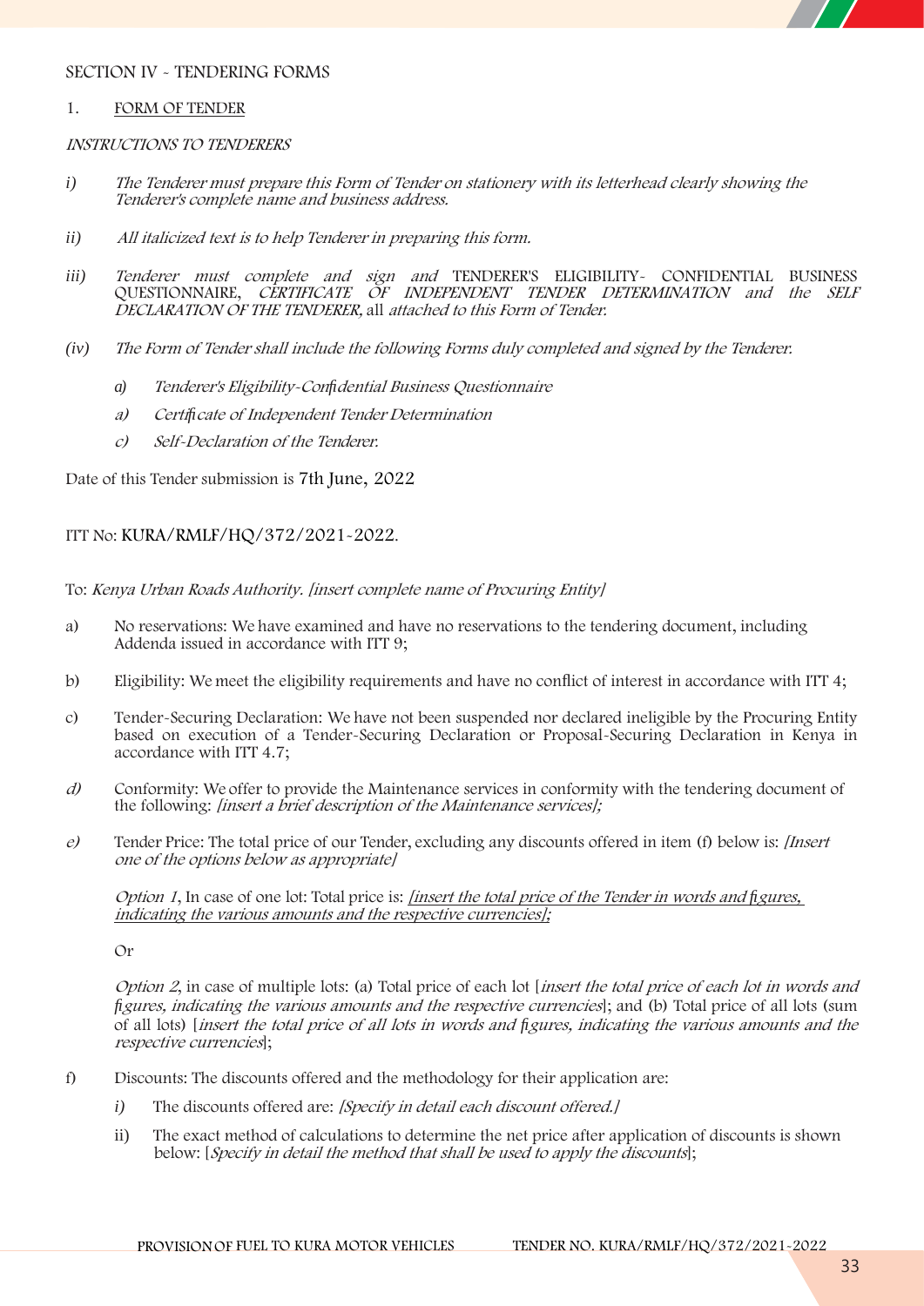SECTION IV - TENDERING FORMS

1. FORM OF TENDER

*INSTRUCTIONS TO TENDERERS*

*i) The Tenderer must prepare this Form of Tender on stationery with its letterhead clearly showing the Tenderer's complete name and business address.*

*ii) All italicized text is to help Tenderer in preparing this form.*

*iii) Tenderer must complete and sign and* TENDERER'S ELIGIBILITY- CONFIDENTIAL BUSINESS QUESTIONNAIRE, *CERTIFICATE OF INDEPENDENT TENDER DETERMINATION and the SELF DECLARATION OF THE TENDERER,* all *attached to this Form of Tender.*

*(iv) The Form of Tender shall include the following Forms duly completed and signed by the Tenderer.*

*a) Tenderer's Eligibility-Confidential Business Questionnaire*

*a) Certificate of Independent Tender Determination*

*c) Self-Declaration of the Tenderer.*

Date of this Tender submission is 7th June, 2022

ITT No: KURA/RMLF/HQ/372/2021-2022.

To: *Kenya Urban Roads Authority. [insert complete name of Procuring Entity]*

a) No reservations: We have examined and have no reservations to the tendering document, including Addenda issued in accordance with ITT 9;

b) Eligibility: We meet the eligibility requirements and have no conflict of interest in accordance with ITT 4;

c) Tender-Securing Declaration: We have not been suspended nor declared ineligible by the Procuring Entity based on execution of a Tender-Securing Declaration or Proposal-Securing Declaration in Kenya in accordance with ITT 4.7;

d) Conformity: We offer to provide the Maintenance services in conformity with the tendering document of the following: *[insert a brief description of the Maintenance services];*

e) Tender Price: The total price of our Tender, excluding any discounts offered in item (f) below is: *[Insert one of the options below as appropriate]*

*Option 1*, In case of one lot: Total price is: *[insert the total price of the Tender in words and figures, indicating the various amounts and the respective currencies];*

Or

*Option 2*, in case of multiple lots: (a) Total price of each lot [*insert the total price of each lot in words and figures, indicating the various amounts and the respective currencies*]; and (b) Total price of all lots (sum of all lots) [*insert the total price of all lots in words and figures, indicating the various amounts and the respective currencies*];

f) Discounts: The discounts offered and the methodology for their application are:

i) The discounts offered are: *[Specify in detail each discount offered.]*

ii) The exact method of calculations to determine the net price after application of discounts is shown below: [*Specify in detail the method that shall be used to apply the discounts*];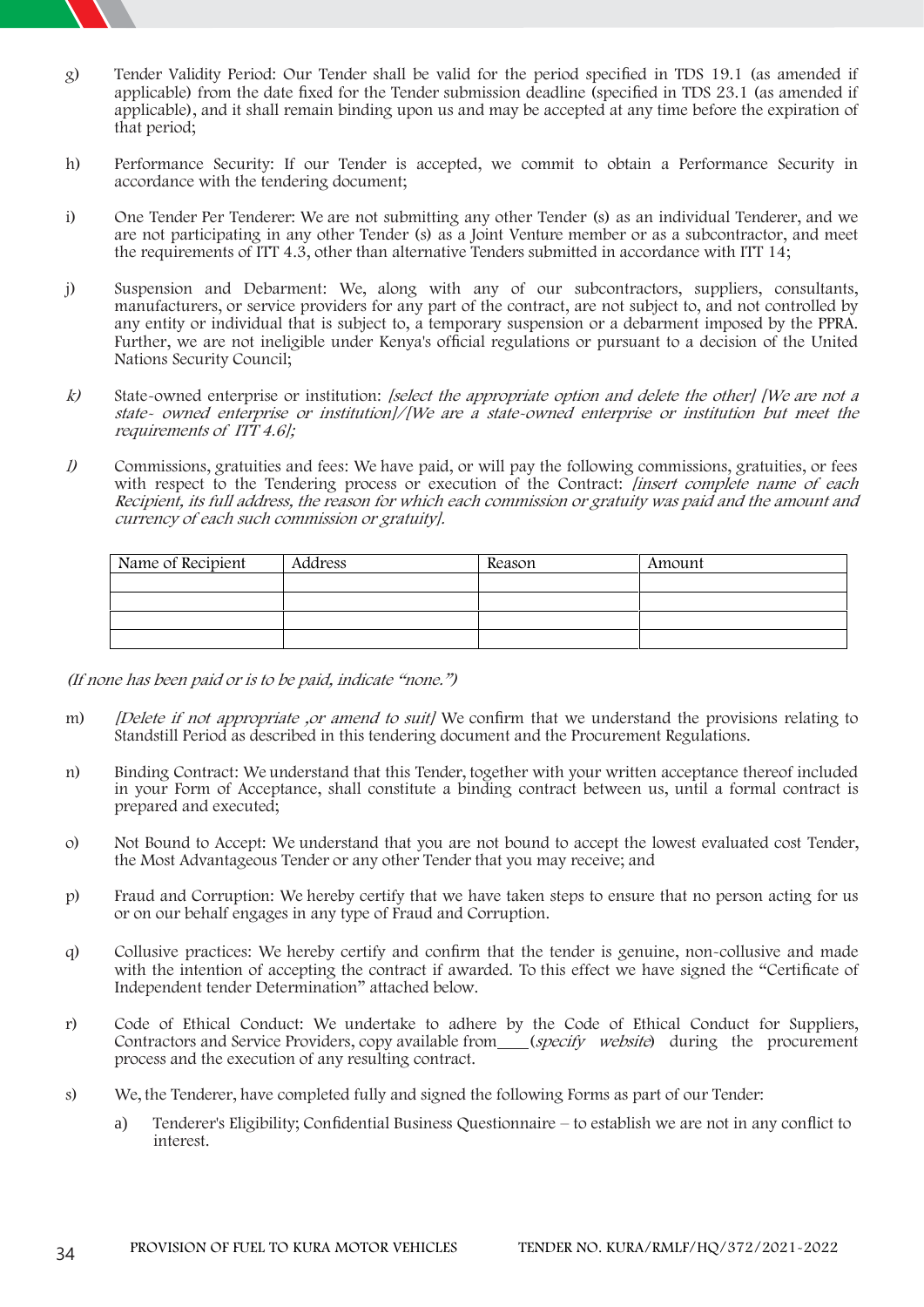g) Tender Validity Period: Our Tender shall be valid for the period specified in TDS 19.1 (as amended if applicable) from the date fixed for the Tender submission deadline (specified in TDS 23.1 (as amended if applicable), and it shall remain binding upon us and may be accepted at any time before the expiration of that period;

h) Performance Security: If our Tender is accepted, we commit to obtain a Performance Security in accordance with the tendering document;

i) One Tender Per Tenderer: We are not submitting any other Tender (s) as an individual Tenderer, and we are not participating in any other Tender (s) as a Joint Venture member or as a subcontractor, and meet the requirements of ITT 4.3, other than alternative Tenders submitted in accordance with ITT 14;

j) Suspension and Debarment: We, along with any of our subcontractors, suppliers, consultants, manufacturers, or service providers for any part of the contract, are not subject to, and not controlled by any entity or individual that is subject to, a temporary suspension or a debarment imposed by the PPRA. Further, we are not ineligible under Kenya's official regulations or pursuant to a decision of the United Nations Security Council;

k) State-owned enterprise or institution: *[select the appropriate option and delete the other] [We are not a state- owned enterprise or institution]/[We are a state-owned enterprise or institution but meet the requirements of ITT 4.6];*

l) Commissions, gratuities and fees: We have paid, or will pay the following commissions, gratuities, or fees with respect to the Tendering process or execution of the Contract: *[insert complete name of each Recipient, its full address, the reason for which each commission or gratuity was paid and the amount and currency of each such commission or gratuity].*

| Name of Recipient | Address | Reason | Amount |
|---|---|---|---|
| | | | |
| | | | |
| | | | |
| | | | |

*(If none has been paid or is to be paid, indicate "none.")*

m) *[Delete if not appropriate ,or amend to suit]* We confirm that we understand the provisions relating to Standstill Period as described in this tendering document and the Procurement Regulations.

n) Binding Contract: We understand that this Tender, together with your written acceptance thereof included in your Form of Acceptance, shall constitute a binding contract between us, until a formal contract is prepared and executed;

o) Not Bound to Accept: We understand that you are not bound to accept the lowest evaluated cost Tender, the Most Advantageous Tender or any other Tender that you may receive; and

p) Fraud and Corruption: We hereby certify that we have taken steps to ensure that no person acting for us or on our behalf engages in any type of Fraud and Corruption.

q) Collusive practices: We hereby certify and confirm that the tender is genuine, non-collusive and made with the intention of accepting the contract if awarded. To this effect we have signed the "Certificate of Independent tender Determination" attached below.

r) Code of Ethical Conduct: We undertake to adhere by the Code of Ethical Conduct for Suppliers, Contractors and Service Providers, copy available from\_\_\_\_(*specify website*) during the procurement process and the execution of any resulting contract.

s) We, the Tenderer, have completed fully and signed the following Forms as part of our Tender:

   a) Tenderer's Eligibility; Confidential Business Questionnaire – to establish we are not in any conflict to interest.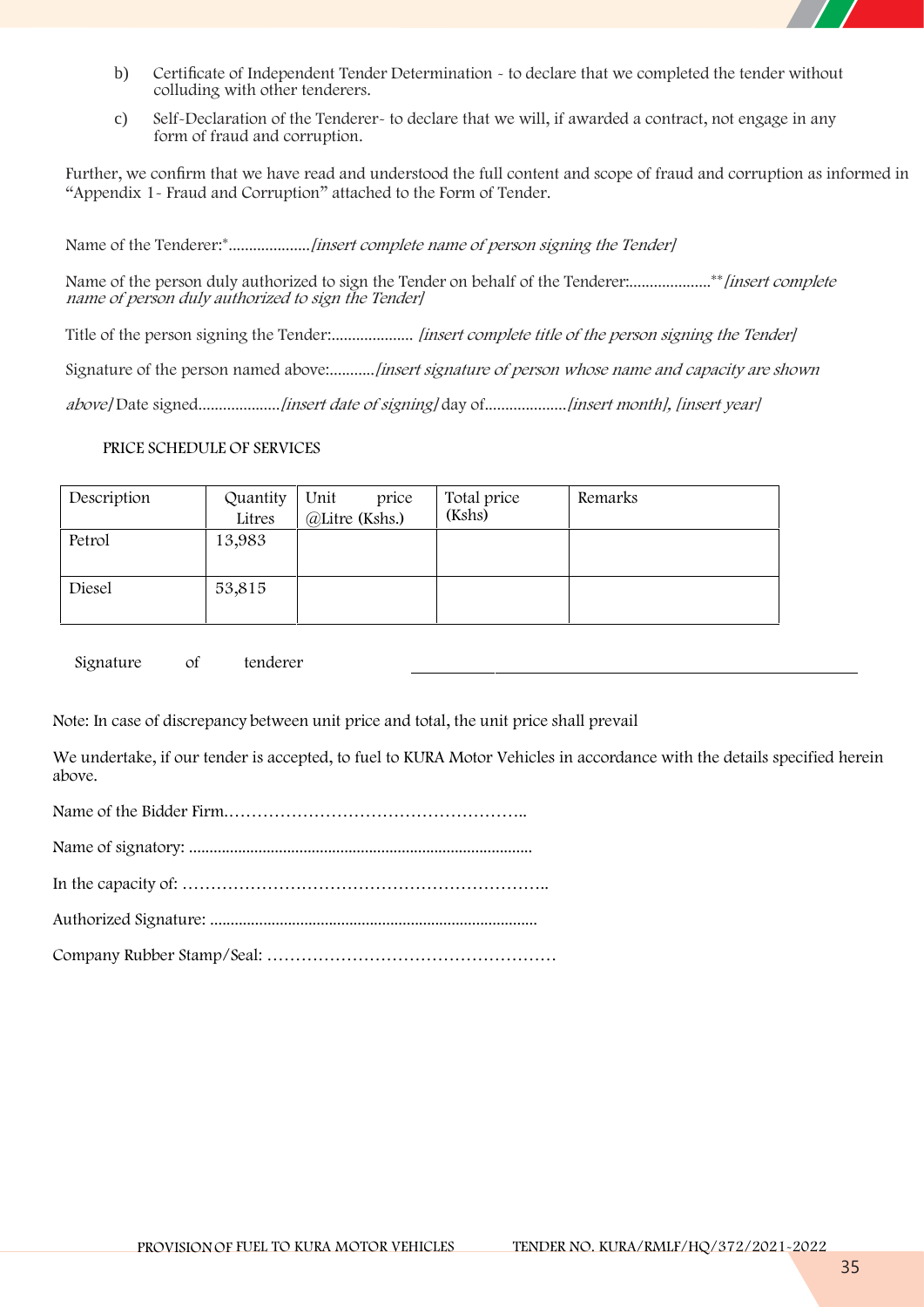b) Certificate of Independent Tender Determination - to declare that we completed the tender without colluding with other tenderers.

c) Self-Declaration of the Tenderer- to declare that we will, if awarded a contract, not engage in any form of fraud and corruption.

Further, we confirm that we have read and understood the full content and scope of fraud and corruption as informed in "Appendix 1- Fraud and Corruption" attached to the Form of Tender.

Name of the Tenderer:*....................*[insert complete name of person signing the Tender]*

Name of the person duly authorized to sign the Tender on behalf of the Tenderer:....................***[insert complete name of person duly authorized to sign the Tender]*

Title of the person signing the Tender:.................... *[insert complete title of the person signing the Tender]*

Signature of the person named above:...........*[insert signature of person whose name and capacity are shown above]* Date signed....................*[insert date of signing]* day of....................*[insert month], [insert year]*

PRICE SCHEDULE OF SERVICES

| Description | Quantity Litres | Unit price @Litre (Kshs.) | Total price (Kshs) | Remarks |
|---|---|---|---|---|
| Petrol | 13,983 | | | |
| Diesel | 53,815 | | | |

Signature of tenderer ______________________________

Note: In case of discrepancy between unit price and total, the unit price shall prevail

We undertake, if our tender is accepted, to fuel to KURA Motor Vehicles in accordance with the details specified herein above.

Name of the Bidder Firm……………………………………………..

Name of signatory: ....................................................................................

In the capacity of: ………………………………………………………..

Authorized Signature: ................................................................................

Company Rubber Stamp/Seal: ……………………………………………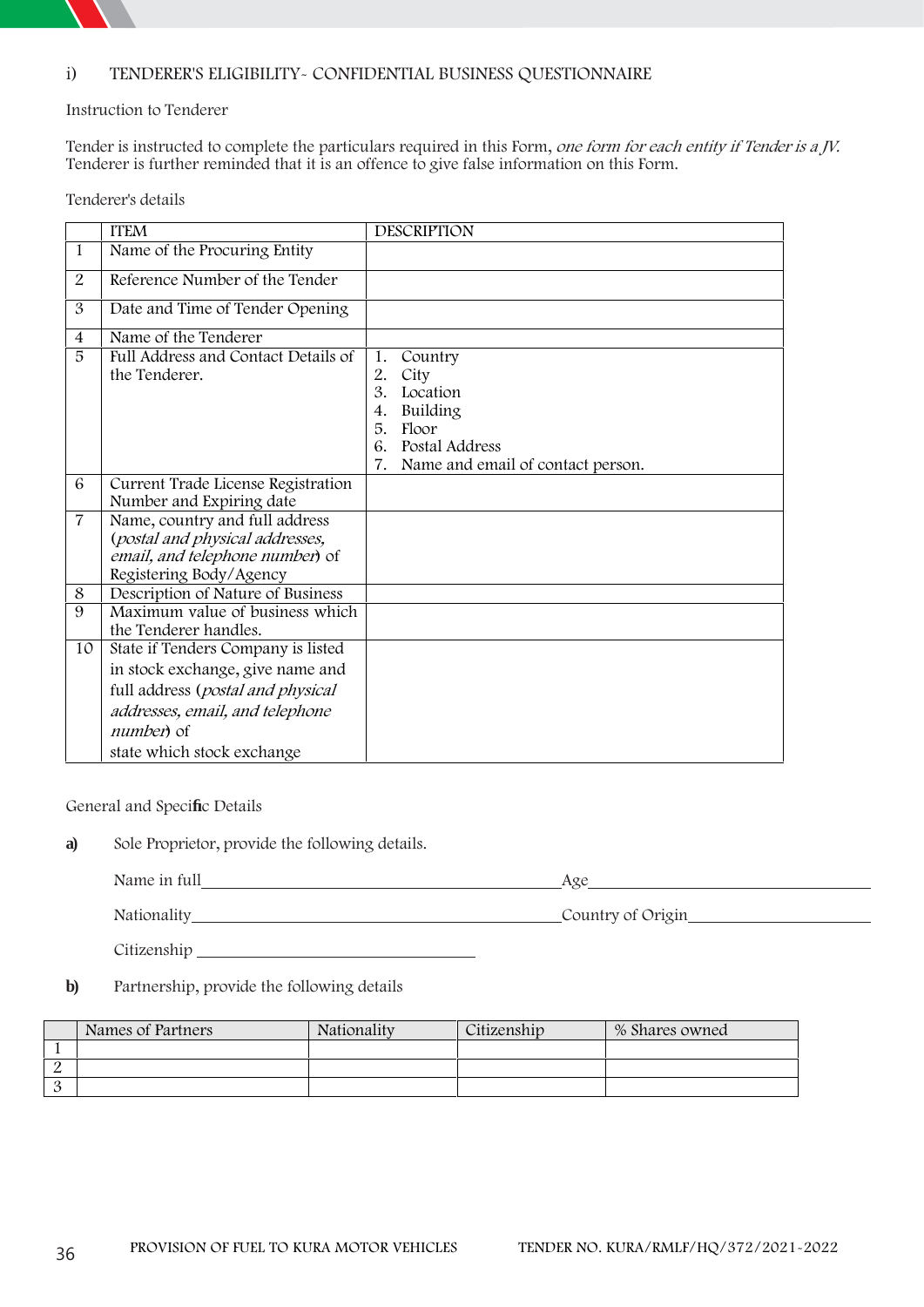## i) TENDERER'S ELIGIBILITY- CONFIDENTIAL BUSINESS QUESTIONNAIRE

Instruction to Tenderer

Tender is instructed to complete the particulars required in this Form, *one form for each entity if Tender is a JV.* Tenderer is further reminded that it is an offence to give false information on this Form.

Tenderer's details

| | ITEM | DESCRIPTION |
|---|---|---|
| 1 | Name of the Procuring Entity | |
| 2 | Reference Number of the Tender | |
| 3 | Date and Time of Tender Opening | |
| 4 | Name of the Tenderer | |
| 5 | Full Address and Contact Details of the Tenderer. | 1. Country<br>2. City<br>3. Location<br>4. Building<br>5. Floor<br>6. Postal Address<br>7. Name and email of contact person. |
| 6 | Current Trade License Registration Number and Expiring date | |
| 7 | Name, country and full address (*postal and physical addresses, email, and telephone number*) of Registering Body/Agency | |
| 8 | Description of Nature of Business | |
| 9 | Maximum value of business which the Tenderer handles. | |
| 10 | State if Tenders Company is listed in stock exchange, give name and full address (*postal and physical addresses, email, and telephone number*) of state which stock exchange | |

General and Specific Details

**a)** Sole Proprietor, provide the following details.

Name in full\_\_\_\_\_\_\_\_\_\_\_\_\_\_\_\_\_\_\_\_\_\_\_\_\_\_\_\_\_\_\_\_\_\_\_\_\_\_\_\_\_\_Age\_\_\_\_\_\_\_\_\_\_\_\_\_\_\_\_\_\_\_\_\_\_\_\_\_\_\_\_\_\_\_\_\_\_

Nationality\_\_\_\_\_\_\_\_\_\_\_\_\_\_\_\_\_\_\_\_\_\_\_\_\_\_\_\_\_\_\_\_\_\_\_\_\_\_\_\_\_\_Country of Origin\_\_\_\_\_\_\_\_\_\_\_\_\_\_\_\_\_\_\_\_\_\_

Citizenship \_\_\_\_\_\_\_\_\_\_\_\_\_\_\_\_\_\_\_\_\_\_\_\_\_\_\_\_\_\_\_\_\_\_

**b)** Partnership, provide the following details

| | Names of Partners | Nationality | Citizenship | % Shares owned |
|---|---|---|---|---|
| 1 | | | | |
| 2 | | | | |
| 3 | | | | |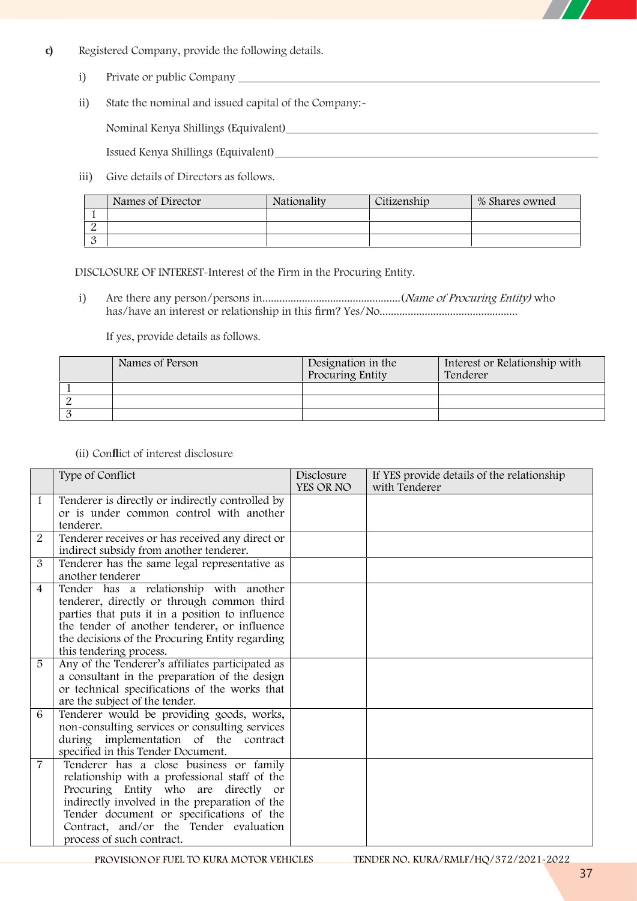c) Registered Company, provide the following details.

i) Private or public Company \_\_\_\_\_\_\_\_\_\_\_\_\_\_\_\_\_\_\_\_\_\_\_\_\_\_\_\_\_\_\_\_\_\_\_\_\_\_\_\_

ii) State the nominal and issued capital of the Company:-

Nominal Kenya Shillings (Equivalent)\_\_\_\_\_\_\_\_\_\_\_\_\_\_\_\_\_\_\_\_\_\_\_\_\_\_\_\_\_\_\_\_\_\_\_\_\_\_\_\_

Issued Kenya Shillings (Equivalent)\_\_\_\_\_\_\_\_\_\_\_\_\_\_\_\_\_\_\_\_\_\_\_\_\_\_\_\_\_\_\_\_\_\_\_\_\_\_\_\_

iii) Give details of Directors as follows.

| | Names of Director | Nationality | Citizenship | % Shares owned |
|---|---|---|---|---|
| 1 | | | | |
| 2 | | | | |
| 3 | | | | |

DISCLOSURE OF INTEREST-Interest of the Firm in the Procuring Entity.

i) Are there any person/persons in................................................(*Name of Procuring Entity)* who has/have an interest or relationship in this firm? Yes/No................................................

If yes, provide details as follows.

| | Names of Person | Designation in the Procuring Entity | Interest or Relationship with Tenderer |
|---|---|---|---|
| 1 | | | |
| 2 | | | |
| 3 | | | |

(ii) Conflict of interest disclosure

| | Type of Conflict | Disclosure YES OR NO | If YES provide details of the relationship with Tenderer |
|---|---|---|---|
| 1 | Tenderer is directly or indirectly controlled by or is under common control with another tenderer. | | |
| 2 | Tenderer receives or has received any direct or indirect subsidy from another tenderer. | | |
| 3 | Tenderer has the same legal representative as another tenderer | | |
| 4 | Tender has a relationship with another tenderer, directly or through common third parties that puts it in a position to influence the tender of another tenderer, or influence the decisions of the Procuring Entity regarding this tendering process. | | |
| 5 | Any of the Tenderer's affiliates participated as a consultant in the preparation of the design or technical specifications of the works that are the subject of the tender. | | |
| 6 | Tenderer would be providing goods, works, non-consulting services or consulting services during implementation of the contract specified in this Tender Document. | | |
| 7 | Tenderer has a close business or family relationship with a professional staff of the Procuring Entity who are directly or indirectly involved in the preparation of the Tender document or specifications of the Contract, and/or the Tender evaluation process of such contract. | | |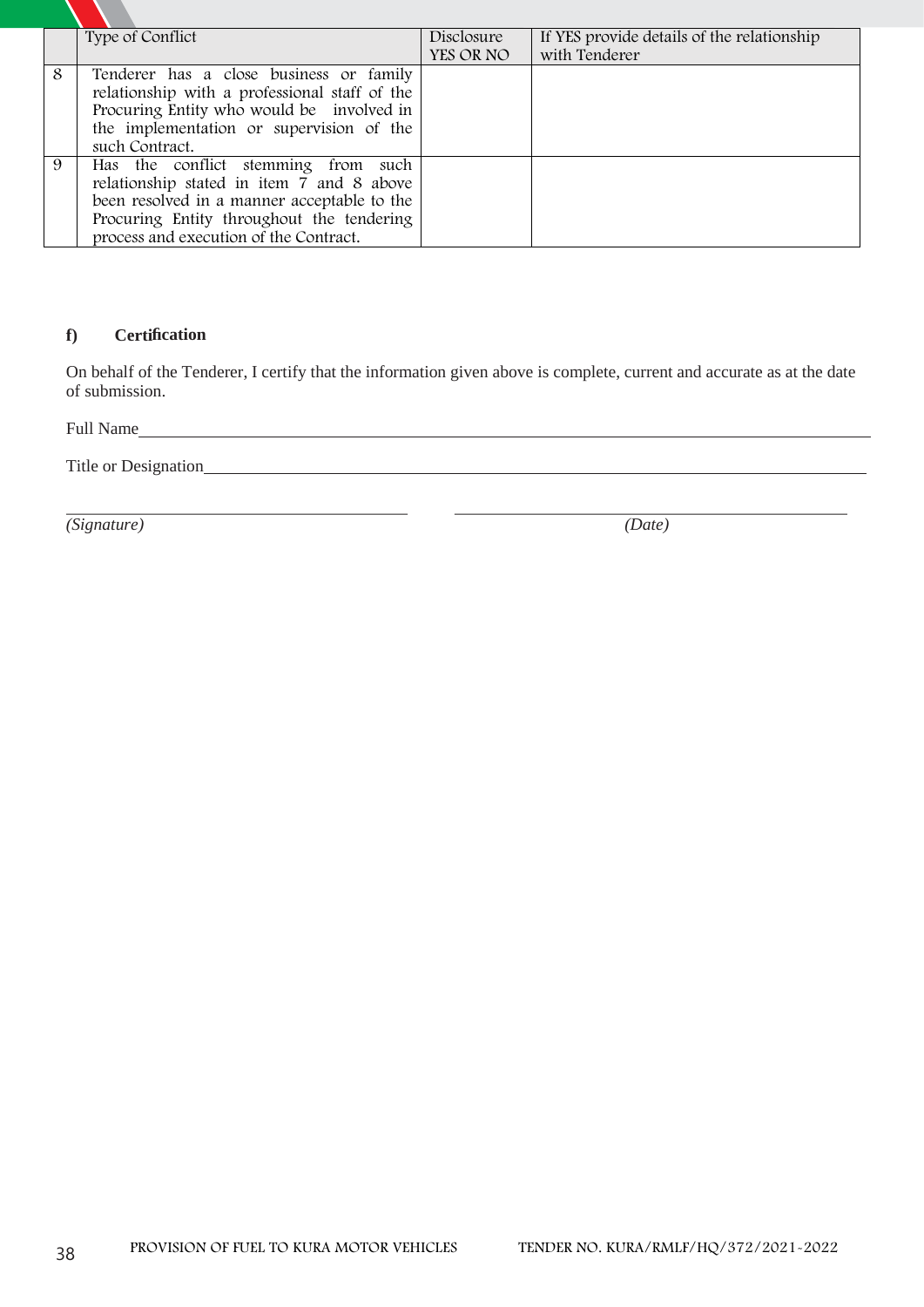|   | Type of Conflict | Disclosure YES OR NO | If YES provide details of the relationship with Tenderer |
|---|---|---|---|
| 8 | Tenderer has a close business or family relationship with a professional staff of the Procuring Entity who would be involved in the implementation or supervision of the such Contract. | | |
| 9 | Has the conflict stemming from such relationship stated in item 7 and 8 above been resolved in a manner acceptable to the Procuring Entity throughout the tendering process and execution of the Contract. | | |

**f) Certification**

On behalf of the Tenderer, I certify that the information given above is complete, current and accurate as at the date of submission.

Full Name_______________________________________________________________________________

Title or Designation_______________________________________________________________________

_________________________________________ _______________________________________________

*(Signature)* *(Date)*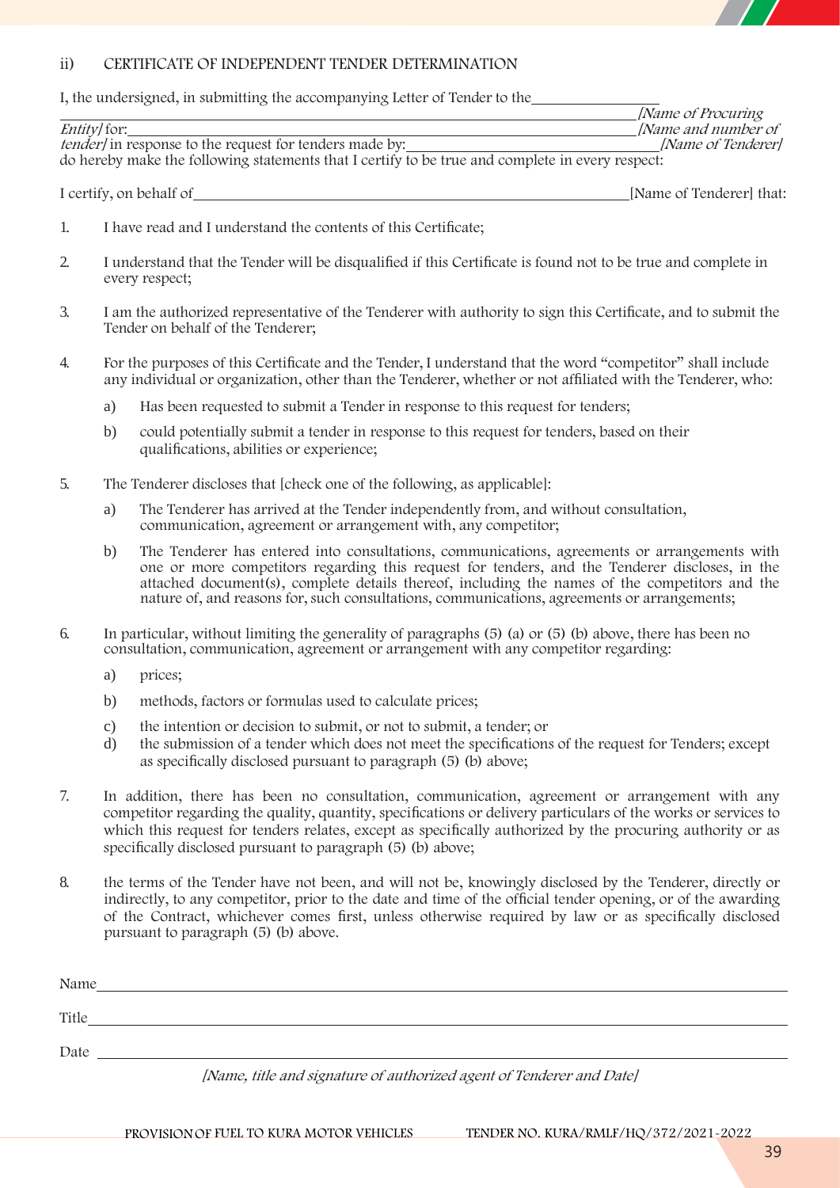## ii) CERTIFICATE OF INDEPENDENT TENDER DETERMINATION

I, the undersigned, in submitting the accompanying Letter of Tender to the ________________________ *[Name of Procuring Entity]* for: ________________________ *[Name and number of tender]* in response to the request for tenders made by: ________________________ *[Name of Tenderer]* do hereby make the following statements that I certify to be true and complete in every respect:

I certify, on behalf of ________________________ [Name of Tenderer] that:

1. I have read and I understand the contents of this Certificate;
2. I understand that the Tender will be disqualified if this Certificate is found not to be true and complete in every respect;
3. I am the authorized representative of the Tenderer with authority to sign this Certificate, and to submit the Tender on behalf of the Tenderer;
4. For the purposes of this Certificate and the Tender, I understand that the word "competitor" shall include any individual or organization, other than the Tenderer, whether or not affiliated with the Tenderer, who:
   a) Has been requested to submit a Tender in response to this request for tenders;
   b) could potentially submit a tender in response to this request for tenders, based on their qualifications, abilities or experience;
5. The Tenderer discloses that [check one of the following, as applicable]:
   a) The Tenderer has arrived at the Tender independently from, and without consultation, communication, agreement or arrangement with, any competitor;
   b) The Tenderer has entered into consultations, communications, agreements or arrangements with one or more competitors regarding this request for tenders, and the Tenderer discloses, in the attached document(s), complete details thereof, including the names of the competitors and the nature of, and reasons for, such consultations, communications, agreements or arrangements;
6. In particular, without limiting the generality of paragraphs (5) (a) or (5) (b) above, there has been no consultation, communication, agreement or arrangement with any competitor regarding:
   a) prices;
   b) methods, factors or formulas used to calculate prices;
   c) the intention or decision to submit, or not to submit, a tender; or
   d) the submission of a tender which does not meet the specifications of the request for Tenders; except as specifically disclosed pursuant to paragraph (5) (b) above;
7. In addition, there has been no consultation, communication, agreement or arrangement with any competitor regarding the quality, quantity, specifications or delivery particulars of the works or services to which this request for tenders relates, except as specifically authorized by the procuring authority or as specifically disclosed pursuant to paragraph (5) (b) above;
8. the terms of the Tender have not been, and will not be, knowingly disclosed by the Tenderer, directly or indirectly, to any competitor, prior to the date and time of the official tender opening, or of the awarding of the Contract, whichever comes first, unless otherwise required by law or as specifically disclosed pursuant to paragraph (5) (b) above.

Name ________________________

Title ________________________

Date ________________________

*[Name, title and signature of authorized agent of Tenderer and Date]*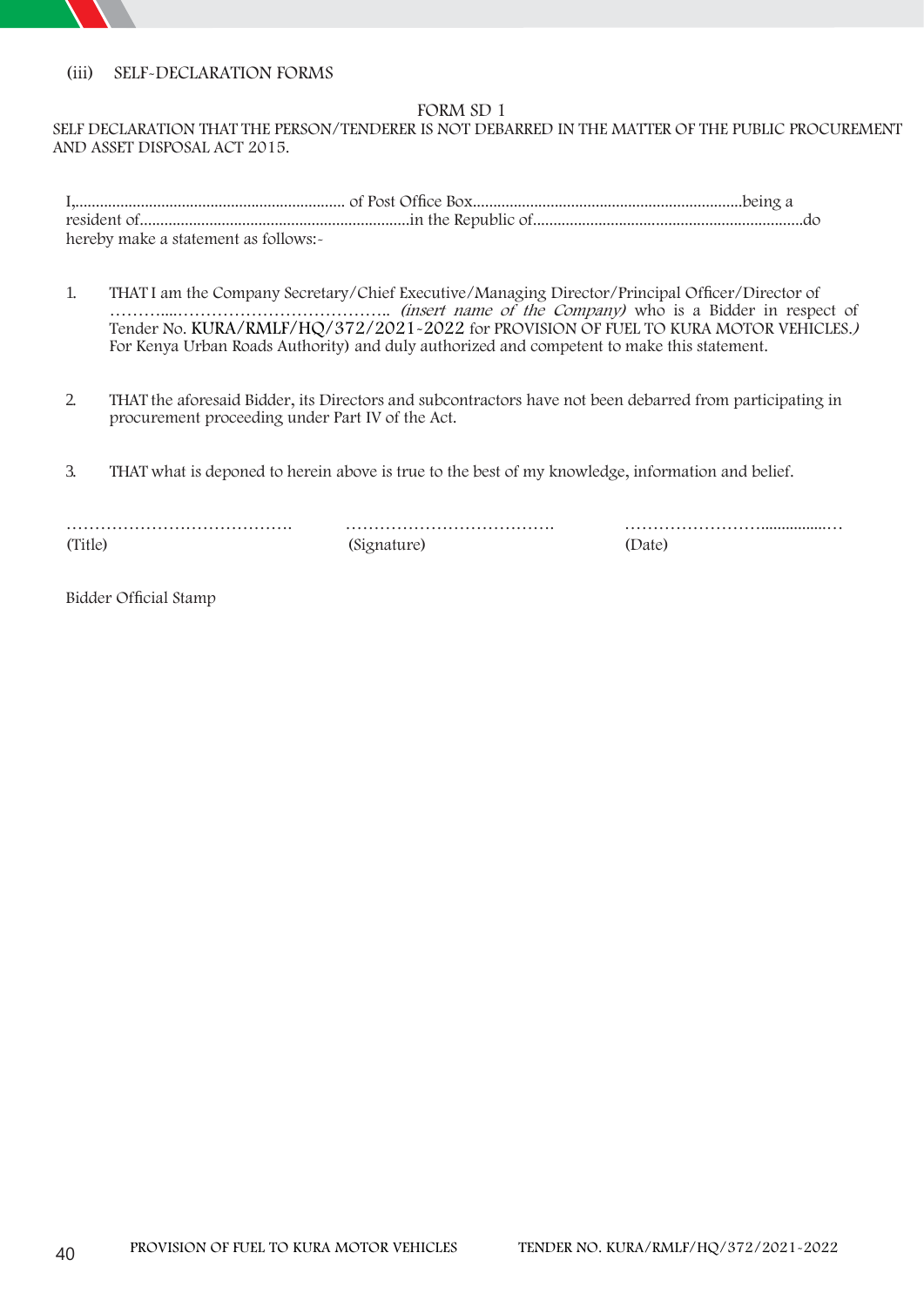(iii) SELF-DECLARATION FORMS

FORM SD 1

SELF DECLARATION THAT THE PERSON/TENDERER IS NOT DEBARRED IN THE MATTER OF THE PUBLIC PROCUREMENT AND ASSET DISPOSAL ACT 2015.

I,.................................................................. of Post Office Box..................................................................being a resident of..................................................................in the Republic of..................................................................do hereby make a statement as follows:-

1. THAT I am the Company Secretary/Chief Executive/Managing Director/Principal Officer/Director of ………....……………………………….. *(insert name of the Company)* who is a Bidder in respect of Tender No. KURA/RMLF/HQ/372/2021-2022 for PROVISION OF FUEL TO KURA MOTOR VEHICLES.*)* For Kenya Urban Roads Authority) and duly authorized and competent to make this statement.

2. THAT the aforesaid Bidder, its Directors and subcontractors have not been debarred from participating in procurement proceeding under Part IV of the Act.

3. THAT what is deponed to herein above is true to the best of my knowledge, information and belief.

| …………………………………. | ………………………………. | ……………………................… |
|---|---|---|
| (Title) | (Signature) | (Date) |

Bidder Official Stamp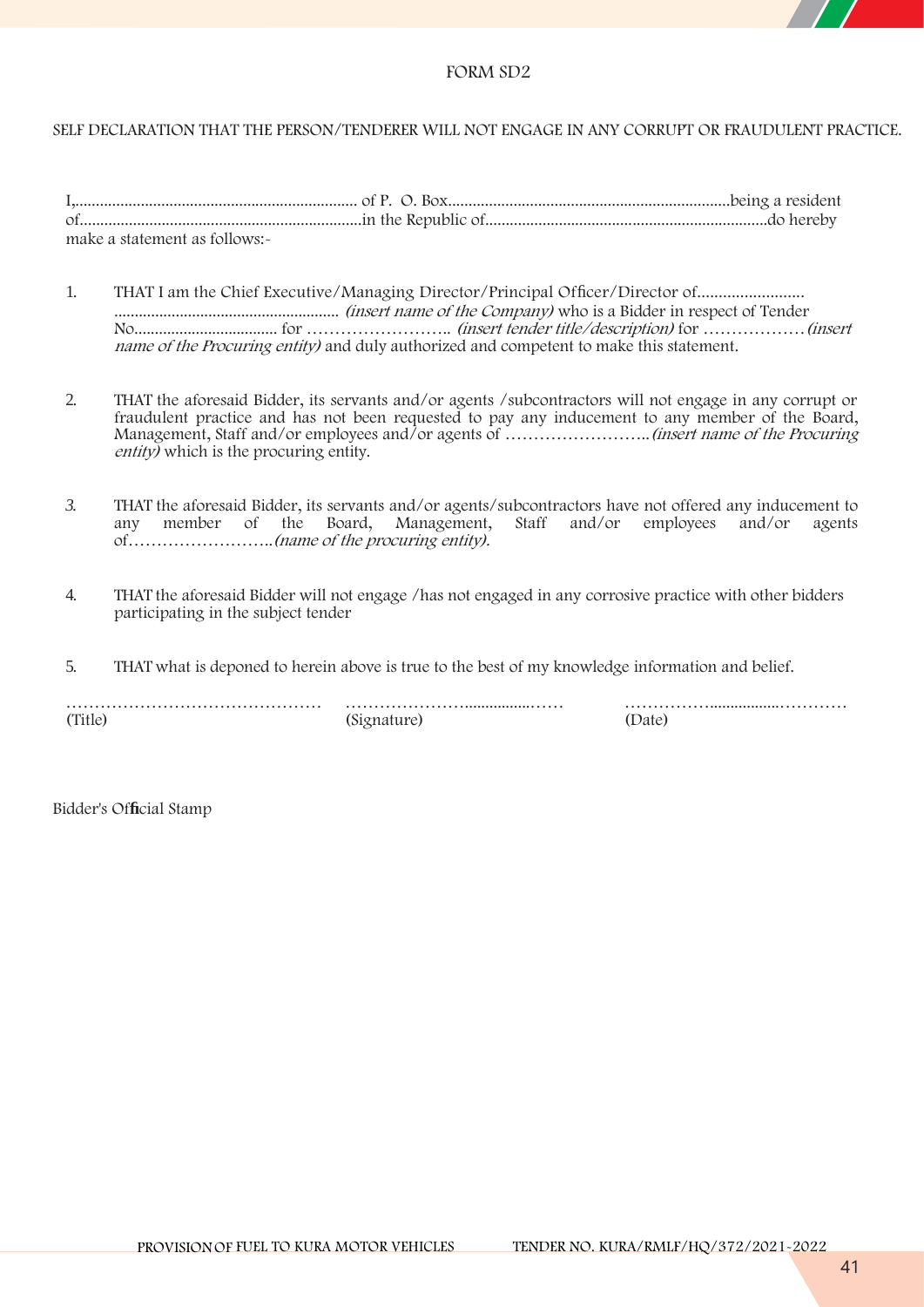FORM SD2

SELF DECLARATION THAT THE PERSON/TENDERER WILL NOT ENGAGE IN ANY CORRUPT OR FRAUDULENT PRACTICE.

I,..................................................................... of P. O. Box.....................................................................being a resident of.....................................................................in the Republic of.....................................................................do hereby make a statement as follows:-

1. THAT I am the Chief Executive/Managing Director/Principal Officer/Director of......................... ...................................................... *(insert name of the Company)* who is a Bidder in respect of Tender No.................................. for …………………….. *(insert tender title/description)* for ……………… *(insert name of the Procuring entity)* and duly authorized and competent to make this statement.

2. THAT the aforesaid Bidder, its servants and/or agents /subcontractors will not engage in any corrupt or fraudulent practice and has not been requested to pay any inducement to any member of the Board, Management, Staff and/or employees and/or agents of …………………….. *(insert name of the Procuring entity)* which is the procuring entity.

3. THAT the aforesaid Bidder, its servants and/or agents/subcontractors have not offered any inducement to any member of the Board, Management, Staff and/or employees and/or agents of…………………….. *(name of the procuring entity).*

4. THAT the aforesaid Bidder will not engage /has not engaged in any corrosive practice with other bidders participating in the subject tender

5. THAT what is deponed to herein above is true to the best of my knowledge information and belief.

……………………………………… ……………………................…… ……………................…………
(Title) (Signature) (Date)

Bidder's Official Stamp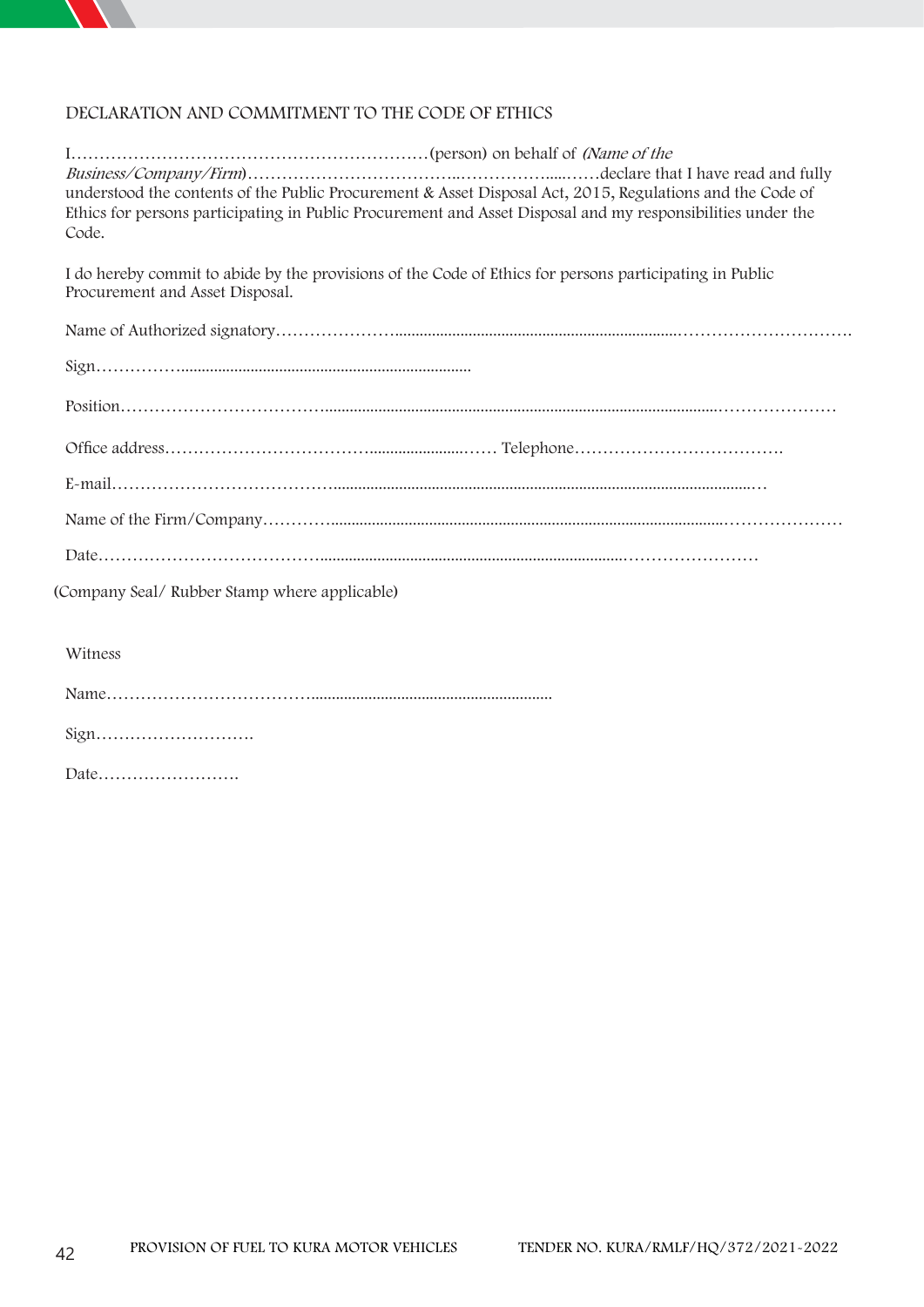## DECLARATION AND COMMITMENT TO THE CODE OF ETHICS

I…………………………………………………………(person) on behalf of *(Name of the Business/Company/Firm*)……………………………………………………declare that I have read and fully understood the contents of the Public Procurement & Asset Disposal Act, 2015, Regulations and the Code of Ethics for persons participating in Public Procurement and Asset Disposal and my responsibilities under the Code.

I do hereby commit to abide by the provisions of the Code of Ethics for persons participating in Public Procurement and Asset Disposal.

Name of Authorized signatory……………………………………………………………………………………

Sign……………………………………………………

Position…………………………………………………………………………………………………………

Office address………………………………………………… Telephone……………………………….

E-mail…………………………………………………………………………………………………………

Name of the Firm/Company…………………………………………………………………………………

Date………………………………………………………………………………………………………

(Company Seal/ Rubber Stamp where applicable)

Witness

Name……………………………………………………………

Sign……………………….

Date…………………….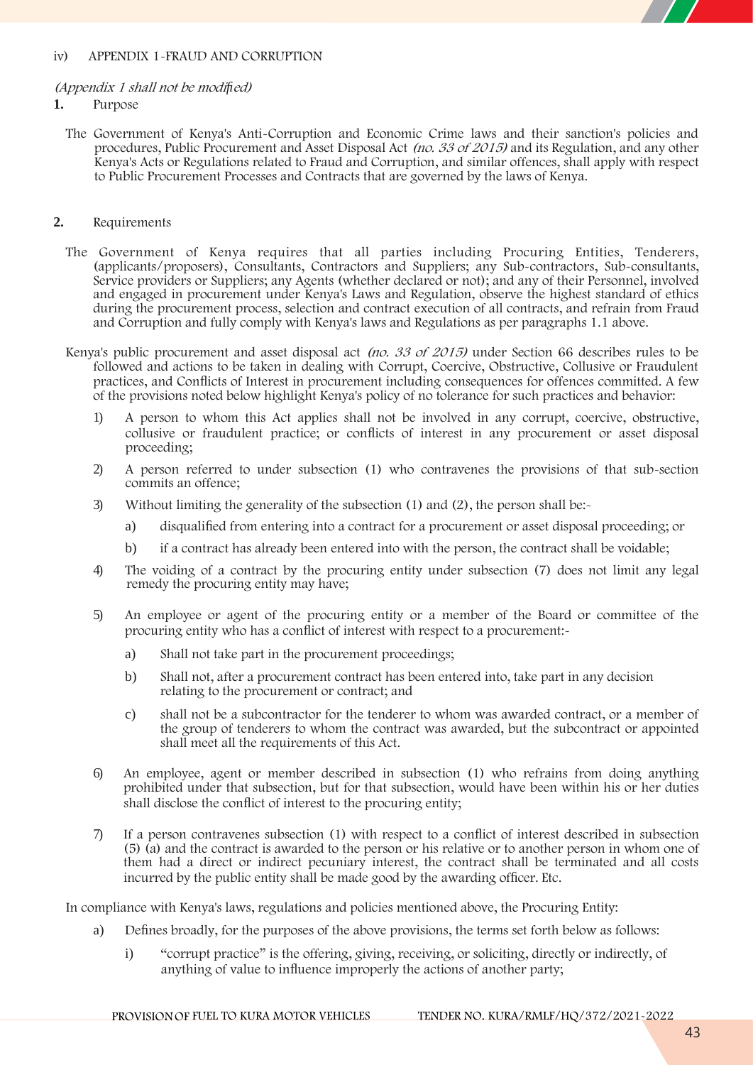iv) APPENDIX 1-FRAUD AND CORRUPTION

*(Appendix 1 shall not be modified)*

**1.** Purpose

The Government of Kenya's Anti-Corruption and Economic Crime laws and their sanction's policies and procedures, Public Procurement and Asset Disposal Act *(no. 33 of 2015)* and its Regulation, and any other Kenya's Acts or Regulations related to Fraud and Corruption, and similar offences, shall apply with respect to Public Procurement Processes and Contracts that are governed by the laws of Kenya.

**2.** Requirements

The Government of Kenya requires that all parties including Procuring Entities, Tenderers, (applicants/proposers), Consultants, Contractors and Suppliers; any Sub-contractors, Sub-consultants, Service providers or Suppliers; any Agents (whether declared or not); and any of their Personnel, involved and engaged in procurement under Kenya's Laws and Regulation, observe the highest standard of ethics during the procurement process, selection and contract execution of all contracts, and refrain from Fraud and Corruption and fully comply with Kenya's laws and Regulations as per paragraphs 1.1 above.

Kenya's public procurement and asset disposal act *(no. 33 of 2015)* under Section 66 describes rules to be followed and actions to be taken in dealing with Corrupt, Coercive, Obstructive, Collusive or Fraudulent practices, and Conflicts of Interest in procurement including consequences for offences committed. A few of the provisions noted below highlight Kenya's policy of no tolerance for such practices and behavior:

1) A person to whom this Act applies shall not be involved in any corrupt, coercive, obstructive, collusive or fraudulent practice; or conflicts of interest in any procurement or asset disposal proceeding;

2) A person referred to under subsection (1) who contravenes the provisions of that sub-section commits an offence;

3) Without limiting the generality of the subsection (1) and (2), the person shall be:-

   a) disqualified from entering into a contract for a procurement or asset disposal proceeding; or

   b) if a contract has already been entered into with the person, the contract shall be voidable;

4) The voiding of a contract by the procuring entity under subsection (7) does not limit any legal remedy the procuring entity may have;

5) An employee or agent of the procuring entity or a member of the Board or committee of the procuring entity who has a conflict of interest with respect to a procurement:-

   a) Shall not take part in the procurement proceedings;

   b) Shall not, after a procurement contract has been entered into, take part in any decision relating to the procurement or contract; and

   c) shall not be a subcontractor for the tenderer to whom was awarded contract, or a member of the group of tenderers to whom the contract was awarded, but the subcontract or appointed shall meet all the requirements of this Act.

6) An employee, agent or member described in subsection (1) who refrains from doing anything prohibited under that subsection, but for that subsection, would have been within his or her duties shall disclose the conflict of interest to the procuring entity;

7) If a person contravenes subsection (1) with respect to a conflict of interest described in subsection (5) (a) and the contract is awarded to the person or his relative or to another person in whom one of them had a direct or indirect pecuniary interest, the contract shall be terminated and all costs incurred by the public entity shall be made good by the awarding officer. Etc.

In compliance with Kenya's laws, regulations and policies mentioned above, the Procuring Entity:

a) Defines broadly, for the purposes of the above provisions, the terms set forth below as follows:

   i) "corrupt practice" is the offering, giving, receiving, or soliciting, directly or indirectly, of anything of value to influence improperly the actions of another party;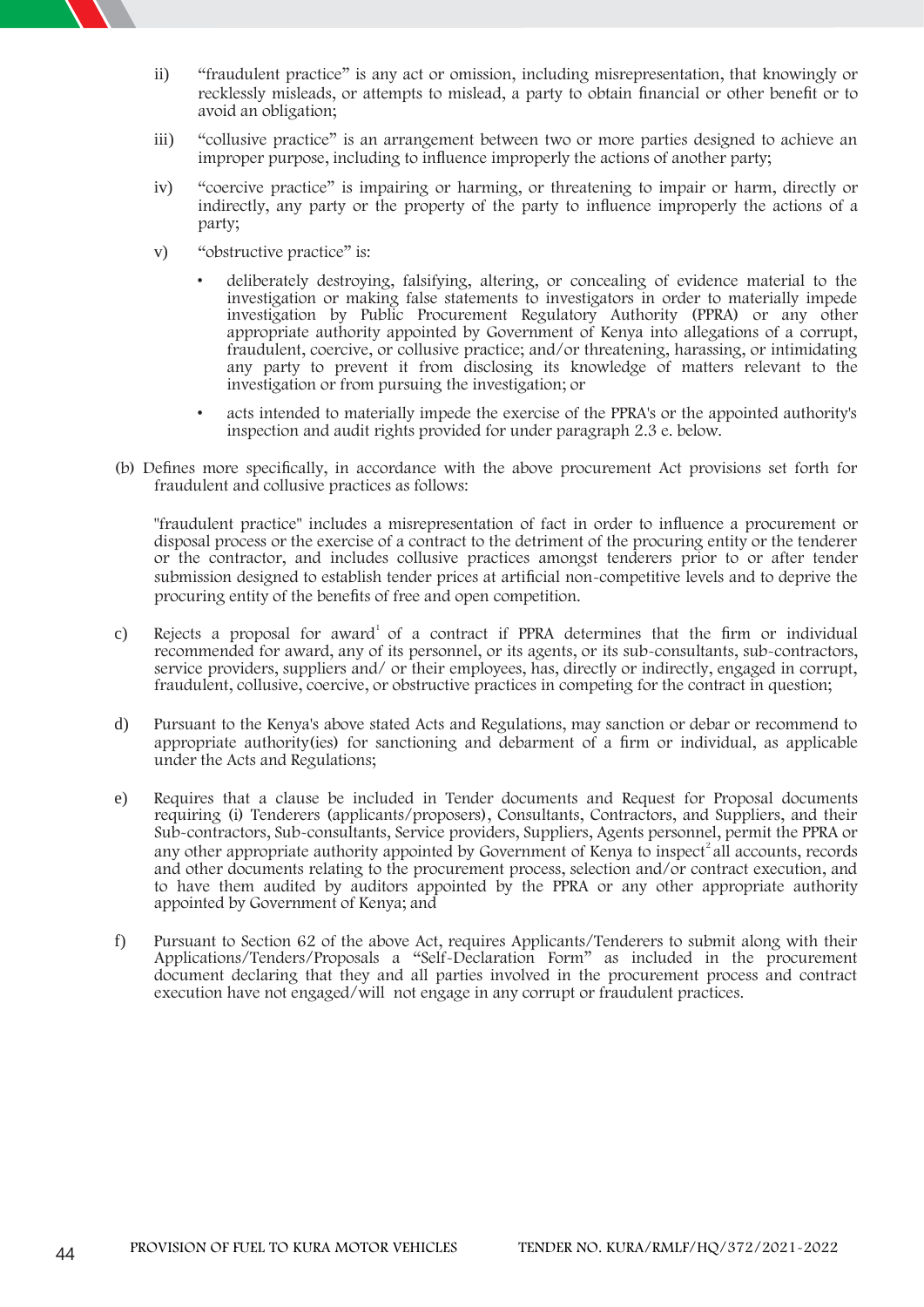- ii) "fraudulent practice" is any act or omission, including misrepresentation, that knowingly or recklessly misleads, or attempts to mislead, a party to obtain financial or other benefit or to avoid an obligation;
- iii) "collusive practice" is an arrangement between two or more parties designed to achieve an improper purpose, including to influence improperly the actions of another party;
- iv) "coercive practice" is impairing or harming, or threatening to impair or harm, directly or indirectly, any party or the property of the party to influence improperly the actions of a party;
- v) "obstructive practice" is:
    - deliberately destroying, falsifying, altering, or concealing of evidence material to the investigation or making false statements to investigators in order to materially impede investigation by Public Procurement Regulatory Authority (PPRA) or any other appropriate authority appointed by Government of Kenya into allegations of a corrupt, fraudulent, coercive, or collusive practice; and/or threatening, harassing, or intimidating any party to prevent it from disclosing its knowledge of matters relevant to the investigation or from pursuing the investigation; or
    - acts intended to materially impede the exercise of the PPRA's or the appointed authority's inspection and audit rights provided for under paragraph 2.3 e. below.

(b) Defines more specifically, in accordance with the above procurement Act provisions set forth for fraudulent and collusive practices as follows:

"fraudulent practice" includes a misrepresentation of fact in order to influence a procurement or disposal process or the exercise of a contract to the detriment of the procuring entity or the tenderer or the contractor, and includes collusive practices amongst tenderers prior to or after tender submission designed to establish tender prices at artificial non-competitive levels and to deprive the procuring entity of the benefits of free and open competition.

c) Rejects a proposal for award[1] of a contract if PPRA determines that the firm or individual recommended for award, any of its personnel, or its agents, or its sub-consultants, sub-contractors, service providers, suppliers and/ or their employees, has, directly or indirectly, engaged in corrupt, fraudulent, collusive, coercive, or obstructive practices in competing for the contract in question;

d) Pursuant to the Kenya's above stated Acts and Regulations, may sanction or debar or recommend to appropriate authority(ies) for sanctioning and debarment of a firm or individual, as applicable under the Acts and Regulations;

e) Requires that a clause be included in Tender documents and Request for Proposal documents requiring (i) Tenderers (applicants/proposers), Consultants, Contractors, and Suppliers, and their Sub-contractors, Sub-consultants, Service providers, Suppliers, Agents personnel, permit the PPRA or any other appropriate authority appointed by Government of Kenya to inspect[2] all accounts, records and other documents relating to the procurement process, selection and/or contract execution, and to have them audited by auditors appointed by the PPRA or any other appropriate authority appointed by Government of Kenya; and

f) Pursuant to Section 62 of the above Act, requires Applicants/Tenderers to submit along with their Applications/Tenders/Proposals a "Self-Declaration Form" as included in the procurement document declaring that they and all parties involved in the procurement process and contract execution have not engaged/will not engage in any corrupt or fraudulent practices.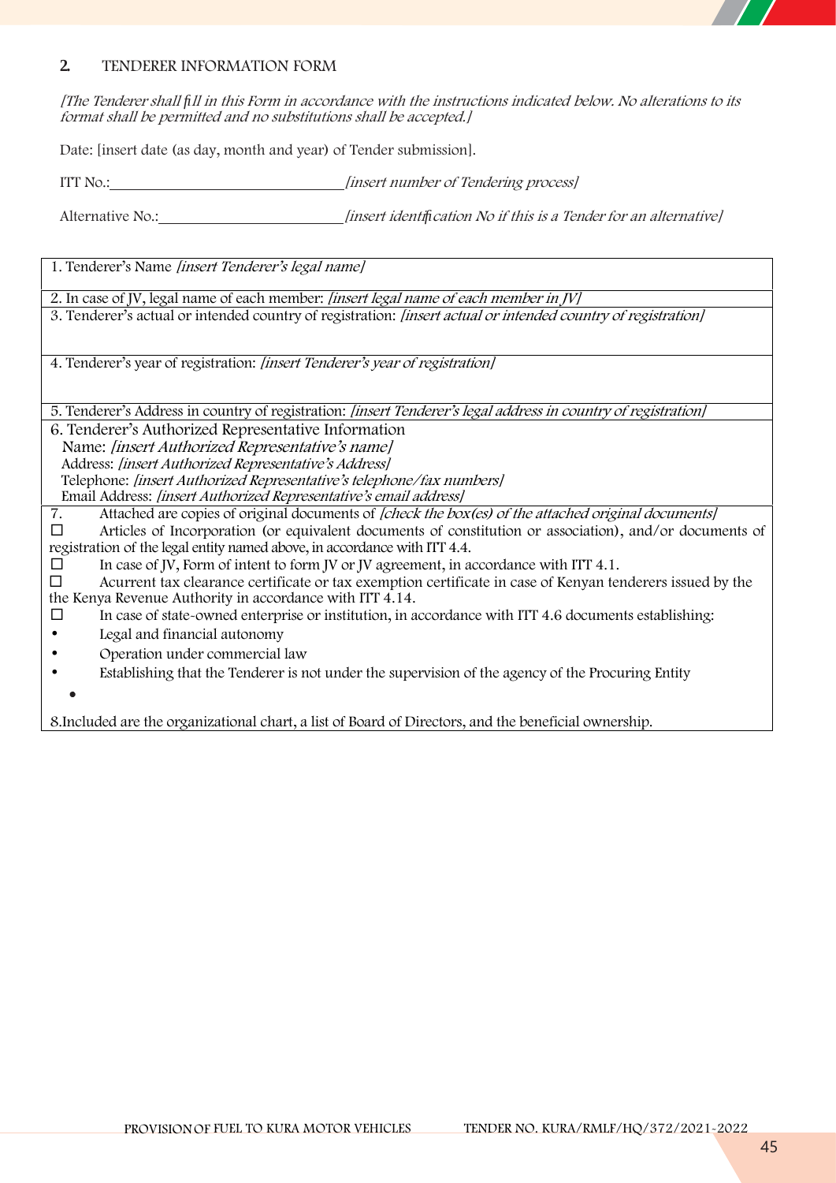## 2. TENDERER INFORMATION FORM

*[The Tenderer shall fill in this Form in accordance with the instructions indicated below. No alterations to its format shall be permitted and no substitutions shall be accepted.]*

Date: [insert date (as day, month and year) of Tender submission].

ITT No.:\_\_\_\_\_\_\_\_\_\_\_\_\_\_\_\_\_\_\_\_\_\_\_\_\_\_\_\_ *[insert number of Tendering process]*

Alternative No.:\_\_\_\_\_\_\_\_\_\_\_\_\_\_\_\_\_\_\_\_\_\_ *[insert identification No if this is a Tender for an alternative]*

| |
|---|
| 1. Tenderer's Name *[insert Tenderer's legal name]* |
| 2. In case of JV, legal name of each member: *[insert legal name of each member in JV]* |
| 3. Tenderer's actual or intended country of registration: *[insert actual or intended country of registration]* |
| 4. Tenderer's year of registration: *[insert Tenderer's year of registration]* |
| 5. Tenderer's Address in country of registration: *[insert Tenderer's legal address in country of registration]* |
| 6. Tenderer's Authorized Representative Information<br>Name: *[insert Authorized Representative's name]*<br>Address: *[insert Authorized Representative's Address]*<br>Telephone: *[insert Authorized Representative's telephone/fax numbers]*<br>Email Address: *[insert Authorized Representative's email address]* |
| 7. Attached are copies of original documents of *[check the box(es) of the attached original documents]*<br>☐ Articles of Incorporation (or equivalent documents of constitution or association), and/or documents of registration of the legal entity named above, in accordance with ITT 4.4.<br>☐ In case of JV, Form of intent to form JV or JV agreement, in accordance with ITT 4.1.<br>☐ Acurrent tax clearance certificate or tax exemption certificate in case of Kenyan tenderers issued by the the Kenya Revenue Authority in accordance with ITT 4.14.<br>☐ In case of state-owned enterprise or institution, in accordance with ITT 4.6 documents establishing:<br>• Legal and financial autonomy<br>• Operation under commercial law<br>• Establishing that the Tenderer is not under the supervision of the agency of the Procuring Entity<br>•<br>8.Included are the organizational chart, a list of Board of Directors, and the beneficial ownership. |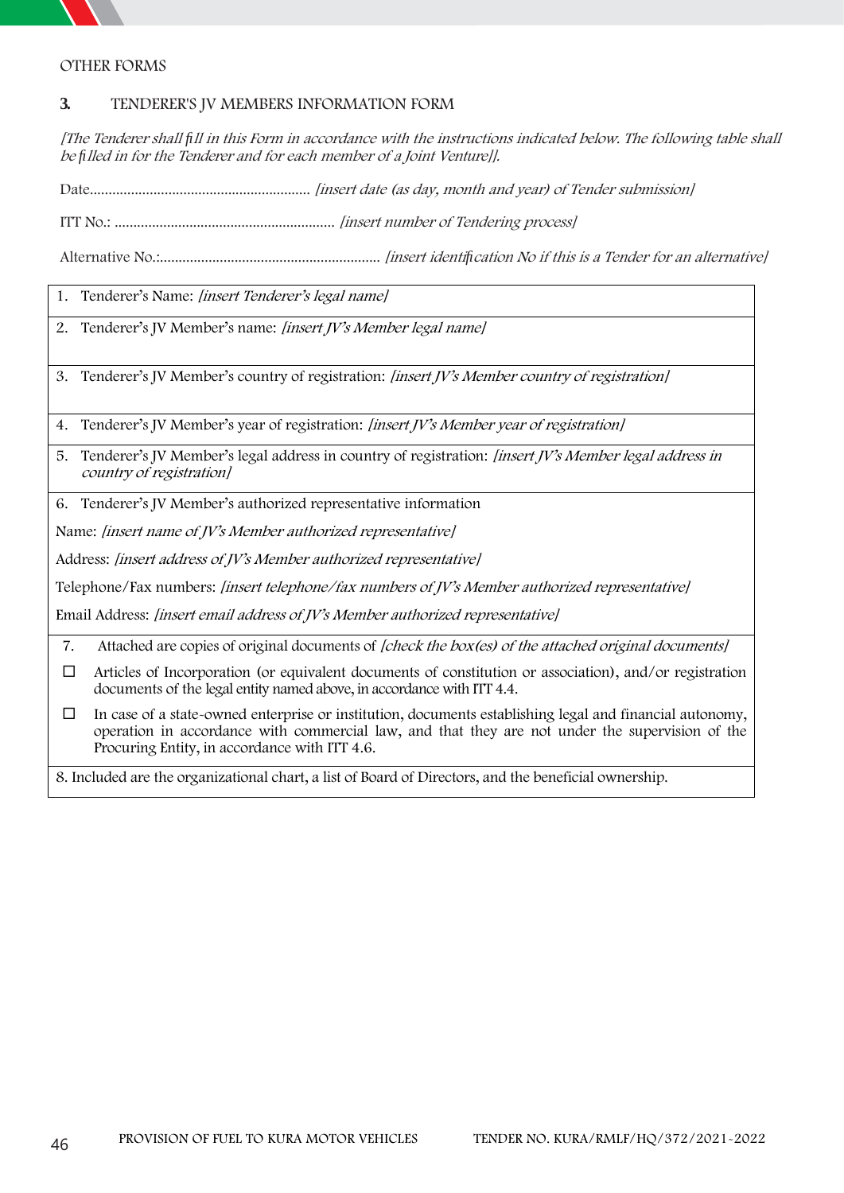OTHER FORMS

## 3. TENDERER'S JV MEMBERS INFORMATION FORM

*[The Tenderer shall fill in this Form in accordance with the instructions indicated below. The following table shall be filled in for the Tenderer and for each member of a Joint Venture]].*

Date........................................................... *[insert date (as day, month and year) of Tender submission]*

ITT No.: ........................................................... *[insert number of Tendering process]*

Alternative No.:........................................................... *[insert identification No if this is a Tender for an alternative]*

| |
|---|
| 1. Tenderer's Name: *[insert Tenderer's legal name]* |
| 2. Tenderer's JV Member's name: *[insert JV's Member legal name]* |
| 3. Tenderer's JV Member's country of registration: *[insert JV's Member country of registration]* |
| 4. Tenderer's JV Member's year of registration: *[insert JV's Member year of registration]* |
| 5. Tenderer's JV Member's legal address in country of registration: *[insert JV's Member legal address in country of registration]* |
| 6. Tenderer's JV Member's authorized representative information<br>Name: *[insert name of JV's Member authorized representative]*<br>Address: *[insert address of JV's Member authorized representative]*<br>Telephone/Fax numbers: *[insert telephone/fax numbers of JV's Member authorized representative]*<br>Email Address: *[insert email address of JV's Member authorized representative]* |
| 7. Attached are copies of original documents of *[check the box(es) of the attached original documents]*<br>☐ Articles of Incorporation (or equivalent documents of constitution or association), and/or registration documents of the legal entity named above, in accordance with ITT 4.4.<br>☐ In case of a state-owned enterprise or institution, documents establishing legal and financial autonomy, operation in accordance with commercial law, and that they are not under the supervision of the Procuring Entity, in accordance with ITT 4.6. |
| 8. Included are the organizational chart, a list of Board of Directors, and the beneficial ownership. |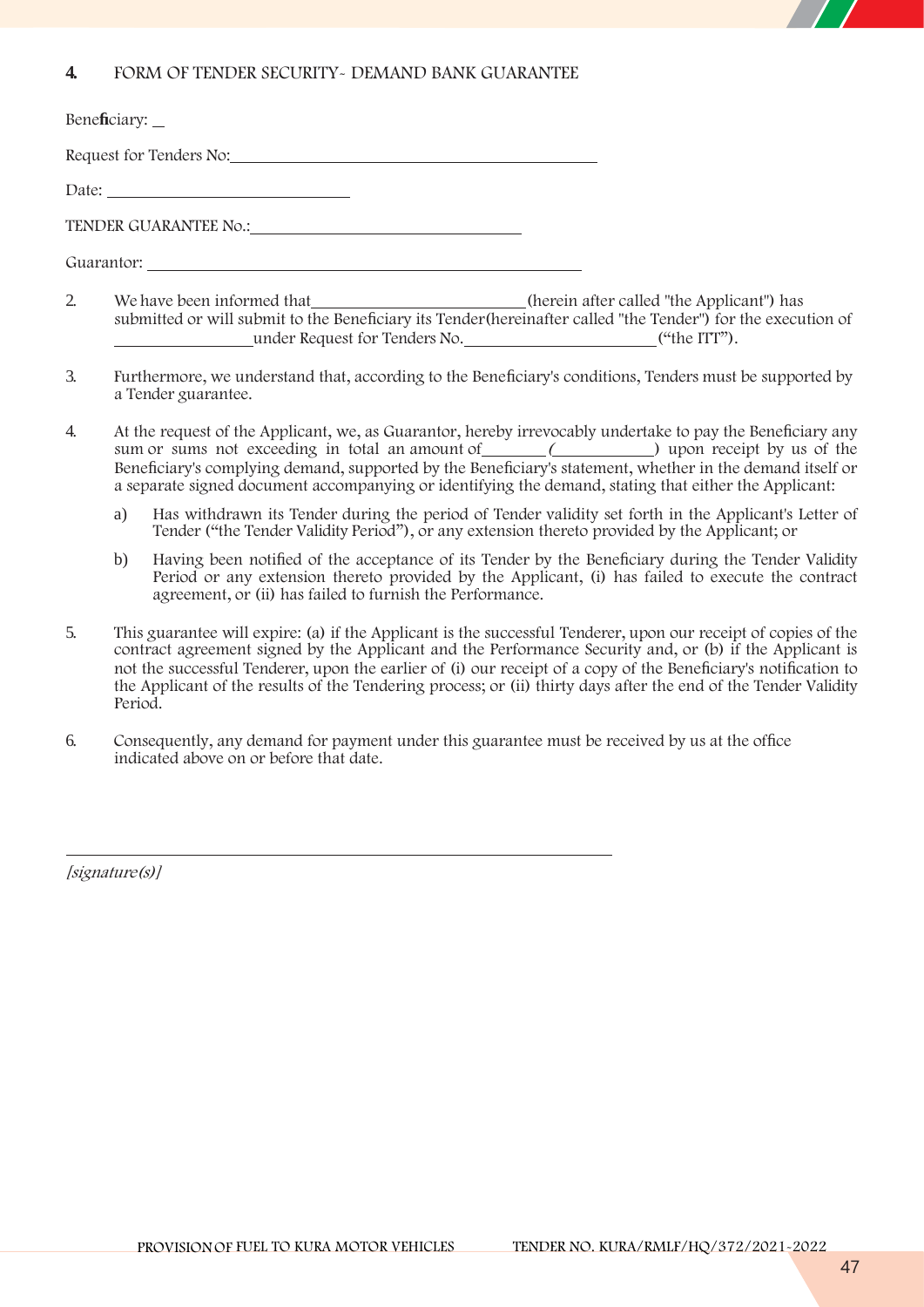## 4. FORM OF TENDER SECURITY- DEMAND BANK GUARANTEE

Beneficiary: \_

Request for Tenders No:\_\_\_\_\_\_\_\_\_\_\_\_\_\_\_\_\_\_\_\_\_\_\_\_\_\_\_\_\_\_\_\_\_\_\_\_\_\_\_\_

Date: \_\_\_\_\_\_\_\_\_\_\_\_\_\_\_\_\_\_\_\_\_\_\_\_\_\_\_\_

TENDER GUARANTEE No.:\_\_\_\_\_\_\_\_\_\_\_\_\_\_\_\_\_\_\_\_\_\_\_\_\_\_\_\_\_\_

Guarantor: \_\_\_\_\_\_\_\_\_\_\_\_\_\_\_\_\_\_\_\_\_\_\_\_\_\_\_\_\_\_\_\_\_\_\_\_\_\_\_\_\_\_\_\_\_\_\_\_\_

2. We have been informed that\_\_\_\_\_\_\_\_\_\_\_\_\_\_\_\_\_\_\_\_\_\_\_\_\_(herein after called "the Applicant") has submitted or will submit to the Beneficiary its Tender(hereinafter called "the Tender") for the execution of \_\_\_\_\_\_\_\_\_\_\_\_\_\_\_\_under Request for Tenders No.\_\_\_\_\_\_\_\_\_\_\_\_\_\_\_\_\_\_\_\_\_\_(“the ITT”).

3. Furthermore, we understand that, according to the Beneficiary's conditions, Tenders must be supported by a Tender guarantee.

4. At the request of the Applicant, we, as Guarantor, hereby irrevocably undertake to pay the Beneficiary any sum or sums not exceeding in total an amount of\_\_\_\_\_\_\_(\_\_\_\_\_\_\_\_\_\_\_) upon receipt by us of the Beneficiary's complying demand, supported by the Beneficiary's statement, whether in the demand itself or a separate signed document accompanying or identifying the demand, stating that either the Applicant:

   a) Has withdrawn its Tender during the period of Tender validity set forth in the Applicant's Letter of Tender (“the Tender Validity Period”), or any extension thereto provided by the Applicant; or

   b) Having been notified of the acceptance of its Tender by the Beneficiary during the Tender Validity Period or any extension thereto provided by the Applicant, (i) has failed to execute the contract agreement, or (ii) has failed to furnish the Performance.

5. This guarantee will expire: (a) if the Applicant is the successful Tenderer, upon our receipt of copies of the contract agreement signed by the Applicant and the Performance Security and, or (b) if the Applicant is not the successful Tenderer, upon the earlier of (i) our receipt of a copy of the Beneficiary's notification to the Applicant of the results of the Tendering process; or (ii) thirty days after the end of the Tender Validity Period.

6. Consequently, any demand for payment under this guarantee must be received by us at the office indicated above on or before that date.

\_\_\_\_\_\_\_\_\_\_\_\_\_\_\_\_\_\_\_\_\_\_\_\_\_\_\_\_\_\_\_\_\_\_\_\_\_\_\_\_\_\_\_\_\_\_\_\_\_\_\_\_\_\_\_\_

*[signature(s)]*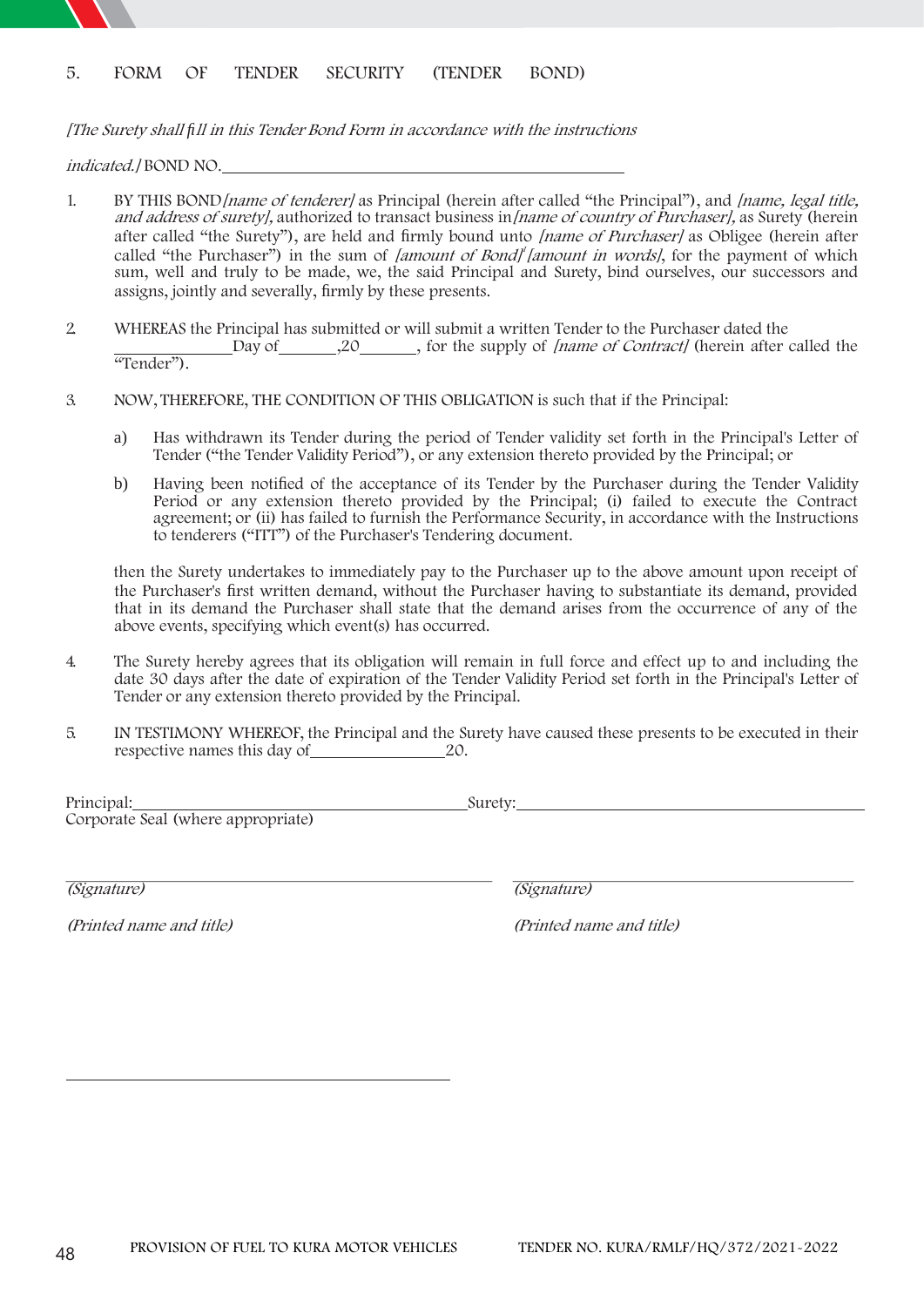## 5. FORM OF TENDER SECURITY (TENDER BOND)

*[The Surety shall fill in this Tender Bond Form in accordance with the instructions indicated.]* BOND NO.\_\_\_\_\_\_\_\_\_\_\_\_\_\_\_\_\_\_\_\_\_\_\_\_\_\_\_\_\_\_\_\_\_\_\_\_

1. BY THIS BOND *[name of tenderer]* as Principal (herein after called "the Principal"), and *[name, legal title, and address of surety],* authorized to transact business in *[name of country of Purchaser],* as Surety (herein after called "the Surety"), are held and firmly bound unto *[name of Purchaser]* as Obligee (herein after called "the Purchaser") in the sum of *[amount of Bond]*[1] *[amount in words]*, for the payment of which sum, well and truly to be made, we, the said Principal and Surety, bind ourselves, our successors and assigns, jointly and severally, firmly by these presents.

2. WHEREAS the Principal has submitted or will submit a written Tender to the Purchaser dated the \_\_\_\_\_\_\_\_\_\_\_\_Day of\_\_\_\_\_\_,20\_\_\_\_\_\_, for the supply of *[name of Contract]* (herein after called the "Tender").

3. NOW, THEREFORE, THE CONDITION OF THIS OBLIGATION is such that if the Principal:

   a) Has withdrawn its Tender during the period of Tender validity set forth in the Principal's Letter of Tender ("the Tender Validity Period"), or any extension thereto provided by the Principal; or

   b) Having been notified of the acceptance of its Tender by the Purchaser during the Tender Validity Period or any extension thereto provided by the Principal; (i) failed to execute the Contract agreement; or (ii) has failed to furnish the Performance Security, in accordance with the Instructions to tenderers ("ITT") of the Purchaser's Tendering document.

   then the Surety undertakes to immediately pay to the Purchaser up to the above amount upon receipt of the Purchaser's first written demand, without the Purchaser having to substantiate its demand, provided that in its demand the Purchaser shall state that the demand arises from the occurrence of any of the above events, specifying which event(s) has occurred.

4. The Surety hereby agrees that its obligation will remain in full force and effect up to and including the date 30 days after the date of expiration of the Tender Validity Period set forth in the Principal's Letter of Tender or any extension thereto provided by the Principal.

5. IN TESTIMONY WHEREOF, the Principal and the Surety have caused these presents to be executed in their respective names this day of\_\_\_\_\_\_\_\_\_\_\_\_\_\_20.

Principal:\_\_\_\_\_\_\_\_\_\_\_\_\_\_\_\_\_\_\_\_\_\_\_\_\_\_\_\_\_\_ Surety:\_\_\_\_\_\_\_\_\_\_\_\_\_\_\_\_\_\_\_\_\_\_\_\_\_\_\_\_\_\_

Corporate Seal (where appropriate)

\_\_\_\_\_\_\_\_\_\_\_\_\_\_\_\_\_\_\_\_\_\_\_\_\_\_\_\_\_\_ \_\_\_\_\_\_\_\_\_\_\_\_\_\_\_\_\_\_\_\_\_\_\_\_\_\_\_\_\_\_

*(Signature)* *(Signature)*

*(Printed name and title)* *(Printed name and title)*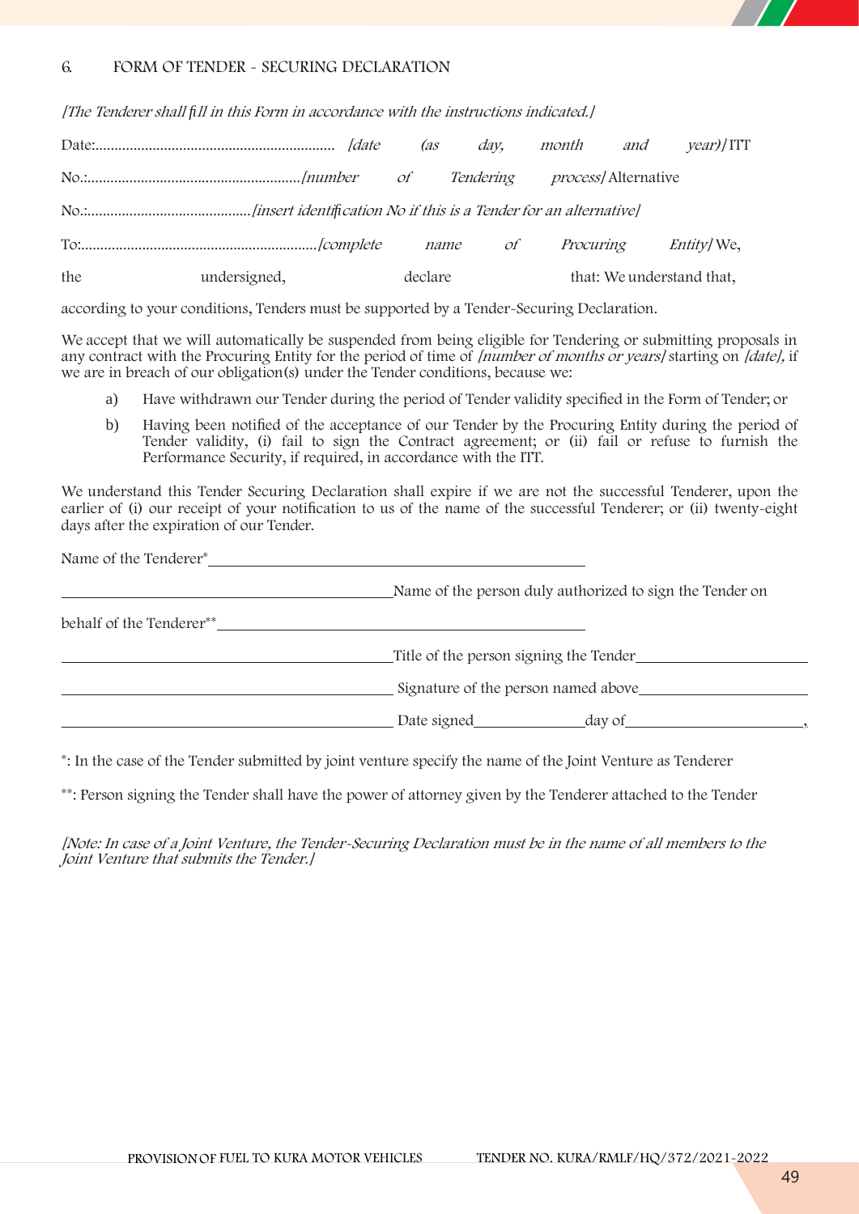## 6. FORM OF TENDER - SECURING DECLARATION

*[The Tenderer shall fill in this Form in accordance with the instructions indicated.]*

Date:.............................................................. *[date (as day, month and year)]* ITT

No.:........................................................*[number of Tendering process]* Alternative

No.:...........................................*[insert identification No if this is a Tender for an alternative]*

To:.............................................................*[complete name of Procuring Entity]* We,

the undersigned, declare that: We understand that,

according to your conditions, Tenders must be supported by a Tender-Securing Declaration.

We accept that we will automatically be suspended from being eligible for Tendering or submitting proposals in any contract with the Procuring Entity for the period of time of *[number of months or years]* starting on *[date]*, if we are in breach of our obligation(s) under the Tender conditions, because we:

a) Have withdrawn our Tender during the period of Tender validity specified in the Form of Tender; or

b) Having been notified of the acceptance of our Tender by the Procuring Entity during the period of Tender validity, (i) fail to sign the Contract agreement; or (ii) fail or refuse to furnish the Performance Security, if required, in accordance with the ITT.

We understand this Tender Securing Declaration shall expire if we are not the successful Tenderer, upon the earlier of (i) our receipt of your notification to us of the name of the successful Tenderer; or (ii) twenty-eight days after the expiration of our Tender.

Name of the Tenderer* ____________________________________________

____________________________________________ Name of the person duly authorized to sign the Tender on

behalf of the Tenderer** ____________________________________________

____________________________________________ Title of the person signing the Tender ____________________

____________________________________________ Signature of the person named above ____________________

____________________________________________ Date signed ______________ day of ______________________,

*: In the case of the Tender submitted by joint venture specify the name of the Joint Venture as Tenderer

**: Person signing the Tender shall have the power of attorney given by the Tenderer attached to the Tender

*[Note: In case of a Joint Venture, the Tender-Securing Declaration must be in the name of all members to the Joint Venture that submits the Tender.]*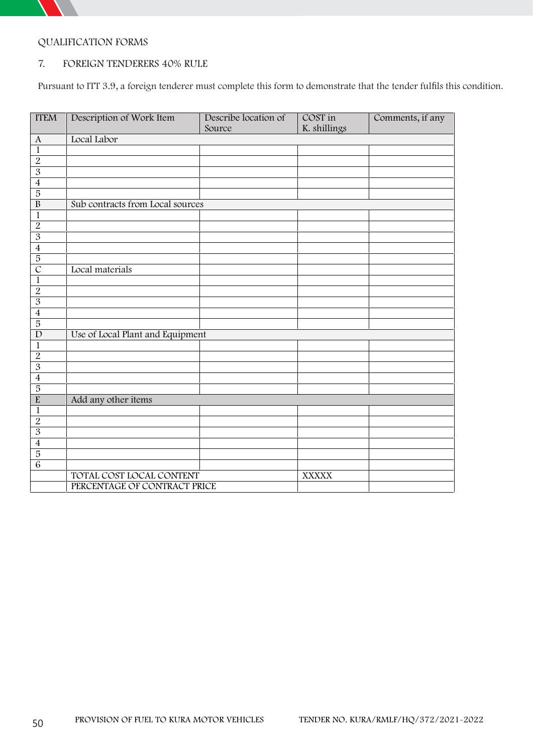QUALIFICATION FORMS

## 7. FOREIGN TENDERERS 40% RULE

Pursuant to ITT 3.9, a foreign tenderer must complete this form to demonstrate that the tender fulfils this condition.

| ITEM | Description of Work Item | Describe location of Source | COST in K. shillings | Comments, if any |
|---|---|---|---|---|
| A | Local Labor | | | |
| 1 | | | | |
| 2 | | | | |
| 3 | | | | |
| 4 | | | | |
| 5 | | | | |
| B | Sub contracts from Local sources | | | |
| 1 | | | | |
| 2 | | | | |
| 3 | | | | |
| 4 | | | | |
| 5 | | | | |
| C | Local materials | | | |
| 1 | | | | |
| 2 | | | | |
| 3 | | | | |
| 4 | | | | |
| 5 | | | | |
| D | Use of Local Plant and Equipment | | | |
| 1 | | | | |
| 2 | | | | |
| 3 | | | | |
| 4 | | | | |
| 5 | | | | |
| E | Add any other items | | | |
| 1 | | | | |
| 2 | | | | |
| 3 | | | | |
| 4 | | | | |
| 5 | | | | |
| 6 | | | | |
| | TOTAL COST LOCAL CONTENT | | XXXXX | |
| | PERCENTAGE OF CONTRACT PRICE | | | |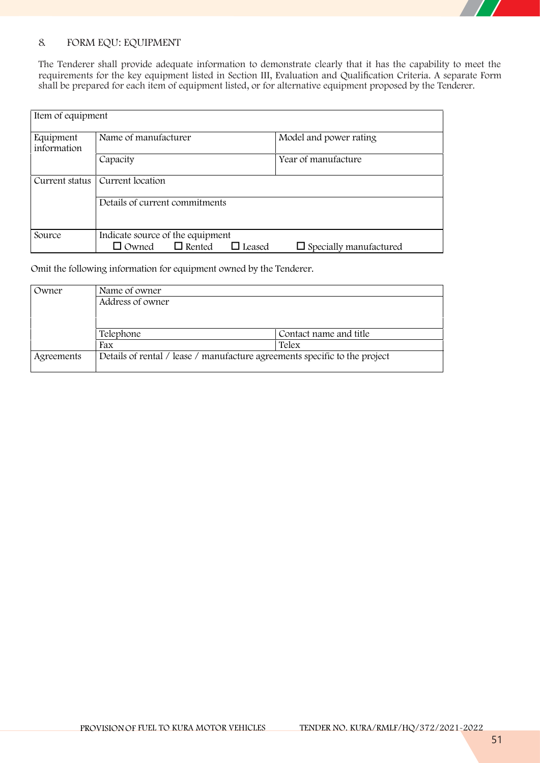## 8. FORM EQU: EQUIPMENT

The Tenderer shall provide adequate information to demonstrate clearly that it has the capability to meet the requirements for the key equipment listed in Section III, Evaluation and Qualification Criteria. A separate Form shall be prepared for each item of equipment listed, or for alternative equipment proposed by the Tenderer.

| Item of equipment | | |
|---|---|---|
| Equipment information | Name of manufacturer | Model and power rating |
| | Capacity | Year of manufacture |
| Current status | Current location | |
| | Details of current commitments | |
| Source | Indicate source of the equipment<br>☐ Owned ☐ Rented ☐ Leased ☐ Specially manufactured | |

Omit the following information for equipment owned by the Tenderer.

| Owner | Name of owner | |
|---|---|---|
| | Address of owner | |
| | Telephone | Contact name and title |
| | Fax | Telex |
| Agreements | Details of rental / lease / manufacture agreements specific to the project | |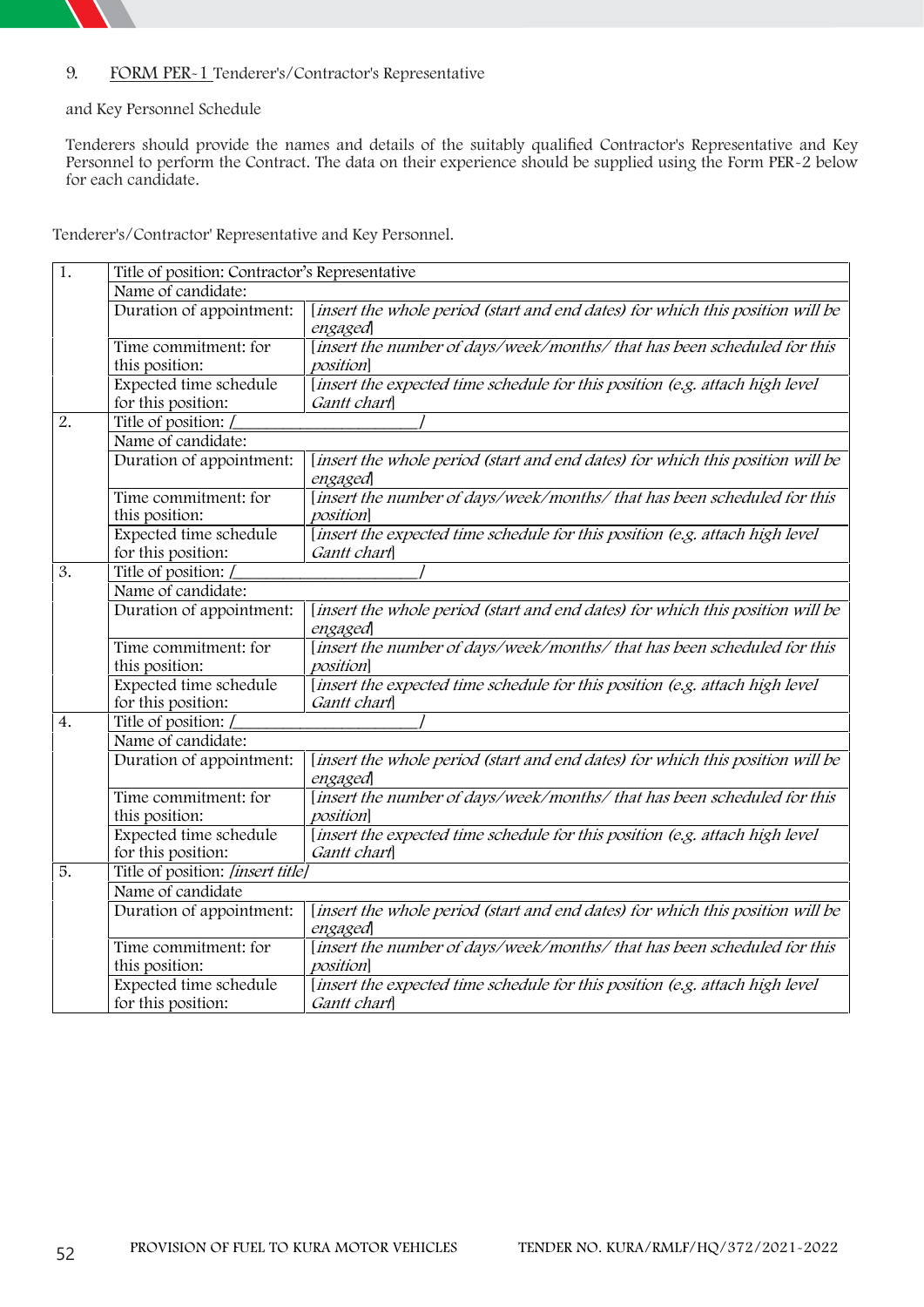9. FORM PER-1 Tenderer's/Contractor's Representative

and Key Personnel Schedule

Tenderers should provide the names and details of the suitably qualified Contractor's Representative and Key Personnel to perform the Contract. The data on their experience should be supplied using the Form PER-2 below for each candidate.

Tenderer's/Contractor' Representative and Key Personnel.

| | | |
|---|---|---|
| 1. | Title of position: Contractor's Representative | |
| | Name of candidate: | |
| | Duration of appointment: | *[insert the whole period (start and end dates) for which this position will be engaged]* |
| | Time commitment: for this position: | *[insert the number of days/week/months/ that has been scheduled for this position]* |
| | Expected time schedule for this position: | *[insert the expected time schedule for this position (e.g. attach high level Gantt chart]* |
| 2. | Title of position: /_____________________/ | |
| | Name of candidate: | |
| | Duration of appointment: | *[insert the whole period (start and end dates) for which this position will be engaged]* |
| | Time commitment: for this position: | *[insert the number of days/week/months/ that has been scheduled for this position]* |
| | Expected time schedule for this position: | *[insert the expected time schedule for this position (e.g. attach high level Gantt chart]* |
| 3. | Title of position: /_____________________/ | |
| | Name of candidate: | |
| | Duration of appointment: | *[insert the whole period (start and end dates) for which this position will be engaged]* |
| | Time commitment: for this position: | *[insert the number of days/week/months/ that has been scheduled for this position]* |
| | Expected time schedule for this position: | *[insert the expected time schedule for this position (e.g. attach high level Gantt chart]* |
| 4. | Title of position: /_____________________/ | |
| | Name of candidate: | |
| | Duration of appointment: | *[insert the whole period (start and end dates) for which this position will be engaged]* |
| | Time commitment: for this position: | *[insert the number of days/week/months/ that has been scheduled for this position]* |
| | Expected time schedule for this position: | *[insert the expected time schedule for this position (e.g. attach high level Gantt chart]* |
| 5. | Title of position: *[insert title]* | |
| | Name of candidate | |
| | Duration of appointment: | *[insert the whole period (start and end dates) for which this position will be engaged]* |
| | Time commitment: for this position: | *[insert the number of days/week/months/ that has been scheduled for this position]* |
| | Expected time schedule for this position: | *[insert the expected time schedule for this position (e.g. attach high level Gantt chart]* |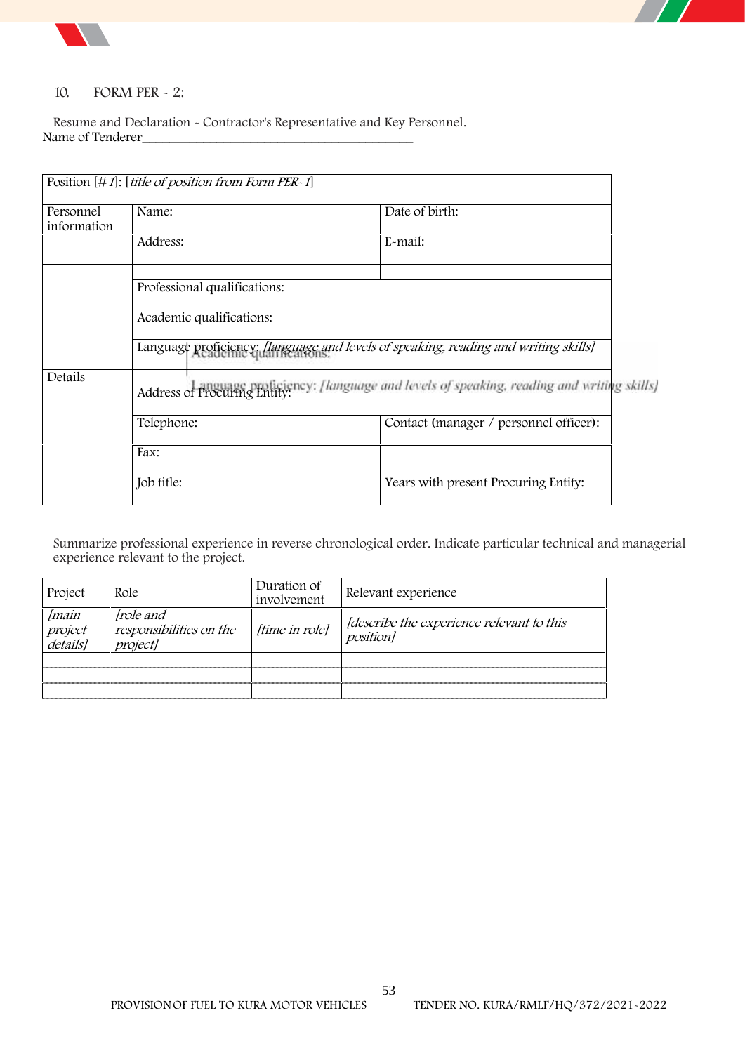## 10. FORM PER - 2:

Resume and Declaration - Contractor's Representative and Key Personnel.

Name of Tenderer_______________________________________

| Position [# *1*]: [*title of position from Form PER-1*] | | |
|---|---|---|
| Personnel information | Name: | Date of birth: |
| | Address: | E-mail: |
| | | |
| | Professional qualifications: | |
| | Academic qualifications: | |
| | Language proficiency: *[language and levels of speaking, reading and writing skills]* | |
| Details | Address of Procuring Entity: | |
| | Telephone: | Contact (manager / personnel officer): |
| | Fax: | |
| | Job title: | Years with present Procuring Entity: |

Summarize professional experience in reverse chronological order. Indicate particular technical and managerial experience relevant to the project.

| Project | Role | Duration of involvement | Relevant experience |
|---|---|---|---|
| *[main project details]* | *[role and responsibilities on the project]* | *[time in role]* | *[describe the experience relevant to this position]* |
| | | | |
| | | | |
| | | | |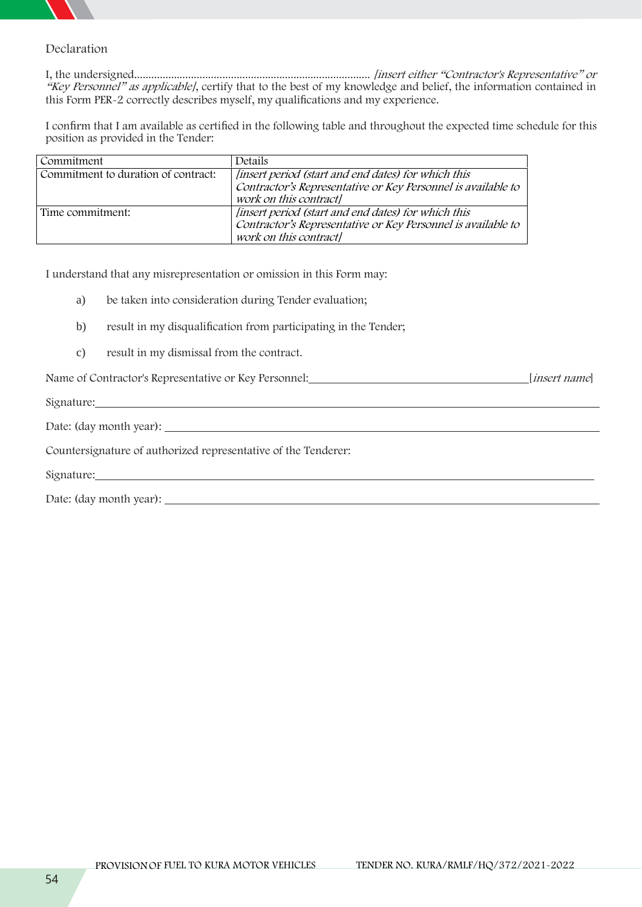Declaration

I, the undersigned.................................................................................. *[insert either "Contractor's Representative" or "Key Personnel" as applicable]*, certify that to the best of my knowledge and belief, the information contained in this Form PER-2 correctly describes myself, my qualifications and my experience.

I confirm that I am available as certified in the following table and throughout the expected time schedule for this position as provided in the Tender:

| Commitment | Details |
|---|---|
| Commitment to duration of contract: | *[insert period (start and end dates) for which this Contractor's Representative or Key Personnel is available to work on this contract]* |
| Time commitment: | *[insert period (start and end dates) for which this Contractor's Representative or Key Personnel is available to work on this contract]* |

I understand that any misrepresentation or omission in this Form may:

a) be taken into consideration during Tender evaluation;

b) result in my disqualification from participating in the Tender;

c) result in my dismissal from the contract.

Name of Contractor's Representative or Key Personnel:______________________________[*insert name*]

Signature:______________________________________________________________

Date: (day month year): ___________________________________________________

Countersignature of authorized representative of the Tenderer:

Signature:______________________________________________________________

Date: (day month year): ___________________________________________________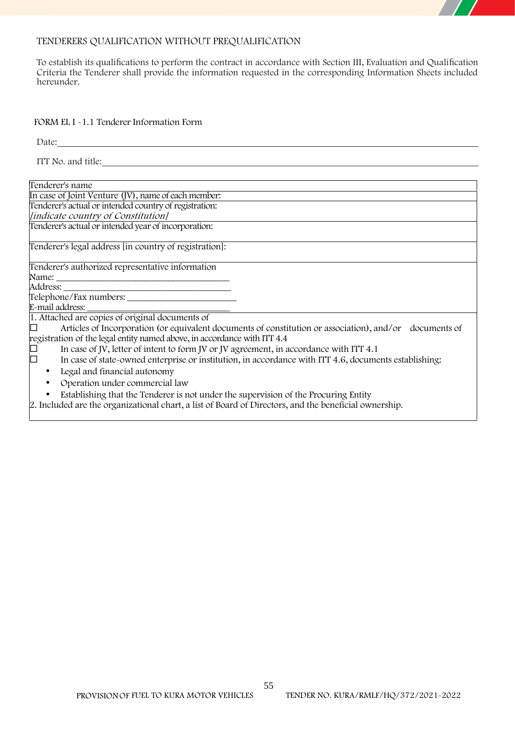## TENDERERS QUALIFICATION WITHOUT PREQUALIFICATION

To establish its qualifications to perform the contract in accordance with Section III, Evaluation and Qualification Criteria the Tenderer shall provide the information requested in the corresponding Information Sheets included hereunder.

### FORM EL I -1.1 Tenderer Information Form

Date:\_\_\_\_\_\_\_\_\_\_\_\_\_\_\_\_\_\_\_\_\_\_\_\_\_\_\_\_\_\_\_\_\_\_\_\_\_\_\_\_\_\_\_\_\_\_\_\_\_\_\_\_\_\_\_\_\_\_\_\_

ITT No. and title:\_\_\_\_\_\_\_\_\_\_\_\_\_\_\_\_\_\_\_\_\_\_\_\_\_\_\_\_\_\_\_\_\_\_\_\_\_\_\_\_\_\_\_\_\_\_\_\_\_\_\_\_\_\_

| Tenderer's name |
|---|
| In case of Joint Venture (JV), name of each member: |
| Tenderer's actual or intended country of registration: *[indicate country of Constitution]* |
| Tenderer's actual or intended year of incorporation: |
| Tenderer's legal address [in country of registration]: |
| Tenderer's authorized representative information<br>Name: \_\_\_\_\_\_\_\_\_\_\_\_\_\_\_\_\_\_\_\_\_\_\_\_\_\_\_\_\_\_\_\_\_\_\_\_<br>Address: \_\_\_\_\_\_\_\_\_\_\_\_\_\_\_\_\_\_\_\_\_\_\_\_\_\_\_\_\_\_\_\_\_\_\_<br>Telephone/Fax numbers: \_\_\_\_\_\_\_\_\_\_\_\_\_\_\_\_\_\_\_\_\_\_\_<br>E-mail address: \_\_\_\_\_\_\_\_\_\_\_\_\_\_\_\_\_\_\_\_\_\_\_\_\_\_\_\_\_\_ |
| 1. Attached are copies of original documents of<br>☐ Articles of Incorporation (or equivalent documents of constitution or association), and/or documents of registration of the legal entity named above, in accordance with ITT 4.4<br>☐ In case of JV, letter of intent to form JV or JV agreement, in accordance with ITT 4.1<br>☐ In case of state-owned enterprise or institution, in accordance with ITT 4.6, documents establishing:<br>• Legal and financial autonomy<br>• Operation under commercial law<br>• Establishing that the Tenderer is not under the supervision of the Procuring Entity<br>2. Included are the organizational chart, a list of Board of Directors, and the beneficial ownership. |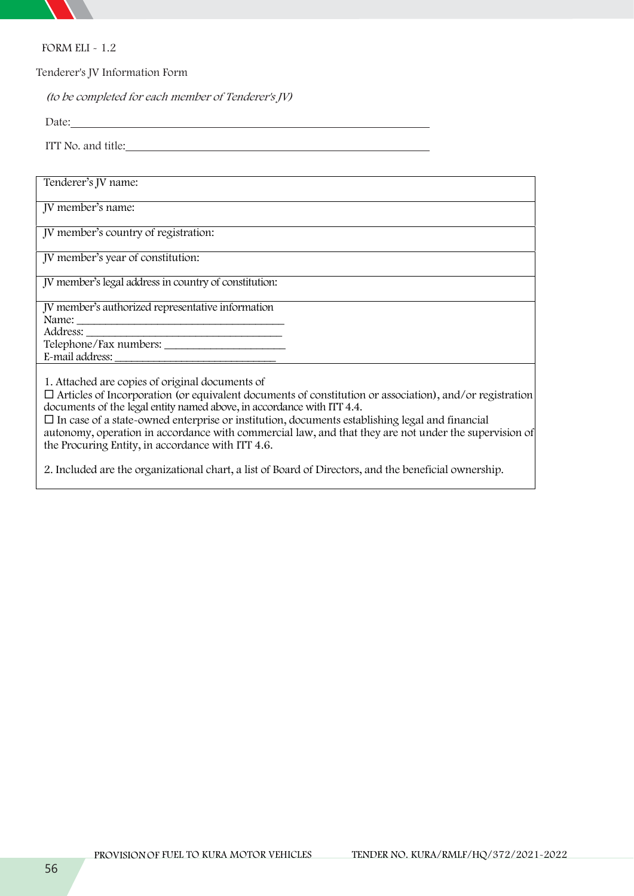FORM ELI - 1.2

Tenderer's JV Information Form

*(to be completed for each member of Tenderer's JV)*

Date:\_\_\_\_\_\_\_\_\_\_\_\_\_\_\_\_\_\_\_\_\_\_\_\_\_\_\_\_\_\_\_\_\_\_\_\_\_\_\_\_\_\_\_\_\_\_\_\_

ITT No. and title:\_\_\_\_\_\_\_\_\_\_\_\_\_\_\_\_\_\_\_\_\_\_\_\_\_\_\_\_\_\_\_\_\_\_\_\_\_\_\_\_

| Tenderer's JV name: |
|---|
| JV member's name: |
| JV member's country of registration: |
| JV member's year of constitution: |
| JV member's legal address in country of constitution: |
| JV member's authorized representative information<br>Name: \_\_\_\_\_\_\_\_\_\_\_\_\_\_\_\_\_\_\_\_\_\_\_\_\_\_\_\_\_\_\_\_\_\_\_<br>Address: \_\_\_\_\_\_\_\_\_\_\_\_\_\_\_\_\_\_\_\_\_\_\_\_\_\_\_\_\_\_\_\_\_<br>Telephone/Fax numbers: \_\_\_\_\_\_\_\_\_\_\_\_\_\_\_\_\_\_\_\_\_<br>E-mail address: \_\_\_\_\_\_\_\_\_\_\_\_\_\_\_\_\_\_\_\_\_\_\_\_\_\_\_ |
| 1. Attached are copies of original documents of<br>☐ Articles of Incorporation (or equivalent documents of constitution or association), and/or registration documents of the legal entity named above, in accordance with ITT 4.4.<br>☐ In case of a state-owned enterprise or institution, documents establishing legal and financial autonomy, operation in accordance with commercial law, and that they are not under the supervision of the Procuring Entity, in accordance with ITT 4.6.<br><br>2. Included are the organizational chart, a list of Board of Directors, and the beneficial ownership. |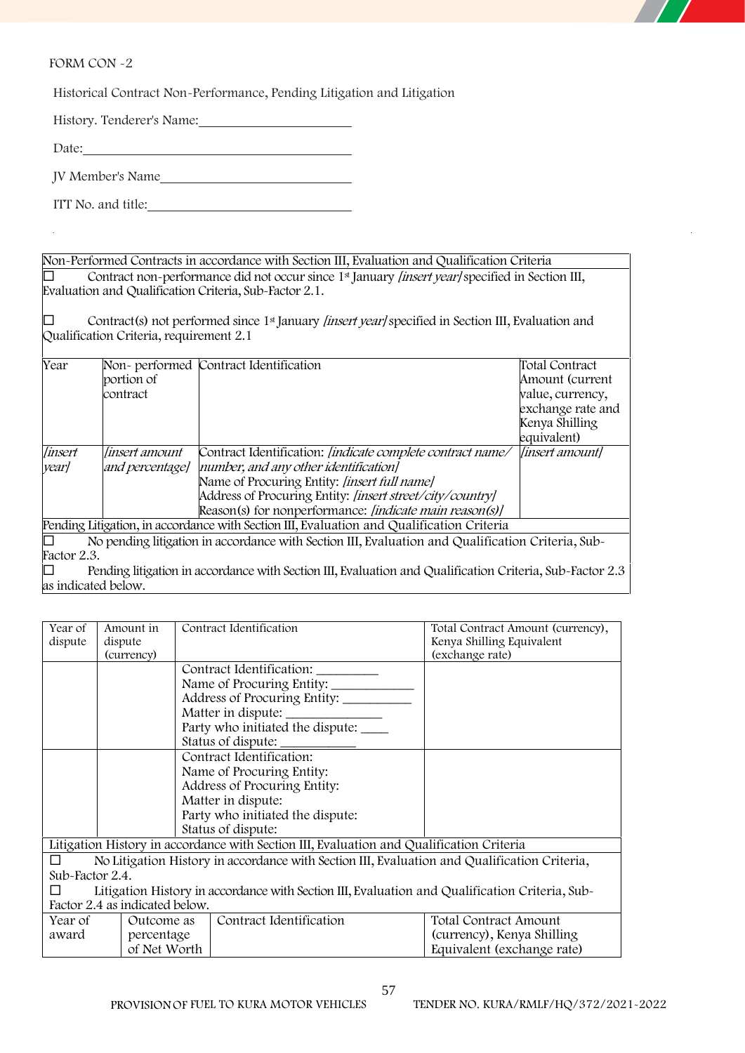FORM CON -2

Historical Contract Non-Performance, Pending Litigation and Litigation

History. Tenderer's Name:______________________

Date:______________________________________

JV Member's Name__________________________

ITT No. and title:___________________________

| Non-Performed Contracts in accordance with Section III, Evaluation and Qualification Criteria | | | |
|---|---|---|---|
| ☐ Contract non-performance did not occur since 1st January *[insert year]* specified in Section III, Evaluation and Qualification Criteria, Sub-Factor 2.1.<br><br>☐ Contract(s) not performed since 1st January *[insert year]* specified in Section III, Evaluation and Qualification Criteria, requirement 2.1 | | | |
| Year | Non- performed portion of contract | Contract Identification | Total Contract Amount (current value, currency, exchange rate and Kenya Shilling equivalent) |
| *[insert year]* | *[insert amount and percentage]* | Contract Identification: *[indicate complete contract name/ number, and any other identification]*<br>Name of Procuring Entity: *[insert full name]*<br>Address of Procuring Entity: *[insert street/city/country]*<br>Reason(s) for nonperformance: *[indicate main reason(s)]* | *[insert amount]* |
| Pending Litigation, in accordance with Section III, Evaluation and Qualification Criteria | | | |
| ☐ No pending litigation in accordance with Section III, Evaluation and Qualification Criteria, Sub-Factor 2.3.<br>☐ Pending litigation in accordance with Section III, Evaluation and Qualification Criteria, Sub-Factor 2.3 as indicated below. | | | |

| Year of dispute | Amount in dispute (currency) | Contract Identification | Total Contract Amount (currency), Kenya Shilling Equivalent (exchange rate) |
|---|---|---|---|
| | | Contract Identification: _________<br>Name of Procuring Entity: ____________<br>Address of Procuring Entity: __________<br>Matter in dispute: ______________<br>Party who initiated the dispute: ____<br>Status of dispute: ___________ | |
| | | Contract Identification:<br>Name of Procuring Entity:<br>Address of Procuring Entity:<br>Matter in dispute:<br>Party who initiated the dispute:<br>Status of dispute: | |
| Litigation History in accordance with Section III, Evaluation and Qualification Criteria | | | |
| ☐ No Litigation History in accordance with Section III, Evaluation and Qualification Criteria, Sub-Factor 2.4.<br>☐ Litigation History in accordance with Section III, Evaluation and Qualification Criteria, Sub-Factor 2.4 as indicated below. | | | |
| Year of award | Outcome as percentage of Net Worth | Contract Identification | Total Contract Amount (currency), Kenya Shilling Equivalent (exchange rate) |

PROVISION OF FUEL TO KURA MOTOR VEHICLES TENDER NO. KURA/RMLF/HQ/372/2021-2022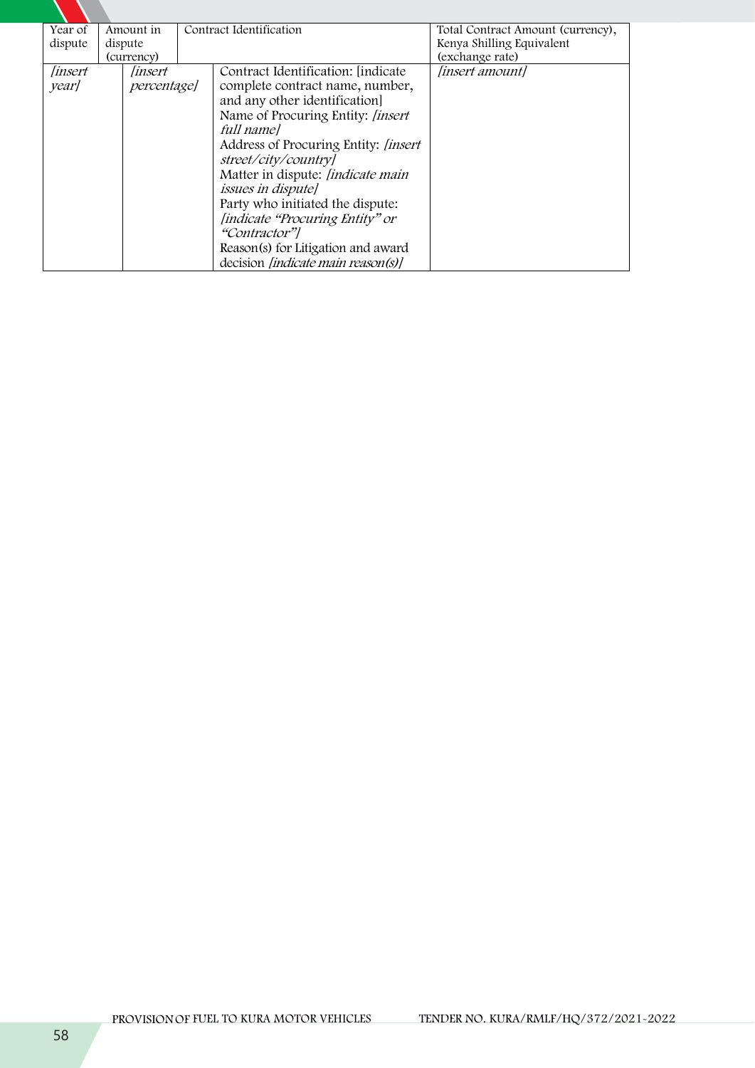| Year of dispute | Amount in dispute (currency) | Contract Identification | Total Contract Amount (currency), Kenya Shilling Equivalent (exchange rate) |
| --- | --- | --- | --- |
| *[insert year]* | *[insert percentage]* | Contract Identification: [indicate complete contract name, number, and any other identification]<br>Name of Procuring Entity: *[insert full name]*<br>Address of Procuring Entity: *[insert street/city/country]*<br>Matter in dispute: *[indicate main issues in dispute]*<br>Party who initiated the dispute: *[indicate "Procuring Entity" or "Contractor"]*<br>Reason(s) for Litigation and award decision *[indicate main reason(s)]* | *[insert amount]* |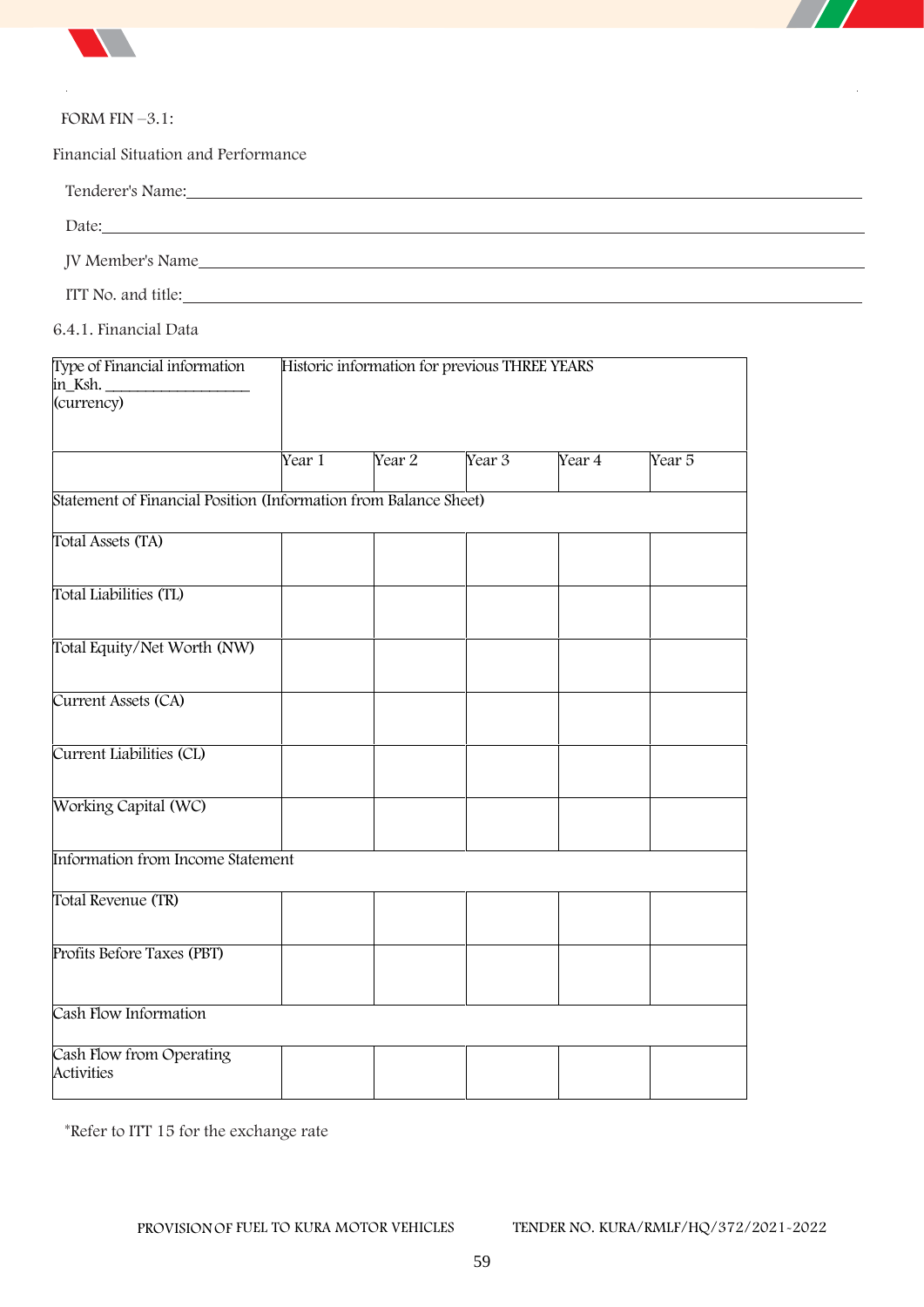FORM FIN –3.1:

Financial Situation and Performance

Tenderer's Name:\_\_\_\_\_\_\_\_\_\_\_\_\_\_\_\_\_\_\_\_\_\_\_\_\_\_\_\_\_\_\_\_\_\_\_\_\_\_\_\_\_\_\_\_\_\_\_\_

Date:\_\_\_\_\_\_\_\_\_\_\_\_\_\_\_\_\_\_\_\_\_\_\_\_\_\_\_\_\_\_\_\_\_\_\_\_\_\_\_\_\_\_\_\_\_\_\_\_\_\_\_\_\_\_\_\_

JV Member's Name\_\_\_\_\_\_\_\_\_\_\_\_\_\_\_\_\_\_\_\_\_\_\_\_\_\_\_\_\_\_\_\_\_\_\_\_\_\_\_\_\_\_\_\_\_\_\_\_

ITT No. and title:\_\_\_\_\_\_\_\_\_\_\_\_\_\_\_\_\_\_\_\_\_\_\_\_\_\_\_\_\_\_\_\_\_\_\_\_\_\_\_\_\_\_\_\_\_\_\_\_

6.4.1. Financial Data

| Type of Financial information in_Ksh. \_\_\_\_\_\_\_\_\_\_\_\_\_\_\_\_\_\_ (currency) | Historic information for previous THREE YEARS | | | | |
|---|---|---|---|---|---|
| | Year 1 | Year 2 | Year 3 | Year 4 | Year 5 |
| Statement of Financial Position (Information from Balance Sheet) | | | | | |
| Total Assets (TA) | | | | | |
| Total Liabilities (TL) | | | | | |
| Total Equity/Net Worth (NW) | | | | | |
| Current Assets (CA) | | | | | |
| Current Liabilities (CL) | | | | | |
| Working Capital (WC) | | | | | |
| Information from Income Statement | | | | | |
| Total Revenue (TR) | | | | | |
| Profits Before Taxes (PBT) | | | | | |
| Cash Flow Information | | | | | |
| Cash Flow from Operating Activities | | | | | |

*Refer to ITT 15 for the exchange rate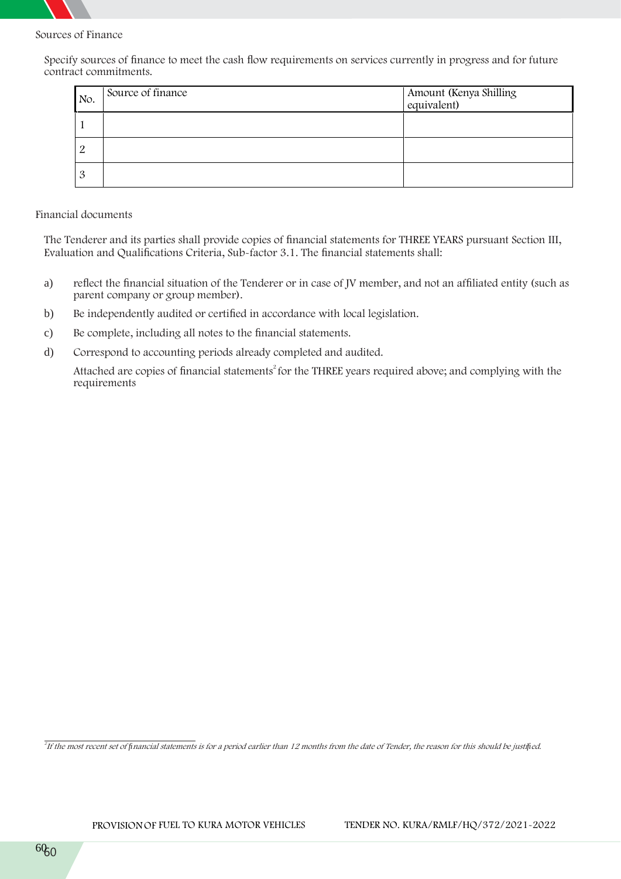Sources of Finance

Specify sources of finance to meet the cash flow requirements on services currently in progress and for future contract commitments.

| No. | Source of finance | Amount (Kenya Shilling equivalent) |
|---|---|---|
| 1 | | |
| 2 | | |
| 3 | | |

Financial documents

The Tenderer and its parties shall provide copies of financial statements for THREE YEARS pursuant Section III, Evaluation and Qualifications Criteria, Sub-factor 3.1. The financial statements shall:

a) reflect the financial situation of the Tenderer or in case of JV member, and not an affiliated entity (such as parent company or group member).

b) Be independently audited or certified in accordance with local legislation.

c) Be complete, including all notes to the financial statements.

d) Correspond to accounting periods already completed and audited.

Attached are copies of financial statements[2] for the THREE years required above; and complying with the requirements

---

[2] *If the most recent set of financial statements is for a period earlier than 12 months from the date of Tender, the reason for this should be justified.*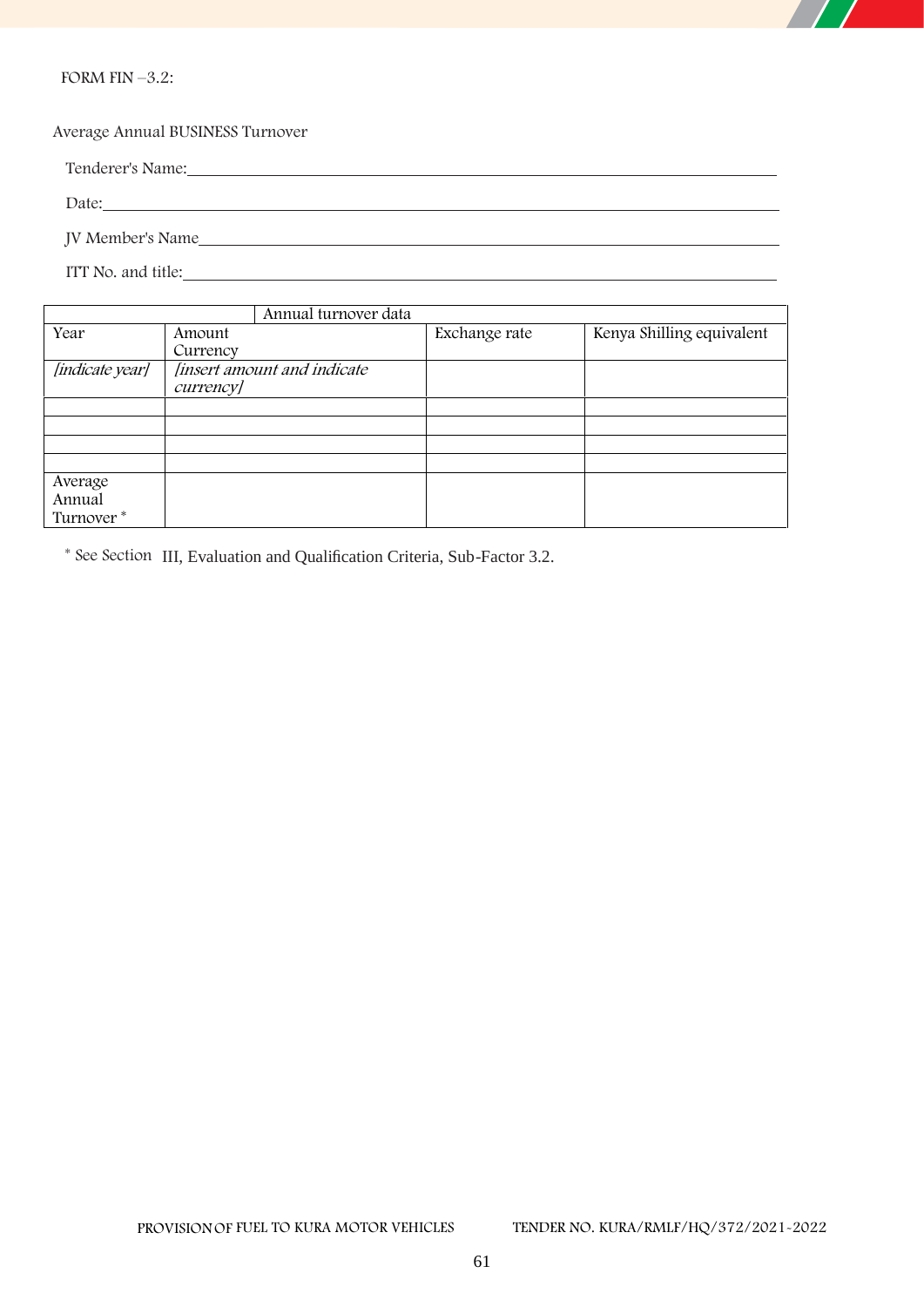FORM FIN –3.2:

Average Annual BUSINESS Turnover

Tenderer's Name:\_\_\_\_\_\_\_\_\_\_\_\_\_\_\_\_\_\_\_\_\_\_\_\_\_\_\_\_\_\_\_\_\_\_\_\_\_\_\_\_\_\_

Date:\_\_\_\_\_\_\_\_\_\_\_\_\_\_\_\_\_\_\_\_\_\_\_\_\_\_\_\_\_\_\_\_\_\_\_\_\_\_\_\_\_\_

JV Member's Name\_\_\_\_\_\_\_\_\_\_\_\_\_\_\_\_\_\_\_\_\_\_\_\_\_\_\_\_\_\_\_\_\_\_\_\_\_\_\_\_\_\_

ITT No. and title:\_\_\_\_\_\_\_\_\_\_\_\_\_\_\_\_\_\_\_\_\_\_\_\_\_\_\_\_\_\_\_\_\_\_\_\_\_\_\_\_\_\_

| | Annual turnover data | | |
|---|---|---|---|
| Year | Amount Currency | Exchange rate | Kenya Shilling equivalent |
| *[indicate year]* | *[insert amount and indicate currency]* | | |
| | | | |
| | | | |
| | | | |
| | | | |
| Average Annual Turnover * | | | |

* See Section III, Evaluation and Qualification Criteria, Sub-Factor 3.2.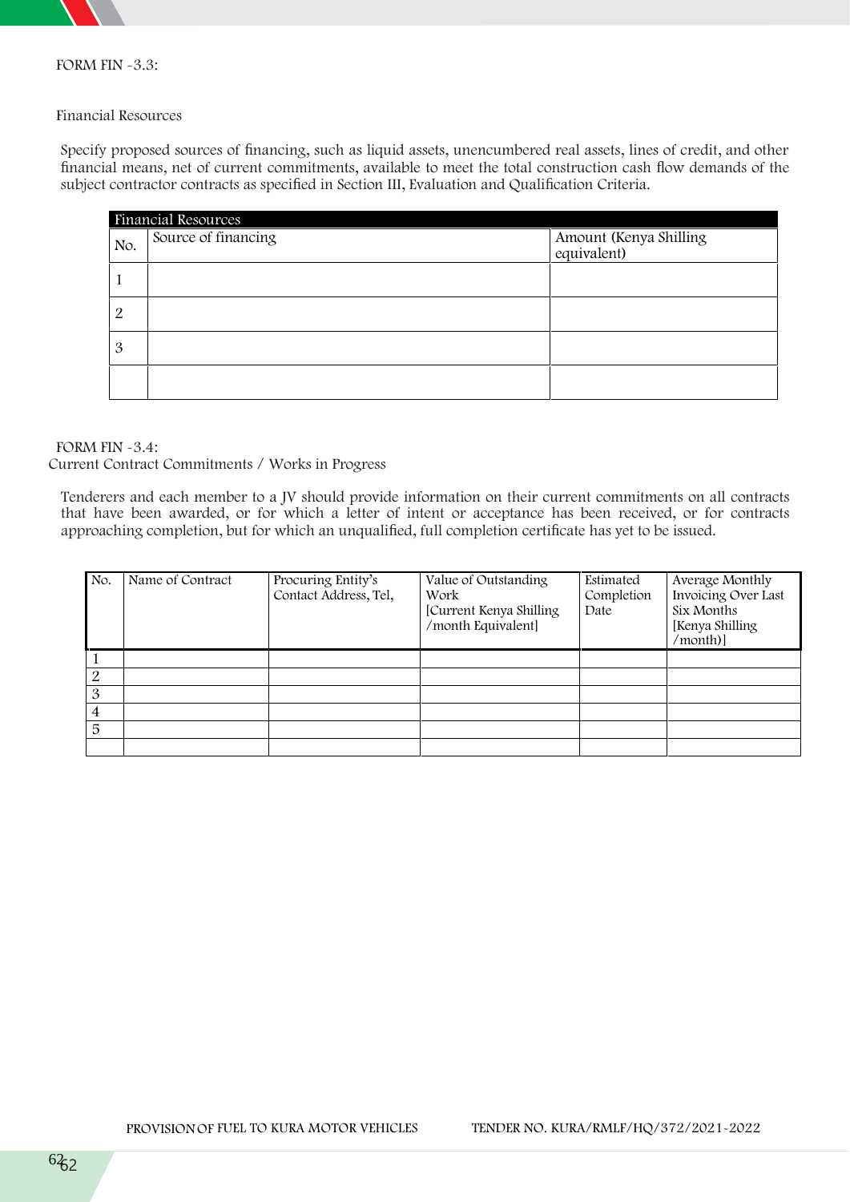FORM FIN -3.3:

Financial Resources

Specify proposed sources of financing, such as liquid assets, unencumbered real assets, lines of credit, and other financial means, net of current commitments, available to meet the total construction cash flow demands of the subject contractor contracts as specified in Section III, Evaluation and Qualification Criteria.

| Financial Resources | | |
|---|---|---|
| No. | Source of financing | Amount (Kenya Shilling equivalent) |
| 1 | | |
| 2 | | |
| 3 | | |
| | | |

FORM FIN -3.4:
Current Contract Commitments / Works in Progress

Tenderers and each member to a JV should provide information on their current commitments on all contracts that have been awarded, or for which a letter of intent or acceptance has been received, or for contracts approaching completion, but for which an unqualified, full completion certificate has yet to be issued.

| No. | Name of Contract | Procuring Entity's Contact Address, Tel, | Value of Outstanding Work [Current Kenya Shilling /month Equivalent] | Estimated Completion Date | Average Monthly Invoicing Over Last Six Months [Kenya Shilling /month)] |
|---|---|---|---|---|---|
| 1 | | | | | |
| 2 | | | | | |
| 3 | | | | | |
| 4 | | | | | |
| 5 | | | | | |
| | | | | | |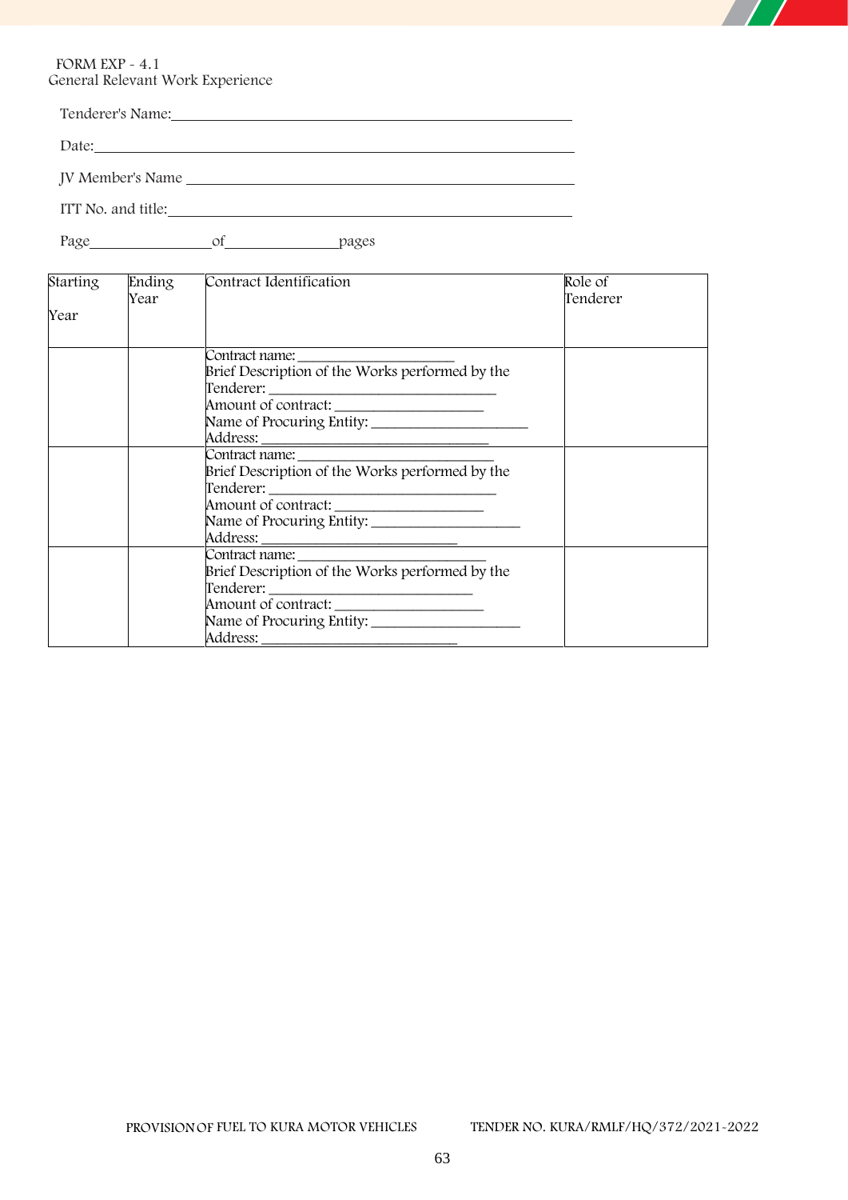FORM EXP - 4.1
General Relevant Work Experience

Tenderer's Name:_______________________________________________

Date:_______________________________________________

JV Member's Name _______________________________________________

ITT No. and title:_______________________________________________

Page_______________of_______________pages

| Starting Year | Ending Year | Contract Identification | Role of Tenderer |
|---|---|---|---|
| | | Contract name: ____________________<br>Brief Description of the Works performed by the Tenderer: ____________________<br>Amount of contract: ____________________<br>Name of Procuring Entity: ____________________<br>Address: ____________________ | |
| | | Contract name: ____________________<br>Brief Description of the Works performed by the Tenderer: ____________________<br>Amount of contract: ____________________<br>Name of Procuring Entity: ____________________<br>Address: ____________________ | |
| | | Contract name: ____________________<br>Brief Description of the Works performed by the Tenderer: ____________________<br>Amount of contract: ____________________<br>Name of Procuring Entity: ____________________<br>Address: ____________________ | |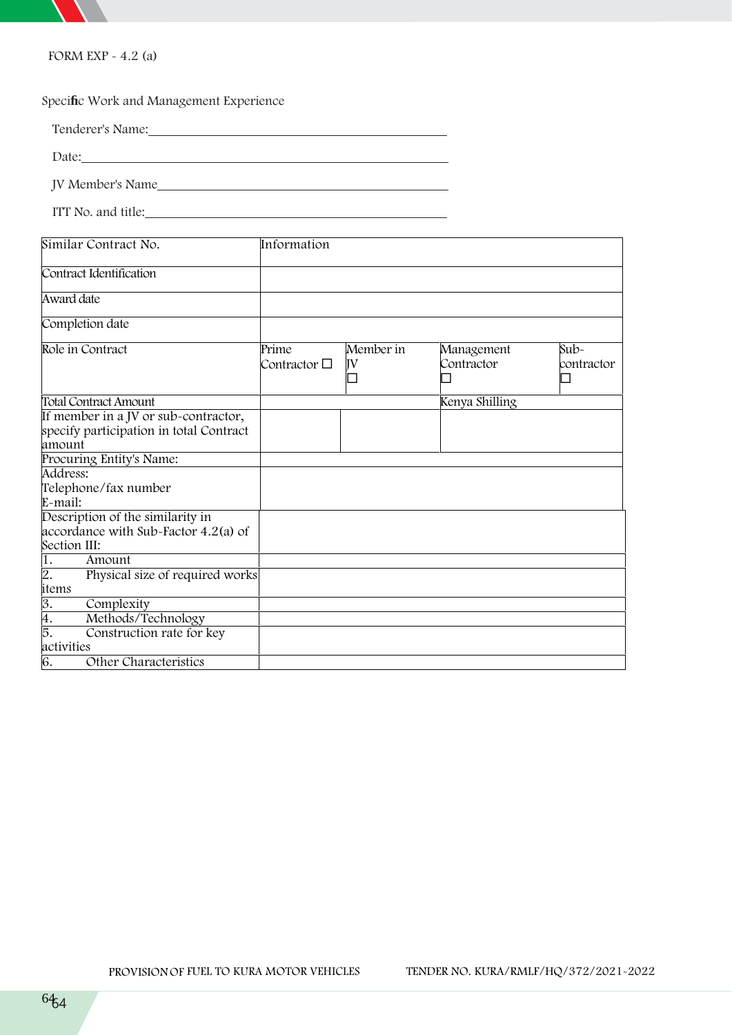FORM EXP - 4.2 (a)

Specific Work and Management Experience

Tenderer's Name:\_\_\_\_\_\_\_\_\_\_\_\_\_\_\_\_\_\_\_\_\_\_\_\_\_\_\_\_\_\_\_\_\_\_\_\_\_\_\_\_

Date:\_\_\_\_\_\_\_\_\_\_\_\_\_\_\_\_\_\_\_\_\_\_\_\_\_\_\_\_\_\_\_\_\_\_\_\_\_\_\_\_\_\_\_\_\_\_\_\_

JV Member's Name\_\_\_\_\_\_\_\_\_\_\_\_\_\_\_\_\_\_\_\_\_\_\_\_\_\_\_\_\_\_\_\_\_\_\_\_\_\_\_\_

ITT No. and title:\_\_\_\_\_\_\_\_\_\_\_\_\_\_\_\_\_\_\_\_\_\_\_\_\_\_\_\_\_\_\_\_\_\_\_\_\_\_\_\_

| Similar Contract No. | Information | | | |
|---|---|---|---|---|
| Contract Identification | | | | |
| Award date | | | | |
| Completion date | | | | |
| Role in Contract | Prime Contractor ☐ | Member in JV ☐ | Management Contractor ☐ | Sub-contractor ☐ |
| Total Contract Amount | | | Kenya Shilling | |
| If member in a JV or sub-contractor, specify participation in total Contract amount | | | | |
| Procuring Entity's Name: | | | | |
| Address:<br>Telephone/fax number<br>E-mail: | | | | |
| Description of the similarity in accordance with Sub-Factor 4.2(a) of Section III: | | | | |
| 1. Amount | | | | |
| 2. Physical size of required works items | | | | |
| 3. Complexity | | | | |
| 4. Methods/Technology | | | | |
| 5. Construction rate for key activities | | | | |
| 6. Other Characteristics | | | | |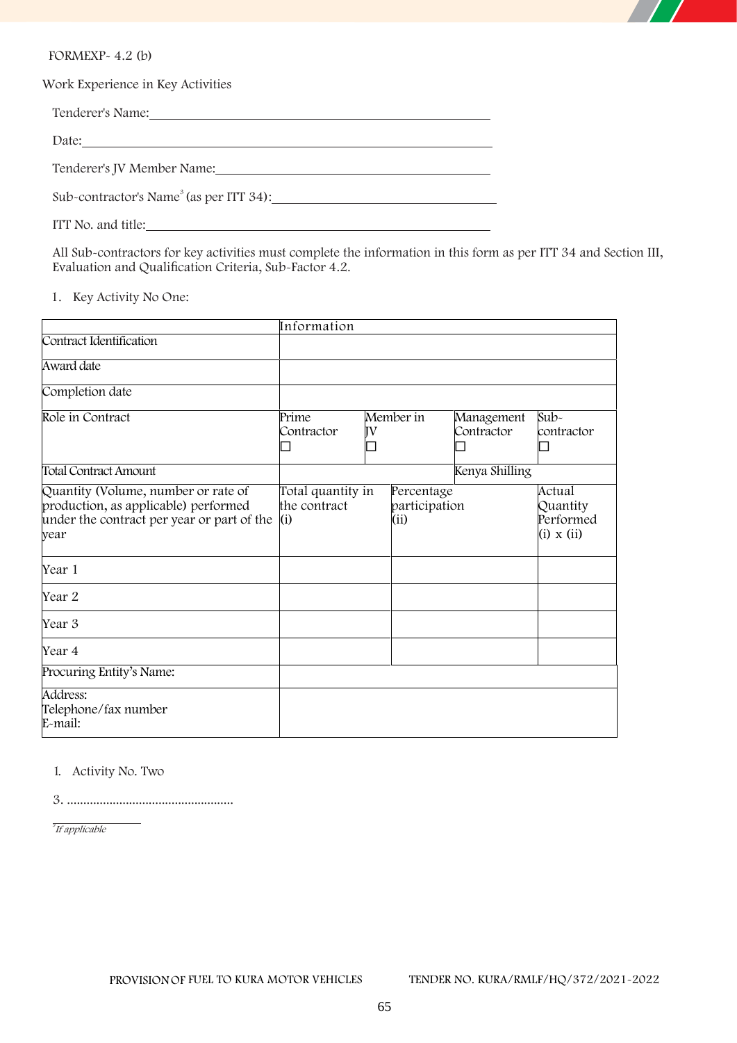FORMEXP- 4.2 (b)

Work Experience in Key Activities

Tenderer's Name:\_\_\_\_\_\_\_\_\_\_\_\_\_\_\_\_\_\_\_\_\_\_\_\_\_\_\_\_\_\_\_\_\_\_\_\_\_\_\_\_\_\_\_\_

Date:\_\_\_\_\_\_\_\_\_\_\_\_\_\_\_\_\_\_\_\_\_\_\_\_\_\_\_\_\_\_\_\_\_\_\_\_\_\_\_\_\_\_\_\_\_\_\_\_\_\_\_\_

Tenderer's JV Member Name:\_\_\_\_\_\_\_\_\_\_\_\_\_\_\_\_\_\_\_\_\_\_\_\_\_\_\_\_\_\_\_\_\_\_\_\_\_\_

Sub-contractor's Name[3] (as per ITT 34):\_\_\_\_\_\_\_\_\_\_\_\_\_\_\_\_\_\_\_\_\_\_\_\_\_\_\_\_\_\_\_

ITT No. and title:\_\_\_\_\_\_\_\_\_\_\_\_\_\_\_\_\_\_\_\_\_\_\_\_\_\_\_\_\_\_\_\_\_\_\_\_\_\_\_\_\_\_\_\_\_\_

All Sub-contractors for key activities must complete the information in this form as per ITT 34 and Section III, Evaluation and Qualification Criteria, Sub-Factor 4.2.

1. Key Activity No One:

| | Information | | | |
|---|---|---|---|---|
| Contract Identification | | | | |
| Award date | | | | |
| Completion date | | | | |
| Role in Contract | Prime Contractor ☐ | Member in JV ☐ | Management Contractor ☐ | Sub-contractor ☐ |
| Total Contract Amount | | | Kenya Shilling | |
| Quantity (Volume, number or rate of production, as applicable) performed under the contract per year or part of the year | Total quantity in the contract (i) | Percentage participation (ii) | | Actual Quantity Performed (i) x (ii) |
| Year 1 | | | | |
| Year 2 | | | | |
| Year 3 | | | | |
| Year 4 | | | | |
| Procuring Entity's Name: | | | | |
| Address:<br>Telephone/fax number<br>E-mail: | | | | |

1. Activity No. Two

3. ……………………………………………

[3] *If applicable*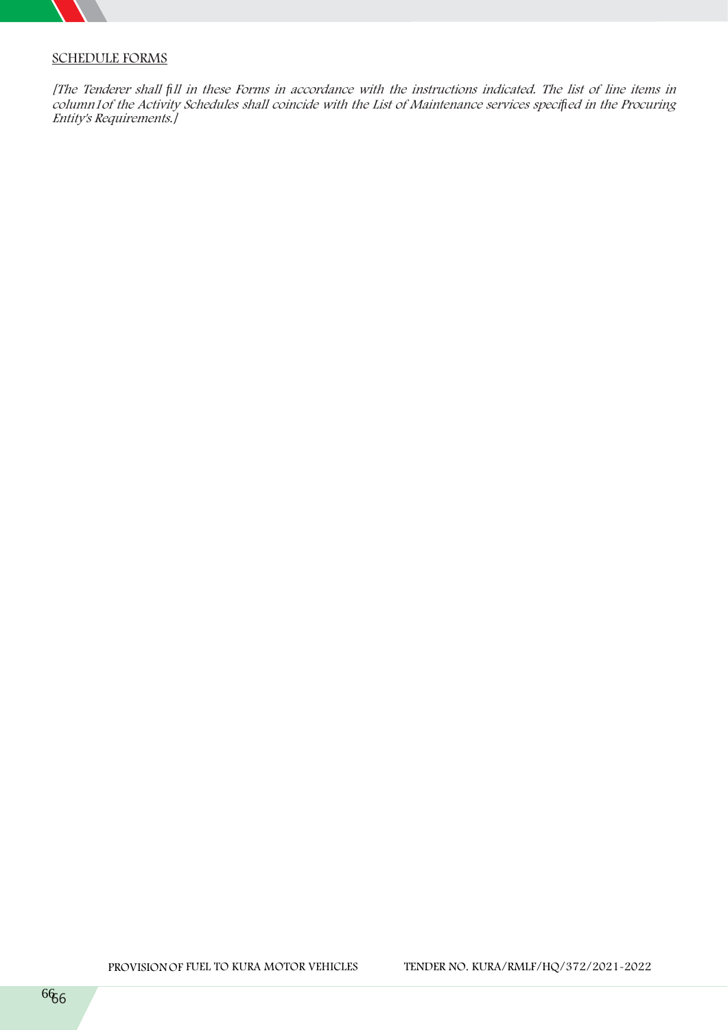## SCHEDULE FORMS

*[The Tenderer shall fill in these Forms in accordance with the instructions indicated. The list of line items in column1of the Activity Schedules shall coincide with the List of Maintenance services specified in the Procuring Entity's Requirements.]*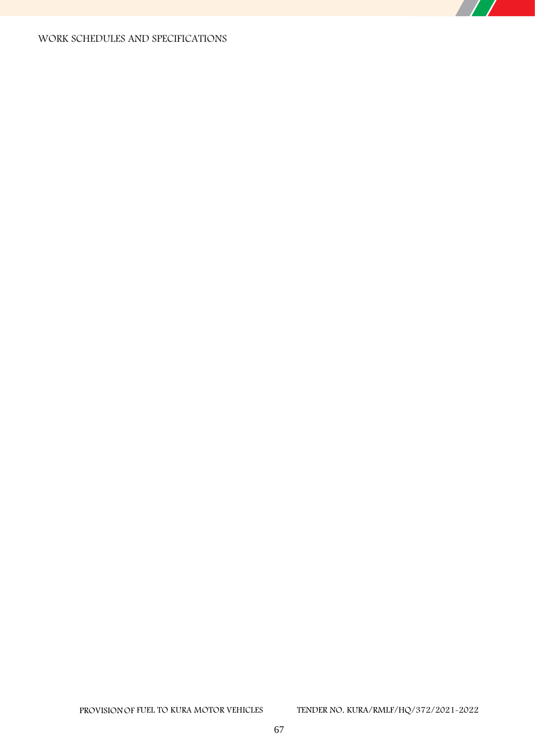WORK SCHEDULES AND SPECIFICATIONS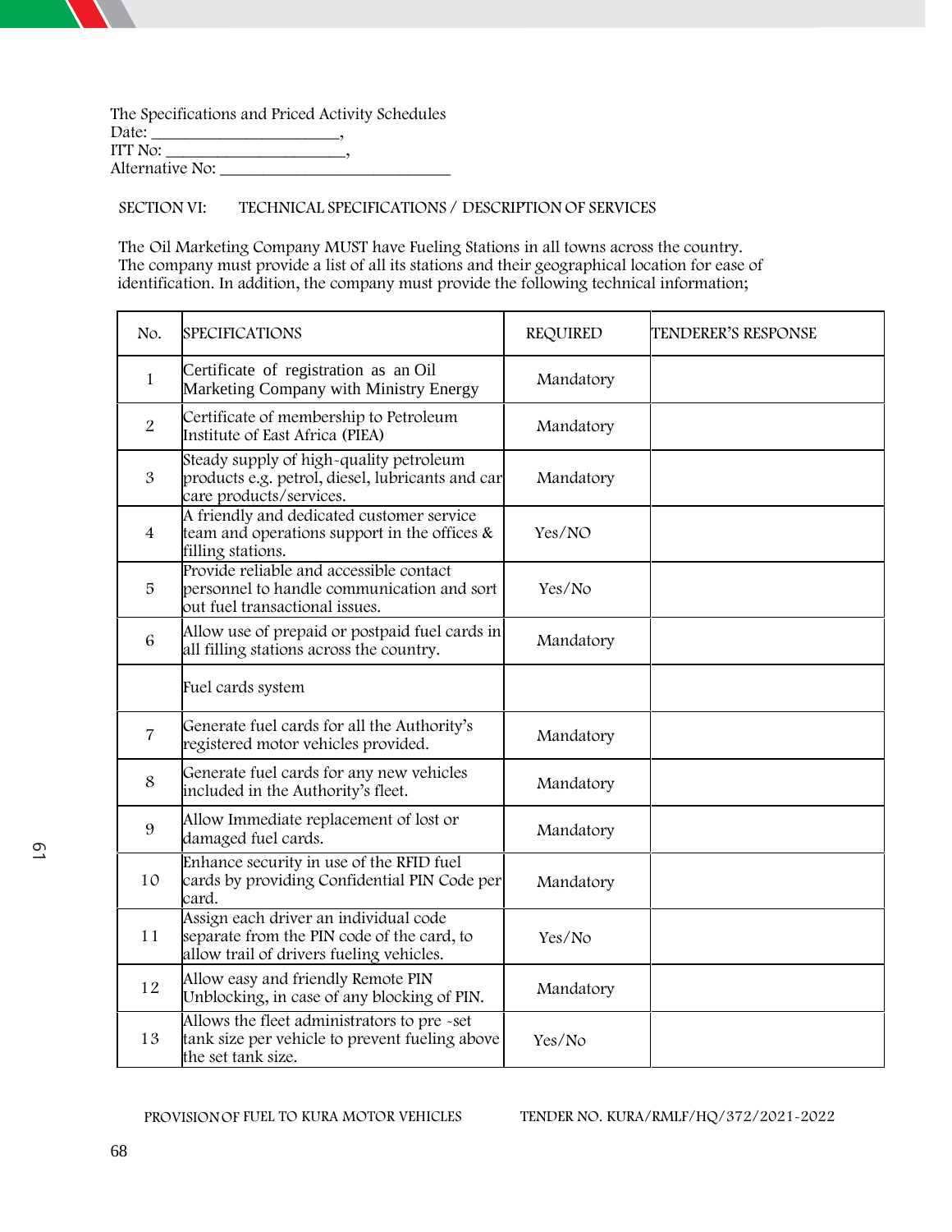The Specifications and Priced Activity Schedules
Date: ______________________,
ITT No: _____________________,
Alternative No: ____________________________

SECTION VI: TECHNICAL SPECIFICATIONS / DESCRIPTION OF SERVICES

The Oil Marketing Company MUST have Fueling Stations in all towns across the country. The company must provide a list of all its stations and their geographical location for ease of identification. In addition, the company must provide the following technical information;

| No. | SPECIFICATIONS | REQUIRED | TENDERER'S RESPONSE |
|---|---|---|---|
| 1 | Certificate of registration as an Oil Marketing Company with Ministry Energy | Mandatory | |
| 2 | Certificate of membership to Petroleum Institute of East Africa (PIEA) | Mandatory | |
| 3 | Steady supply of high-quality petroleum products e.g. petrol, diesel, lubricants and car care products/services. | Mandatory | |
| 4 | A friendly and dedicated customer service team and operations support in the offices & filling stations. | Yes/NO | |
| 5 | Provide reliable and accessible contact personnel to handle communication and sort out fuel transactional issues. | Yes/No | |
| 6 | Allow use of prepaid or postpaid fuel cards in all filling stations across the country. | Mandatory | |
| | Fuel cards system | | |
| 7 | Generate fuel cards for all the Authority's registered motor vehicles provided. | Mandatory | |
| 8 | Generate fuel cards for any new vehicles included in the Authority's fleet. | Mandatory | |
| 9 | Allow Immediate replacement of lost or damaged fuel cards. | Mandatory | |
| 10 | Enhance security in use of the RFID fuel cards by providing Confidential PIN Code per card. | Mandatory | |
| 11 | Assign each driver an individual code separate from the PIN code of the card, to allow trail of drivers fueling vehicles. | Yes/No | |
| 12 | Allow easy and friendly Remote PIN Unblocking, in case of any blocking of PIN. | Mandatory | |
| 13 | Allows the fleet administrators to pre -set tank size per vehicle to prevent fueling above the set tank size. | Yes/No | |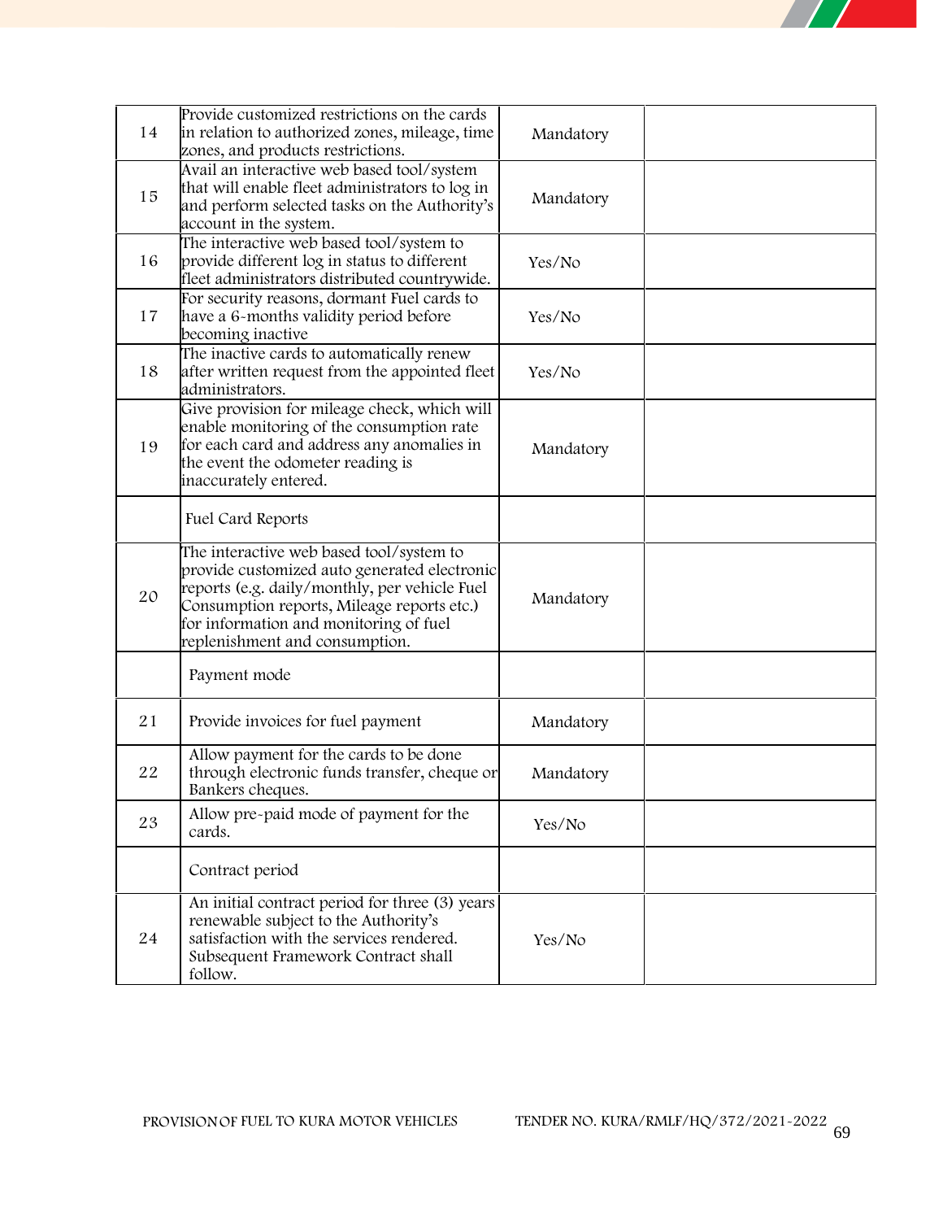| | | | |
|---|---|---|---|
| 14 | Provide customized restrictions on the cards in relation to authorized zones, mileage, time zones, and products restrictions. | Mandatory | |
| 15 | Avail an interactive web based tool/system that will enable fleet administrators to log in and perform selected tasks on the Authority's account in the system. | Mandatory | |
| 16 | The interactive web based tool/system to provide different log in status to different fleet administrators distributed countrywide. | Yes/No | |
| 17 | For security reasons, dormant Fuel cards to have a 6-months validity period before becoming inactive | Yes/No | |
| 18 | The inactive cards to automatically renew after written request from the appointed fleet administrators. | Yes/No | |
| 19 | Give provision for mileage check, which will enable monitoring of the consumption rate for each card and address any anomalies in the event the odometer reading is inaccurately entered. | Mandatory | |
| | Fuel Card Reports | | |
| 20 | The interactive web based tool/system to provide customized auto generated electronic reports (e.g. daily/monthly, per vehicle Fuel Consumption reports, Mileage reports etc.) for information and monitoring of fuel replenishment and consumption. | Mandatory | |
| | Payment mode | | |
| 21 | Provide invoices for fuel payment | Mandatory | |
| 22 | Allow payment for the cards to be done through electronic funds transfer, cheque or Bankers cheques. | Mandatory | |
| 23 | Allow pre-paid mode of payment for the cards. | Yes/No | |
| | Contract period | | |
| 24 | An initial contract period for three (3) years renewable subject to the Authority's satisfaction with the services rendered. Subsequent Framework Contract shall follow. | Yes/No | |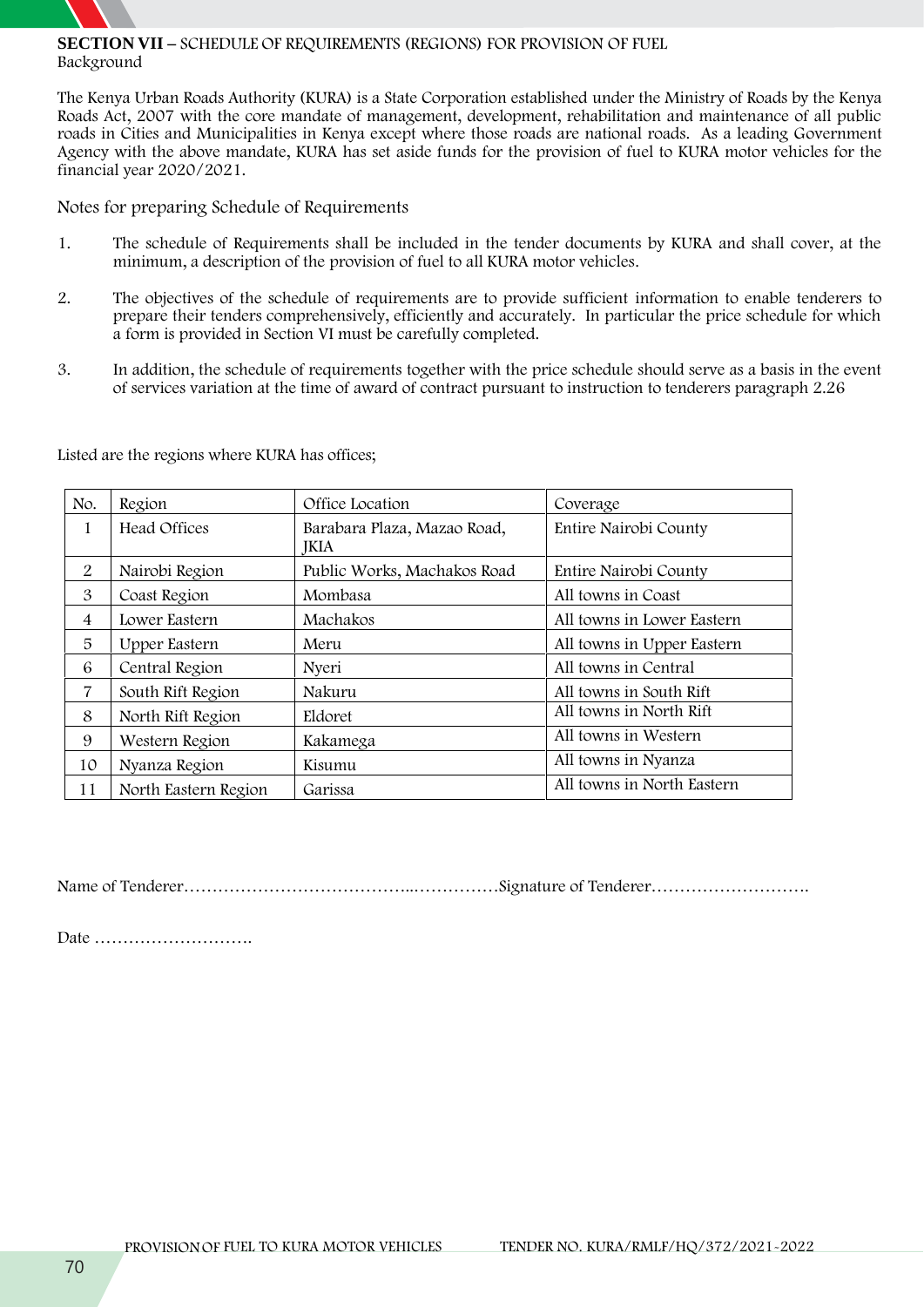**SECTION VII –** SCHEDULE OF REQUIREMENTS (REGIONS) FOR PROVISION OF FUEL

Background

The Kenya Urban Roads Authority (KURA) is a State Corporation established under the Ministry of Roads by the Kenya Roads Act, 2007 with the core mandate of management, development, rehabilitation and maintenance of all public roads in Cities and Municipalities in Kenya except where those roads are national roads. As a leading Government Agency with the above mandate, KURA has set aside funds for the provision of fuel to KURA motor vehicles for the financial year 2020/2021.

Notes for preparing Schedule of Requirements

1. The schedule of Requirements shall be included in the tender documents by KURA and shall cover, at the minimum, a description of the provision of fuel to all KURA motor vehicles.

2. The objectives of the schedule of requirements are to provide sufficient information to enable tenderers to prepare their tenders comprehensively, efficiently and accurately. In particular the price schedule for which a form is provided in Section VI must be carefully completed.

3. In addition, the schedule of requirements together with the price schedule should serve as a basis in the event of services variation at the time of award of contract pursuant to instruction to tenderers paragraph 2.26

Listed are the regions where KURA has offices;

| No. | Region | Office Location | Coverage |
|---|---|---|---|
| 1 | Head Offices | Barabara Plaza, Mazao Road, JKIA | Entire Nairobi County |
| 2 | Nairobi Region | Public Works, Machakos Road | Entire Nairobi County |
| 3 | Coast Region | Mombasa | All towns in Coast |
| 4 | Lower Eastern | Machakos | All towns in Lower Eastern |
| 5 | Upper Eastern | Meru | All towns in Upper Eastern |
| 6 | Central Region | Nyeri | All towns in Central |
| 7 | South Rift Region | Nakuru | All towns in South Rift |
| 8 | North Rift Region | Eldoret | All towns in North Rift |
| 9 | Western Region | Kakamega | All towns in Western |
| 10 | Nyanza Region | Kisumu | All towns in Nyanza |
| 11 | North Eastern Region | Garissa | All towns in North Eastern |

Name of Tenderer……………………………………..……………Signature of Tenderer……………………….

Date ……………………….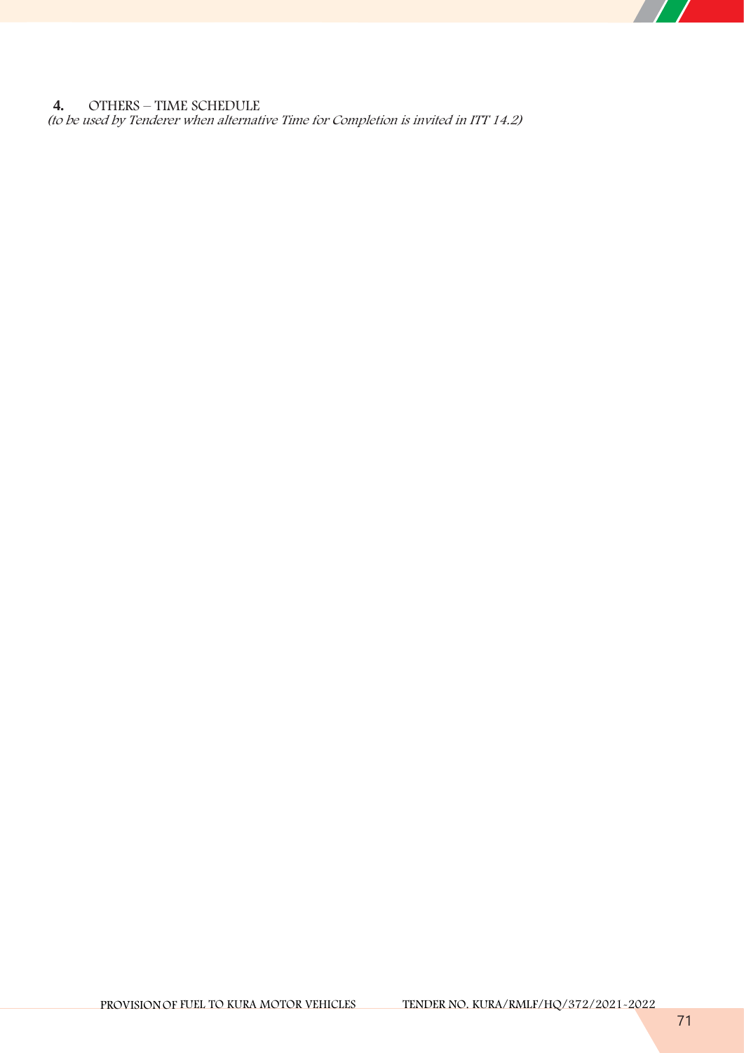**4.** OTHERS – TIME SCHEDULE

*(to be used by Tenderer when alternative Time for Completion is invited in ITT 14.2)*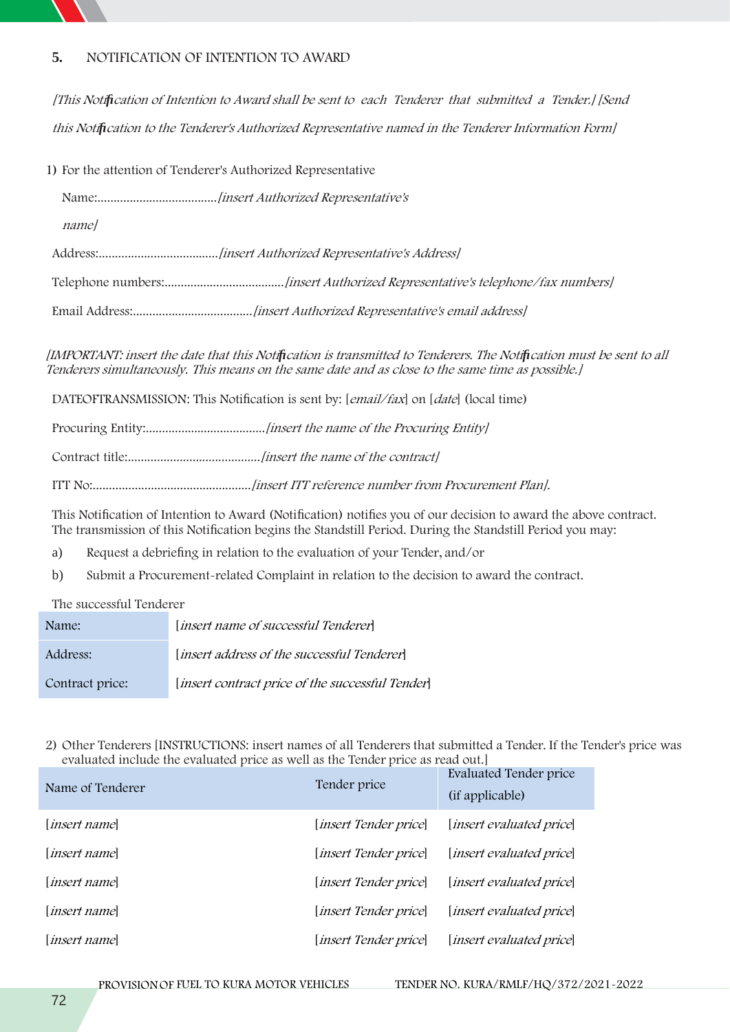## 5. NOTIFICATION OF INTENTION TO AWARD

*[This Notification of Intention to Award shall be sent to each Tenderer that submitted a Tender.] [Send this Notification to the Tenderer's Authorized Representative named in the Tenderer Information Form]*

1) For the attention of Tenderer's Authorized Representative

Name:.....................................*[insert Authorized Representative's name]*

Address:.....................................*[insert Authorized Representative's Address]*

Telephone numbers:.....................................*[insert Authorized Representative's telephone/fax numbers]*

Email Address:.....................................*[insert Authorized Representative's email address]*

*[IMPORTANT: insert the date that this Notification is transmitted to Tenderers. The Notification must be sent to all Tenderers simultaneously. This means on the same date and as close to the same time as possible.]*

DATEOFTRANSMISSION: This Notification is sent by: [*email/fax*] on [*date*] (local time)

Procuring Entity:.....................................*[insert the name of the Procuring Entity]*

Contract title:.........................................*[insert the name of the contract]*

ITT No:.................................................*[insert ITT reference number from Procurement Plan].*

This Notification of Intention to Award (Notification) notifies you of our decision to award the above contract. The transmission of this Notification begins the Standstill Period. During the Standstill Period you may:

a) Request a debriefing in relation to the evaluation of your Tender, and/or

b) Submit a Procurement-related Complaint in relation to the decision to award the contract.

The successful Tenderer

| | |
|---|---|
| Name: | [*insert name of successful Tenderer*] |
| Address: | [*insert address of the successful Tenderer*] |
| Contract price: | [*insert contract price of the successful Tender*] |

2) Other Tenderers [INSTRUCTIONS: insert names of all Tenderers that submitted a Tender. If the Tender's price was evaluated include the evaluated price as well as the Tender price as read out.]

| Name of Tenderer | Tender price | Evaluated Tender price (if applicable) |
|---|---|---|
| [*insert name*] | [*insert Tender price*] | [*insert evaluated price*] |
| [*insert name*] | [*insert Tender price*] | [*insert evaluated price*] |
| [*insert name*] | [*insert Tender price*] | [*insert evaluated price*] |
| [*insert name*] | [*insert Tender price*] | [*insert evaluated price*] |
| [*insert name*] | [*insert Tender price*] | [*insert evaluated price*] |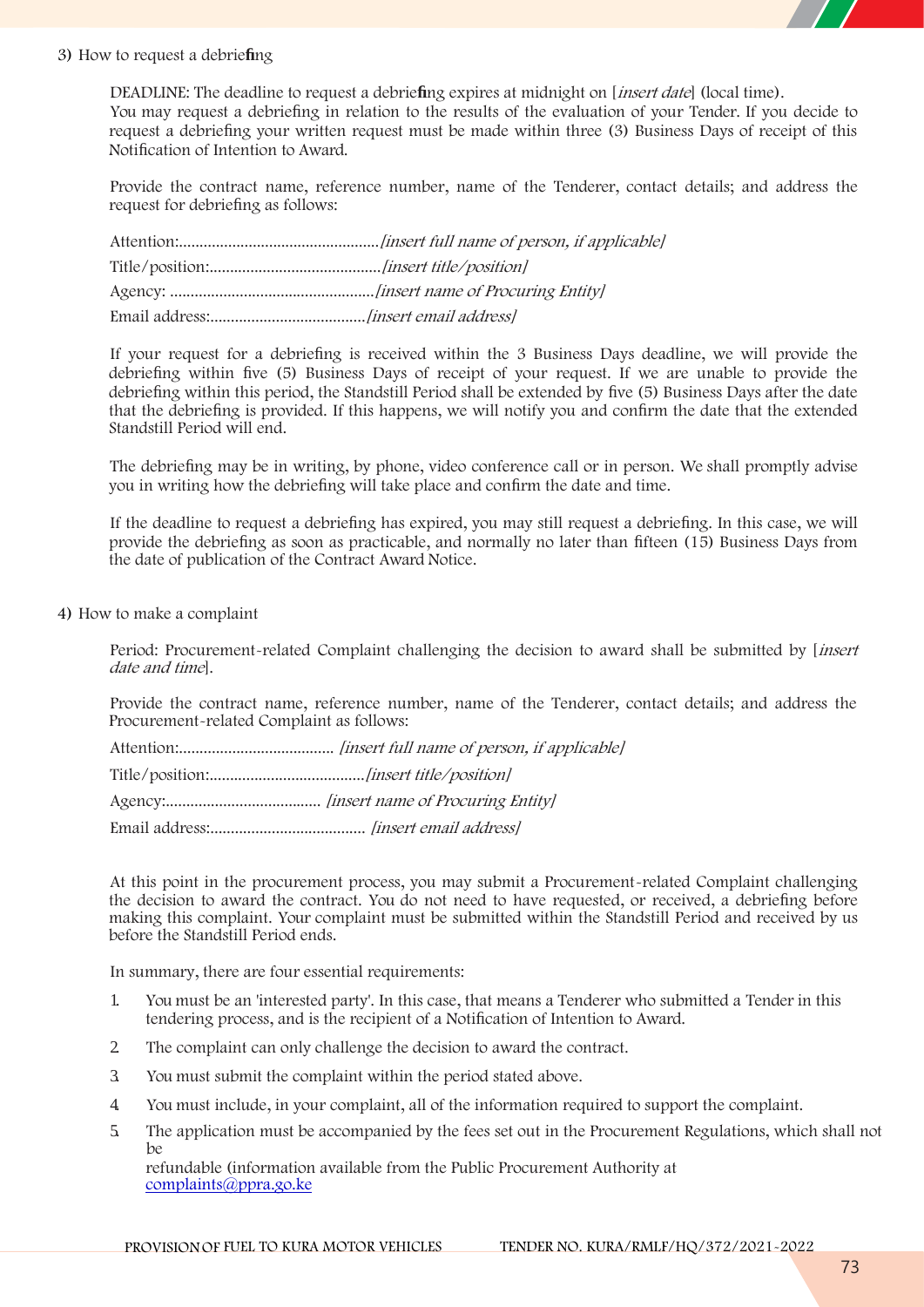3) How to request a debriefing

DEADLINE: The deadline to request a debriefing expires at midnight on [*insert date*] (local time).
You may request a debriefing in relation to the results of the evaluation of your Tender. If you decide to request a debriefing your written request must be made within three (3) Business Days of receipt of this Notification of Intention to Award.

Provide the contract name, reference number, name of the Tenderer, contact details; and address the request for debriefing as follows:

Attention:..................................................*[insert full name of person, if applicable]*

Title/position:..........................................*[insert title/position]*

Agency: ..................................................*[insert name of Procuring Entity]*

Email address:......................................*[insert email address]*

If your request for a debriefing is received within the 3 Business Days deadline, we will provide the debriefing within five (5) Business Days of receipt of your request. If we are unable to provide the debriefing within this period, the Standstill Period shall be extended by five (5) Business Days after the date that the debriefing is provided. If this happens, we will notify you and confirm the date that the extended Standstill Period will end.

The debriefing may be in writing, by phone, video conference call or in person. We shall promptly advise you in writing how the debriefing will take place and confirm the date and time.

If the deadline to request a debriefing has expired, you may still request a debriefing. In this case, we will provide the debriefing as soon as practicable, and normally no later than fifteen (15) Business Days from the date of publication of the Contract Award Notice.

4) How to make a complaint

Period: Procurement-related Complaint challenging the decision to award shall be submitted by [*insert date and time*].

Provide the contract name, reference number, name of the Tenderer, contact details; and address the Procurement-related Complaint as follows:

Attention:...................................... *[insert full name of person, if applicable]*

Title/position:......................................*[insert title/position]*

Agency:...................................... *[insert name of Procuring Entity]*

Email address:...................................... *[insert email address]*

At this point in the procurement process, you may submit a Procurement-related Complaint challenging the decision to award the contract. You do not need to have requested, or received, a debriefing before making this complaint. Your complaint must be submitted within the Standstill Period and received by us before the Standstill Period ends.

In summary, there are four essential requirements:

1. You must be an 'interested party'. In this case, that means a Tenderer who submitted a Tender in this tendering process, and is the recipient of a Notification of Intention to Award.
2. The complaint can only challenge the decision to award the contract.
3. You must submit the complaint within the period stated above.
4. You must include, in your complaint, all of the information required to support the complaint.
5. The application must be accompanied by the fees set out in the Procurement Regulations, which shall not be refundable (information available from the Public Procurement Authority at complaints@ppra.go.ke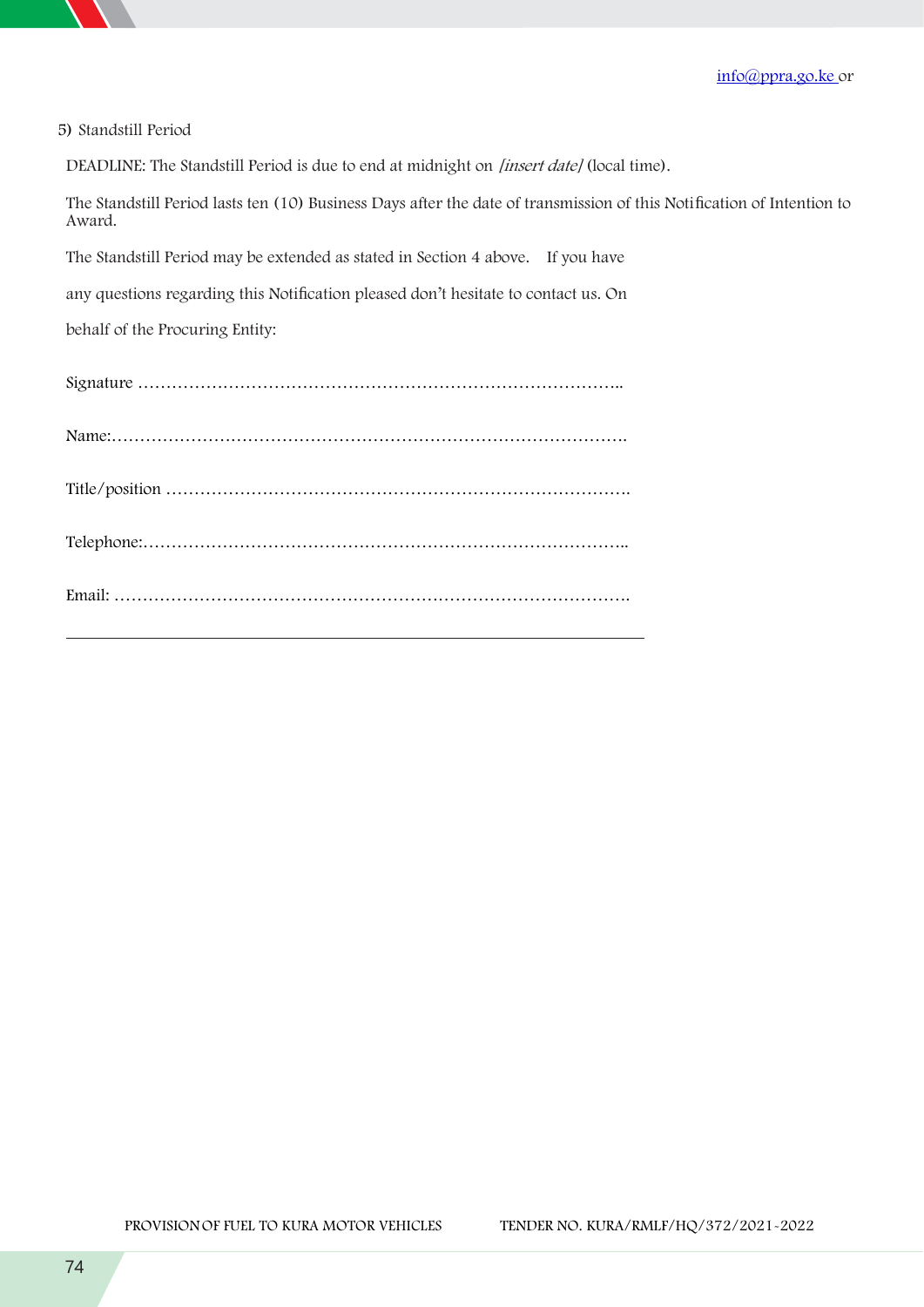[info@ppra.go.ke](mailto:info@ppra.go.ke) or

5) Standstill Period

DEADLINE: The Standstill Period is due to end at midnight on *[insert date]* (local time).

The Standstill Period lasts ten (10) Business Days after the date of transmission of this Notification of Intention to Award.

The Standstill Period may be extended as stated in Section 4 above. If you have any questions regarding this Notification pleased don't hesitate to contact us. On behalf of the Procuring Entity:

Signature …………………………………………………………………………..

Name:……………………………………………………………………………….

Title/position ……………………………………………………………………….

Telephone:…………………………………………………………………………..

Email: ……………………………………………………………………………….

---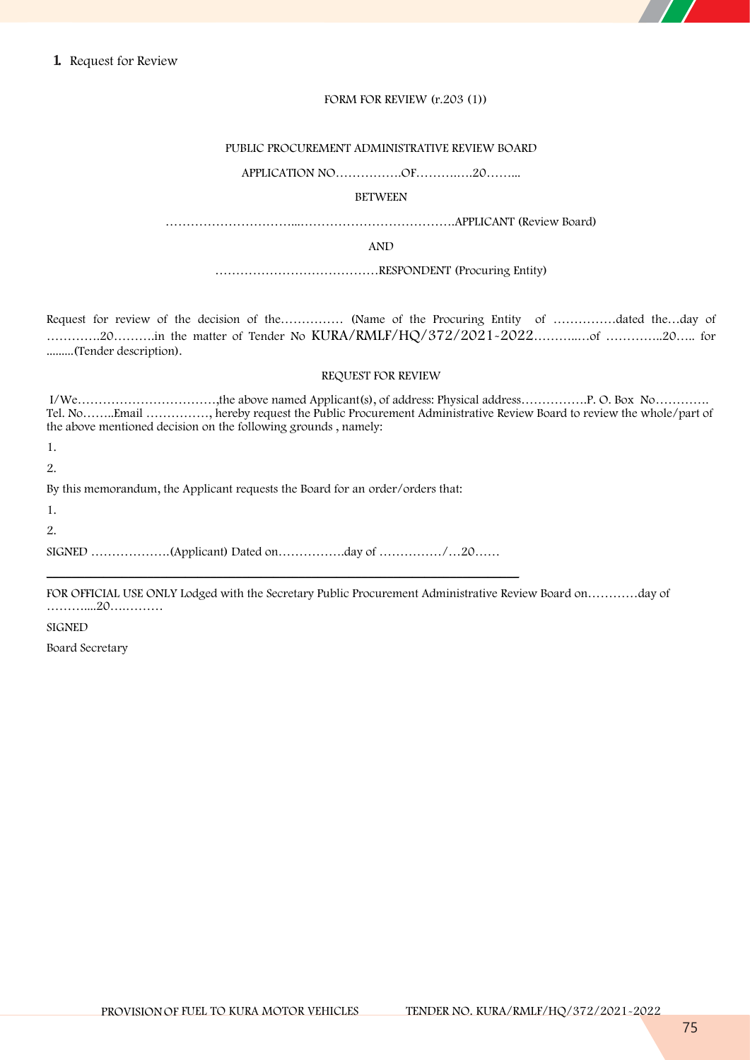1. Request for Review

FORM FOR REVIEW (r.203 (1))

PUBLIC PROCUREMENT ADMINISTRATIVE REVIEW BOARD

APPLICATION NO…………….OF……….….20……...

BETWEEN

…………………………...……………………………….APPLICANT (Review Board)

AND

…………………………………RESPONDENT (Procuring Entity)

Request for review of the decision of the…………… (Name of the Procuring Entity of ……………dated the…day of ………….20……….in the matter of Tender No KURA/RMLF/HQ/372/2021-2022………..…of …………..20….. for .........(Tender description).

REQUEST FOR REVIEW

I/We……………………………,the above named Applicant(s), of address: Physical address…………….P. O. Box No…………. Tel. No……..Email ……………, hereby request the Public Procurement Administrative Review Board to review the whole/part of the above mentioned decision on the following grounds , namely:

1.

2.

By this memorandum, the Applicant requests the Board for an order/orders that:

1.

2.

SIGNED ……………….(Applicant) Dated on…………….day of ……………/…20……

---

FOR OFFICIAL USE ONLY Lodged with the Secretary Public Procurement Administrative Review Board on…………day of ………....20….………

SIGNED

Board Secretary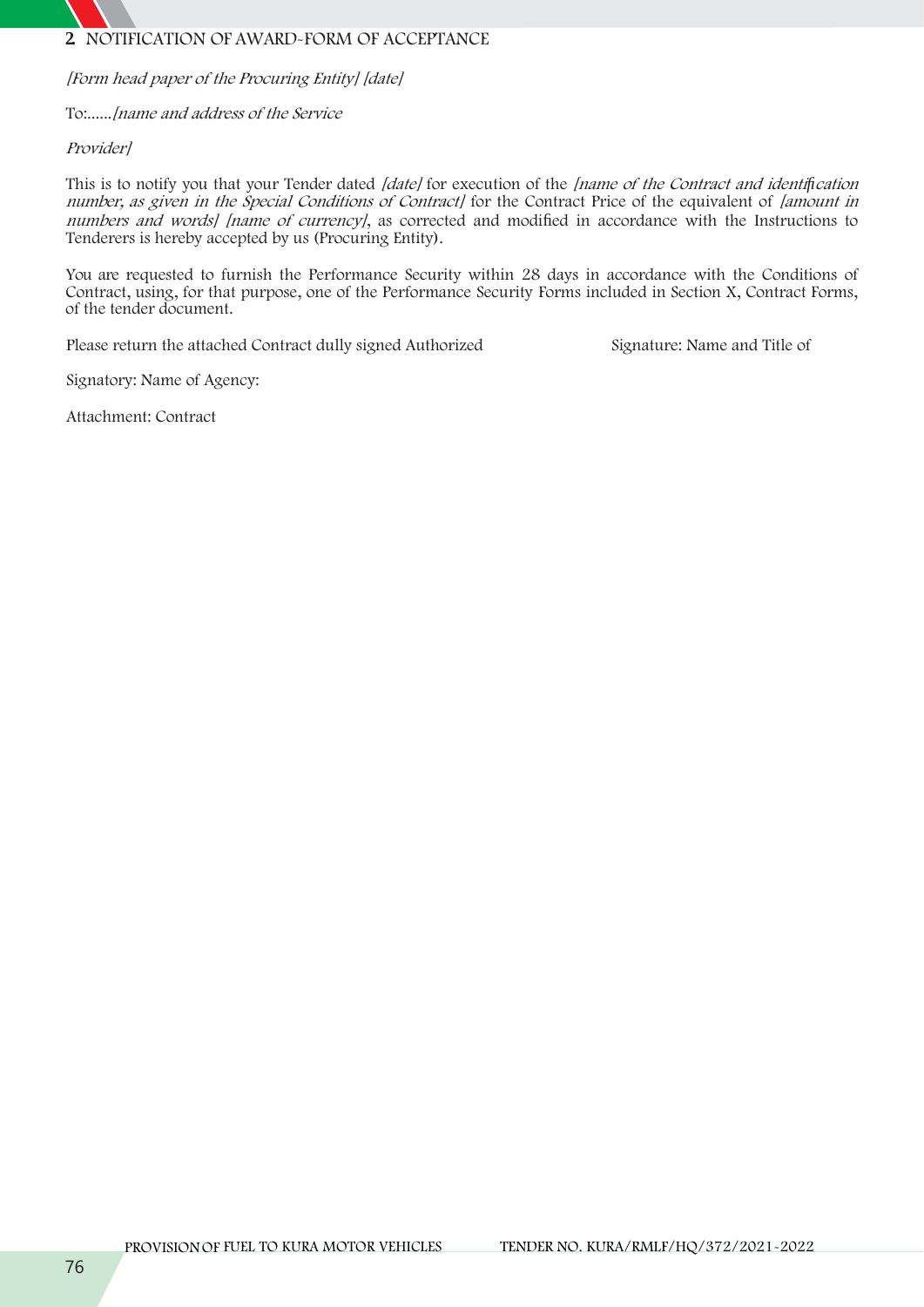## 2 NOTIFICATION OF AWARD-FORM OF ACCEPTANCE

*[Form head paper of the Procuring Entity] [date]*

To:......*[name and address of the Service*

*Provider]*

This is to notify you that your Tender dated *[date]* for execution of the *[name of the Contract and identification number, as given in the Special Conditions of Contract]* for the Contract Price of the equivalent of *[amount in numbers and words] [name of currency]*, as corrected and modified in accordance with the Instructions to Tenderers is hereby accepted by us (Procuring Entity).

You are requested to furnish the Performance Security within 28 days in accordance with the Conditions of Contract, using, for that purpose, one of the Performance Security Forms included in Section X, Contract Forms, of the tender document.

Please return the attached Contract dully signed Authorized Signature: Name and Title of

Signatory: Name of Agency:

Attachment: Contract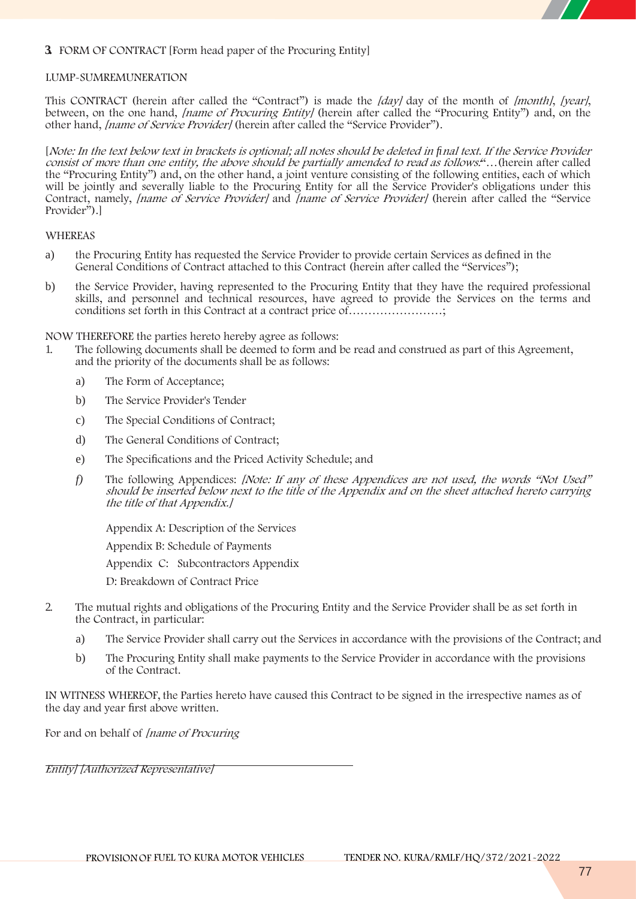**3.** FORM OF CONTRACT [Form head paper of the Procuring Entity]

LUMP-SUMREMUNERATION

This CONTRACT (herein after called the "Contract") is made the *[day]* day of the month of *[month]*, *[year]*, between, on the one hand, *[name of Procuring Entity]* (herein after called the "Procuring Entity") and, on the other hand, *[name of Service Provider]* (herein after called the "Service Provider").

[*Note: In the text below text in brackets is optional; all notes should be deleted in final text. If the Service Provider consist of more than one entity, the above should be partially amended to read as follows:*"…(herein after called the "Procuring Entity") and, on the other hand, a joint venture consisting of the following entities, each of which will be jointly and severally liable to the Procuring Entity for all the Service Provider's obligations under this Contract, namely, *[name of Service Provider]* and *[name of Service Provider]* (herein after called the "Service Provider").]

WHEREAS

a) the Procuring Entity has requested the Service Provider to provide certain Services as defined in the General Conditions of Contract attached to this Contract (herein after called the "Services");

b) the Service Provider, having represented to the Procuring Entity that they have the required professional skills, and personnel and technical resources, have agreed to provide the Services on the terms and conditions set forth in this Contract at a contract price of……………………;

NOW THEREFORE the parties hereto hereby agree as follows:

1. The following documents shall be deemed to form and be read and construed as part of this Agreement, and the priority of the documents shall be as follows:

   a) The Form of Acceptance;

   b) The Service Provider's Tender

   c) The Special Conditions of Contract;

   d) The General Conditions of Contract;

   e) The Specifications and the Priced Activity Schedule; and

   *f)* The following Appendices: *[Note: If any of these Appendices are not used, the words "Not Used" should be inserted below next to the title of the Appendix and on the sheet attached hereto carrying the title of that Appendix.]*

   Appendix A: Description of the Services

   Appendix B: Schedule of Payments

   Appendix C: Subcontractors Appendix

   D: Breakdown of Contract Price

2. The mutual rights and obligations of the Procuring Entity and the Service Provider shall be as set forth in the Contract, in particular:

   a) The Service Provider shall carry out the Services in accordance with the provisions of the Contract; and

   b) The Procuring Entity shall make payments to the Service Provider in accordance with the provisions of the Contract.

IN WITNESS WHEREOF, the Parties hereto have caused this Contract to be signed in the irrespective names as of the day and year first above written.

For and on behalf of *[name of Procuring*

*Entity] [Authorized Representative]* \_\_\_\_\_\_\_\_\_\_\_\_\_\_\_\_\_\_\_\_\_\_\_\_\_\_\_\_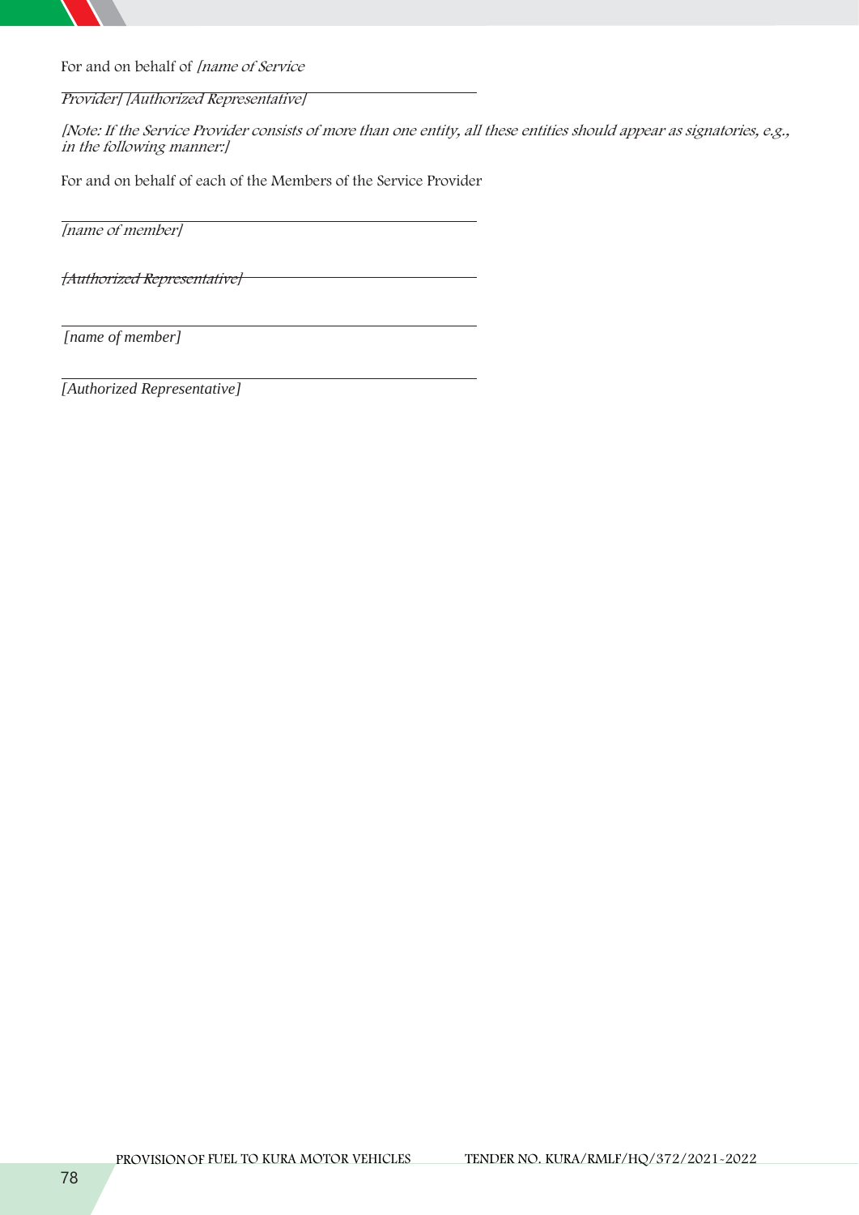For and on behalf of *[name of Service Provider] [Authorized Representative]*

*[Note: If the Service Provider consists of more than one entity, all these entities should appear as signatories, e.g., in the following manner:]*

For and on behalf of each of the Members of the Service Provider

\_\_\_\_\_\_\_\_\_\_\_\_\_\_\_\_\_\_\_\_\_\_\_\_\_\_\_\_\_\_\_\_\_\_\_\_\_\_\_\_\_\_\_\_\_\_\_\_\_\_\_\_\_

*[name of member]*

*[Authorized Representative]* \_\_\_\_\_\_\_\_\_\_\_\_\_\_\_\_\_\_\_\_\_\_\_\_\_\_\_\_\_\_\_\_\_\_\_\_\_

\_\_\_\_\_\_\_\_\_\_\_\_\_\_\_\_\_\_\_\_\_\_\_\_\_\_\_\_\_\_\_\_\_\_\_\_\_\_\_\_\_\_\_\_\_\_\_\_\_\_\_\_\_

*[name of member]*

\_\_\_\_\_\_\_\_\_\_\_\_\_\_\_\_\_\_\_\_\_\_\_\_\_\_\_\_\_\_\_\_\_\_\_\_\_\_\_\_\_\_\_\_\_\_\_\_\_\_\_\_\_

*[Authorized Representative]*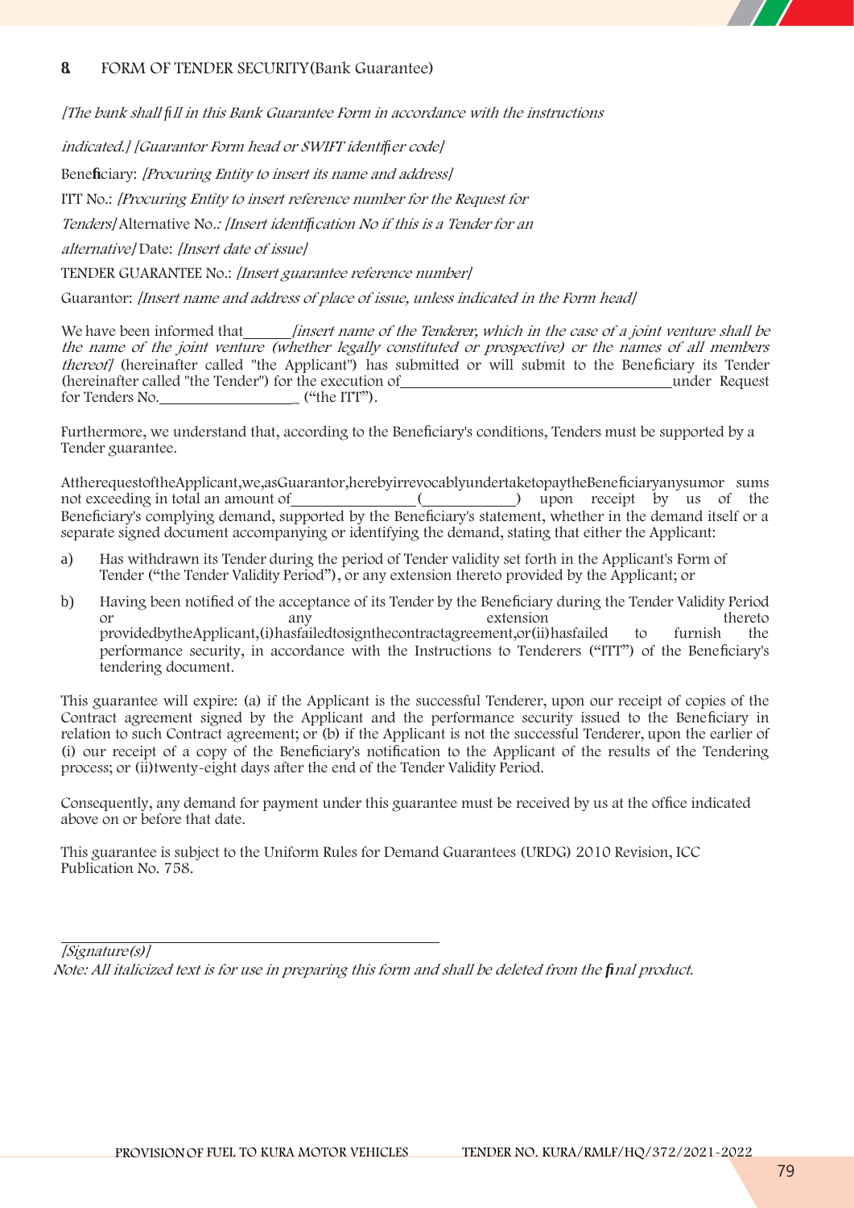## 8. FORM OF TENDER SECURITY (Bank Guarantee)

*[The bank shall fill in this Bank Guarantee Form in accordance with the instructions indicated.] [Guarantor Form head or SWIFT identifier code]*

Beneficiary: *[Procuring Entity to insert its name and address]*

ITT No.: *[Procuring Entity to insert reference number for the Request for Tenders]* Alternative No.*: [Insert identification No if this is a Tender for an alternative]* Date: *[Insert date of issue]*

TENDER GUARANTEE No.: *[Insert guarantee reference number]*

Guarantor: *[Insert name and address of place of issue, unless indicated in the Form head]*

We have been informed that______ *[insert name of the Tenderer, which in the case of a joint venture shall be the name of the joint venture (whether legally constituted or prospective) or the names of all members thereof]* (hereinafter called "the Applicant") has submitted or will submit to the Beneficiary its Tender (hereinafter called "the Tender") for the execution of__________________________________under Request for Tenders No.__________________ ("the ITT").

Furthermore, we understand that, according to the Beneficiary's conditions, Tenders must be supported by a Tender guarantee.

At the request of the Applicant, we, as Guarantor, hereby irrevocably undertake to pay the Beneficiary any sum or sums not exceeding in total an amount of________________ (____________) upon receipt by us of the Beneficiary's complying demand, supported by the Beneficiary's statement, whether in the demand itself or a separate signed document accompanying or identifying the demand, stating that either the Applicant:

a) Has withdrawn its Tender during the period of Tender validity set forth in the Applicant's Form of Tender ("the Tender Validity Period"), or any extension thereto provided by the Applicant; or

b) Having been notified of the acceptance of its Tender by the Beneficiary during the Tender Validity Period or any extension thereto provided by the Applicant, (i) has failed to sign the contract agreement, or (ii) has failed to furnish the performance security, in accordance with the Instructions to Tenderers ("ITT") of the Beneficiary's tendering document.

This guarantee will expire: (a) if the Applicant is the successful Tenderer, upon our receipt of copies of the Contract agreement signed by the Applicant and the performance security issued to the Beneficiary in relation to such Contract agreement; or (b) if the Applicant is not the successful Tenderer, upon the earlier of (i) our receipt of a copy of the Beneficiary's notification to the Applicant of the results of the Tendering process; or (ii) twenty-eight days after the end of the Tender Validity Period.

Consequently, any demand for payment under this guarantee must be received by us at the office indicated above on or before that date.

This guarantee is subject to the Uniform Rules for Demand Guarantees (URDG) 2010 Revision, ICC Publication No. 758.

_____________________________________________

*[Signature(s)]*

*Note: All italicized text is for use in preparing this form and shall be deleted from the final product.*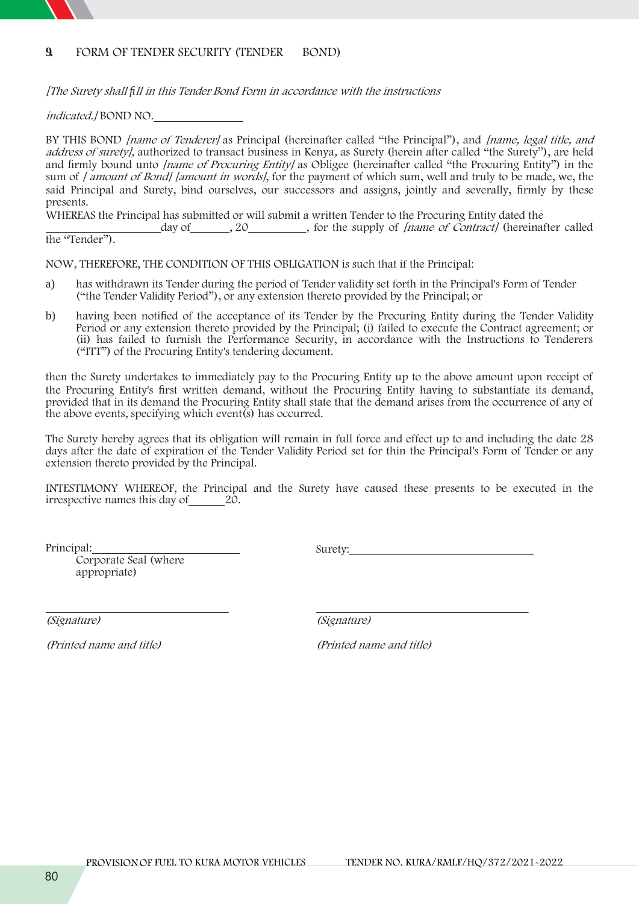## 9. FORM OF TENDER SECURITY (TENDER BOND)

*[The Surety shall fill in this Tender Bond Form in accordance with the instructions indicated.]* BOND NO.________________

BY THIS BOND *[name of Tenderer]* as Principal (hereinafter called "the Principal"), and *[name, legal title, and address of surety],* authorized to transact business in Kenya, as Surety (herein after called "the Surety"), are held and firmly bound unto *[name of Procuring Entity]* as Obligee (hereinafter called "the Procuring Entity") in the sum of *[ amount of Bond] [amount in words]*, for the payment of which sum, well and truly to be made, we, the said Principal and Surety, bind ourselves, our successors and assigns, jointly and severally, firmly by these presents.

WHEREAS the Principal has submitted or will submit a written Tender to the Procuring Entity dated the ____________________day of_______, 20__________, for the supply of *[name of Contract]* (hereinafter called the "Tender").

NOW, THEREFORE, THE CONDITION OF THIS OBLIGATION is such that if the Principal:

a) has withdrawn its Tender during the period of Tender validity set forth in the Principal's Form of Tender ("the Tender Validity Period"), or any extension thereto provided by the Principal; or

b) having been notified of the acceptance of its Tender by the Procuring Entity during the Tender Validity Period or any extension thereto provided by the Principal; (i) failed to execute the Contract agreement; or (ii) has failed to furnish the Performance Security, in accordance with the Instructions to Tenderers ("ITT") of the Procuring Entity's tendering document.

then the Surety undertakes to immediately pay to the Procuring Entity up to the above amount upon receipt of the Procuring Entity's first written demand, without the Procuring Entity having to substantiate its demand, provided that in its demand the Procuring Entity shall state that the demand arises from the occurrence of any of the above events, specifying which event(s) has occurred.

The Surety hereby agrees that its obligation will remain in full force and effect up to and including the date 28 days after the date of expiration of the Tender Validity Period set for thin the Principal's Form of Tender or any extension thereto provided by the Principal.

INTESTIMONY WHEREOF, the Principal and the Surety have caused these presents to be executed in the irrespective names this day of_______20.

Principal:____________________________
Corporate Seal (where appropriate)

Surety:____________________________

____________________________
*(Signature)*

*(Printed name and title)*

____________________________
*(Signature)*

*(Printed name and title)*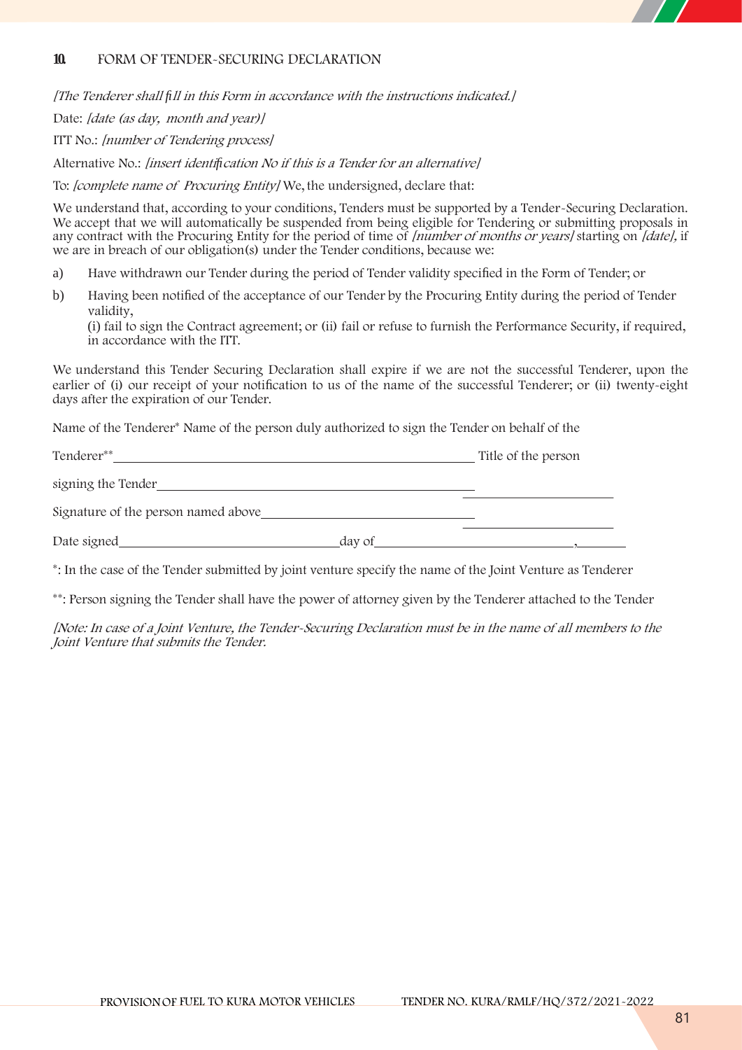## 10. FORM OF TENDER-SECURING DECLARATION

*[The Tenderer shall fill in this Form in accordance with the instructions indicated.]*

Date: *[date (as day, month and year)]*

ITT No.: *[number of Tendering process]*

Alternative No.: *[insert identification No if this is a Tender for an alternative]*

To: *[complete name of Procuring Entity]* We, the undersigned, declare that:

We understand that, according to your conditions, Tenders must be supported by a Tender-Securing Declaration. We accept that we will automatically be suspended from being eligible for Tendering or submitting proposals in any contract with the Procuring Entity for the period of time of *[number of months or years]* starting on *[date]*, if we are in breach of our obligation(s) under the Tender conditions, because we:

a) Have withdrawn our Tender during the period of Tender validity specified in the Form of Tender; or

b) Having been notified of the acceptance of our Tender by the Procuring Entity during the period of Tender validity,
(i) fail to sign the Contract agreement; or (ii) fail or refuse to furnish the Performance Security, if required, in accordance with the ITT.

We understand this Tender Securing Declaration shall expire if we are not the successful Tenderer, upon the earlier of (i) our receipt of your notification to us of the name of the successful Tenderer; or (ii) twenty-eight days after the expiration of our Tender.

Name of the Tenderer* Name of the person duly authorized to sign the Tender on behalf of the

Tenderer** ______________________________ Title of the person

signing the Tender ______________________________ ____________________

Signature of the person named above ______________________________ ____________________

Date signed ______________________________ day of ______________________________, ________

*: In the case of the Tender submitted by joint venture specify the name of the Joint Venture as Tenderer

**: Person signing the Tender shall have the power of attorney given by the Tenderer attached to the Tender

*[Note: In case of a Joint Venture, the Tender-Securing Declaration must be in the name of all members to the Joint Venture that submits the Tender.*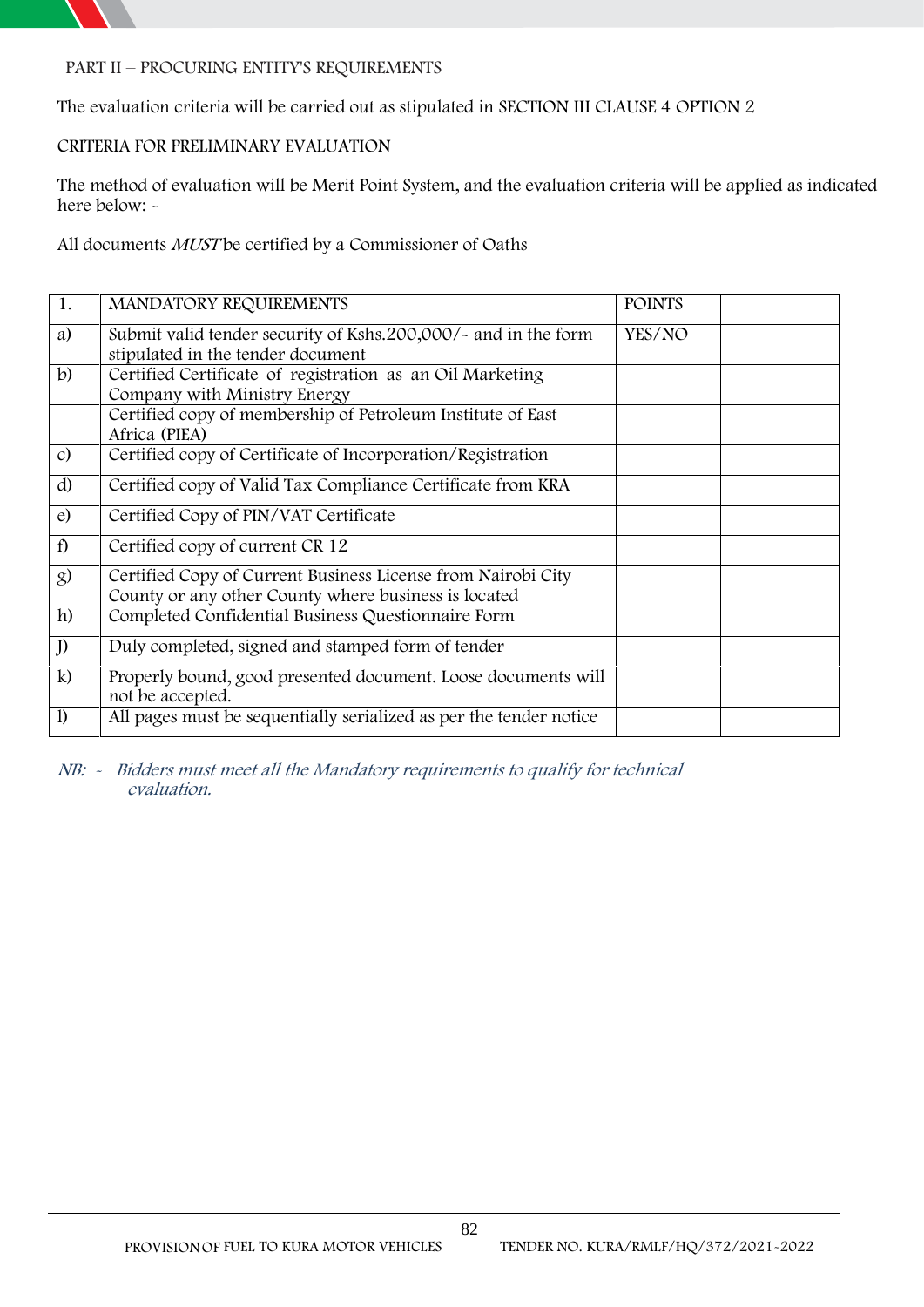PART II – PROCURING ENTITY'S REQUIREMENTS

The evaluation criteria will be carried out as stipulated in SECTION III CLAUSE 4 OPTION 2

CRITERIA FOR PRELIMINARY EVALUATION

The method of evaluation will be Merit Point System, and the evaluation criteria will be applied as indicated here below: -

All documents *MUST* be certified by a Commissioner of Oaths

| 1. | MANDATORY REQUIREMENTS | POINTS | |
|---|---|---|---|
| a) | Submit valid tender security of Kshs.200,000/- and in the form stipulated in the tender document | YES/NO | |
| b) | Certified Certificate of registration as an Oil Marketing Company with Ministry Energy | | |
| | Certified copy of membership of Petroleum Institute of East Africa (PIEA) | | |
| c) | Certified copy of Certificate of Incorporation/Registration | | |
| d) | Certified copy of Valid Tax Compliance Certificate from KRA | | |
| e) | Certified Copy of PIN/VAT Certificate | | |
| f) | Certified copy of current CR 12 | | |
| g) | Certified Copy of Current Business License from Nairobi City County or any other County where business is located | | |
| h) | Completed Confidential Business Questionnaire Form | | |
| J) | Duly completed, signed and stamped form of tender | | |
| k) | Properly bound, good presented document. Loose documents will not be accepted. | | |
| l) | All pages must be sequentially serialized as per the tender notice | | |

*NB: - Bidders must meet all the Mandatory requirements to qualify for technical evaluation.*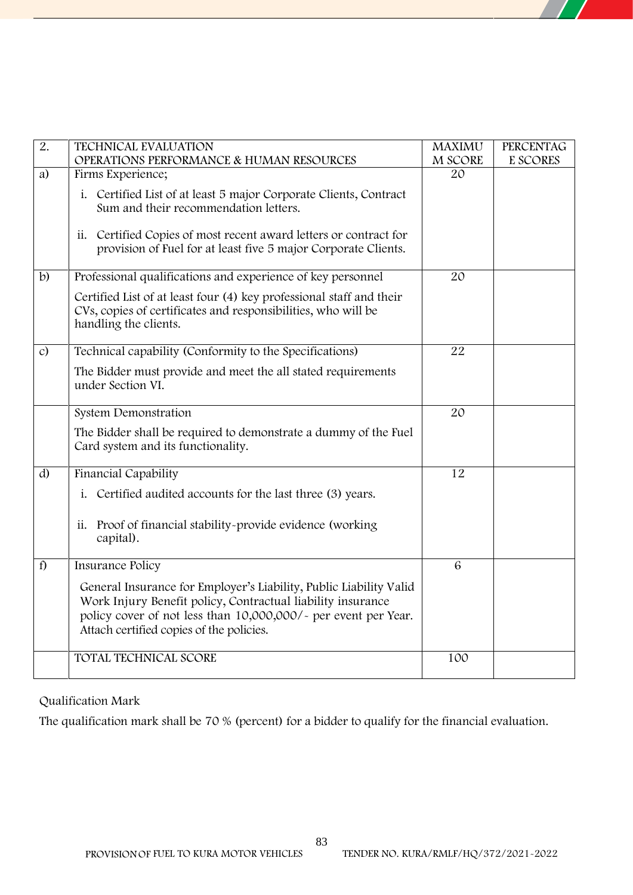| 2. | TECHNICAL EVALUATION<br>OPERATIONS PERFORMANCE & HUMAN RESOURCES | MAXIMUM SCORE | PERCENTAGE SCORES |
|---|---|---|---|
| a) | Firms Experience;<br>i. Certified List of at least 5 major Corporate Clients, Contract Sum and their recommendation letters.<br>ii. Certified Copies of most recent award letters or contract for provision of Fuel for at least five 5 major Corporate Clients. | 20 | |
| b) | Professional qualifications and experience of key personnel<br>Certified List of at least four (4) key professional staff and their CVs, copies of certificates and responsibilities, who will be handling the clients. | 20 | |
| c) | Technical capability (Conformity to the Specifications)<br>The Bidder must provide and meet the all stated requirements under Section VI. | 22 | |
| | System Demonstration<br>The Bidder shall be required to demonstrate a dummy of the Fuel Card system and its functionality. | 20 | |
| d) | Financial Capability<br>i. Certified audited accounts for the last three (3) years.<br>ii. Proof of financial stability-provide evidence (working capital). | 12 | |
| f) | Insurance Policy<br>General Insurance for Employer's Liability, Public Liability Valid Work Injury Benefit policy, Contractual liability insurance policy cover of not less than 10,000,000/- per event per Year. Attach certified copies of the policies. | 6 | |
| | TOTAL TECHNICAL SCORE | 100 | |

Qualification Mark

The qualification mark shall be 70 % (percent) for a bidder to qualify for the financial evaluation.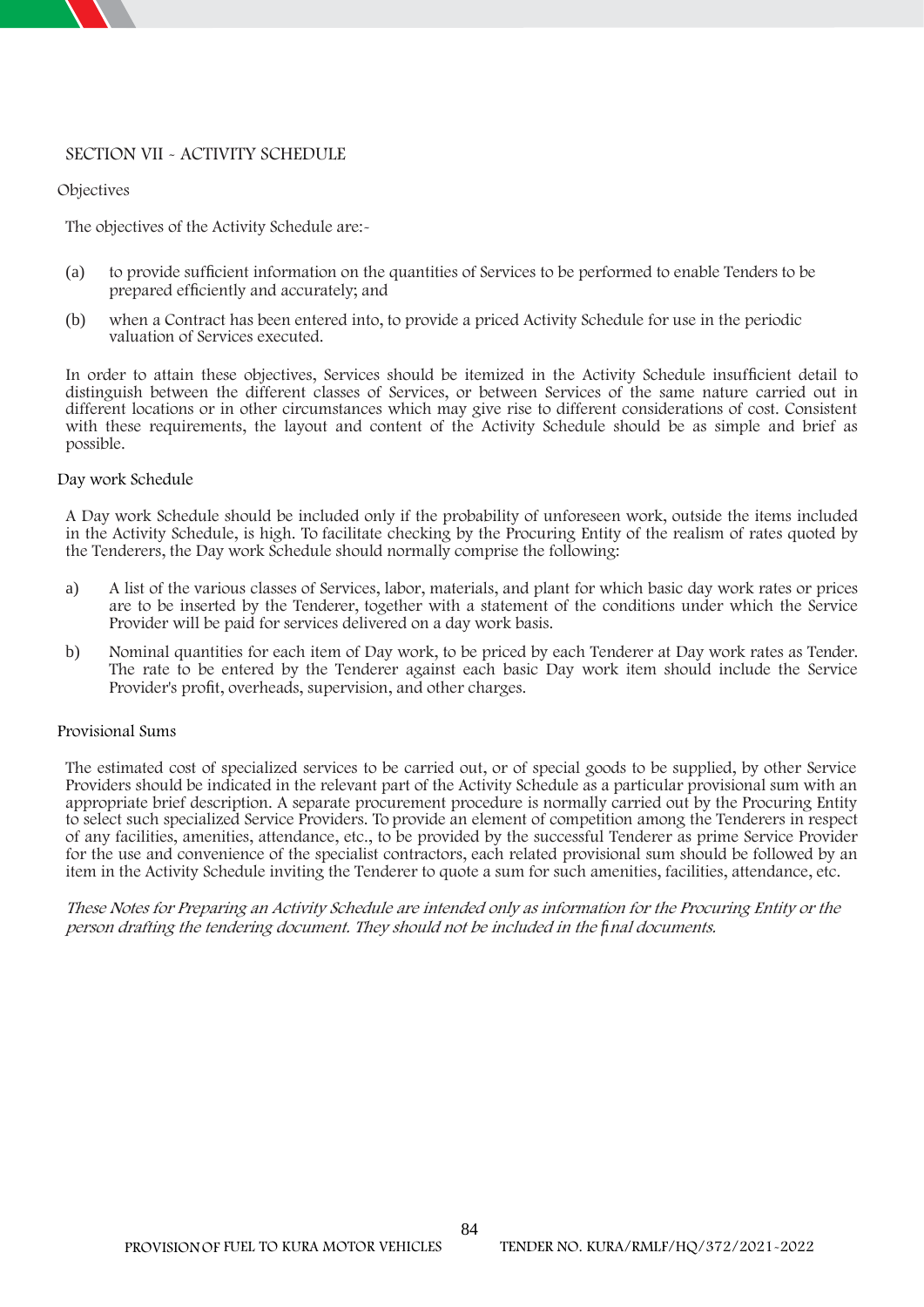## SECTION VII - ACTIVITY SCHEDULE

### Objectives

The objectives of the Activity Schedule are:-

(a) to provide sufficient information on the quantities of Services to be performed to enable Tenders to be prepared efficiently and accurately; and

(b) when a Contract has been entered into, to provide a priced Activity Schedule for use in the periodic valuation of Services executed.

In order to attain these objectives, Services should be itemized in the Activity Schedule insufficient detail to distinguish between the different classes of Services, or between Services of the same nature carried out in different locations or in other circumstances which may give rise to different considerations of cost. Consistent with these requirements, the layout and content of the Activity Schedule should be as simple and brief as possible.

### Day work Schedule

A Day work Schedule should be included only if the probability of unforeseen work, outside the items included in the Activity Schedule, is high. To facilitate checking by the Procuring Entity of the realism of rates quoted by the Tenderers, the Day work Schedule should normally comprise the following:

a) A list of the various classes of Services, labor, materials, and plant for which basic day work rates or prices are to be inserted by the Tenderer, together with a statement of the conditions under which the Service Provider will be paid for services delivered on a day work basis.

b) Nominal quantities for each item of Day work, to be priced by each Tenderer at Day work rates as Tender. The rate to be entered by the Tenderer against each basic Day work item should include the Service Provider's profit, overheads, supervision, and other charges.

### Provisional Sums

The estimated cost of specialized services to be carried out, or of special goods to be supplied, by other Service Providers should be indicated in the relevant part of the Activity Schedule as a particular provisional sum with an appropriate brief description. A separate procurement procedure is normally carried out by the Procuring Entity to select such specialized Service Providers. To provide an element of competition among the Tenderers in respect of any facilities, amenities, attendance, etc., to be provided by the successful Tenderer as prime Service Provider for the use and convenience of the specialist contractors, each related provisional sum should be followed by an item in the Activity Schedule inviting the Tenderer to quote a sum for such amenities, facilities, attendance, etc.

*These Notes for Preparing an Activity Schedule are intended only as information for the Procuring Entity or the person drafting the tendering document. They should not be included in the final documents.*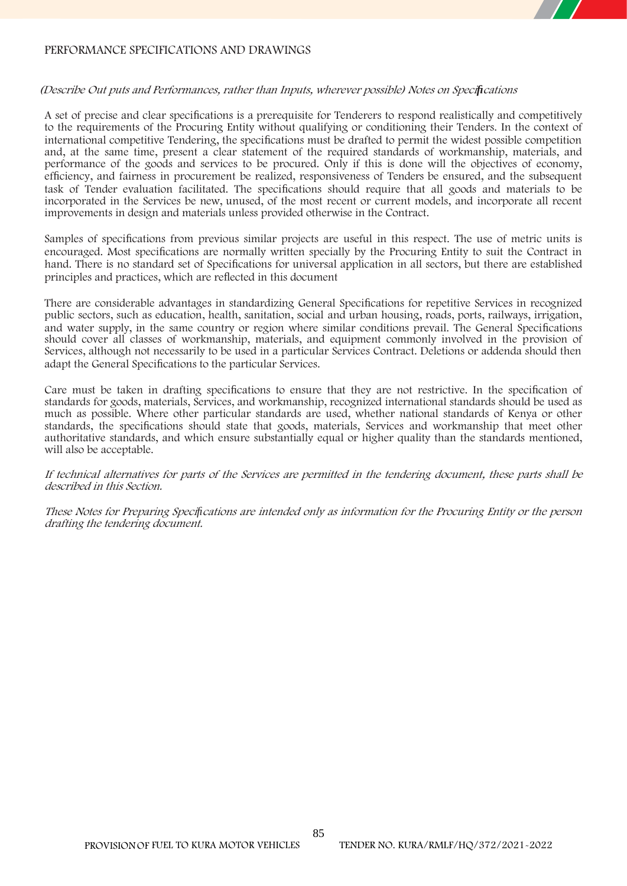# PERFORMANCE SPECIFICATIONS AND DRAWINGS

*(Describe Out puts and Performances, rather than Inputs, wherever possible) Notes on Specifications*

A set of precise and clear specifications is a prerequisite for Tenderers to respond realistically and competitively to the requirements of the Procuring Entity without qualifying or conditioning their Tenders. In the context of international competitive Tendering, the specifications must be drafted to permit the widest possible competition and, at the same time, present a clear statement of the required standards of workmanship, materials, and performance of the goods and services to be procured. Only if this is done will the objectives of economy, efficiency, and fairness in procurement be realized, responsiveness of Tenders be ensured, and the subsequent task of Tender evaluation facilitated. The specifications should require that all goods and materials to be incorporated in the Services be new, unused, of the most recent or current models, and incorporate all recent improvements in design and materials unless provided otherwise in the Contract.

Samples of specifications from previous similar projects are useful in this respect. The use of metric units is encouraged. Most specifications are normally written specially by the Procuring Entity to suit the Contract in hand. There is no standard set of Specifications for universal application in all sectors, but there are established principles and practices, which are reflected in this document

There are considerable advantages in standardizing General Specifications for repetitive Services in recognized public sectors, such as education, health, sanitation, social and urban housing, roads, ports, railways, irrigation, and water supply, in the same country or region where similar conditions prevail. The General Specifications should cover all classes of workmanship, materials, and equipment commonly involved in the provision of Services, although not necessarily to be used in a particular Services Contract. Deletions or addenda should then adapt the General Specifications to the particular Services.

Care must be taken in drafting specifications to ensure that they are not restrictive. In the specification of standards for goods, materials, Services, and workmanship, recognized international standards should be used as much as possible. Where other particular standards are used, whether national standards of Kenya or other standards, the specifications should state that goods, materials, Services and workmanship that meet other authoritative standards, and which ensure substantially equal or higher quality than the standards mentioned, will also be acceptable.

*If technical alternatives for parts of the Services are permitted in the tendering document, these parts shall be described in this Section.*

*These Notes for Preparing Specifications are intended only as information for the Procuring Entity or the person drafting the tendering document.*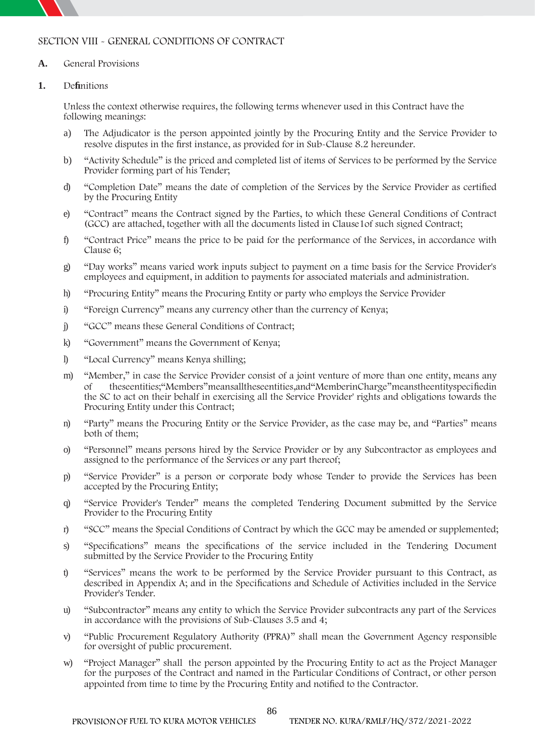## SECTION VIII - GENERAL CONDITIONS OF CONTRACT

**A.** General Provisions

**1.** Definitions

Unless the context otherwise requires, the following terms whenever used in this Contract have the following meanings:

a) The Adjudicator is the person appointed jointly by the Procuring Entity and the Service Provider to resolve disputes in the first instance, as provided for in Sub-Clause 8.2 hereunder.

b) "Activity Schedule" is the priced and completed list of items of Services to be performed by the Service Provider forming part of his Tender;

d) "Completion Date" means the date of completion of the Services by the Service Provider as certified by the Procuring Entity

e) "Contract" means the Contract signed by the Parties, to which these General Conditions of Contract (GCC) are attached, together with all the documents listed in Clause1of such signed Contract;

f) "Contract Price" means the price to be paid for the performance of the Services, in accordance with Clause 6;

g) "Day works" means varied work inputs subject to payment on a time basis for the Service Provider's employees and equipment, in addition to payments for associated materials and administration.

h) "Procuring Entity" means the Procuring Entity or party who employs the Service Provider

i) "Foreign Currency" means any currency other than the currency of Kenya;

j) "GCC" means these General Conditions of Contract;

k) "Government" means the Government of Kenya;

l) "Local Currency" means Kenya shilling;

m) "Member," in case the Service Provider consist of a joint venture of more than one entity, means any of theseentities;"Members"meansalltheseentities,and"MemberinCharge"meanstheentityspecifiedin the SC to act on their behalf in exercising all the Service Provider' rights and obligations towards the Procuring Entity under this Contract;

n) "Party" means the Procuring Entity or the Service Provider, as the case may be, and "Parties" means both of them;

o) "Personnel" means persons hired by the Service Provider or by any Subcontractor as employees and assigned to the performance of the Services or any part thereof;

p) "Service Provider" is a person or corporate body whose Tender to provide the Services has been accepted by the Procuring Entity;

q) "Service Provider's Tender" means the completed Tendering Document submitted by the Service Provider to the Procuring Entity

r) "SCC" means the Special Conditions of Contract by which the GCC may be amended or supplemented;

s) "Specifications" means the specifications of the service included in the Tendering Document submitted by the Service Provider to the Procuring Entity

t) "Services" means the work to be performed by the Service Provider pursuant to this Contract, as described in Appendix A; and in the Specifications and Schedule of Activities included in the Service Provider's Tender.

u) "Subcontractor" means any entity to which the Service Provider subcontracts any part of the Services in accordance with the provisions of Sub-Clauses 3.5 and 4;

v) "Public Procurement Regulatory Authority (PPRA)" shall mean the Government Agency responsible for oversight of public procurement.

w) "Project Manager" shall the person appointed by the Procuring Entity to act as the Project Manager for the purposes of the Contract and named in the Particular Conditions of Contract, or other person appointed from time to time by the Procuring Entity and notified to the Contractor.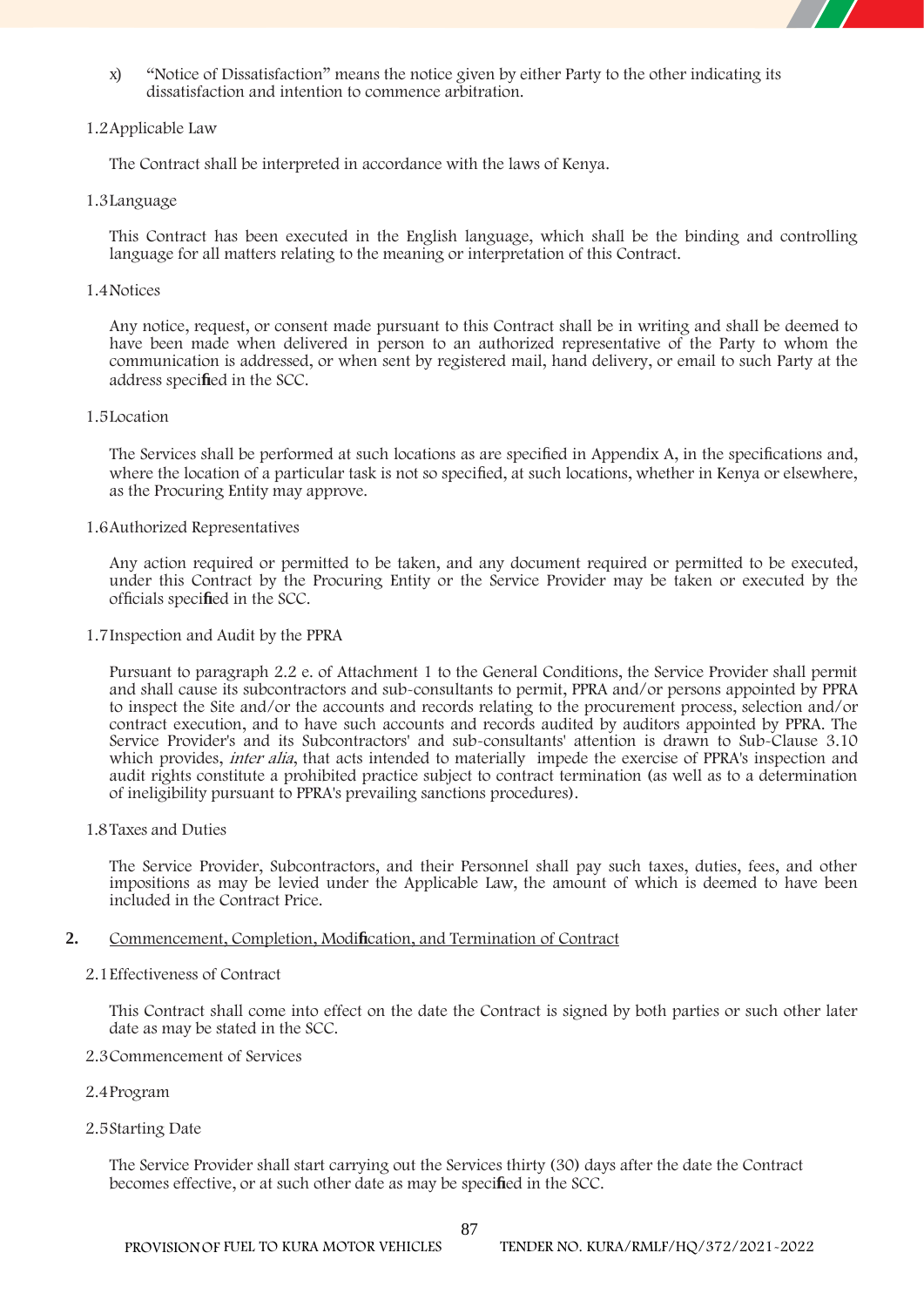x) "Notice of Dissatisfaction" means the notice given by either Party to the other indicating its dissatisfaction and intention to commence arbitration.

1.2 Applicable Law

The Contract shall be interpreted in accordance with the laws of Kenya.

1.3 Language

This Contract has been executed in the English language, which shall be the binding and controlling language for all matters relating to the meaning or interpretation of this Contract.

1.4 Notices

Any notice, request, or consent made pursuant to this Contract shall be in writing and shall be deemed to have been made when delivered in person to an authorized representative of the Party to whom the communication is addressed, or when sent by registered mail, hand delivery, or email to such Party at the address specified in the SCC.

1.5 Location

The Services shall be performed at such locations as are specified in Appendix A, in the specifications and, where the location of a particular task is not so specified, at such locations, whether in Kenya or elsewhere, as the Procuring Entity may approve.

1.6 Authorized Representatives

Any action required or permitted to be taken, and any document required or permitted to be executed, under this Contract by the Procuring Entity or the Service Provider may be taken or executed by the officials specified in the SCC.

1.7 Inspection and Audit by the PPRA

Pursuant to paragraph 2.2 e. of Attachment 1 to the General Conditions, the Service Provider shall permit and shall cause its subcontractors and sub-consultants to permit, PPRA and/or persons appointed by PPRA to inspect the Site and/or the accounts and records relating to the procurement process, selection and/or contract execution, and to have such accounts and records audited by auditors appointed by PPRA. The Service Provider's and its Subcontractors' and sub-consultants' attention is drawn to Sub-Clause 3.10 which provides, *inter alia*, that acts intended to materially impede the exercise of PPRA's inspection and audit rights constitute a prohibited practice subject to contract termination (as well as to a determination of ineligibility pursuant to PPRA's prevailing sanctions procedures).

1.8 Taxes and Duties

The Service Provider, Subcontractors, and their Personnel shall pay such taxes, duties, fees, and other impositions as may be levied under the Applicable Law, the amount of which is deemed to have been included in the Contract Price.

**2.** Commencement, Completion, Modification, and Termination of Contract

2.1 Effectiveness of Contract

This Contract shall come into effect on the date the Contract is signed by both parties or such other later date as may be stated in the SCC.

2.3 Commencement of Services

2.4 Program

2.5 Starting Date

The Service Provider shall start carrying out the Services thirty (30) days after the date the Contract becomes effective, or at such other date as may be specified in the SCC.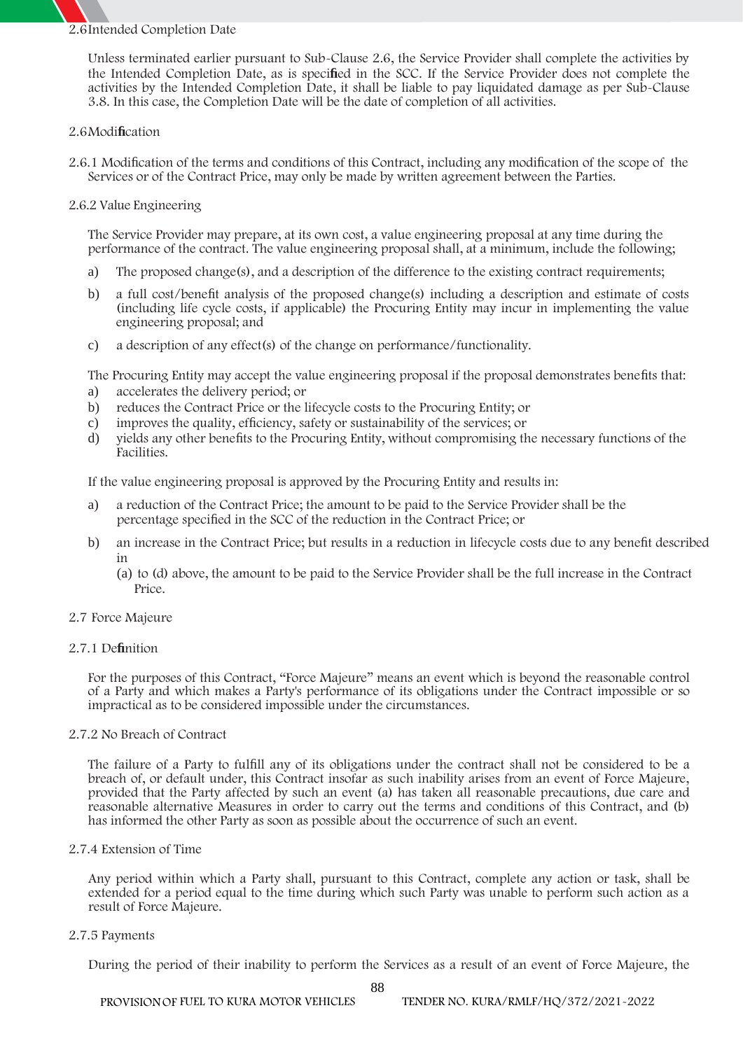2.6 Intended Completion Date

Unless terminated earlier pursuant to Sub-Clause 2.6, the Service Provider shall complete the activities by the Intended Completion Date, as is specified in the SCC. If the Service Provider does not complete the activities by the Intended Completion Date, it shall be liable to pay liquidated damage as per Sub-Clause 3.8. In this case, the Completion Date will be the date of completion of all activities.

2.6 Modification

2.6.1 Modification of the terms and conditions of this Contract, including any modification of the scope of the Services or of the Contract Price, may only be made by written agreement between the Parties.

2.6.2 Value Engineering

The Service Provider may prepare, at its own cost, a value engineering proposal at any time during the performance of the contract. The value engineering proposal shall, at a minimum, include the following;

a) The proposed change(s), and a description of the difference to the existing contract requirements;
b) a full cost/benefit analysis of the proposed change(s) including a description and estimate of costs (including life cycle costs, if applicable) the Procuring Entity may incur in implementing the value engineering proposal; and
c) a description of any effect(s) of the change on performance/functionality.

The Procuring Entity may accept the value engineering proposal if the proposal demonstrates benefits that:

a) accelerates the delivery period; or
b) reduces the Contract Price or the lifecycle costs to the Procuring Entity; or
c) improves the quality, efficiency, safety or sustainability of the services; or
d) yields any other benefits to the Procuring Entity, without compromising the necessary functions of the Facilities.

If the value engineering proposal is approved by the Procuring Entity and results in:

a) a reduction of the Contract Price; the amount to be paid to the Service Provider shall be the percentage specified in the SCC of the reduction in the Contract Price; or
b) an increase in the Contract Price; but results in a reduction in lifecycle costs due to any benefit described in
   (a) to (d) above, the amount to be paid to the Service Provider shall be the full increase in the Contract Price.

2.7 Force Majeure

2.7.1 Definition

For the purposes of this Contract, "Force Majeure" means an event which is beyond the reasonable control of a Party and which makes a Party's performance of its obligations under the Contract impossible or so impractical as to be considered impossible under the circumstances.

2.7.2 No Breach of Contract

The failure of a Party to fulfill any of its obligations under the contract shall not be considered to be a breach of, or default under, this Contract insofar as such inability arises from an event of Force Majeure, provided that the Party affected by such an event (a) has taken all reasonable precautions, due care and reasonable alternative Measures in order to carry out the terms and conditions of this Contract, and (b) has informed the other Party as soon as possible about the occurrence of such an event.

2.7.4 Extension of Time

Any period within which a Party shall, pursuant to this Contract, complete any action or task, shall be extended for a period equal to the time during which such Party was unable to perform such action as a result of Force Majeure.

2.7.5 Payments

During the period of their inability to perform the Services as a result of an event of Force Majeure, the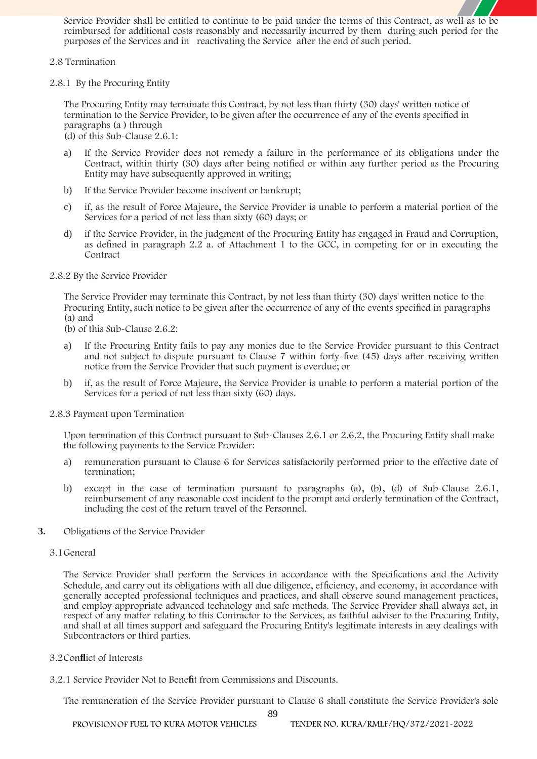Service Provider shall be entitled to continue to be paid under the terms of this Contract, as well as to be reimbursed for additional costs reasonably and necessarily incurred by them during such period for the purposes of the Services and in reactivating the Service after the end of such period.

2.8 Termination

2.8.1 By the Procuring Entity

The Procuring Entity may terminate this Contract, by not less than thirty (30) days' written notice of termination to the Service Provider, to be given after the occurrence of any of the events specified in paragraphs (a ) through
(d) of this Sub-Clause 2.6.1:

a) If the Service Provider does not remedy a failure in the performance of its obligations under the Contract, within thirty (30) days after being notified or within any further period as the Procuring Entity may have subsequently approved in writing;

b) If the Service Provider become insolvent or bankrupt;

c) if, as the result of Force Majeure, the Service Provider is unable to perform a material portion of the Services for a period of not less than sixty (60) days; or

d) if the Service Provider, in the judgment of the Procuring Entity has engaged in Fraud and Corruption, as defined in paragraph 2.2 a. of Attachment 1 to the GCC, in competing for or in executing the Contract

2.8.2 By the Service Provider

The Service Provider may terminate this Contract, by not less than thirty (30) days' written notice to the Procuring Entity, such notice to be given after the occurrence of any of the events specified in paragraphs (a) and
(b) of this Sub-Clause 2.6.2:

a) If the Procuring Entity fails to pay any monies due to the Service Provider pursuant to this Contract and not subject to dispute pursuant to Clause 7 within forty-five (45) days after receiving written notice from the Service Provider that such payment is overdue; or

b) if, as the result of Force Majeure, the Service Provider is unable to perform a material portion of the Services for a period of not less than sixty (60) days.

2.8.3 Payment upon Termination

Upon termination of this Contract pursuant to Sub-Clauses 2.6.1 or 2.6.2, the Procuring Entity shall make the following payments to the Service Provider:

a) remuneration pursuant to Clause 6 for Services satisfactorily performed prior to the effective date of termination;

b) except in the case of termination pursuant to paragraphs (a), (b), (d) of Sub-Clause 2.6.1, reimbursement of any reasonable cost incident to the prompt and orderly termination of the Contract, including the cost of the return travel of the Personnel.

**3.** Obligations of the Service Provider

3.1 General

The Service Provider shall perform the Services in accordance with the Specifications and the Activity Schedule, and carry out its obligations with all due diligence, efficiency, and economy, in accordance with generally accepted professional techniques and practices, and shall observe sound management practices, and employ appropriate advanced technology and safe methods. The Service Provider shall always act, in respect of any matter relating to this Contractor to the Services, as faithful adviser to the Procuring Entity, and shall at all times support and safeguard the Procuring Entity's legitimate interests in any dealings with Subcontractors or third parties.

3.2 Conflict of Interests

3.2.1 Service Provider Not to Benefit from Commissions and Discounts.

The remuneration of the Service Provider pursuant to Clause 6 shall constitute the Service Provider's sole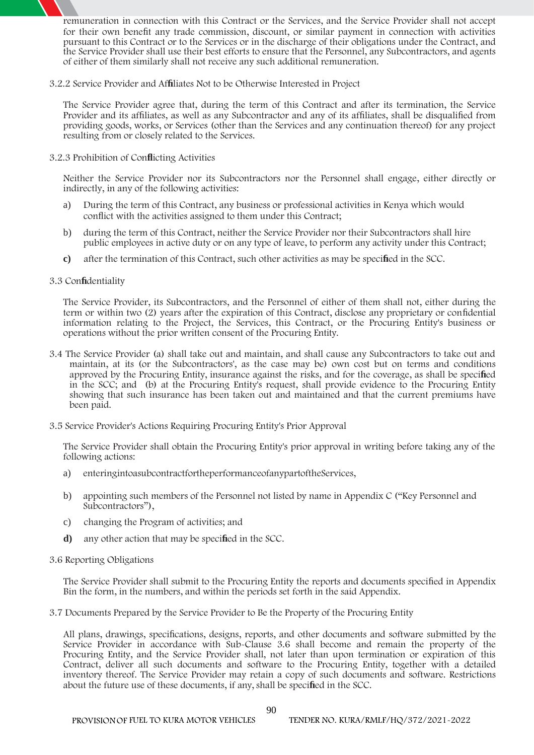remuneration in connection with this Contract or the Services, and the Service Provider shall not accept for their own benefit any trade commission, discount, or similar payment in connection with activities pursuant to this Contract or to the Services or in the discharge of their obligations under the Contract, and the Service Provider shall use their best efforts to ensure that the Personnel, any Subcontractors, and agents of either of them similarly shall not receive any such additional remuneration.

3.2.2 Service Provider and Affiliates Not to be Otherwise Interested in Project

The Service Provider agree that, during the term of this Contract and after its termination, the Service Provider and its affiliates, as well as any Subcontractor and any of its affiliates, shall be disqualified from providing goods, works, or Services (other than the Services and any continuation thereof) for any project resulting from or closely related to the Services.

3.2.3 Prohibition of Conflicting Activities

Neither the Service Provider nor its Subcontractors nor the Personnel shall engage, either directly or indirectly, in any of the following activities:

a) During the term of this Contract, any business or professional activities in Kenya which would conflict with the activities assigned to them under this Contract;

b) during the term of this Contract, neither the Service Provider nor their Subcontractors shall hire public employees in active duty or on any type of leave, to perform any activity under this Contract;

**c)** after the termination of this Contract, such other activities as may be specified in the SCC.

3.3 Confidentiality

The Service Provider, its Subcontractors, and the Personnel of either of them shall not, either during the term or within two (2) years after the expiration of this Contract, disclose any proprietary or confidential information relating to the Project, the Services, this Contract, or the Procuring Entity's business or operations without the prior written consent of the Procuring Entity.

3.4 The Service Provider (a) shall take out and maintain, and shall cause any Subcontractors to take out and maintain, at its (or the Subcontractors', as the case may be) own cost but on terms and conditions approved by the Procuring Entity, insurance against the risks, and for the coverage, as shall be specified in the SCC; and (b) at the Procuring Entity's request, shall provide evidence to the Procuring Entity showing that such insurance has been taken out and maintained and that the current premiums have been paid.

3.5 Service Provider's Actions Requiring Procuring Entity's Prior Approval

The Service Provider shall obtain the Procuring Entity's prior approval in writing before taking any of the following actions:

a) enteringintoasubcontractfortheperformanceofanypartoftheServices,

b) appointing such members of the Personnel not listed by name in Appendix C ("Key Personnel and Subcontractors"),

c) changing the Program of activities; and

**d)** any other action that may be specified in the SCC.

3.6 Reporting Obligations

The Service Provider shall submit to the Procuring Entity the reports and documents specified in Appendix Bin the form, in the numbers, and within the periods set forth in the said Appendix.

3.7 Documents Prepared by the Service Provider to Be the Property of the Procuring Entity

All plans, drawings, specifications, designs, reports, and other documents and software submitted by the Service Provider in accordance with Sub-Clause 3.6 shall become and remain the property of the Procuring Entity, and the Service Provider shall, not later than upon termination or expiration of this Contract, deliver all such documents and software to the Procuring Entity, together with a detailed inventory thereof. The Service Provider may retain a copy of such documents and software. Restrictions about the future use of these documents, if any, shall be specified in the SCC.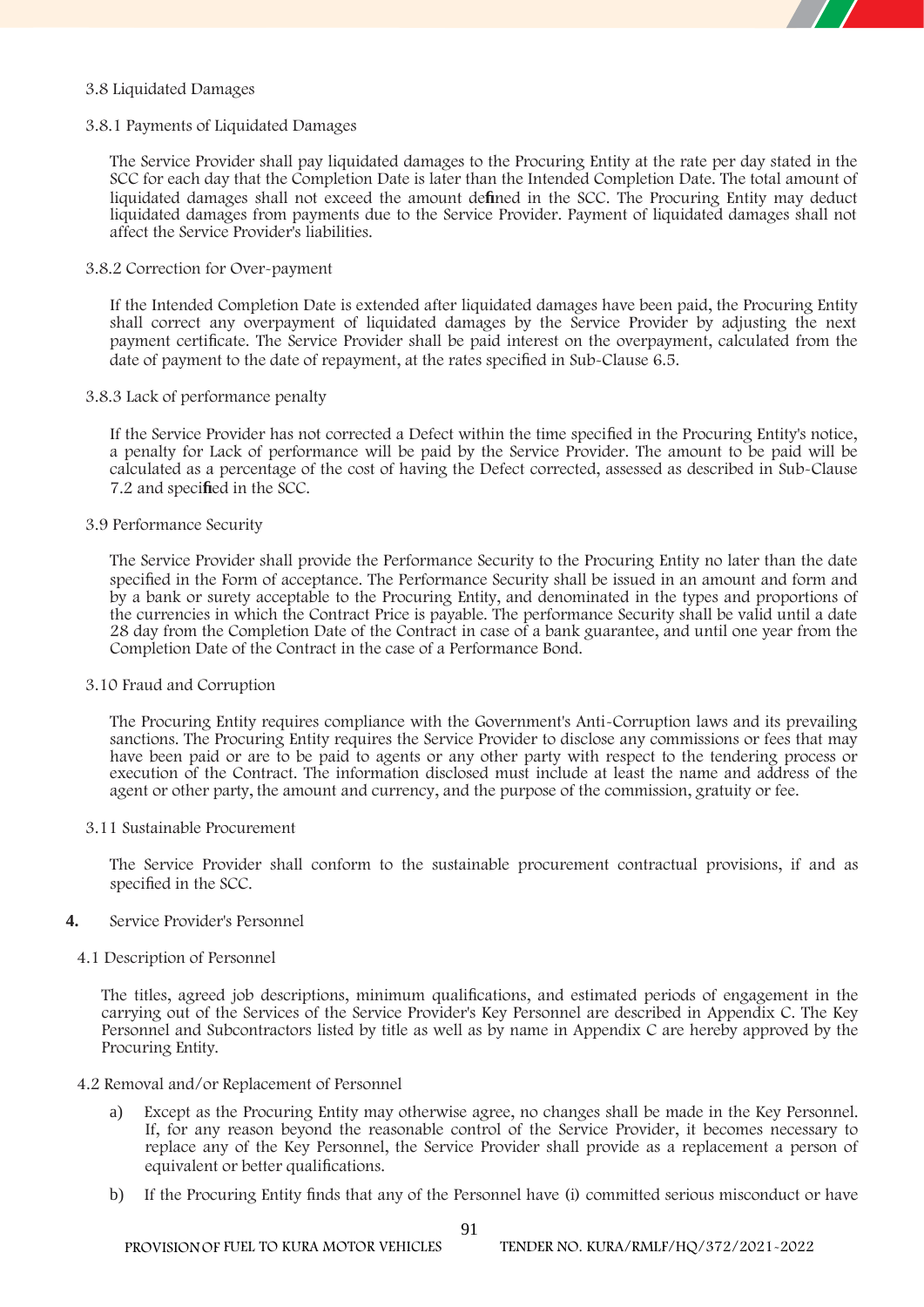### 3.8 Liquidated Damages

#### 3.8.1 Payments of Liquidated Damages

The Service Provider shall pay liquidated damages to the Procuring Entity at the rate per day stated in the SCC for each day that the Completion Date is later than the Intended Completion Date. The total amount of liquidated damages shall not exceed the amount defined in the SCC. The Procuring Entity may deduct liquidated damages from payments due to the Service Provider. Payment of liquidated damages shall not affect the Service Provider's liabilities.

#### 3.8.2 Correction for Over-payment

If the Intended Completion Date is extended after liquidated damages have been paid, the Procuring Entity shall correct any overpayment of liquidated damages by the Service Provider by adjusting the next payment certificate. The Service Provider shall be paid interest on the overpayment, calculated from the date of payment to the date of repayment, at the rates specified in Sub-Clause 6.5.

#### 3.8.3 Lack of performance penalty

If the Service Provider has not corrected a Defect within the time specified in the Procuring Entity's notice, a penalty for Lack of performance will be paid by the Service Provider. The amount to be paid will be calculated as a percentage of the cost of having the Defect corrected, assessed as described in Sub-Clause 7.2 and specified in the SCC.

### 3.9 Performance Security

The Service Provider shall provide the Performance Security to the Procuring Entity no later than the date specified in the Form of acceptance. The Performance Security shall be issued in an amount and form and by a bank or surety acceptable to the Procuring Entity, and denominated in the types and proportions of the currencies in which the Contract Price is payable. The performance Security shall be valid until a date 28 day from the Completion Date of the Contract in case of a bank guarantee, and until one year from the Completion Date of the Contract in the case of a Performance Bond.

### 3.10 Fraud and Corruption

The Procuring Entity requires compliance with the Government's Anti-Corruption laws and its prevailing sanctions. The Procuring Entity requires the Service Provider to disclose any commissions or fees that may have been paid or are to be paid to agents or any other party with respect to the tendering process or execution of the Contract. The information disclosed must include at least the name and address of the agent or other party, the amount and currency, and the purpose of the commission, gratuity or fee.

### 3.11 Sustainable Procurement

The Service Provider shall conform to the sustainable procurement contractual provisions, if and as specified in the SCC.

## 4. Service Provider's Personnel

### 4.1 Description of Personnel

The titles, agreed job descriptions, minimum qualifications, and estimated periods of engagement in the carrying out of the Services of the Service Provider's Key Personnel are described in Appendix C. The Key Personnel and Subcontractors listed by title as well as by name in Appendix C are hereby approved by the Procuring Entity.

### 4.2 Removal and/or Replacement of Personnel

a) Except as the Procuring Entity may otherwise agree, no changes shall be made in the Key Personnel. If, for any reason beyond the reasonable control of the Service Provider, it becomes necessary to replace any of the Key Personnel, the Service Provider shall provide as a replacement a person of equivalent or better qualifications.

b) If the Procuring Entity finds that any of the Personnel have (i) committed serious misconduct or have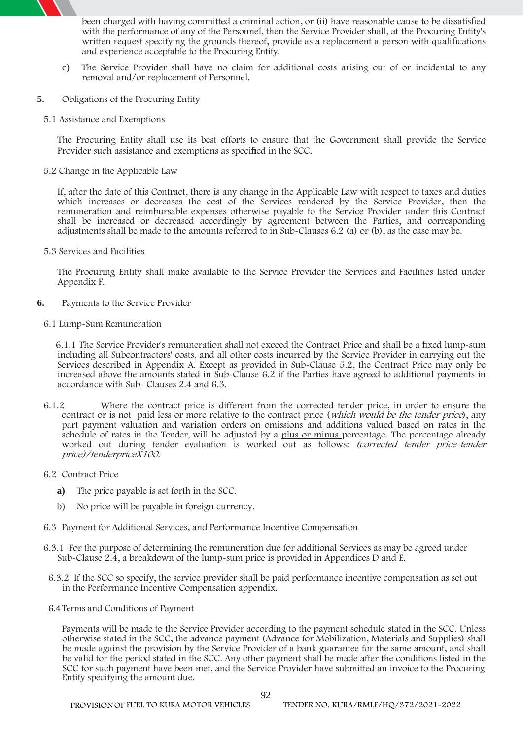been charged with having committed a criminal action, or (ii) have reasonable cause to be dissatisfied with the performance of any of the Personnel, then the Service Provider shall, at the Procuring Entity's written request specifying the grounds thereof, provide as a replacement a person with qualifications and experience acceptable to the Procuring Entity.

c) The Service Provider shall have no claim for additional costs arising out of or incidental to any removal and/or replacement of Personnel.

**5.** Obligations of the Procuring Entity

5.1 Assistance and Exemptions

The Procuring Entity shall use its best efforts to ensure that the Government shall provide the Service Provider such assistance and exemptions as specified in the SCC.

5.2 Change in the Applicable Law

If, after the date of this Contract, there is any change in the Applicable Law with respect to taxes and duties which increases or decreases the cost of the Services rendered by the Service Provider, then the remuneration and reimbursable expenses otherwise payable to the Service Provider under this Contract shall be increased or decreased accordingly by agreement between the Parties, and corresponding adjustments shall be made to the amounts referred to in Sub-Clauses 6.2 (a) or (b), as the case may be.

5.3 Services and Facilities

The Procuring Entity shall make available to the Service Provider the Services and Facilities listed under Appendix F.

**6.** Payments to the Service Provider

6.1 Lump-Sum Remuneration

6.1.1 The Service Provider's remuneration shall not exceed the Contract Price and shall be a fixed lump-sum including all Subcontractors' costs, and all other costs incurred by the Service Provider in carrying out the Services described in Appendix A. Except as provided in Sub-Clause 5.2, the Contract Price may only be increased above the amounts stated in Sub-Clause 6.2 if the Parties have agreed to additional payments in accordance with Sub- Clauses 2.4 and 6.3.

6.1.2 Where the contract price is different from the corrected tender price, in order to ensure the contract or is not paid less or more relative to the contract price (*which would be the tender price*), any part payment valuation and variation orders on omissions and additions valued based on rates in the schedule of rates in the Tender, will be adjusted by a <u>plus or minus</u> percentage. The percentage already worked out during tender evaluation is worked out as follows: *(corrected tender price-tender price)/tenderpriceX100.*

6.2 Contract Price

**a)** The price payable is set forth in the SCC.

b) No price will be payable in foreign currency.

6.3 Payment for Additional Services, and Performance Incentive Compensation

6.3.1 For the purpose of determining the remuneration due for additional Services as may be agreed under Sub-Clause 2.4, a breakdown of the lump-sum price is provided in Appendices D and E.

6.3.2 If the SCC so specify, the service provider shall be paid performance incentive compensation as set out in the Performance Incentive Compensation appendix.

6.4 Terms and Conditions of Payment

Payments will be made to the Service Provider according to the payment schedule stated in the SCC. Unless otherwise stated in the SCC, the advance payment (Advance for Mobilization, Materials and Supplies) shall be made against the provision by the Service Provider of a bank guarantee for the same amount, and shall be valid for the period stated in the SCC. Any other payment shall be made after the conditions listed in the SCC for such payment have been met, and the Service Provider have submitted an invoice to the Procuring Entity specifying the amount due.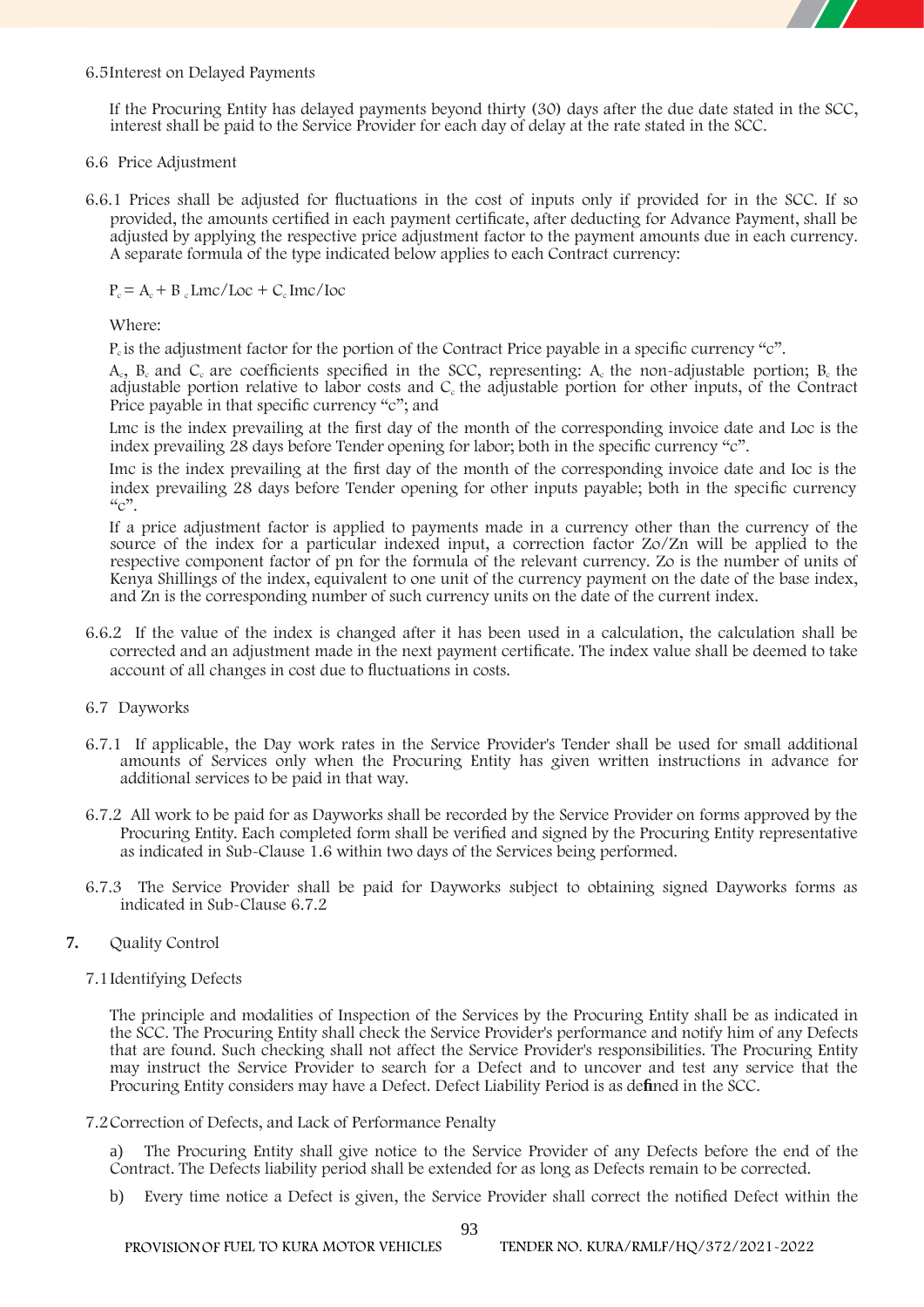6.5 Interest on Delayed Payments

If the Procuring Entity has delayed payments beyond thirty (30) days after the due date stated in the SCC, interest shall be paid to the Service Provider for each day of delay at the rate stated in the SCC.

6.6 Price Adjustment

6.6.1 Prices shall be adjusted for fluctuations in the cost of inputs only if provided for in the SCC. If so provided, the amounts certified in each payment certificate, after deducting for Advance Payment, shall be adjusted by applying the respective price adjustment factor to the payment amounts due in each currency. A separate formula of the type indicated below applies to each Contract currency:

$$P_c = A_c + B_c\, Lmc/Loc + C_c\, Imc/Ioc$$

Where:

$P_c$ is the adjustment factor for the portion of the Contract Price payable in a specific currency "c".

$A_c$, $B_c$ and $C_c$ are coefficients specified in the SCC, representing: $A_c$ the non-adjustable portion; $B_c$ the adjustable portion relative to labor costs and $C_c$ the adjustable portion for other inputs, of the Contract Price payable in that specific currency "c"; and

Lmc is the index prevailing at the first day of the month of the corresponding invoice date and Loc is the index prevailing 28 days before Tender opening for labor; both in the specific currency "c".

Imc is the index prevailing at the first day of the month of the corresponding invoice date and Ioc is the index prevailing 28 days before Tender opening for other inputs payable; both in the specific currency "c".

If a price adjustment factor is applied to payments made in a currency other than the currency of the source of the index for a particular indexed input, a correction factor Zo/Zn will be applied to the respective component factor of pn for the formula of the relevant currency. Zo is the number of units of Kenya Shillings of the index, equivalent to one unit of the currency payment on the date of the base index, and Zn is the corresponding number of such currency units on the date of the current index.

6.6.2 If the value of the index is changed after it has been used in a calculation, the calculation shall be corrected and an adjustment made in the next payment certificate. The index value shall be deemed to take account of all changes in cost due to fluctuations in costs.

6.7 Dayworks

6.7.1 If applicable, the Day work rates in the Service Provider's Tender shall be used for small additional amounts of Services only when the Procuring Entity has given written instructions in advance for additional services to be paid in that way.

6.7.2 All work to be paid for as Dayworks shall be recorded by the Service Provider on forms approved by the Procuring Entity. Each completed form shall be verified and signed by the Procuring Entity representative as indicated in Sub-Clause 1.6 within two days of the Services being performed.

6.7.3 The Service Provider shall be paid for Dayworks subject to obtaining signed Dayworks forms as indicated in Sub-Clause 6.7.2

**7.** Quality Control

7.1 Identifying Defects

The principle and modalities of Inspection of the Services by the Procuring Entity shall be as indicated in the SCC. The Procuring Entity shall check the Service Provider's performance and notify him of any Defects that are found. Such checking shall not affect the Service Provider's responsibilities. The Procuring Entity may instruct the Service Provider to search for a Defect and to uncover and test any service that the Procuring Entity considers may have a Defect. Defect Liability Period is as defined in the SCC.

7.2 Correction of Defects, and Lack of Performance Penalty

a) The Procuring Entity shall give notice to the Service Provider of any Defects before the end of the Contract. The Defects liability period shall be extended for as long as Defects remain to be corrected.

b) Every time notice a Defect is given, the Service Provider shall correct the notified Defect within the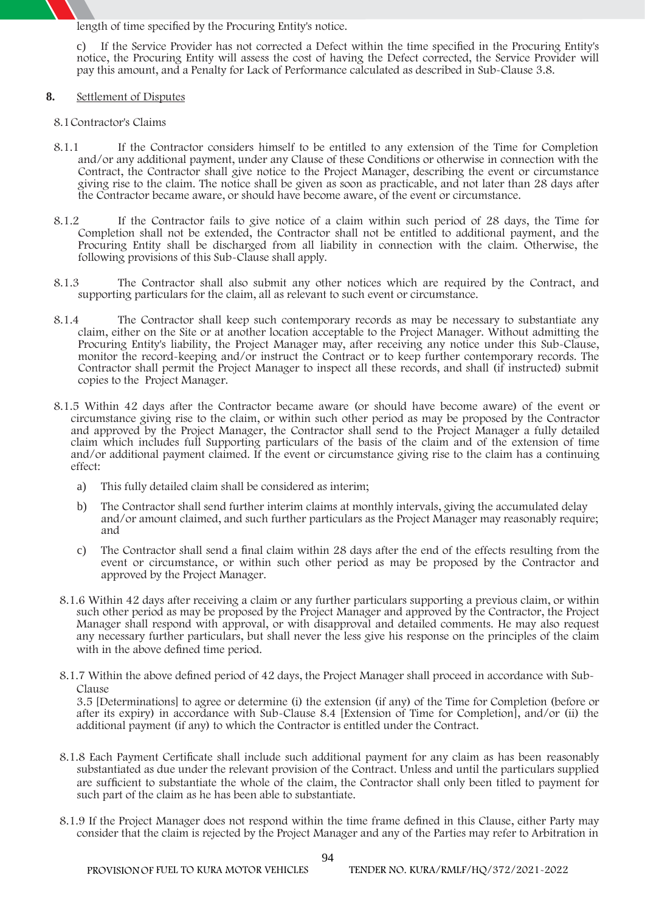length of time specified by the Procuring Entity's notice.

c) If the Service Provider has not corrected a Defect within the time specified in the Procuring Entity's notice, the Procuring Entity will assess the cost of having the Defect corrected, the Service Provider will pay this amount, and a Penalty for Lack of Performance calculated as described in Sub-Clause 3.8.

**8.** Settlement of Disputes

8.1 Contractor's Claims

8.1.1 If the Contractor considers himself to be entitled to any extension of the Time for Completion and/or any additional payment, under any Clause of these Conditions or otherwise in connection with the Contract, the Contractor shall give notice to the Project Manager, describing the event or circumstance giving rise to the claim. The notice shall be given as soon as practicable, and not later than 28 days after the Contractor became aware, or should have become aware, of the event or circumstance.

8.1.2 If the Contractor fails to give notice of a claim within such period of 28 days, the Time for Completion shall not be extended, the Contractor shall not be entitled to additional payment, and the Procuring Entity shall be discharged from all liability in connection with the claim. Otherwise, the following provisions of this Sub-Clause shall apply.

8.1.3 The Contractor shall also submit any other notices which are required by the Contract, and supporting particulars for the claim, all as relevant to such event or circumstance.

8.1.4 The Contractor shall keep such contemporary records as may be necessary to substantiate any claim, either on the Site or at another location acceptable to the Project Manager. Without admitting the Procuring Entity's liability, the Project Manager may, after receiving any notice under this Sub-Clause, monitor the record-keeping and/or instruct the Contract or to keep further contemporary records. The Contractor shall permit the Project Manager to inspect all these records, and shall (if instructed) submit copies to the Project Manager.

8.1.5 Within 42 days after the Contractor became aware (or should have become aware) of the event or circumstance giving rise to the claim, or within such other period as may be proposed by the Contractor and approved by the Project Manager, the Contractor shall send to the Project Manager a fully detailed claim which includes full Supporting particulars of the basis of the claim and of the extension of time and/or additional payment claimed. If the event or circumstance giving rise to the claim has a continuing effect:

a) This fully detailed claim shall be considered as interim;

b) The Contractor shall send further interim claims at monthly intervals, giving the accumulated delay and/or amount claimed, and such further particulars as the Project Manager may reasonably require; and

c) The Contractor shall send a final claim within 28 days after the end of the effects resulting from the event or circumstance, or within such other period as may be proposed by the Contractor and approved by the Project Manager.

8.1.6 Within 42 days after receiving a claim or any further particulars supporting a previous claim, or within such other period as may be proposed by the Project Manager and approved by the Contractor, the Project Manager shall respond with approval, or with disapproval and detailed comments. He may also request any necessary further particulars, but shall never the less give his response on the principles of the claim with in the above defined time period.

8.1.7 Within the above defined period of 42 days, the Project Manager shall proceed in accordance with Sub-Clause
3.5 [Determinations] to agree or determine (i) the extension (if any) of the Time for Completion (before or after its expiry) in accordance with Sub-Clause 8.4 [Extension of Time for Completion], and/or (ii) the additional payment (if any) to which the Contractor is entitled under the Contract.

8.1.8 Each Payment Certificate shall include such additional payment for any claim as has been reasonably substantiated as due under the relevant provision of the Contract. Unless and until the particulars supplied are sufficient to substantiate the whole of the claim, the Contractor shall only been titled to payment for such part of the claim as he has been able to substantiate.

8.1.9 If the Project Manager does not respond within the time frame defined in this Clause, either Party may consider that the claim is rejected by the Project Manager and any of the Parties may refer to Arbitration in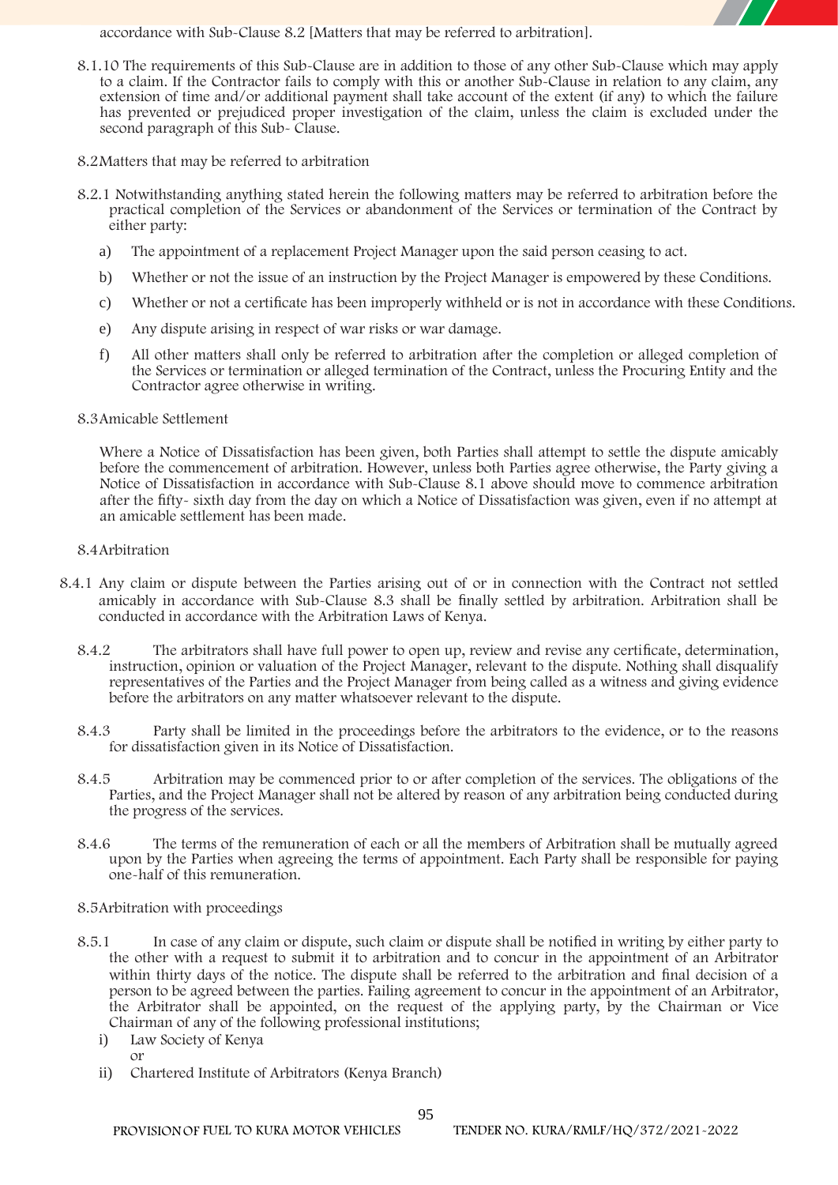accordance with Sub-Clause 8.2 [Matters that may be referred to arbitration].

8.1.10 The requirements of this Sub-Clause are in addition to those of any other Sub-Clause which may apply to a claim. If the Contractor fails to comply with this or another Sub-Clause in relation to any claim, any extension of time and/or additional payment shall take account of the extent (if any) to which the failure has prevented or prejudiced proper investigation of the claim, unless the claim is excluded under the second paragraph of this Sub- Clause.

8.2Matters that may be referred to arbitration

8.2.1 Notwithstanding anything stated herein the following matters may be referred to arbitration before the practical completion of the Services or abandonment of the Services or termination of the Contract by either party:

a) The appointment of a replacement Project Manager upon the said person ceasing to act.

b) Whether or not the issue of an instruction by the Project Manager is empowered by these Conditions.

c) Whether or not a certificate has been improperly withheld or is not in accordance with these Conditions.

e) Any dispute arising in respect of war risks or war damage.

f) All other matters shall only be referred to arbitration after the completion or alleged completion of the Services or termination or alleged termination of the Contract, unless the Procuring Entity and the Contractor agree otherwise in writing.

8.3Amicable Settlement

Where a Notice of Dissatisfaction has been given, both Parties shall attempt to settle the dispute amicably before the commencement of arbitration. However, unless both Parties agree otherwise, the Party giving a Notice of Dissatisfaction in accordance with Sub-Clause 8.1 above should move to commence arbitration after the fifty- sixth day from the day on which a Notice of Dissatisfaction was given, even if no attempt at an amicable settlement has been made.

8.4Arbitration

8.4.1 Any claim or dispute between the Parties arising out of or in connection with the Contract not settled amicably in accordance with Sub-Clause 8.3 shall be finally settled by arbitration. Arbitration shall be conducted in accordance with the Arbitration Laws of Kenya.

8.4.2 The arbitrators shall have full power to open up, review and revise any certificate, determination, instruction, opinion or valuation of the Project Manager, relevant to the dispute. Nothing shall disqualify representatives of the Parties and the Project Manager from being called as a witness and giving evidence before the arbitrators on any matter whatsoever relevant to the dispute.

8.4.3 Party shall be limited in the proceedings before the arbitrators to the evidence, or to the reasons for dissatisfaction given in its Notice of Dissatisfaction.

8.4.5 Arbitration may be commenced prior to or after completion of the services. The obligations of the Parties, and the Project Manager shall not be altered by reason of any arbitration being conducted during the progress of the services.

8.4.6 The terms of the remuneration of each or all the members of Arbitration shall be mutually agreed upon by the Parties when agreeing the terms of appointment. Each Party shall be responsible for paying one-half of this remuneration.

8.5Arbitration with proceedings

8.5.1 In case of any claim or dispute, such claim or dispute shall be notified in writing by either party to the other with a request to submit it to arbitration and to concur in the appointment of an Arbitrator within thirty days of the notice. The dispute shall be referred to the arbitration and final decision of a person to be agreed between the parties. Failing agreement to concur in the appointment of an Arbitrator, the Arbitrator shall be appointed, on the request of the applying party, by the Chairman or Vice Chairman of any of the following professional institutions;

i) Law Society of Kenya
   or
ii) Chartered Institute of Arbitrators (Kenya Branch)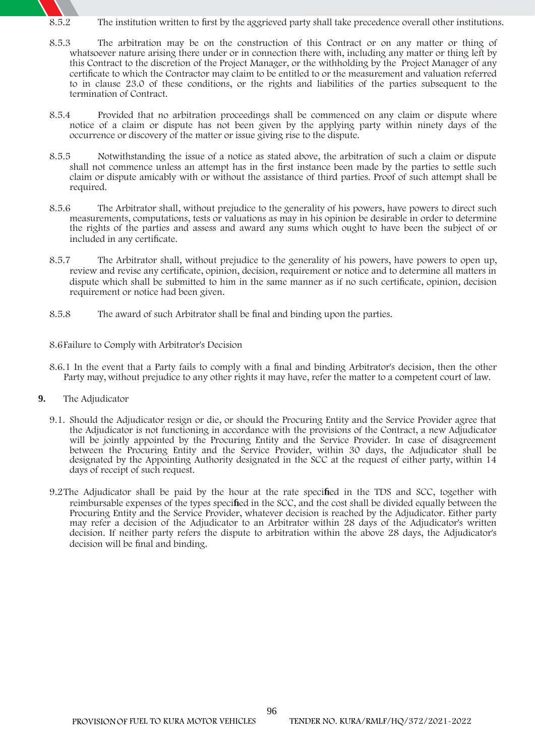8.5.2 The institution written to first by the aggrieved party shall take precedence overall other institutions.

8.5.3 The arbitration may be on the construction of this Contract or on any matter or thing of whatsoever nature arising there under or in connection there with, including any matter or thing left by this Contract to the discretion of the Project Manager, or the withholding by the Project Manager of any certificate to which the Contractor may claim to be entitled to or the measurement and valuation referred to in clause 23.0 of these conditions, or the rights and liabilities of the parties subsequent to the termination of Contract.

8.5.4 Provided that no arbitration proceedings shall be commenced on any claim or dispute where notice of a claim or dispute has not been given by the applying party within ninety days of the occurrence or discovery of the matter or issue giving rise to the dispute.

8.5.5 Notwithstanding the issue of a notice as stated above, the arbitration of such a claim or dispute shall not commence unless an attempt has in the first instance been made by the parties to settle such claim or dispute amicably with or without the assistance of third parties. Proof of such attempt shall be required.

8.5.6 The Arbitrator shall, without prejudice to the generality of his powers, have powers to direct such measurements, computations, tests or valuations as may in his opinion be desirable in order to determine the rights of the parties and assess and award any sums which ought to have been the subject of or included in any certificate.

8.5.7 The Arbitrator shall, without prejudice to the generality of his powers, have powers to open up, review and revise any certificate, opinion, decision, requirement or notice and to determine all matters in dispute which shall be submitted to him in the same manner as if no such certificate, opinion, decision requirement or notice had been given.

8.5.8 The award of such Arbitrator shall be final and binding upon the parties.

8.6 Failure to Comply with Arbitrator's Decision

8.6.1 In the event that a Party fails to comply with a final and binding Arbitrator's decision, then the other Party may, without prejudice to any other rights it may have, refer the matter to a competent court of law.

**9.** The Adjudicator

9.1. Should the Adjudicator resign or die, or should the Procuring Entity and the Service Provider agree that the Adjudicator is not functioning in accordance with the provisions of the Contract, a new Adjudicator will be jointly appointed by the Procuring Entity and the Service Provider. In case of disagreement between the Procuring Entity and the Service Provider, within 30 days, the Adjudicator shall be designated by the Appointing Authority designated in the SCC at the request of either party, within 14 days of receipt of such request.

9.2 The Adjudicator shall be paid by the hour at the rate specified in the TDS and SCC, together with reimbursable expenses of the types specified in the SCC, and the cost shall be divided equally between the Procuring Entity and the Service Provider, whatever decision is reached by the Adjudicator. Either party may refer a decision of the Adjudicator to an Arbitrator within 28 days of the Adjudicator's written decision. If neither party refers the dispute to arbitration within the above 28 days, the Adjudicator's decision will be final and binding.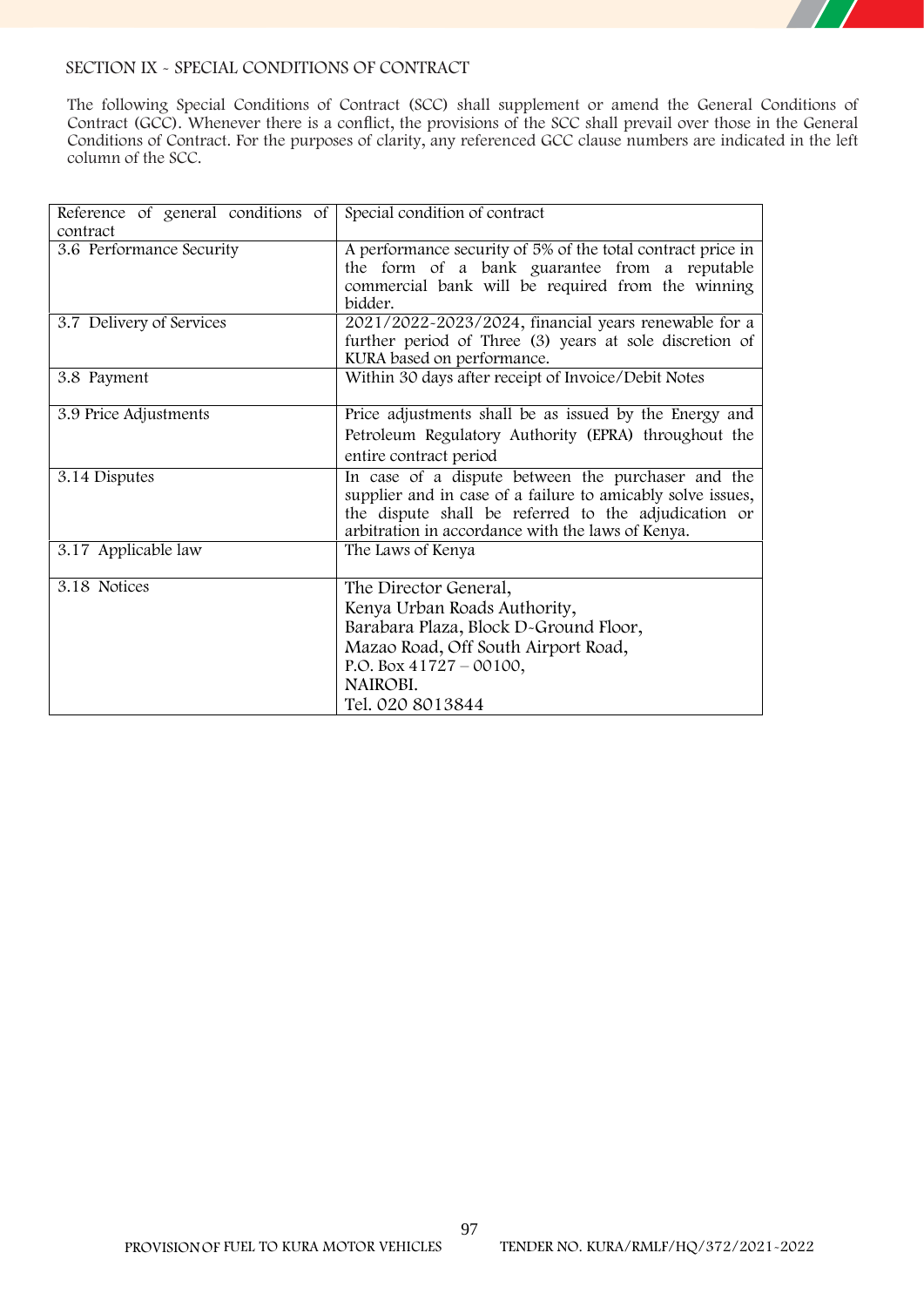## SECTION IX - SPECIAL CONDITIONS OF CONTRACT

The following Special Conditions of Contract (SCC) shall supplement or amend the General Conditions of Contract (GCC). Whenever there is a conflict, the provisions of the SCC shall prevail over those in the General Conditions of Contract. For the purposes of clarity, any referenced GCC clause numbers are indicated in the left column of the SCC.

| Reference of general conditions of contract | Special condition of contract |
|---|---|
| 3.6 Performance Security | A performance security of 5% of the total contract price in the form of a bank guarantee from a reputable commercial bank will be required from the winning bidder. |
| 3.7 Delivery of Services | 2021/2022-2023/2024, financial years renewable for a further period of Three (3) years at sole discretion of KURA based on performance. |
| 3.8 Payment | Within 30 days after receipt of Invoice/Debit Notes |
| 3.9 Price Adjustments | Price adjustments shall be as issued by the Energy and Petroleum Regulatory Authority (EPRA) throughout the entire contract period |
| 3.14 Disputes | In case of a dispute between the purchaser and the supplier and in case of a failure to amicably solve issues, the dispute shall be referred to the adjudication or arbitration in accordance with the laws of Kenya. |
| 3.17 Applicable law | The Laws of Kenya |
| 3.18 Notices | The Director General,<br>Kenya Urban Roads Authority,<br>Barabara Plaza, Block D-Ground Floor,<br>Mazao Road, Off South Airport Road,<br>P.O. Box 41727 – 00100,<br>NAIROBI.<br>Tel. 020 8013844 |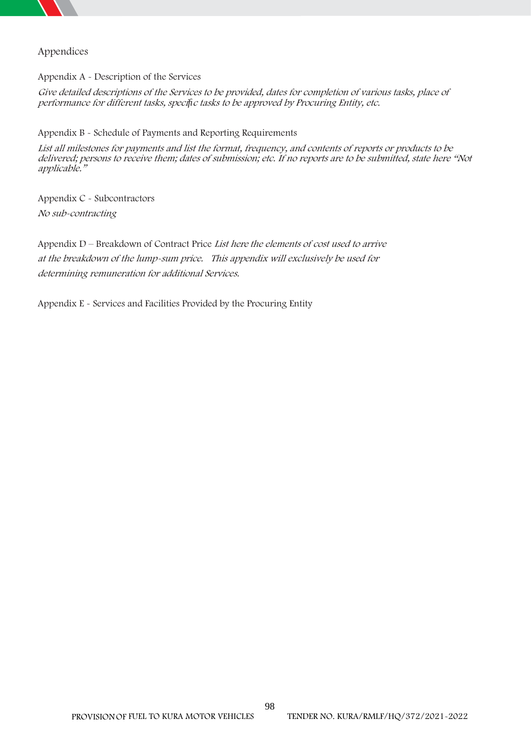Appendices

Appendix A - Description of the Services

*Give detailed descriptions of the Services to be provided, dates for completion of various tasks, place of performance for different tasks, specific tasks to be approved by Procuring Entity, etc.*

Appendix B - Schedule of Payments and Reporting Requirements

*List all milestones for payments and list the format, frequency, and contents of reports or products to be delivered; persons to receive them; dates of submission; etc. If no reports are to be submitted, state here "Not applicable."*

Appendix C - Subcontractors

*No sub-contracting*

Appendix D – Breakdown of Contract Price *List here the elements of cost used to arrive at the breakdown of the lump-sum price. This appendix will exclusively be used for determining remuneration for additional Services.*

Appendix E - Services and Facilities Provided by the Procuring Entity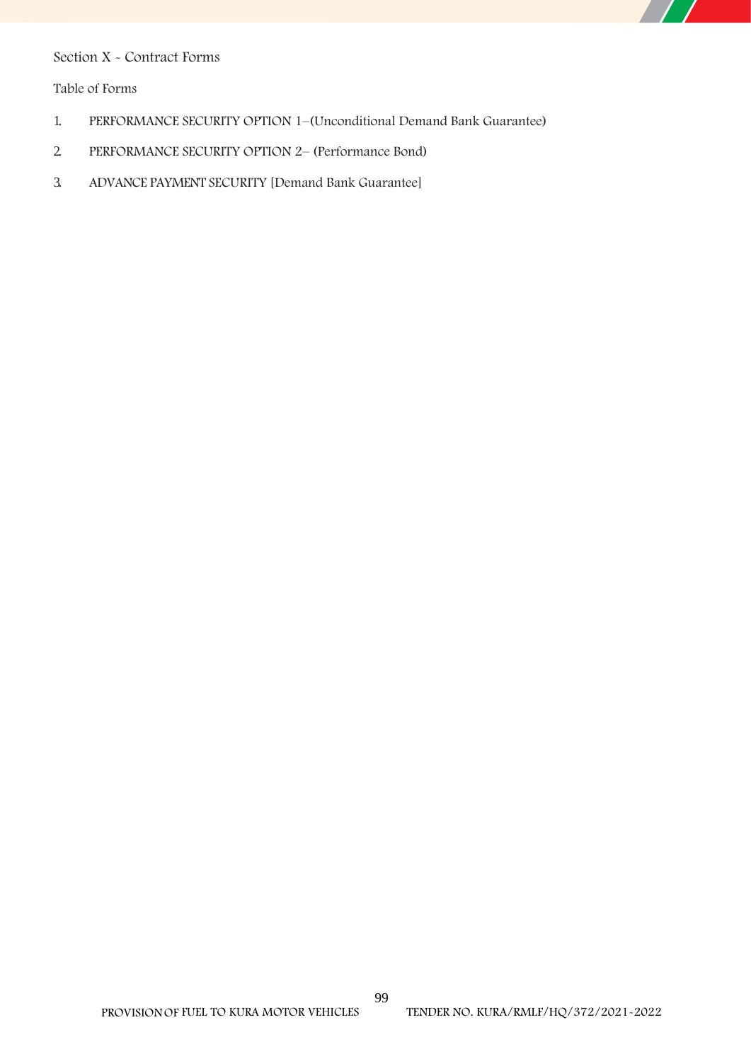Section X - Contract Forms

Table of Forms

1. PERFORMANCE SECURITY OPTION 1–(Unconditional Demand Bank Guarantee)
2. PERFORMANCE SECURITY OPTION 2– (Performance Bond)
3. ADVANCE PAYMENT SECURITY [Demand Bank Guarantee]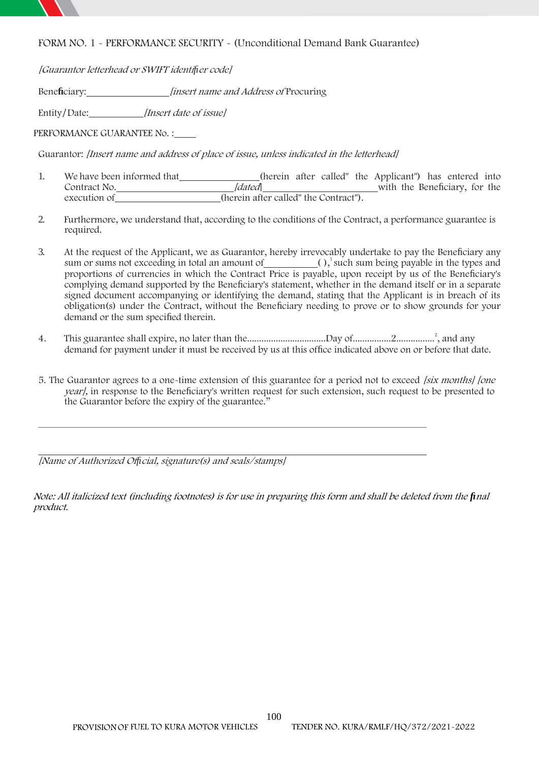FORM NO. 1 - PERFORMANCE SECURITY - (Unconditional Demand Bank Guarantee)

*[Guarantor letterhead or SWIFT identifier code]*

Beneficiary:\_\_\_\_\_\_\_\_\_\_\_\_\_\_\_\_\_ *[insert name and Address of* Procuring

Entity/Date:\_\_\_\_\_\_\_\_\_\_\_\_ *[Insert date of issue]*

PERFORMANCE GUARANTEE No. :\_\_\_\_\_

Guarantor: *[Insert name and address of place of issue, unless indicated in the letterhead]*

1. We have been informed that\_\_\_\_\_\_\_\_\_\_\_\_\_\_\_\_\_\_(herein after called" the Applicant") has entered into Contract No.\_\_\_\_\_\_\_\_\_\_\_\_\_\_\_\_\_\_\_\_\_\_\_\_ *[dated]*\_\_\_\_\_\_\_\_\_\_\_\_\_\_\_\_\_\_\_\_\_\_\_\_\_with the Beneficiary, for the execution of\_\_\_\_\_\_\_\_\_\_\_\_\_\_\_\_\_\_\_\_\_\_\_(herein after called" the Contract").

2. Furthermore, we understand that, according to the conditions of the Contract, a performance guarantee is required.

3. At the request of the Applicant, we as Guarantor, hereby irrevocably undertake to pay the Beneficiary any sum or sums not exceeding in total an amount of\_\_\_\_\_\_\_\_\_\_\_( ),[1] such sum being payable in the types and proportions of currencies in which the Contract Price is payable, upon receipt by us of the Beneficiary's complying demand supported by the Beneficiary's statement, whether in the demand itself or in a separate signed document accompanying or identifying the demand, stating that the Applicant is in breach of its obligation(s) under the Contract, without the Beneficiary needing to prove or to show grounds for your demand or the sum specified therein.

4. This guarantee shall expire, no later than the................................Day of................2................[2], and any demand for payment under it must be received by us at this office indicated above on or before that date.

5. The Guarantor agrees to a one-time extension of this guarantee for a period not to exceed *[six months] [one year]*, in response to the Beneficiary's written request for such extension, such request to be presented to the Guarantor before the expiry of the guarantee."

\_\_\_\_\_\_\_\_\_\_\_\_\_\_\_\_\_\_\_\_\_\_\_\_\_\_\_\_\_\_\_\_\_\_\_\_\_\_\_\_\_\_\_\_\_\_\_\_\_\_\_\_\_\_\_\_\_\_\_\_\_\_

\_\_\_\_\_\_\_\_\_\_\_\_\_\_\_\_\_\_\_\_\_\_\_\_\_\_\_\_\_\_\_\_\_\_\_\_\_\_\_\_\_\_\_\_\_\_\_\_\_\_\_\_\_\_\_\_\_\_\_\_\_\_

*[Name of Authorized Official, signature(s) and seals/stamps]*

*Note: All italicized text (including footnotes) is for use in preparing this form and shall be deleted from the final product.*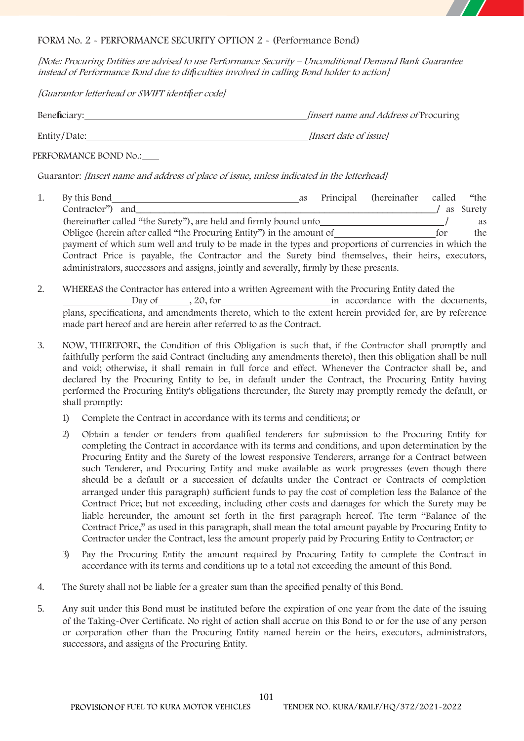FORM No. 2 - PERFORMANCE SECURITY OPTION 2 - (Performance Bond)

*[Note: Procuring Entities are advised to use Performance Security – Unconditional Demand Bank Guarantee instead of Performance Bond due to difficulties involved in calling Bond holder to action]*

*[Guarantor letterhead or SWIFT identifier code]*

Beneficiary:\_\_\_\_\_\_\_\_\_\_\_\_\_\_\_\_\_\_\_\_\_\_\_\_\_\_\_\_\_\_\_\_\_\_\_\_\_\_\_\_\_\_\_\_\_\_ *[insert name and Address of* Procuring

Entity/Date:\_\_\_\_\_\_\_\_\_\_\_\_\_\_\_\_\_\_\_\_\_\_\_\_\_\_\_\_\_\_\_\_\_\_\_\_\_\_\_\_\_\_\_\_\_\_ *[Insert date of issue]*

PERFORMANCE BOND No.:\_\_\_\_

Guarantor: *[Insert name and address of place of issue, unless indicated in the letterhead]*

1. By this Bond\_\_\_\_\_\_\_\_\_\_\_\_\_\_\_\_\_\_\_\_\_\_\_\_\_\_\_\_\_\_\_\_\_\_\_\_\_\_\_ as Principal (hereinafter called "the Contractor") and\_\_\_\_\_\_\_\_\_\_\_\_\_\_\_\_\_\_\_\_\_\_\_\_\_\_\_\_\_\_\_\_\_\_\_\_\_\_\_\_\_\_\_\_\_\_\_\_\_\_\_\_\_\_\_\_\_\_\_\_\_\_\_\_\_/ as Surety (hereinafter called "the Surety"), are held and firmly bound unto\_\_\_\_\_\_\_\_\_\_\_\_\_\_\_\_\_\_\_\_\_\_\_\_\_\_\_/ as Obligee (herein after called "the Procuring Entity") in the amount of\_\_\_\_\_\_\_\_\_\_\_\_\_\_\_\_\_\_\_\_\_\_for the payment of which sum well and truly to be made in the types and proportions of currencies in which the Contract Price is payable, the Contractor and the Surety bind themselves, their heirs, executors, administrators, successors and assigns, jointly and severally, firmly by these presents.

2. WHEREAS the Contractor has entered into a written Agreement with the Procuring Entity dated the \_\_\_\_\_\_\_\_\_\_\_\_\_\_Day of\_\_\_\_\_\_, 20, for\_\_\_\_\_\_\_\_\_\_\_\_\_\_\_\_\_\_\_\_\_\_\_in accordance with the documents, plans, specifications, and amendments thereto, which to the extent herein provided for, are by reference made part hereof and are herein after referred to as the Contract.

3. NOW, THEREFORE, the Condition of this Obligation is such that, if the Contractor shall promptly and faithfully perform the said Contract (including any amendments thereto), then this obligation shall be null and void; otherwise, it shall remain in full force and effect. Whenever the Contractor shall be, and declared by the Procuring Entity to be, in default under the Contract, the Procuring Entity having performed the Procuring Entity's obligations thereunder, the Surety may promptly remedy the default, or shall promptly:

   1) Complete the Contract in accordance with its terms and conditions; or

   2) Obtain a tender or tenders from qualified tenderers for submission to the Procuring Entity for completing the Contract in accordance with its terms and conditions, and upon determination by the Procuring Entity and the Surety of the lowest responsive Tenderers, arrange for a Contract between such Tenderer, and Procuring Entity and make available as work progresses (even though there should be a default or a succession of defaults under the Contract or Contracts of completion arranged under this paragraph) sufficient funds to pay the cost of completion less the Balance of the Contract Price; but not exceeding, including other costs and damages for which the Surety may be liable hereunder, the amount set forth in the first paragraph hereof. The term "Balance of the Contract Price," as used in this paragraph, shall mean the total amount payable by Procuring Entity to Contractor under the Contract, less the amount properly paid by Procuring Entity to Contractor; or

   3) Pay the Procuring Entity the amount required by Procuring Entity to complete the Contract in accordance with its terms and conditions up to a total not exceeding the amount of this Bond.

4. The Surety shall not be liable for a greater sum than the specified penalty of this Bond.

5. Any suit under this Bond must be instituted before the expiration of one year from the date of the issuing of the Taking-Over Certificate. No right of action shall accrue on this Bond to or for the use of any person or corporation other than the Procuring Entity named herein or the heirs, executors, administrators, successors, and assigns of the Procuring Entity.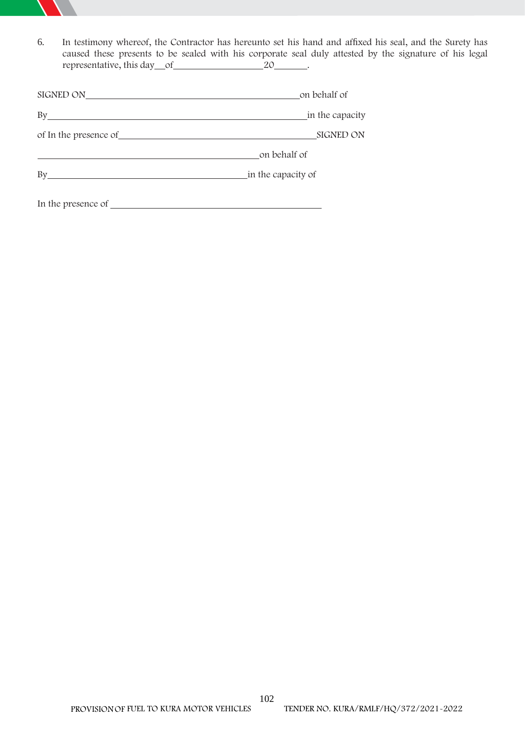6. In testimony whereof, the Contractor has hereunto set his hand and affixed his seal, and the Surety has caused these presents to be sealed with his corporate seal duly attested by the signature of his legal representative, this day\_\_of\_\_\_\_\_\_\_\_\_\_\_\_\_\_\_\_\_\_20\_\_\_\_\_\_\_.

SIGNED ON\_\_\_\_\_\_\_\_\_\_\_\_\_\_\_\_\_\_\_\_\_\_\_\_\_\_\_\_\_\_\_\_\_\_\_\_\_\_\_\_\_\_\_\_on behalf of

By\_\_\_\_\_\_\_\_\_\_\_\_\_\_\_\_\_\_\_\_\_\_\_\_\_\_\_\_\_\_\_\_\_\_\_\_\_\_\_\_\_\_\_\_\_\_\_\_\_\_\_\_\_\_in the capacity

of In the presence of\_\_\_\_\_\_\_\_\_\_\_\_\_\_\_\_\_\_\_\_\_\_\_\_\_\_\_\_\_\_\_\_\_\_\_\_\_\_\_\_SIGNED ON

\_\_\_\_\_\_\_\_\_\_\_\_\_\_\_\_\_\_\_\_\_\_\_\_\_\_\_\_\_\_\_\_\_\_\_\_\_\_\_\_\_\_\_\_\_on behalf of

By\_\_\_\_\_\_\_\_\_\_\_\_\_\_\_\_\_\_\_\_\_\_\_\_\_\_\_\_\_\_\_\_\_\_\_\_\_\_\_\_\_in the capacity of

In the presence of \_\_\_\_\_\_\_\_\_\_\_\_\_\_\_\_\_\_\_\_\_\_\_\_\_\_\_\_\_\_\_\_\_\_\_\_\_\_\_\_\_\_\_\_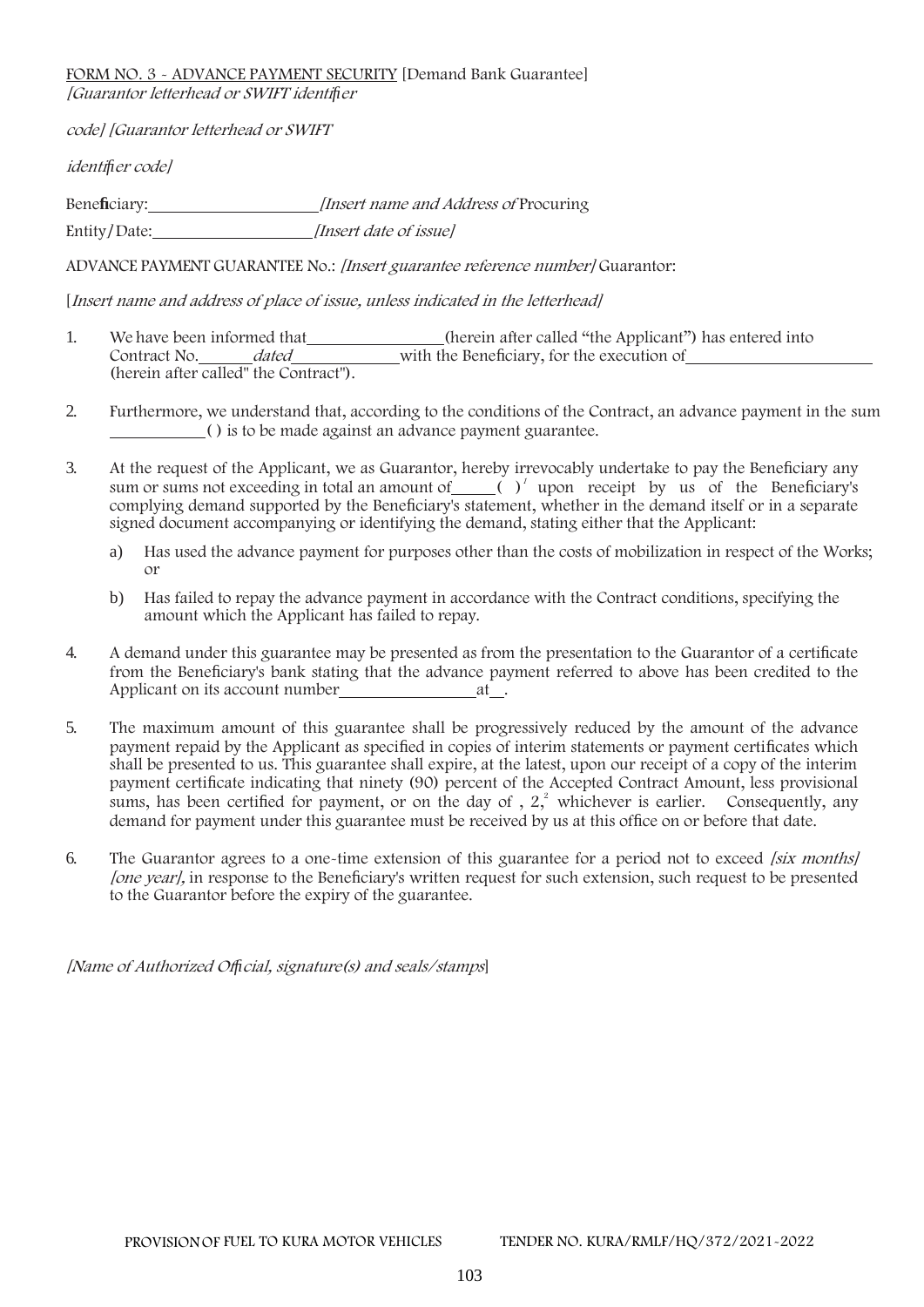FORM NO. 3 - ADVANCE PAYMENT SECURITY [Demand Bank Guarantee]
*[Guarantor letterhead or SWIFT identifier*

*code] [Guarantor letterhead or SWIFT*

*identifier code]*

Beneficiary:\_\_\_\_\_\_\_\_\_\_\_\_\_\_\_\_\_\_\_\_ *[Insert name and Address of* Procuring

Entity/Date:\_\_\_\_\_\_\_\_\_\_\_\_\_\_\_\_\_\_\_\_ *[Insert date of issue]*

ADVANCE PAYMENT GUARANTEE No.: *[Insert guarantee reference number]* Guarantor:

[*Insert name and address of place of issue, unless indicated in the letterhead]*

1. We have been informed that\_\_\_\_\_\_\_\_\_\_\_\_\_\_\_\_\_\_(herein after called "the Applicant") has entered into Contract No.\_\_\_\_\_\_*dated*\_\_\_\_\_\_\_\_\_\_\_\_\_with the Beneficiary, for the execution of\_\_\_\_\_\_\_\_\_\_\_\_\_\_\_\_\_\_\_\_\_\_\_\_\_ (herein after called" the Contract").

2. Furthermore, we understand that, according to the conditions of the Contract, an advance payment in the sum \_\_\_\_\_\_\_\_\_\_\_\_( ) is to be made against an advance payment guarantee.

3. At the request of the Applicant, we as Guarantor, hereby irrevocably undertake to pay the Beneficiary any sum or sums not exceeding in total an amount of\_\_\_\_\_( )[1] upon receipt by us of the Beneficiary's complying demand supported by the Beneficiary's statement, whether in the demand itself or in a separate signed document accompanying or identifying the demand, stating either that the Applicant:

   a) Has used the advance payment for purposes other than the costs of mobilization in respect of the Works; or

   b) Has failed to repay the advance payment in accordance with the Contract conditions, specifying the amount which the Applicant has failed to repay.

4. A demand under this guarantee may be presented as from the presentation to the Guarantor of a certificate from the Beneficiary's bank stating that the advance payment referred to above has been credited to the Applicant on its account number\_\_\_\_\_\_\_\_\_\_\_\_\_\_\_\_\_\_at\_\_.

5. The maximum amount of this guarantee shall be progressively reduced by the amount of the advance payment repaid by the Applicant as specified in copies of interim statements or payment certificates which shall be presented to us. This guarantee shall expire, at the latest, upon our receipt of a copy of the interim payment certificate indicating that ninety (90) percent of the Accepted Contract Amount, less provisional sums, has been certified for payment, or on the day of , 2,[2] whichever is earlier. Consequently, any demand for payment under this guarantee must be received by us at this office on or before that date.

6. The Guarantor agrees to a one-time extension of this guarantee for a period not to exceed *[six months] [one year],* in response to the Beneficiary's written request for such extension, such request to be presented to the Guarantor before the expiry of the guarantee.

*[Name of Authorized Official, signature(s) and seals/stamps*]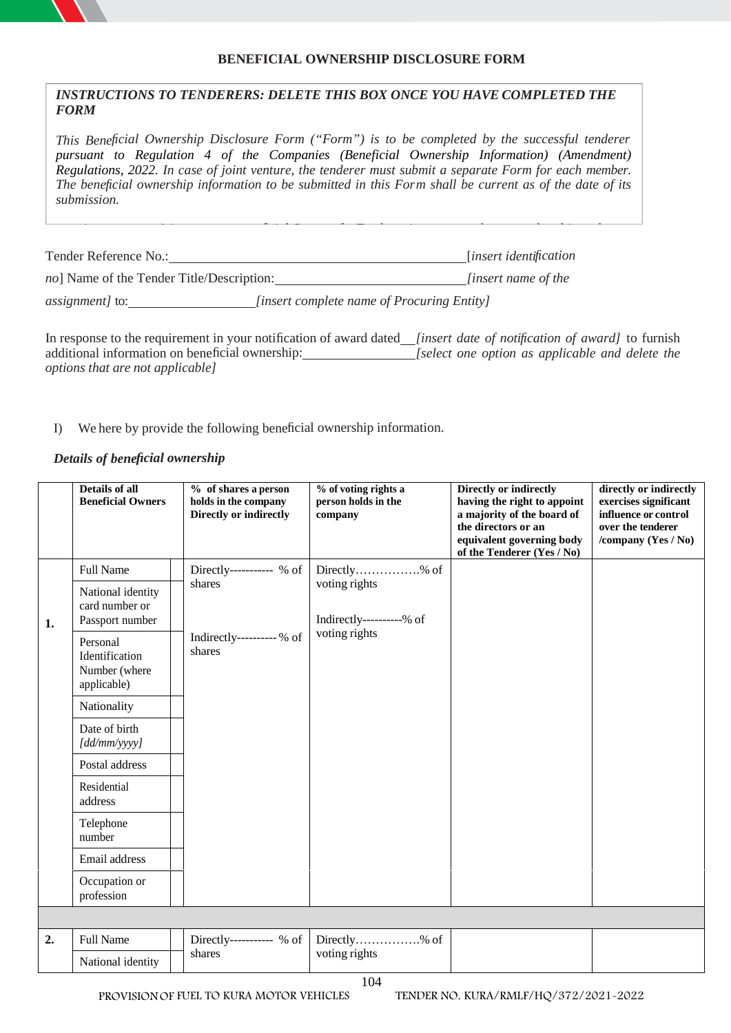**BENEFICIAL OWNERSHIP DISCLOSURE FORM**

> ***INSTRUCTIONS TO TENDERERS: DELETE THIS BOX ONCE YOU HAVE COMPLETED THE FORM***
>
> *This Beneficial Ownership Disclosure Form ("Form") is to be completed by the successful tenderer pursuant to Regulation 4 of the Companies (Beneficial Ownership Information) (Amendment) Regulations, 2022. In case of joint venture, the tenderer must submit a separate Form for each member. The beneficial ownership information to be submitted in this Form shall be current as of the date of its submission.*

Tender Reference No.:\_\_\_\_\_\_\_\_\_\_\_\_\_\_\_\_\_\_\_\_\_\_\_\_\_\_\_\_\_\_\_\_\_\_\_\_\_\_\_\_[*insert identification no*] Name of the Tender Title/Description:\_\_\_\_\_\_\_\_\_\_\_\_\_\_\_\_\_\_\_\_\_\_\_\_\_\_\_\_*[insert name of the assignment]* to:\_\_\_\_\_\_\_\_\_\_\_\_\_\_\_\_\_\_*[insert complete name of Procuring Entity]*

In response to the requirement in your notification of award dated\_\_*[insert date of notification of award]* to furnish additional information on beneficial ownership:\_\_\_\_\_\_\_\_\_\_\_\_\_\_\_\_*[select one option as applicable and delete the options that are not applicable]*

I) We here by provide the following beneficial ownership information.

***Details of beneficial ownership***

| | Details of all Beneficial Owners | | % of shares a person holds in the company Directly or indirectly | % of voting rights a person holds in the company | Directly or indirectly having the right to appoint a majority of the board of the directors or an equivalent governing body of the Tenderer (Yes / No) | directly or indirectly exercises significant influence or control over the tenderer /company (Yes / No) |
|---|---|---|---|---|---|---|
| **1.** | Full Name | | Directly----------- % of shares<br><br>Indirectly---------- % of shares | Directly…………….% of voting rights<br><br>Indirectly----------% of voting rights | | |
| | National identity card number or Passport number | | | | | |
| | Personal Identification Number (where applicable) | | | | | |
| | Nationality | | | | | |
| | Date of birth *[dd/mm/yyyy]* | | | | | |
| | Postal address | | | | | |
| | Residential address | | | | | |
| | Telephone number | | | | | |
| | Email address | | | | | |
| | Occupation or profession | | | | | |
| | | | | | | |
| **2.** | Full Name | | Directly----------- % of shares | Directly…………….% of voting rights | | |
| | National identity | | | | | |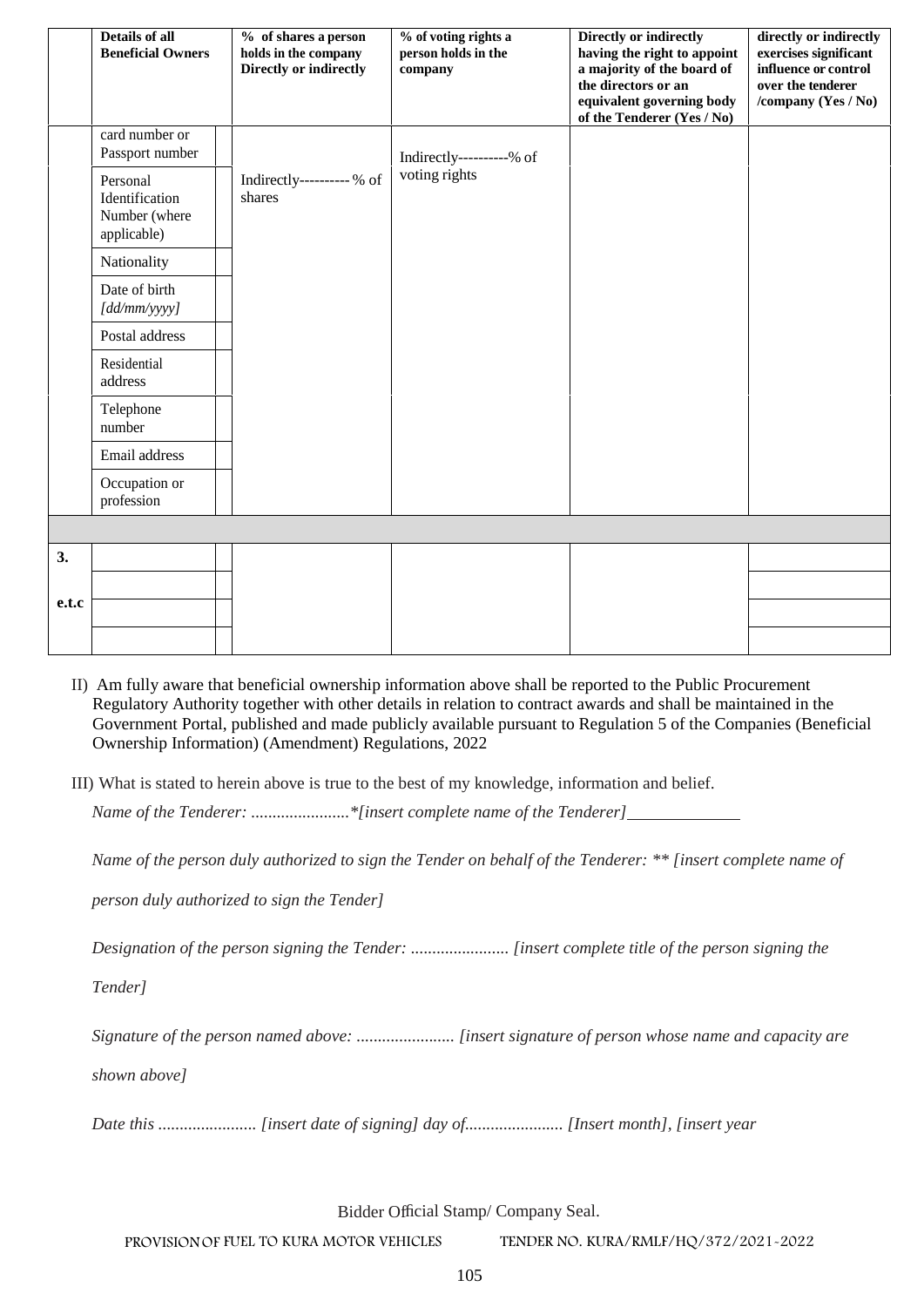| | Details of all Beneficial Owners | | % of shares a person holds in the company Directly or indirectly | % of voting rights a person holds in the company | Directly or indirectly having the right to appoint a majority of the board of the directors or an equivalent governing body of the Tenderer (Yes / No) | directly or indirectly exercises significant influence or control over the tenderer /company (Yes / No) |
|---|---|---|---|---|---|---|
| | card number or Passport number | | Indirectly---------- % of shares | Indirectly----------% of voting rights | | |
| | Personal Identification Number (where applicable) | | | | | |
| | Nationality | | | | | |
| | Date of birth *[dd/mm/yyyy]* | | | | | |
| | Postal address | | | | | |
| | Residential address | | | | | |
| | Telephone number | | | | | |
| | Email address | | | | | |
| | Occupation or profession | | | | | |
| | | | | | | |
| **3.** | | | | | | |
| | | | | | | |
| **e.t.c** | | | | | | |
| | | | | | | |

II) Am fully aware that beneficial ownership information above shall be reported to the Public Procurement Regulatory Authority together with other details in relation to contract awards and shall be maintained in the Government Portal, published and made publicly available pursuant to Regulation 5 of the Companies (Beneficial Ownership Information) (Amendment) Regulations, 2022

III) What is stated to herein above is true to the best of my knowledge, information and belief.

*Name of the Tenderer: .......................*[insert complete name of the Tenderer]*______________

*Name of the person duly authorized to sign the Tender on behalf of the Tenderer: ** [insert complete name of person duly authorized to sign the Tender]*

*Designation of the person signing the Tender: ....................... [insert complete title of the person signing the Tender]*

*Signature of the person named above: ....................... [insert signature of person whose name and capacity are shown above]*

*Date this ....................... [insert date of signing] day of....................... [Insert month], [insert year*

Bidder Official Stamp/ Company Seal.